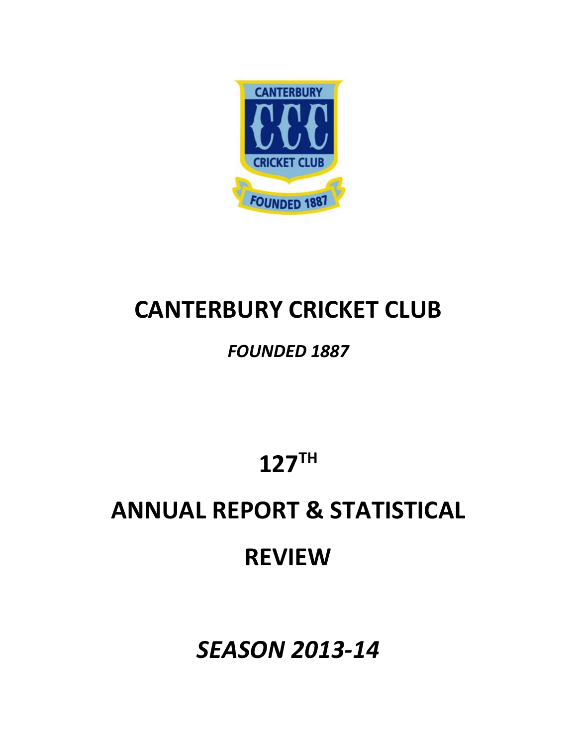# CANTERBURY CRICKET CLUB

***FOUNDED 1887***

# 127$^{TH}$

# ANNUAL REPORT & STATISTICAL REVIEW

## *SEASON 2013-14*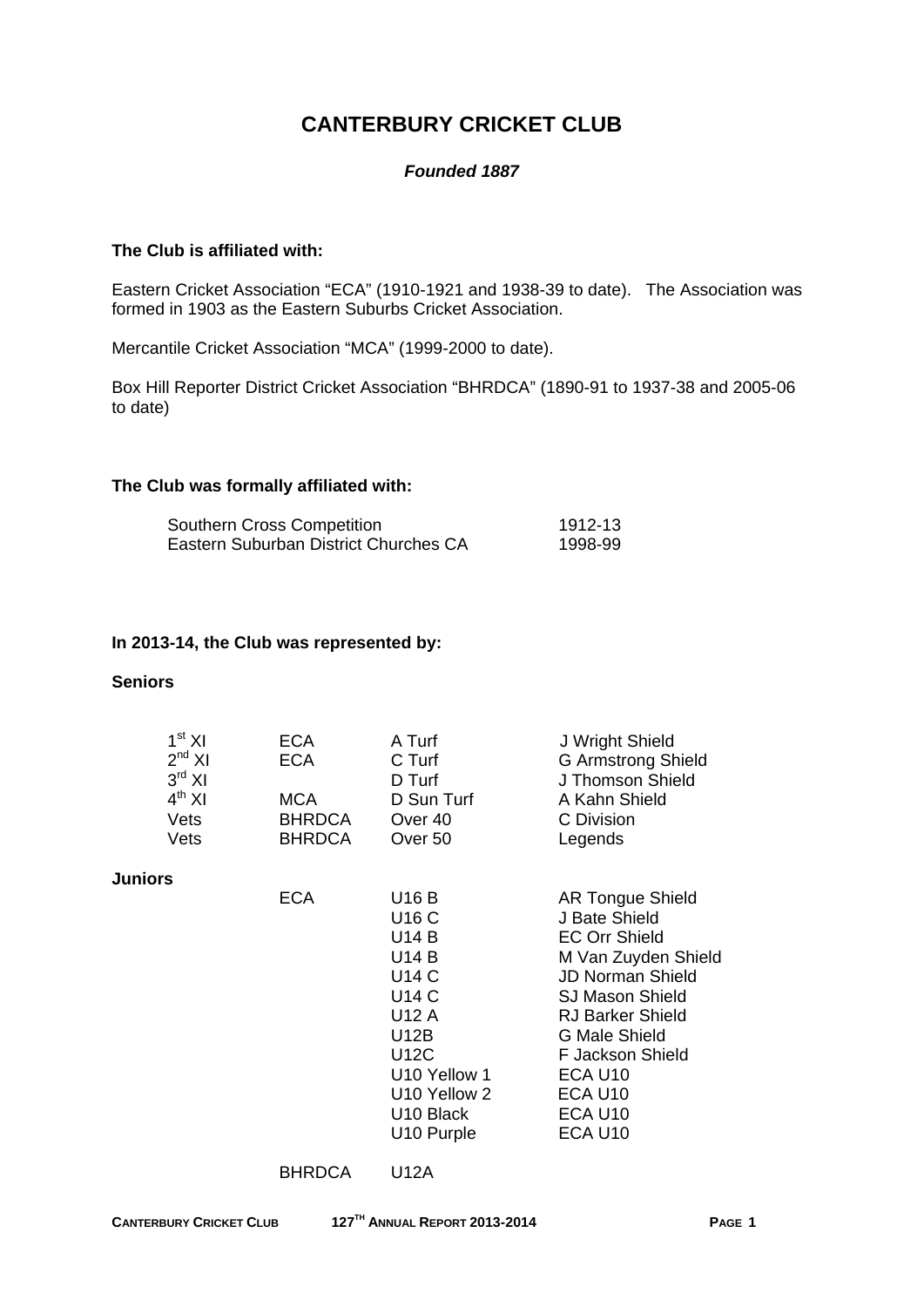# CANTERBURY CRICKET CLUB

***Founded 1887***

**The Club is affiliated with:**

Eastern Cricket Association "ECA" (1910-1921 and 1938-39 to date). The Association was formed in 1903 as the Eastern Suburbs Cricket Association.

Mercantile Cricket Association "MCA" (1999-2000 to date).

Box Hill Reporter District Cricket Association "BHRDCA" (1890-91 to 1937-38 and 2005-06 to date)

**The Club was formally affiliated with:**

| | |
|---|---|
| Southern Cross Competition | 1912-13 |
| Eastern Suburban District Churches CA | 1998-99 |

**In 2013-14, the Club was represented by:**

**Seniors**

| | | | |
|---|---|---|---|
| 1st XI | ECA | A Turf | J Wright Shield |
| 2nd XI | ECA | C Turf | G Armstrong Shield |
| 3rd XI | | D Turf | J Thomson Shield |
| 4th XI | MCA | D Sun Turf | A Kahn Shield |
| Vets | BHRDCA | Over 40 | C Division |
| Vets | BHRDCA | Over 50 | Legends |

**Juniors**

| | | |
|---|---|---|
| ECA | U16 B | AR Tongue Shield |
| | U16 C | J Bate Shield |
| | U14 B | EC Orr Shield |
| | U14 B | M Van Zuyden Shield |
| | U14 C | JD Norman Shield |
| | U14 C | SJ Mason Shield |
| | U12 A | RJ Barker Shield |
| | U12B | G Male Shield |
| | U12C | F Jackson Shield |
| | U10 Yellow 1 | ECA U10 |
| | U10 Yellow 2 | ECA U10 |
| | U10 Black | ECA U10 |
| | U10 Purple | ECA U10 |
| BHRDCA | U12A | |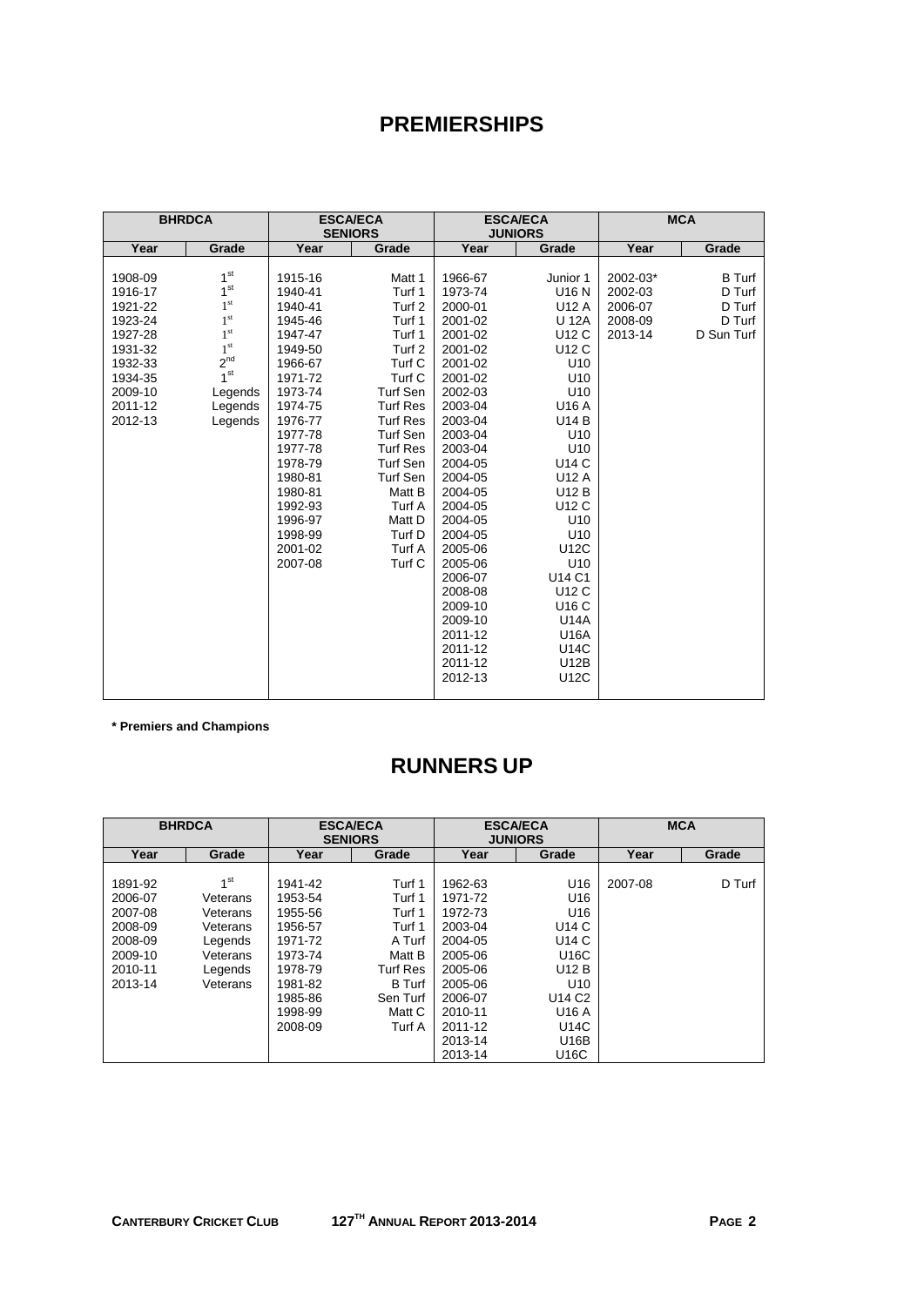# PREMIERSHIPS

| BHRDCA | | ESCA/ECA SENIORS | | ESCA/ECA JUNIORS | | MCA | |
|---|---|---|---|---|---|---|---|
| Year | Grade | Year | Grade | Year | Grade | Year | Grade |
| 1908-09 | 1st | 1915-16 | Matt 1 | 1966-67 | Junior 1 | 2002-03* | B Turf |
| 1916-17 | 1st | 1940-41 | Turf 1 | 1973-74 | U16 N | 2002-03 | D Turf |
| 1921-22 | 1st | 1940-41 | Turf 2 | 2000-01 | U12 A | 2006-07 | D Turf |
| 1923-24 | 1st | 1945-46 | Turf 1 | 2001-02 | U 12A | 2008-09 | D Turf |
| 1927-28 | 1st | 1947-47 | Turf 1 | 2001-02 | U12 C | 2013-14 | D Sun Turf |
| 1931-32 | 1st | 1949-50 | Turf 2 | 2001-02 | U12 C | | |
| 1932-33 | 2nd | 1966-67 | Turf C | 2001-02 | U10 | | |
| 1934-35 | 1st | 1971-72 | Turf C | 2001-02 | U10 | | |
| 2009-10 | Legends | 1973-74 | Turf Sen | 2002-03 | U10 | | |
| 2011-12 | Legends | 1974-75 | Turf Res | 2003-04 | U16 A | | |
| 2012-13 | Legends | 1976-77 | Turf Res | 2003-04 | U14 B | | |
| | | 1977-78 | Turf Sen | 2003-04 | U10 | | |
| | | 1977-78 | Turf Res | 2003-04 | U10 | | |
| | | 1978-79 | Turf Sen | 2004-05 | U14 C | | |
| | | 1980-81 | Turf Sen | 2004-05 | U12 A | | |
| | | 1980-81 | Matt B | 2004-05 | U12 B | | |
| | | 1992-93 | Turf A | 2004-05 | U12 C | | |
| | | 1996-97 | Matt D | 2004-05 | U10 | | |
| | | 1998-99 | Turf D | 2004-05 | U10 | | |
| | | 2001-02 | Turf A | 2005-06 | U12C | | |
| | | 2007-08 | Turf C | 2005-06 | U10 | | |
| | | | | 2006-07 | U14 C1 | | |
| | | | | 2008-08 | U12 C | | |
| | | | | 2009-10 | U16 C | | |
| | | | | 2009-10 | U14A | | |
| | | | | 2011-12 | U16A | | |
| | | | | 2011-12 | U14C | | |
| | | | | 2011-12 | U12B | | |
| | | | | 2012-13 | U12C | | |

**\* Premiers and Champions**

# RUNNERS UP

| BHRDCA | | ESCA/ECA SENIORS | | ESCA/ECA JUNIORS | | MCA | |
|---|---|---|---|---|---|---|---|
| Year | Grade | Year | Grade | Year | Grade | Year | Grade |
| 1891-92 | 1st | 1941-42 | Turf 1 | 1962-63 | U16 | 2007-08 | D Turf |
| 2006-07 | Veterans | 1953-54 | Turf 1 | 1971-72 | U16 | | |
| 2007-08 | Veterans | 1955-56 | Turf 1 | 1972-73 | U16 | | |
| 2008-09 | Veterans | 1956-57 | Turf 1 | 2003-04 | U14 C | | |
| 2008-09 | Legends | 1971-72 | A Turf | 2004-05 | U14 C | | |
| 2009-10 | Veterans | 1973-74 | Matt B | 2005-06 | U16C | | |
| 2010-11 | Legends | 1978-79 | Turf Res | 2005-06 | U12 B | | |
| 2013-14 | Veterans | 1981-82 | B Turf | 2005-06 | U10 | | |
| | | 1985-86 | Sen Turf | 2006-07 | U14 C2 | | |
| | | 1998-99 | Matt C | 2010-11 | U16 A | | |
| | | 2008-09 | Turf A | 2011-12 | U14C | | |
| | | | | 2013-14 | U16B | | |
| | | | | 2013-14 | U16C | | |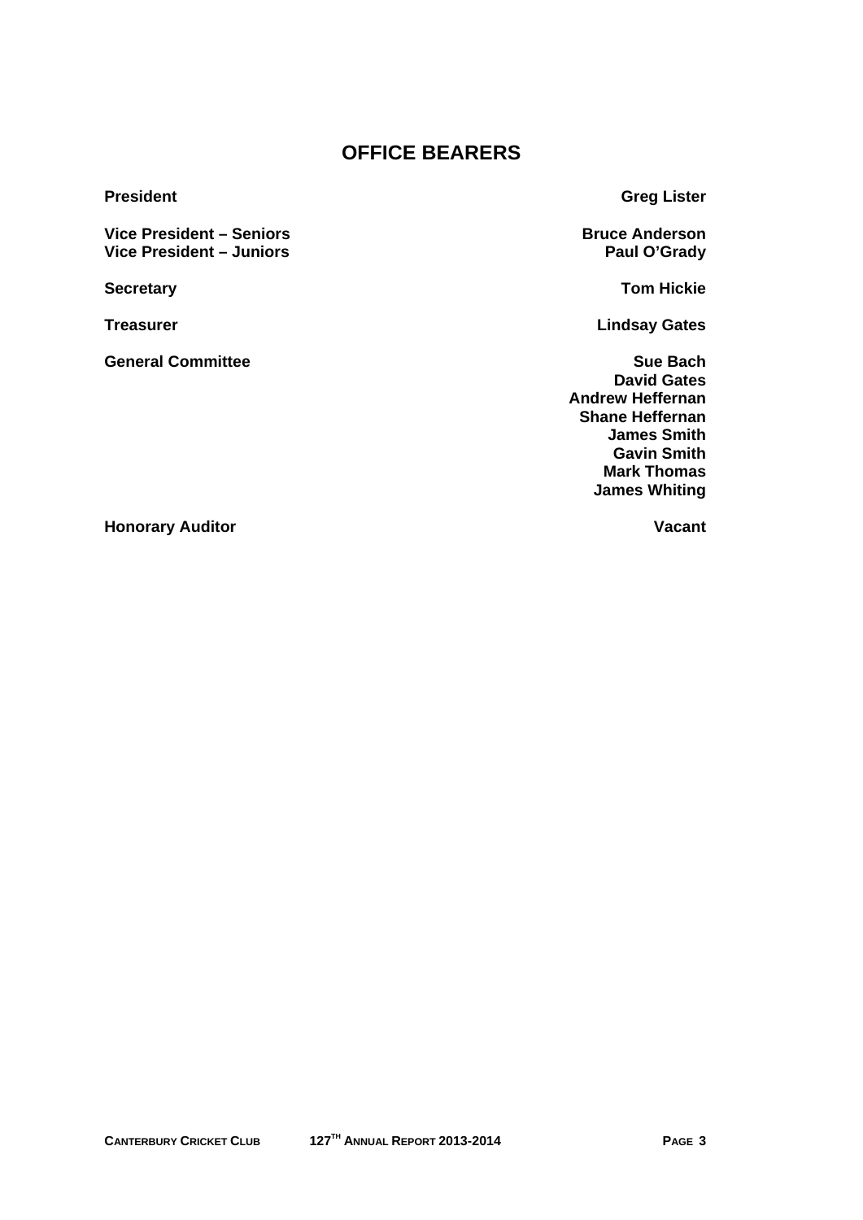# OFFICE BEARERS

| | |
|---|---|
| **President** | **Greg Lister** |
| **Vice President – Seniors** | **Bruce Anderson** |
| **Vice President – Juniors** | **Paul O'Grady** |
| **Secretary** | **Tom Hickie** |
| **Treasurer** | **Lindsay Gates** |
| **General Committee** | **Sue Bach** |
| | **David Gates** |
| | **Andrew Heffernan** |
| | **Shane Heffernan** |
| | **James Smith** |
| | **Gavin Smith** |
| | **Mark Thomas** |
| | **James Whiting** |
| **Honorary Auditor** | **Vacant** |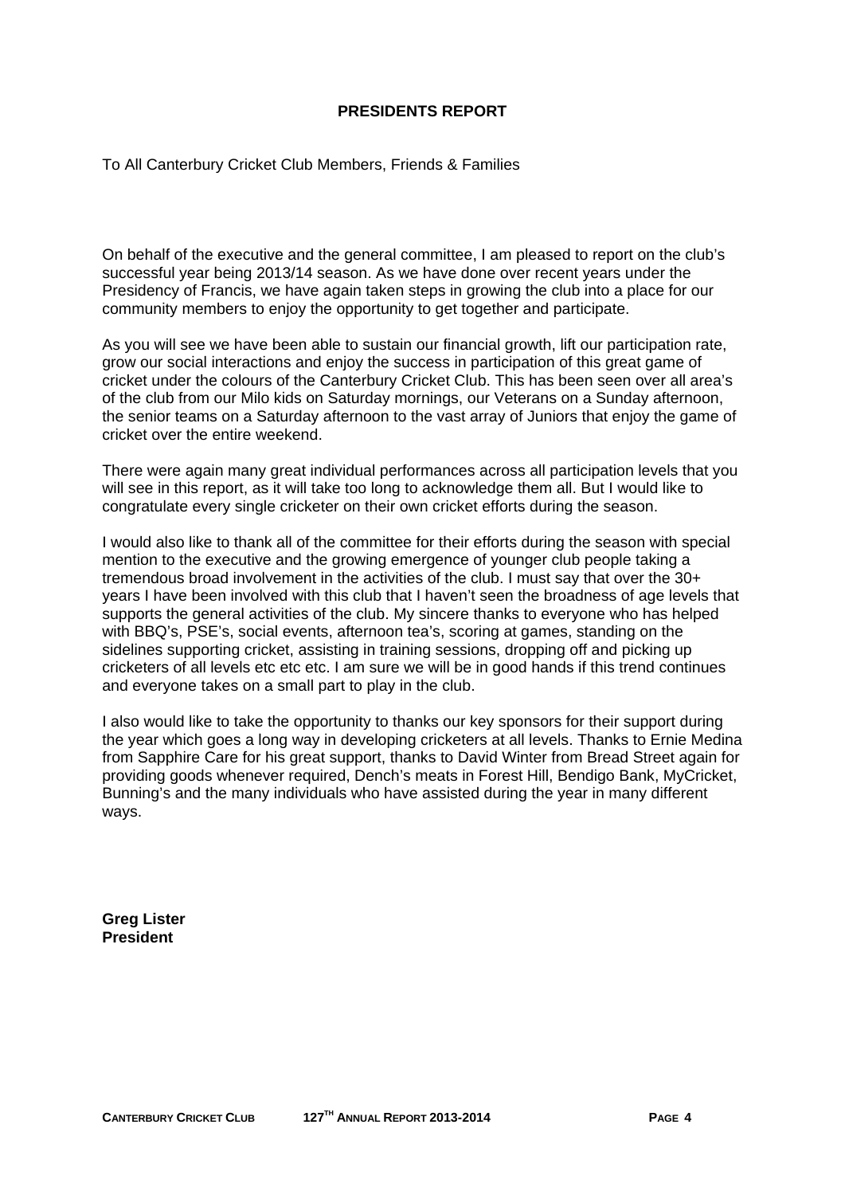# PRESIDENTS REPORT

To All Canterbury Cricket Club Members, Friends & Families

On behalf of the executive and the general committee, I am pleased to report on the club's successful year being 2013/14 season. As we have done over recent years under the Presidency of Francis, we have again taken steps in growing the club into a place for our community members to enjoy the opportunity to get together and participate.

As you will see we have been able to sustain our financial growth, lift our participation rate, grow our social interactions and enjoy the success in participation of this great game of cricket under the colours of the Canterbury Cricket Club. This has been seen over all area's of the club from our Milo kids on Saturday mornings, our Veterans on a Sunday afternoon, the senior teams on a Saturday afternoon to the vast array of Juniors that enjoy the game of cricket over the entire weekend.

There were again many great individual performances across all participation levels that you will see in this report, as it will take too long to acknowledge them all. But I would like to congratulate every single cricketer on their own cricket efforts during the season.

I would also like to thank all of the committee for their efforts during the season with special mention to the executive and the growing emergence of younger club people taking a tremendous broad involvement in the activities of the club. I must say that over the 30+ years I have been involved with this club that I haven't seen the broadness of age levels that supports the general activities of the club. My sincere thanks to everyone who has helped with BBQ's, PSE's, social events, afternoon tea's, scoring at games, standing on the sidelines supporting cricket, assisting in training sessions, dropping off and picking up cricketers of all levels etc etc etc. I am sure we will be in good hands if this trend continues and everyone takes on a small part to play in the club.

I also would like to take the opportunity to thanks our key sponsors for their support during the year which goes a long way in developing cricketers at all levels. Thanks to Ernie Medina from Sapphire Care for his great support, thanks to David Winter from Bread Street again for providing goods whenever required, Dench's meats in Forest Hill, Bendigo Bank, MyCricket, Bunning's and the many individuals who have assisted during the year in many different ways.

**Greg Lister**
**President**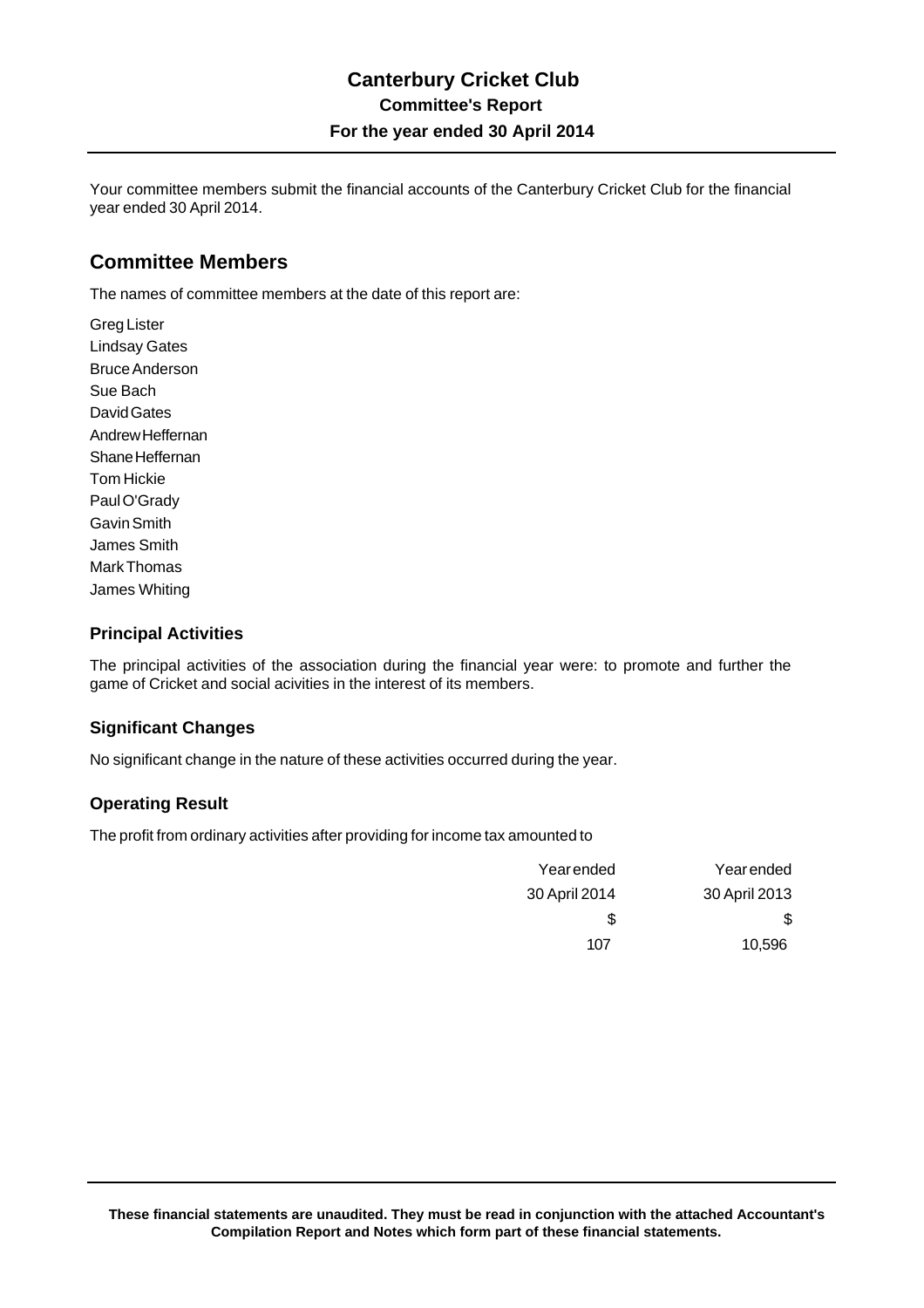# Canterbury Cricket Club

## Committee's Report

### For the year ended 30 April 2014

Your committee members submit the financial accounts of the Canterbury Cricket Club for the financial year ended 30 April 2014.

## Committee Members

The names of committee members at the date of this report are:

Greg Lister
Lindsay Gates
Bruce Anderson
Sue Bach
David Gates
Andrew Heffernan
Shane Heffernan
Tom Hickie
Paul O'Grady
Gavin Smith
James Smith
Mark Thomas
James Whiting

### Principal Activities

The principal activities of the association during the financial year were: to promote and further the game of Cricket and social acivities in the interest of its members.

### Significant Changes

No significant change in the nature of these activities occurred during the year.

### Operating Result

The profit from ordinary activities after providing for income tax amounted to

| Year ended 30 April 2014 | Year ended 30 April 2013 |
|---|---|
| $ | $ |
| 107 | 10,596 |

**These financial statements are unaudited. They must be read in conjunction with the attached Accountant's Compilation Report and Notes which form part of these financial statements.**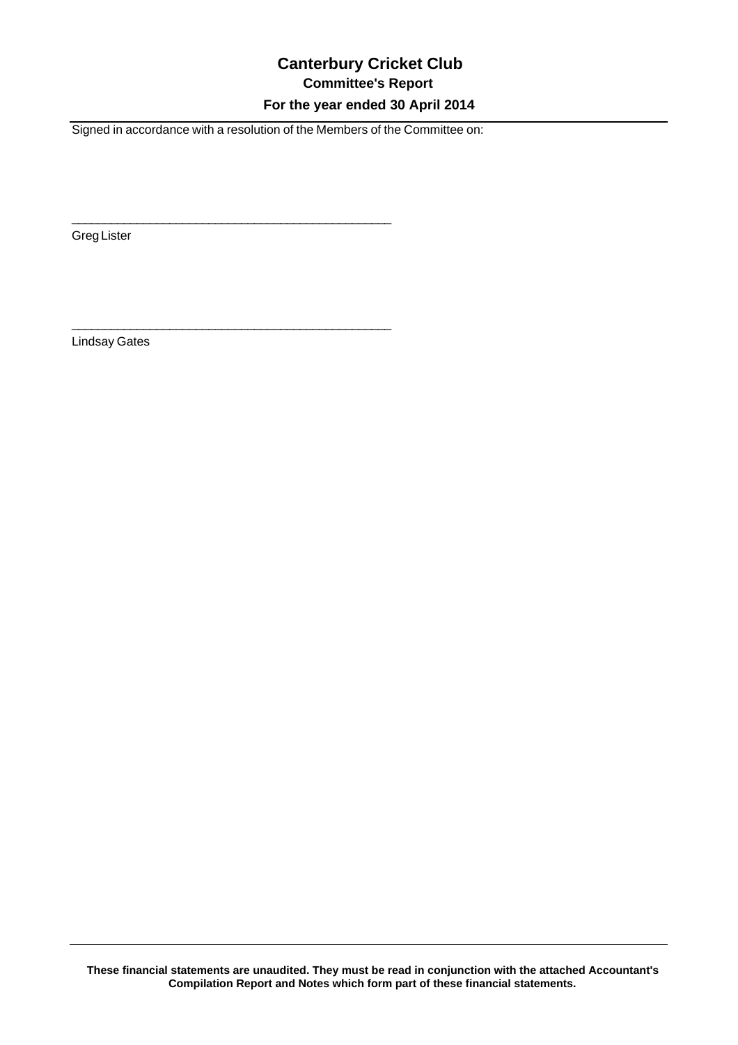# Canterbury Cricket Club

## Committee's Report

### For the year ended 30 April 2014

Signed in accordance with a resolution of the Members of the Committee on:

\_\_\_\_\_\_\_\_\_\_\_\_\_\_\_\_\_\_\_\_\_\_\_\_\_\_\_\_\_\_\_\_\_\_\_\_\_\_\_\_\_\_\_\_\_\_

Greg Lister

\_\_\_\_\_\_\_\_\_\_\_\_\_\_\_\_\_\_\_\_\_\_\_\_\_\_\_\_\_\_\_\_\_\_\_\_\_\_\_\_\_\_\_\_\_\_

Lindsay Gates

**These financial statements are unaudited. They must be read in conjunction with the attached Accountant's Compilation Report and Notes which form part of these financial statements.**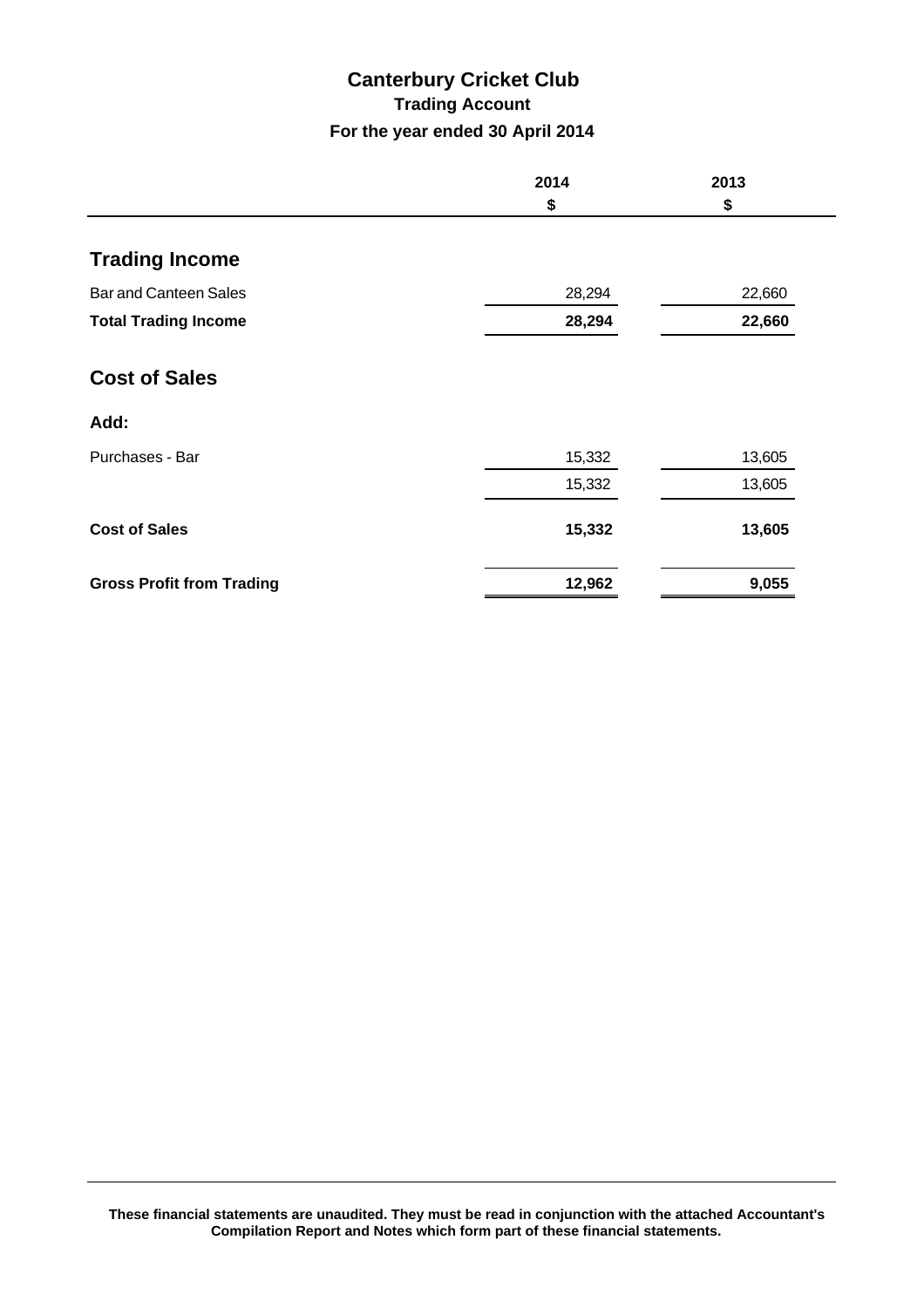# Canterbury Cricket Club

## Trading Account

### For the year ended 30 April 2014

| | 2014 $ | 2013 $ |
|---|---|---|
| **Trading Income** | | |
| Bar and Canteen Sales | 28,294 | 22,660 |
| **Total Trading Income** | **28,294** | **22,660** |
| **Cost of Sales** | | |
| **Add:** | | |
| Purchases - Bar | 15,332 | 13,605 |
| | 15,332 | 13,605 |
| **Cost of Sales** | **15,332** | **13,605** |
| **Gross Profit from Trading** | **12,962** | **9,055** |

**These financial statements are unaudited. They must be read in conjunction with the attached Accountant's Compilation Report and Notes which form part of these financial statements.**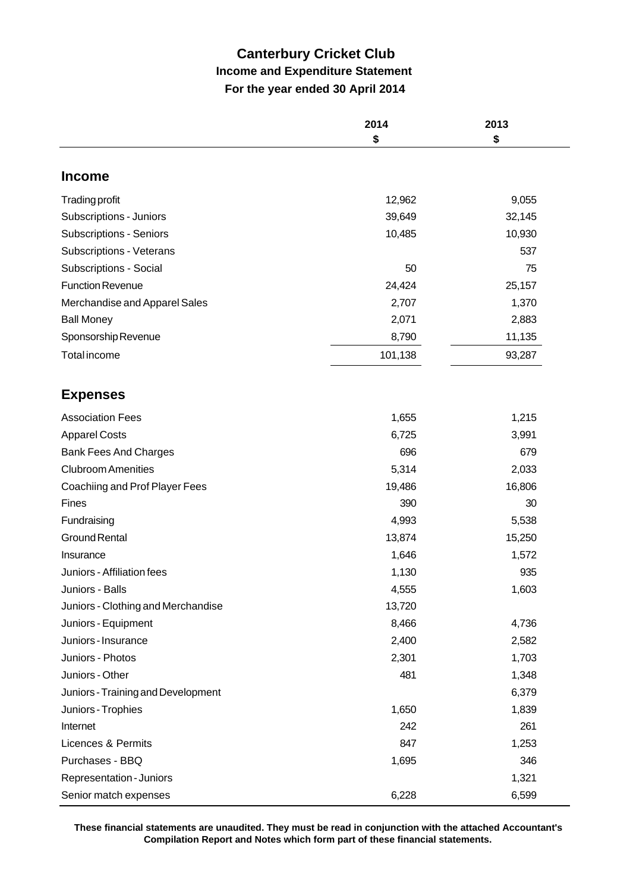# Canterbury Cricket Club

## Income and Expenditure Statement

### For the year ended 30 April 2014

| | 2014<br>$ | 2013<br>$ |
|---|---|---|
| **Income** | | |
| Trading profit | 12,962 | 9,055 |
| Subscriptions - Juniors | 39,649 | 32,145 |
| Subscriptions - Seniors | 10,485 | 10,930 |
| Subscriptions - Veterans | | 537 |
| Subscriptions - Social | 50 | 75 |
| Function Revenue | 24,424 | 25,157 |
| Merchandise and Apparel Sales | 2,707 | 1,370 |
| Ball Money | 2,071 | 2,883 |
| Sponsorship Revenue | 8,790 | 11,135 |
| Total income | 101,138 | 93,287 |
| **Expenses** | | |
| Association Fees | 1,655 | 1,215 |
| Apparel Costs | 6,725 | 3,991 |
| Bank Fees And Charges | 696 | 679 |
| Clubroom Amenities | 5,314 | 2,033 |
| Coachiing and Prof Player Fees | 19,486 | 16,806 |
| Fines | 390 | 30 |
| Fundraising | 4,993 | 5,538 |
| Ground Rental | 13,874 | 15,250 |
| Insurance | 1,646 | 1,572 |
| Juniors - Affiliation fees | 1,130 | 935 |
| Juniors - Balls | 4,555 | 1,603 |
| Juniors - Clothing and Merchandise | 13,720 | |
| Juniors - Equipment | 8,466 | 4,736 |
| Juniors - Insurance | 2,400 | 2,582 |
| Juniors - Photos | 2,301 | 1,703 |
| Juniors - Other | 481 | 1,348 |
| Juniors - Training and Development | | 6,379 |
| Juniors - Trophies | 1,650 | 1,839 |
| Internet | 242 | 261 |
| Licences & Permits | 847 | 1,253 |
| Purchases - BBQ | 1,695 | 346 |
| Representation - Juniors | | 1,321 |
| Senior match expenses | 6,228 | 6,599 |

**These financial statements are unaudited. They must be read in conjunction with the attached Accountant's Compilation Report and Notes which form part of these financial statements.**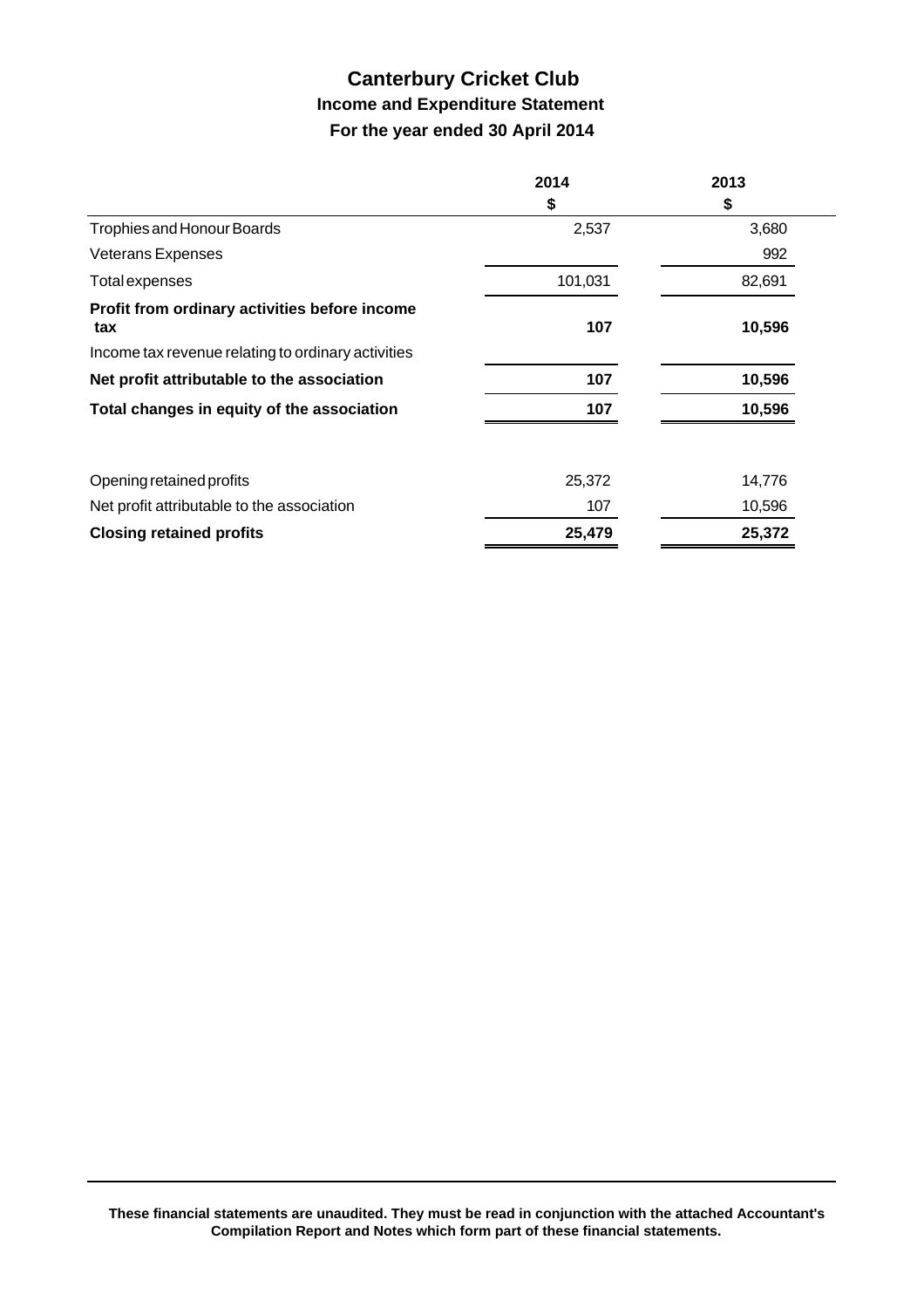# Canterbury Cricket Club

## Income and Expenditure Statement

### For the year ended 30 April 2014

| | 2014 | 2013 |
|---|---|---|
| | $ | $ |
| Trophies and Honour Boards | 2,537 | 3,680 |
| Veterans Expenses | | 992 |
| Total expenses | 101,031 | 82,691 |
| **Profit from ordinary activities before income tax** | **107** | **10,596** |
| Income tax revenue relating to ordinary activities | | |
| **Net profit attributable to the association** | **107** | **10,596** |
| **Total changes in equity of the association** | **107** | **10,596** |
| | | |
| Opening retained profits | 25,372 | 14,776 |
| Net profit attributable to the association | 107 | 10,596 |
| **Closing retained profits** | **25,479** | **25,372** |

**These financial statements are unaudited. They must be read in conjunction with the attached Accountant's Compilation Report and Notes which form part of these financial statements.**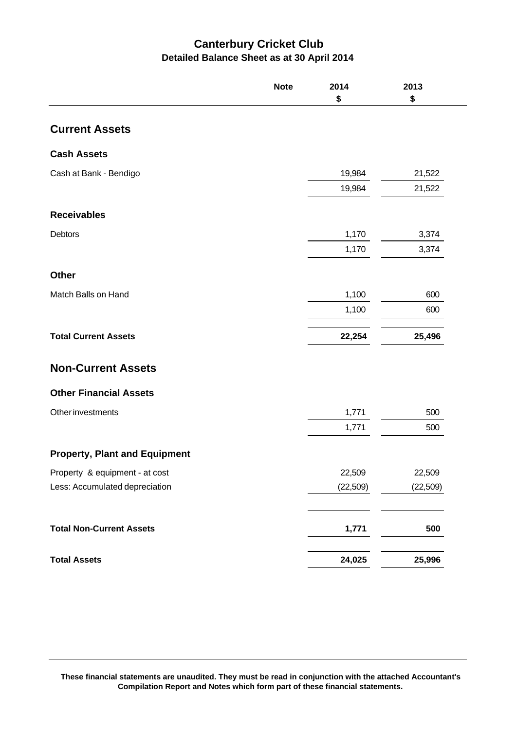# Canterbury Cricket Club

## Detailed Balance Sheet as at 30 April 2014

| | Note | 2014 $ | 2013 $ |
|---|---|---|---|
| **Current Assets** | | | |
| **Cash Assets** | | | |
| Cash at Bank - Bendigo | | 19,984 | 21,522 |
| | | 19,984 | 21,522 |
| **Receivables** | | | |
| Debtors | | 1,170 | 3,374 |
| | | 1,170 | 3,374 |
| **Other** | | | |
| Match Balls on Hand | | 1,100 | 600 |
| | | 1,100 | 600 |
| **Total Current Assets** | | **22,254** | **25,496** |
| **Non-Current Assets** | | | |
| **Other Financial Assets** | | | |
| Other investments | | 1,771 | 500 |
| | | 1,771 | 500 |
| **Property, Plant and Equipment** | | | |
| Property & equipment - at cost | | 22,509 | 22,509 |
| Less: Accumulated depreciation | | (22,509) | (22,509) |
| **Total Non-Current Assets** | | **1,771** | **500** |
| **Total Assets** | | **24,025** | **25,996** |

**These financial statements are unaudited. They must be read in conjunction with the attached Accountant's Compilation Report and Notes which form part of these financial statements.**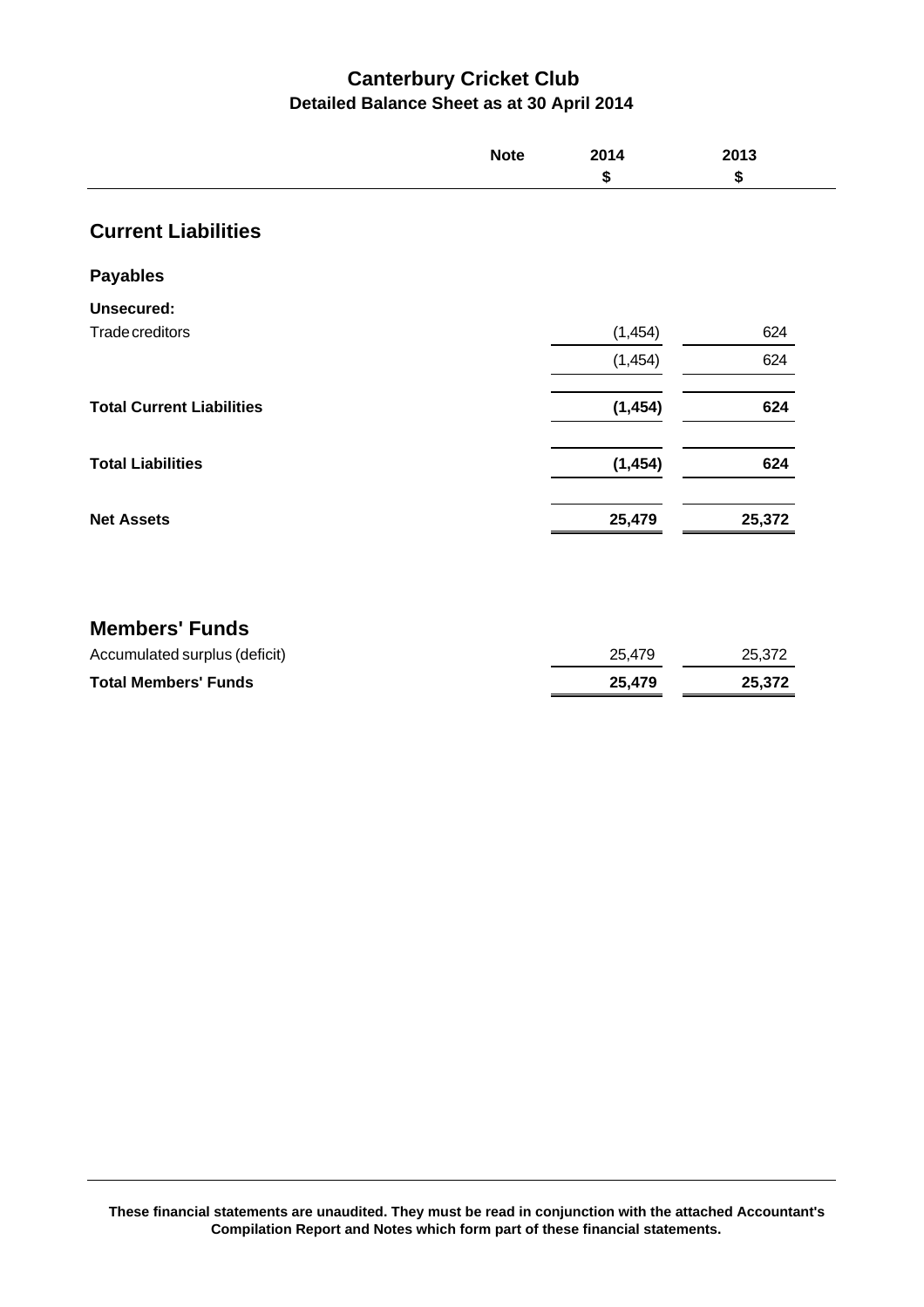# Canterbury Cricket Club

## Detailed Balance Sheet as at 30 April 2014

| | Note | 2014<br>$ | 2013<br>$ |
|---|---|---|---|
| **Current Liabilities** | | | |
| **Payables** | | | |
| **Unsecured:** | | | |
| Trade creditors | | (1,454) | 624 |
| | | (1,454) | 624 |
| **Total Current Liabilities** | | **(1,454)** | **624** |
| **Total Liabilities** | | **(1,454)** | **624** |
| **Net Assets** | | **25,479** | **25,372** |
| **Members' Funds** | | | |
| Accumulated surplus (deficit) | | 25,479 | 25,372 |
| **Total Members' Funds** | | **25,479** | **25,372** |

**These financial statements are unaudited. They must be read in conjunction with the attached Accountant's Compilation Report and Notes which form part of these financial statements.**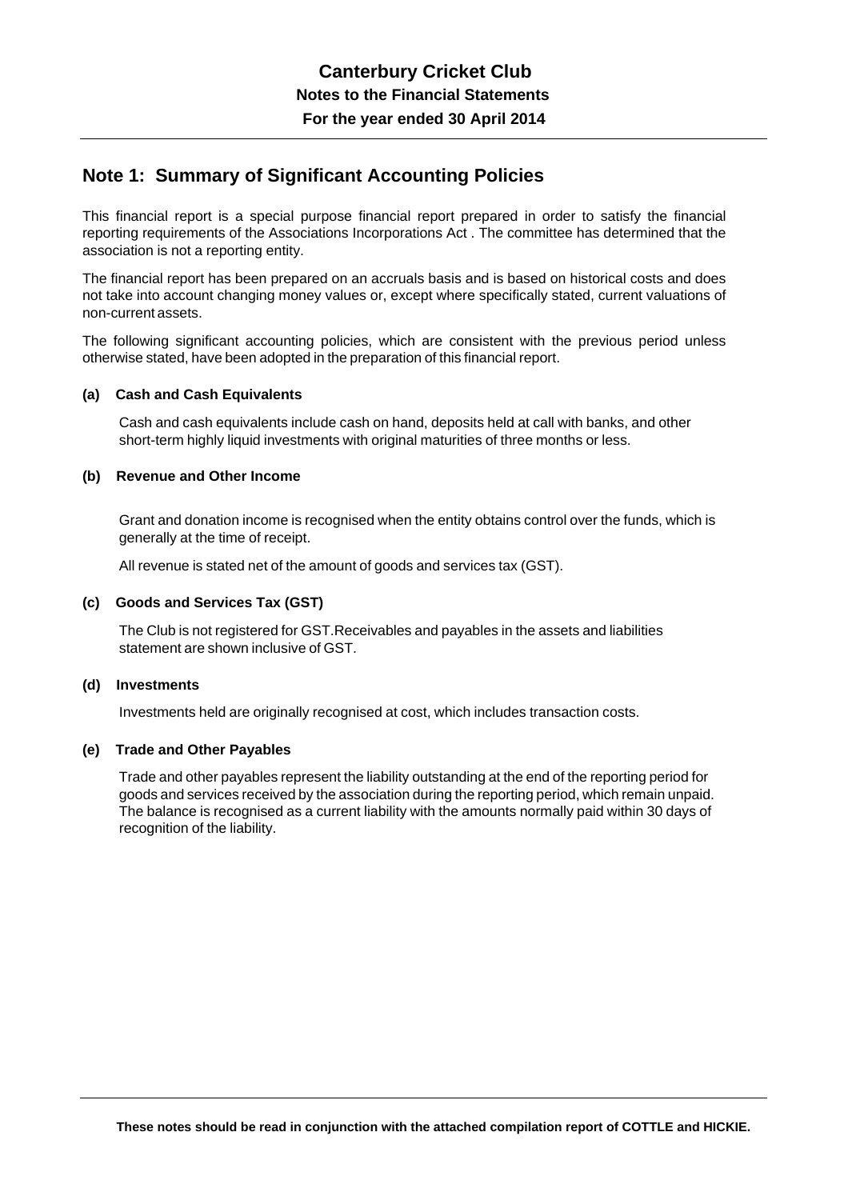# Canterbury Cricket Club

**Notes to the Financial Statements**

**For the year ended 30 April 2014**

## Note 1: Summary of Significant Accounting Policies

This financial report is a special purpose financial report prepared in order to satisfy the financial reporting requirements of the Associations Incorporations Act . The committee has determined that the association is not a reporting entity.

The financial report has been prepared on an accruals basis and is based on historical costs and does not take into account changing money values or, except where specifically stated, current valuations of non-current assets.

The following significant accounting policies, which are consistent with the previous period unless otherwise stated, have been adopted in the preparation of this financial report.

### (a) Cash and Cash Equivalents

Cash and cash equivalents include cash on hand, deposits held at call with banks, and other short-term highly liquid investments with original maturities of three months or less.

### (b) Revenue and Other Income

Grant and donation income is recognised when the entity obtains control over the funds, which is generally at the time of receipt.

All revenue is stated net of the amount of goods and services tax (GST).

### (c) Goods and Services Tax (GST)

The Club is not registered for GST.Receivables and payables in the assets and liabilities statement are shown inclusive of GST.

### (d) Investments

Investments held are originally recognised at cost, which includes transaction costs.

### (e) Trade and Other Payables

Trade and other payables represent the liability outstanding at the end of the reporting period for goods and services received by the association during the reporting period, which remain unpaid. The balance is recognised as a current liability with the amounts normally paid within 30 days of recognition of the liability.

**These notes should be read in conjunction with the attached compilation report of COTTLE and HICKIE.**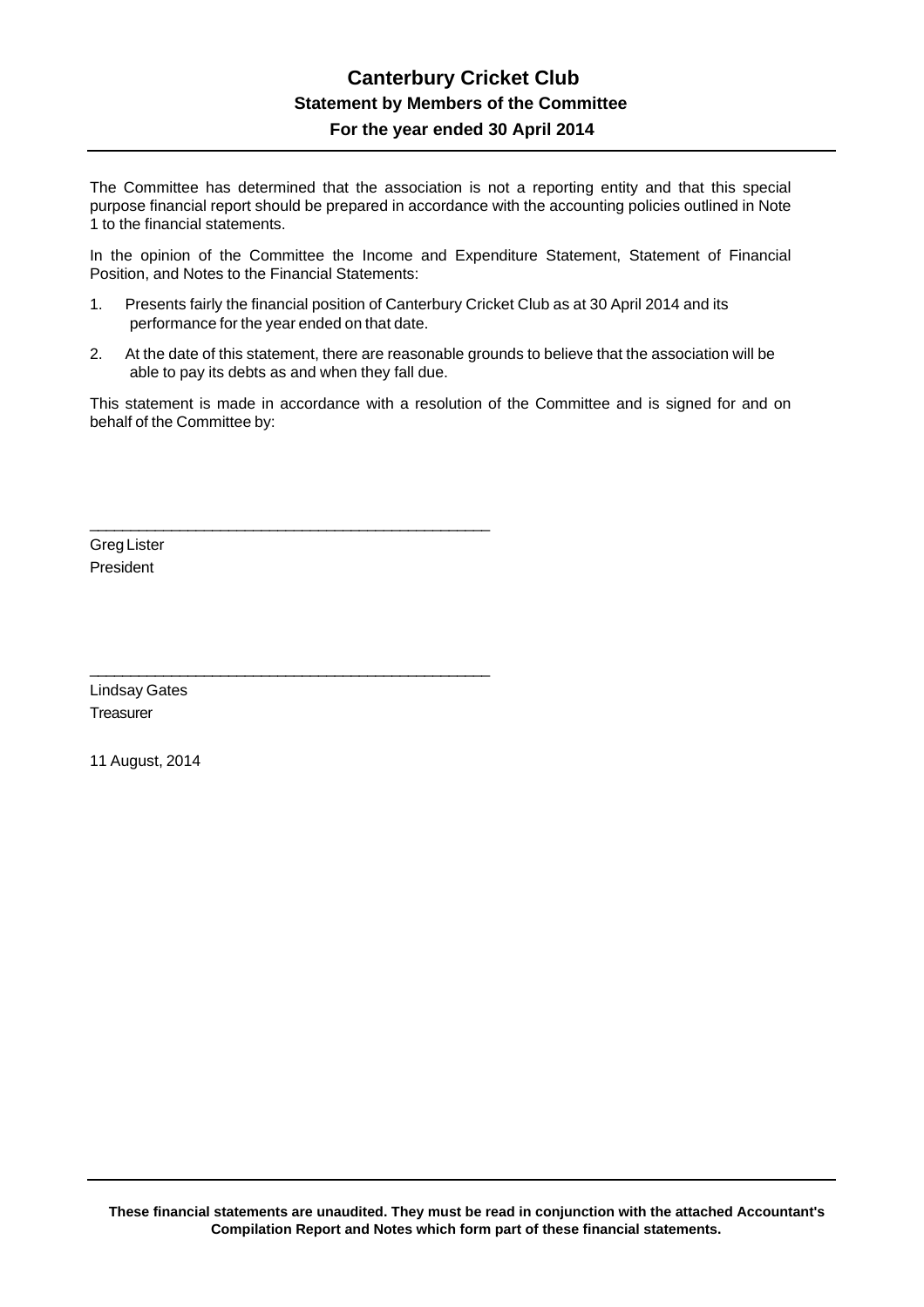# Canterbury Cricket Club

## Statement by Members of the Committee

### For the year ended 30 April 2014

The Committee has determined that the association is not a reporting entity and that this special purpose financial report should be prepared in accordance with the accounting policies outlined in Note 1 to the financial statements.

In the opinion of the Committee the Income and Expenditure Statement, Statement of Financial Position, and Notes to the Financial Statements:

1. Presents fairly the financial position of Canterbury Cricket Club as at 30 April 2014 and its performance for the year ended on that date.
2. At the date of this statement, there are reasonable grounds to believe that the association will be able to pay its debts as and when they fall due.

This statement is made in accordance with a resolution of the Committee and is signed for and on behalf of the Committee by:

\_\_\_\_\_\_\_\_\_\_\_\_\_\_\_\_\_\_\_\_\_\_\_\_\_\_\_\_\_\_\_\_\_\_\_\_\_\_\_\_\_\_\_\_\_\_\_\_

Greg Lister
President

\_\_\_\_\_\_\_\_\_\_\_\_\_\_\_\_\_\_\_\_\_\_\_\_\_\_\_\_\_\_\_\_\_\_\_\_\_\_\_\_\_\_\_\_\_\_\_\_

Lindsay Gates
Treasurer

11 August, 2014

**These financial statements are unaudited. They must be read in conjunction with the attached Accountant's Compilation Report and Notes which form part of these financial statements.**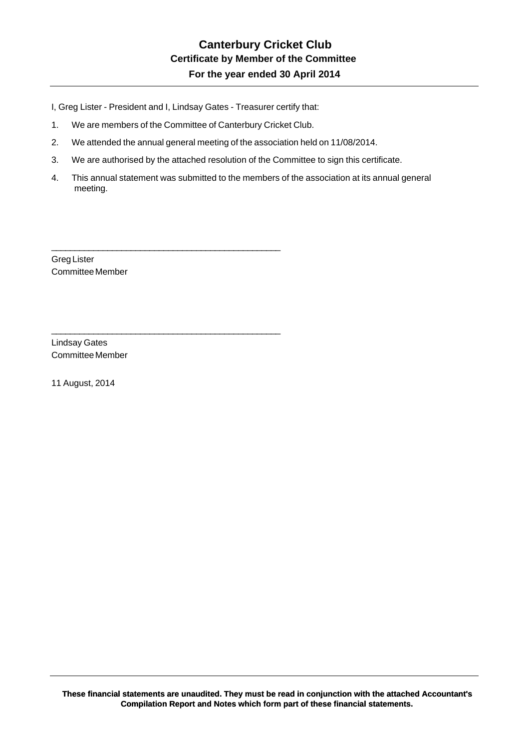# Canterbury Cricket Club

## Certificate by Member of the Committee

### For the year ended 30 April 2014

I, Greg Lister - President and I, Lindsay Gates - Treasurer certify that:

1. We are members of the Committee of Canterbury Cricket Club.
2. We attended the annual general meeting of the association held on 11/08/2014.
3. We are authorised by the attached resolution of the Committee to sign this certificate.
4. This annual statement was submitted to the members of the association at its annual general meeting.

_______________________________________________

Greg Lister
Committee Member

_______________________________________________

Lindsay Gates
Committee Member

11 August, 2014

**These financial statements are unaudited. They must be read in conjunction with the attached Accountant's Compilation Report and Notes which form part of these financial statements.**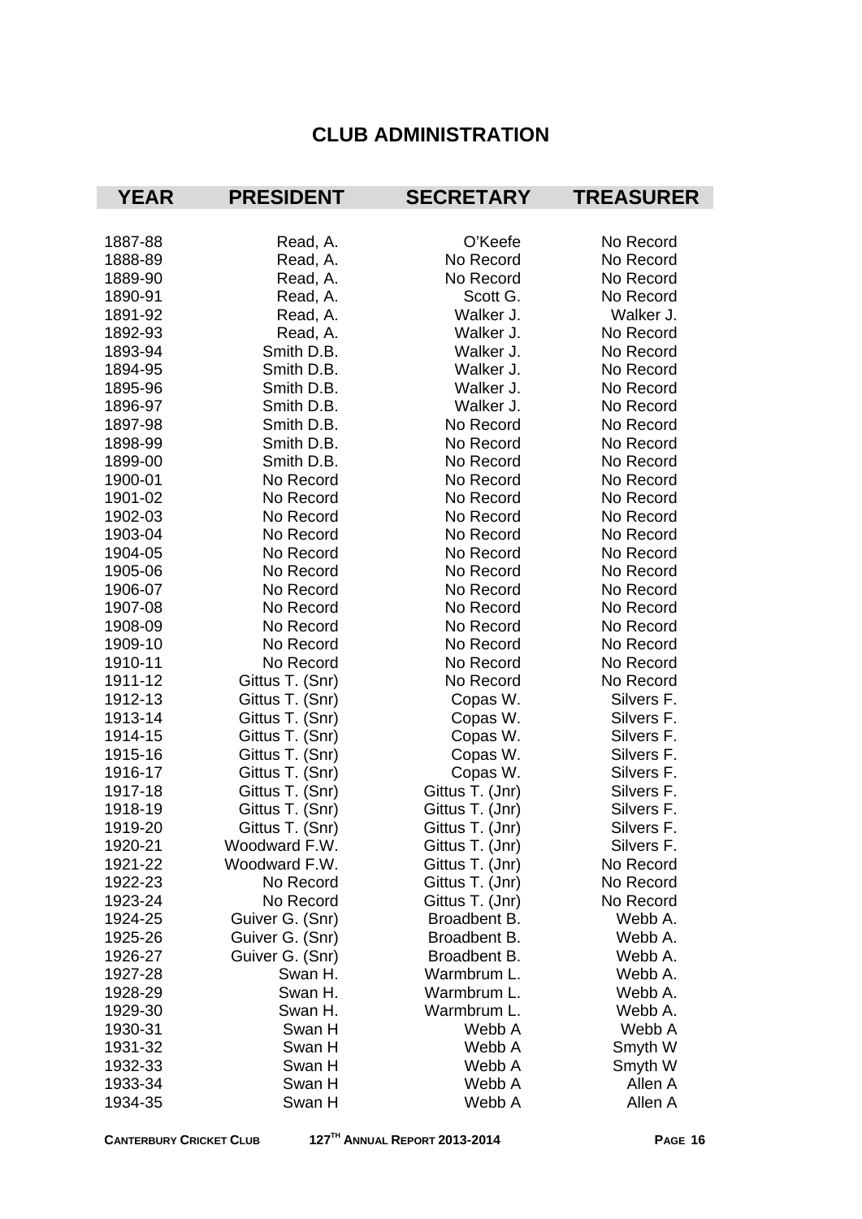# CLUB ADMINISTRATION

| YEAR | PRESIDENT | SECRETARY | TREASURER |
|---|---|---|---|
| 1887-88 | Read, A. | O'Keefe | No Record |
| 1888-89 | Read, A. | No Record | No Record |
| 1889-90 | Read, A. | No Record | No Record |
| 1890-91 | Read, A. | Scott G. | No Record |
| 1891-92 | Read, A. | Walker J. | Walker J. |
| 1892-93 | Read, A. | Walker J. | No Record |
| 1893-94 | Smith D.B. | Walker J. | No Record |
| 1894-95 | Smith D.B. | Walker J. | No Record |
| 1895-96 | Smith D.B. | Walker J. | No Record |
| 1896-97 | Smith D.B. | Walker J. | No Record |
| 1897-98 | Smith D.B. | No Record | No Record |
| 1898-99 | Smith D.B. | No Record | No Record |
| 1899-00 | Smith D.B. | No Record | No Record |
| 1900-01 | No Record | No Record | No Record |
| 1901-02 | No Record | No Record | No Record |
| 1902-03 | No Record | No Record | No Record |
| 1903-04 | No Record | No Record | No Record |
| 1904-05 | No Record | No Record | No Record |
| 1905-06 | No Record | No Record | No Record |
| 1906-07 | No Record | No Record | No Record |
| 1907-08 | No Record | No Record | No Record |
| 1908-09 | No Record | No Record | No Record |
| 1909-10 | No Record | No Record | No Record |
| 1910-11 | No Record | No Record | No Record |
| 1911-12 | Gittus T. (Snr) | No Record | No Record |
| 1912-13 | Gittus T. (Snr) | Copas W. | Silvers F. |
| 1913-14 | Gittus T. (Snr) | Copas W. | Silvers F. |
| 1914-15 | Gittus T. (Snr) | Copas W. | Silvers F. |
| 1915-16 | Gittus T. (Snr) | Copas W. | Silvers F. |
| 1916-17 | Gittus T. (Snr) | Copas W. | Silvers F. |
| 1917-18 | Gittus T. (Snr) | Gittus T. (Jnr) | Silvers F. |
| 1918-19 | Gittus T. (Snr) | Gittus T. (Jnr) | Silvers F. |
| 1919-20 | Gittus T. (Snr) | Gittus T. (Jnr) | Silvers F. |
| 1920-21 | Woodward F.W. | Gittus T. (Jnr) | Silvers F. |
| 1921-22 | Woodward F.W. | Gittus T. (Jnr) | No Record |
| 1922-23 | No Record | Gittus T. (Jnr) | No Record |
| 1923-24 | No Record | Gittus T. (Jnr) | No Record |
| 1924-25 | Guiver G. (Snr) | Broadbent B. | Webb A. |
| 1925-26 | Guiver G. (Snr) | Broadbent B. | Webb A. |
| 1926-27 | Guiver G. (Snr) | Broadbent B. | Webb A. |
| 1927-28 | Swan H. | Warmbrum L. | Webb A. |
| 1928-29 | Swan H. | Warmbrum L. | Webb A. |
| 1929-30 | Swan H. | Warmbrum L. | Webb A. |
| 1930-31 | Swan H | Webb A | Webb A |
| 1931-32 | Swan H | Webb A | Smyth W |
| 1932-33 | Swan H | Webb A | Smyth W |
| 1933-34 | Swan H | Webb A | Allen A |
| 1934-35 | Swan H | Webb A | Allen A |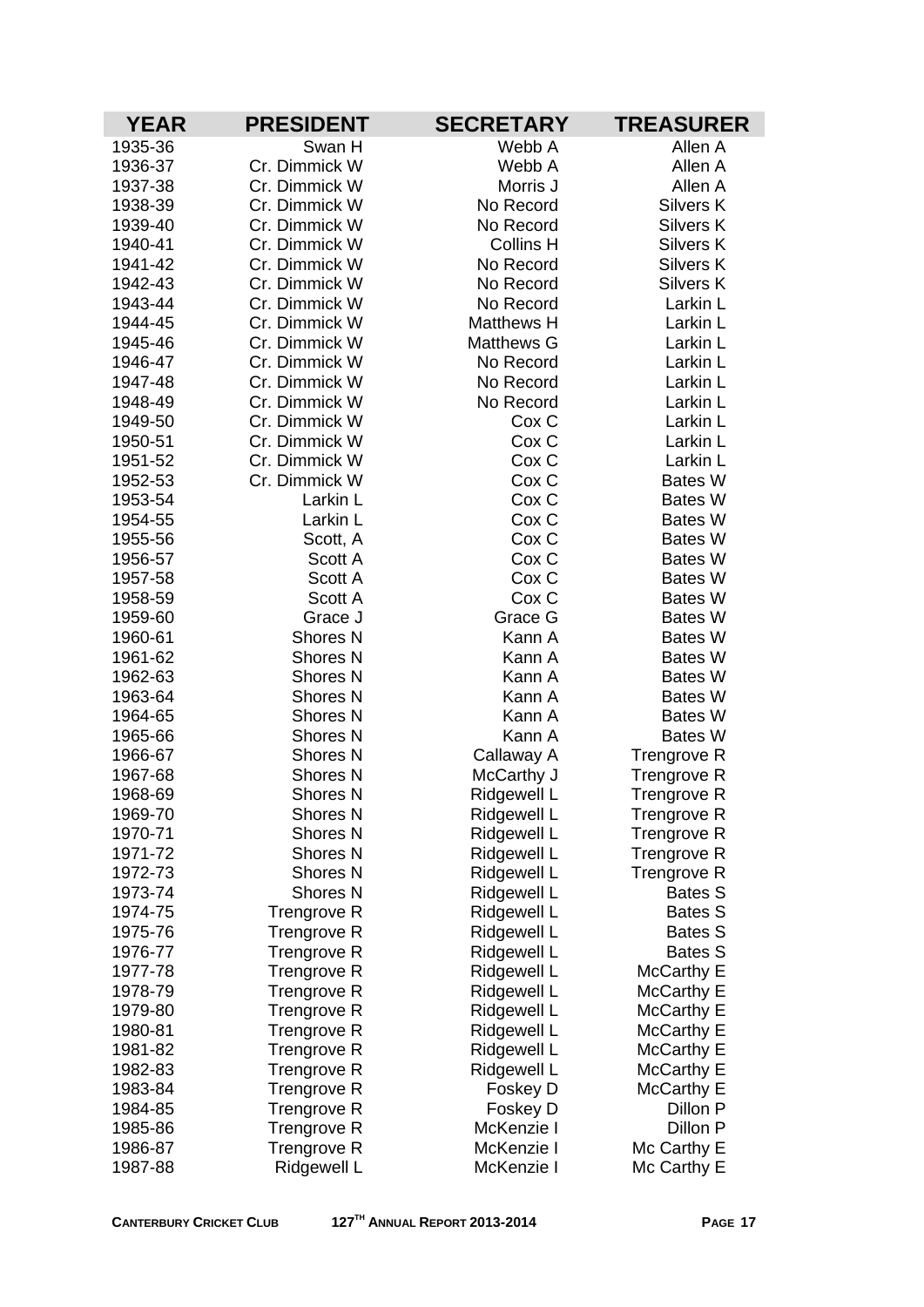| YEAR | PRESIDENT | SECRETARY | TREASURER |
|---|---|---|---|
| 1935-36 | Swan H | Webb A | Allen A |
| 1936-37 | Cr. Dimmick W | Webb A | Allen A |
| 1937-38 | Cr. Dimmick W | Morris J | Allen A |
| 1938-39 | Cr. Dimmick W | No Record | Silvers K |
| 1939-40 | Cr. Dimmick W | No Record | Silvers K |
| 1940-41 | Cr. Dimmick W | Collins H | Silvers K |
| 1941-42 | Cr. Dimmick W | No Record | Silvers K |
| 1942-43 | Cr. Dimmick W | No Record | Silvers K |
| 1943-44 | Cr. Dimmick W | No Record | Larkin L |
| 1944-45 | Cr. Dimmick W | Matthews H | Larkin L |
| 1945-46 | Cr. Dimmick W | Matthews G | Larkin L |
| 1946-47 | Cr. Dimmick W | No Record | Larkin L |
| 1947-48 | Cr. Dimmick W | No Record | Larkin L |
| 1948-49 | Cr. Dimmick W | No Record | Larkin L |
| 1949-50 | Cr. Dimmick W | Cox C | Larkin L |
| 1950-51 | Cr. Dimmick W | Cox C | Larkin L |
| 1951-52 | Cr. Dimmick W | Cox C | Larkin L |
| 1952-53 | Cr. Dimmick W | Cox C | Bates W |
| 1953-54 | Larkin L | Cox C | Bates W |
| 1954-55 | Larkin L | Cox C | Bates W |
| 1955-56 | Scott, A | Cox C | Bates W |
| 1956-57 | Scott A | Cox C | Bates W |
| 1957-58 | Scott A | Cox C | Bates W |
| 1958-59 | Scott A | Cox C | Bates W |
| 1959-60 | Grace J | Grace G | Bates W |
| 1960-61 | Shores N | Kann A | Bates W |
| 1961-62 | Shores N | Kann A | Bates W |
| 1962-63 | Shores N | Kann A | Bates W |
| 1963-64 | Shores N | Kann A | Bates W |
| 1964-65 | Shores N | Kann A | Bates W |
| 1965-66 | Shores N | Kann A | Bates W |
| 1966-67 | Shores N | Callaway A | Trengrove R |
| 1967-68 | Shores N | McCarthy J | Trengrove R |
| 1968-69 | Shores N | Ridgewell L | Trengrove R |
| 1969-70 | Shores N | Ridgewell L | Trengrove R |
| 1970-71 | Shores N | Ridgewell L | Trengrove R |
| 1971-72 | Shores N | Ridgewell L | Trengrove R |
| 1972-73 | Shores N | Ridgewell L | Trengrove R |
| 1973-74 | Shores N | Ridgewell L | Bates S |
| 1974-75 | Trengrove R | Ridgewell L | Bates S |
| 1975-76 | Trengrove R | Ridgewell L | Bates S |
| 1976-77 | Trengrove R | Ridgewell L | Bates S |
| 1977-78 | Trengrove R | Ridgewell L | McCarthy E |
| 1978-79 | Trengrove R | Ridgewell L | McCarthy E |
| 1979-80 | Trengrove R | Ridgewell L | McCarthy E |
| 1980-81 | Trengrove R | Ridgewell L | McCarthy E |
| 1981-82 | Trengrove R | Ridgewell L | McCarthy E |
| 1982-83 | Trengrove R | Ridgewell L | McCarthy E |
| 1983-84 | Trengrove R | Foskey D | McCarthy E |
| 1984-85 | Trengrove R | Foskey D | Dillon P |
| 1985-86 | Trengrove R | McKenzie I | Dillon P |
| 1986-87 | Trengrove R | McKenzie I | Mc Carthy E |
| 1987-88 | Ridgewell L | McKenzie I | Mc Carthy E |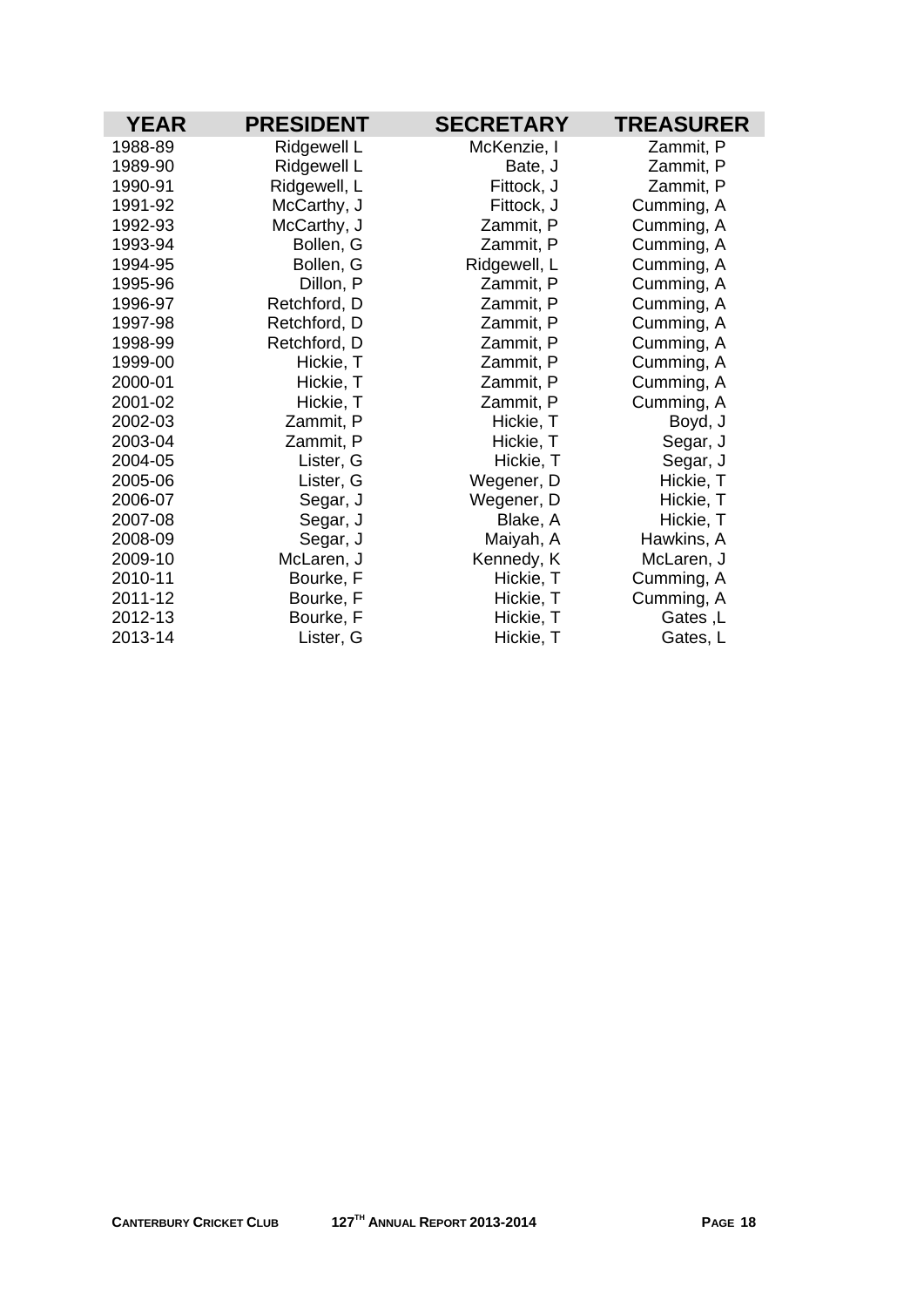| YEAR | PRESIDENT | SECRETARY | TREASURER |
|---|---|---|---|
| 1988-89 | Ridgewell L | McKenzie, I | Zammit, P |
| 1989-90 | Ridgewell L | Bate, J | Zammit, P |
| 1990-91 | Ridgewell, L | Fittock, J | Zammit, P |
| 1991-92 | McCarthy, J | Fittock, J | Cumming, A |
| 1992-93 | McCarthy, J | Zammit, P | Cumming, A |
| 1993-94 | Bollen, G | Zammit, P | Cumming, A |
| 1994-95 | Bollen, G | Ridgewell, L | Cumming, A |
| 1995-96 | Dillon, P | Zammit, P | Cumming, A |
| 1996-97 | Retchford, D | Zammit, P | Cumming, A |
| 1997-98 | Retchford, D | Zammit, P | Cumming, A |
| 1998-99 | Retchford, D | Zammit, P | Cumming, A |
| 1999-00 | Hickie, T | Zammit, P | Cumming, A |
| 2000-01 | Hickie, T | Zammit, P | Cumming, A |
| 2001-02 | Hickie, T | Zammit, P | Cumming, A |
| 2002-03 | Zammit, P | Hickie, T | Boyd, J |
| 2003-04 | Zammit, P | Hickie, T | Segar, J |
| 2004-05 | Lister, G | Hickie, T | Segar, J |
| 2005-06 | Lister, G | Wegener, D | Hickie, T |
| 2006-07 | Segar, J | Wegener, D | Hickie, T |
| 2007-08 | Segar, J | Blake, A | Hickie, T |
| 2008-09 | Segar, J | Maiyah, A | Hawkins, A |
| 2009-10 | McLaren, J | Kennedy, K | McLaren, J |
| 2010-11 | Bourke, F | Hickie, T | Cumming, A |
| 2011-12 | Bourke, F | Hickie, T | Cumming, A |
| 2012-13 | Bourke, F | Hickie, T | Gates ,L |
| 2013-14 | Lister, G | Hickie, T | Gates, L |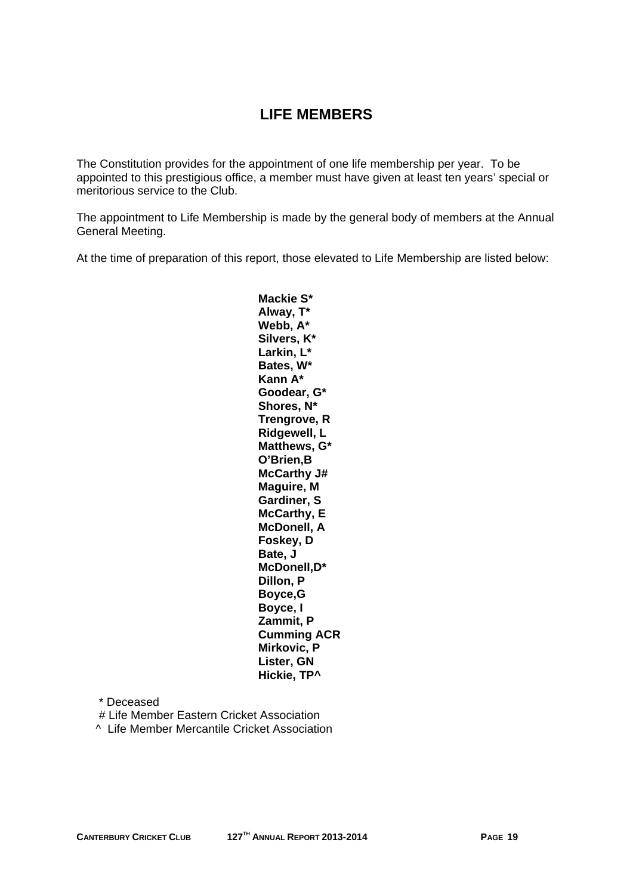# LIFE MEMBERS

The Constitution provides for the appointment of one life membership per year. To be appointed to this prestigious office, a member must have given at least ten years' special or meritorious service to the Club.

The appointment to Life Membership is made by the general body of members at the Annual General Meeting.

At the time of preparation of this report, those elevated to Life Membership are listed below:

**Mackie S***
**Alway, T***
**Webb, A***
**Silvers, K***
**Larkin, L***
**Bates, W***
**Kann A***
**Goodear, G***
**Shores, N***
**Trengrove, R**
**Ridgewell, L**
**Matthews, G***
**O'Brien,B**
**McCarthy J#**
**Maguire, M**
**Gardiner, S**
**McCarthy, E**
**McDonell, A**
**Foskey, D**
**Bate, J**
**McDonell,D***
**Dillon, P**
**Boyce,G**
**Boyce, I**
**Zammit, P**
**Cumming ACR**
**Mirkovic, P**
**Lister, GN**
**Hickie, TP^**

\* Deceased
\# Life Member Eastern Cricket Association
^ Life Member Mercantile Cricket Association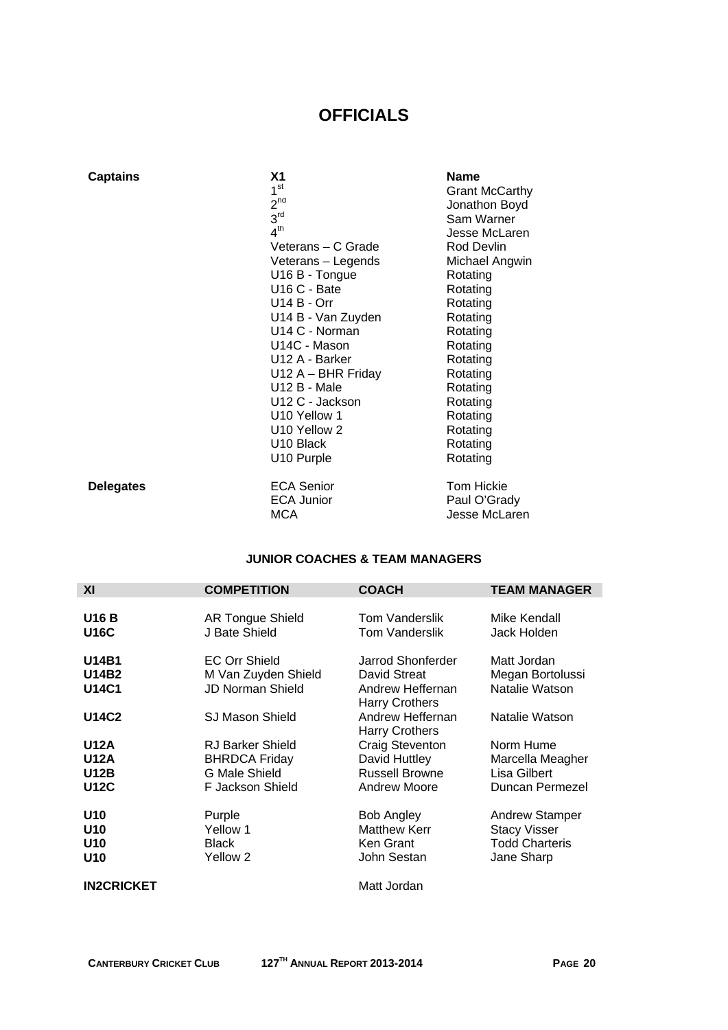# OFFICIALS

| Captains | XI | Name |
|---|---|---|
| | 1st | Grant McCarthy |
| | 2nd | Jonathon Boyd |
| | 3rd | Sam Warner |
| | 4th | Jesse McLaren |
| | Veterans – C Grade | Rod Devlin |
| | Veterans – Legends | Michael Angwin |
| | U16 B - Tongue | Rotating |
| | U16 C - Bate | Rotating |
| | U14 B - Orr | Rotating |
| | U14 B - Van Zuyden | Rotating |
| | U14 C - Norman | Rotating |
| | U14C - Mason | Rotating |
| | U12 A - Barker | Rotating |
| | U12 A – BHR Friday | Rotating |
| | U12 B - Male | Rotating |
| | U12 C - Jackson | Rotating |
| | U10 Yellow 1 | Rotating |
| | U10 Yellow 2 | Rotating |
| | U10 Black | Rotating |
| | U10 Purple | Rotating |
| **Delegates** | ECA Senior | Tom Hickie |
| | ECA Junior | Paul O'Grady |
| | MCA | Jesse McLaren |

### JUNIOR COACHES & TEAM MANAGERS

| XI | COMPETITION | COACH | TEAM MANAGER |
|---|---|---|---|
| **U16 B** | AR Tongue Shield | Tom Vanderslik | Mike Kendall |
| **U16C** | J Bate Shield | Tom Vanderslik | Jack Holden |
| **U14B1** | EC Orr Shield | Jarrod Shonferder | Matt Jordan |
| **U14B2** | M Van Zuyden Shield | David Streat | Megan Bortolussi |
| **U14C1** | JD Norman Shield | Andrew Heffernan<br>Harry Crothers | Natalie Watson |
| **U14C2** | SJ Mason Shield | Andrew Heffernan<br>Harry Crothers | Natalie Watson |
| **U12A** | RJ Barker Shield | Craig Steventon | Norm Hume |
| **U12A** | BHRDCA Friday | David Huttley | Marcella Meagher |
| **U12B** | G Male Shield | Russell Browne | Lisa Gilbert |
| **U12C** | F Jackson Shield | Andrew Moore | Duncan Permezel |
| **U10** | Purple | Bob Angley | Andrew Stamper |
| **U10** | Yellow 1 | Matthew Kerr | Stacy Visser |
| **U10** | Black | Ken Grant | Todd Charteris |
| **U10** | Yellow 2 | John Sestan | Jane Sharp |
| **IN2CRICKET** | | Matt Jordan | |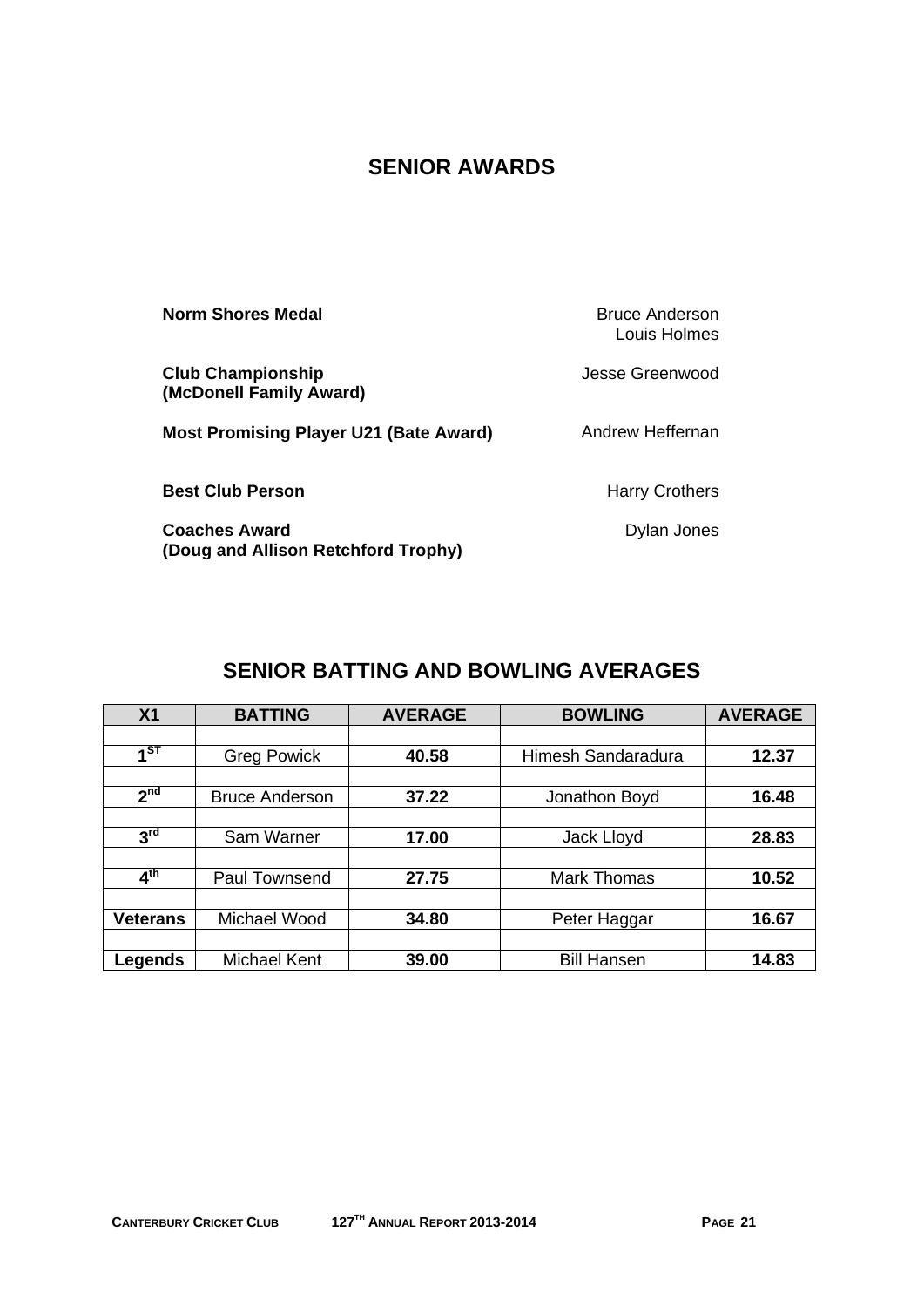## SENIOR AWARDS

| | |
|---|---|
| **Norm Shores Medal** | Bruce Anderson<br>Louis Holmes |
| **Club Championship (McDonell Family Award)** | Jesse Greenwood |
| **Most Promising Player U21 (Bate Award)** | Andrew Heffernan |
| **Best Club Person** | Harry Crothers |
| **Coaches Award (Doug and Allison Retchford Trophy)** | Dylan Jones |

## SENIOR BATTING AND BOWLING AVERAGES

| X1 | BATTING | AVERAGE | BOWLING | AVERAGE |
|---|---|---|---|---|
| **1ST** | Greg Powick | **40.58** | Himesh Sandaradura | **12.37** |
| **2nd** | Bruce Anderson | **37.22** | Jonathon Boyd | **16.48** |
| **3rd** | Sam Warner | **17.00** | Jack Lloyd | **28.83** |
| **4th** | Paul Townsend | **27.75** | Mark Thomas | **10.52** |
| **Veterans** | Michael Wood | **34.80** | Peter Haggar | **16.67** |
| **Legends** | Michael Kent | **39.00** | Bill Hansen | **14.83** |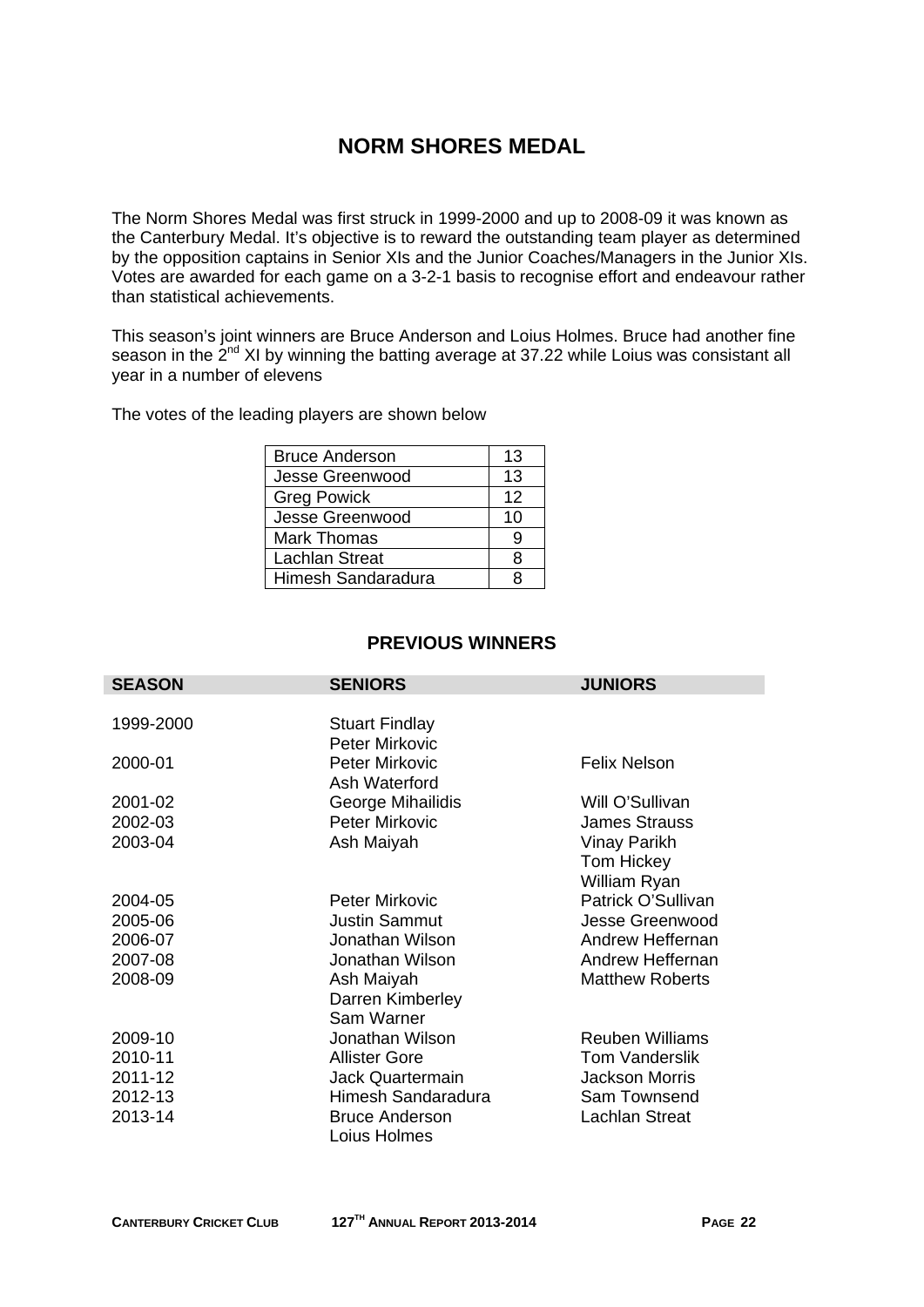# NORM SHORES MEDAL

The Norm Shores Medal was first struck in 1999-2000 and up to 2008-09 it was known as the Canterbury Medal. It's objective is to reward the outstanding team player as determined by the opposition captains in Senior XIs and the Junior Coaches/Managers in the Junior XIs. Votes are awarded for each game on a 3-2-1 basis to recognise effort and endeavour rather than statistical achievements.

This season's joint winners are Bruce Anderson and Loius Holmes. Bruce had another fine season in the 2nd XI by winning the batting average at 37.22 while Loius was consistant all year in a number of elevens

The votes of the leading players are shown below

| | |
|---|---|
| Bruce Anderson | 13 |
| Jesse Greenwood | 13 |
| Greg Powick | 12 |
| Jesse Greenwood | 10 |
| Mark Thomas | 9 |
| Lachlan Streat | 8 |
| Himesh Sandaradura | 8 |

## PREVIOUS WINNERS

| SEASON | SENIORS | JUNIORS |
|---|---|---|
| 1999-2000 | Stuart Findlay<br>Peter Mirkovic | |
| 2000-01 | Peter Mirkovic<br>Ash Waterford | Felix Nelson |
| 2001-02 | George Mihailidis | Will O'Sullivan |
| 2002-03 | Peter Mirkovic | James Strauss |
| 2003-04 | Ash Maiyah | Vinay Parikh<br>Tom Hickey<br>William Ryan |
| 2004-05 | Peter Mirkovic | Patrick O'Sullivan |
| 2005-06 | Justin Sammut | Jesse Greenwood |
| 2006-07 | Jonathan Wilson | Andrew Heffernan |
| 2007-08 | Jonathan Wilson | Andrew Heffernan |
| 2008-09 | Ash Maiyah<br>Darren Kimberley<br>Sam Warner | Matthew Roberts |
| 2009-10 | Jonathan Wilson | Reuben Williams |
| 2010-11 | Allister Gore | Tom Vanderslik |
| 2011-12 | Jack Quartermain | Jackson Morris |
| 2012-13 | Himesh Sandaradura | Sam Townsend |
| 2013-14 | Bruce Anderson<br>Loius Holmes | Lachlan Streat |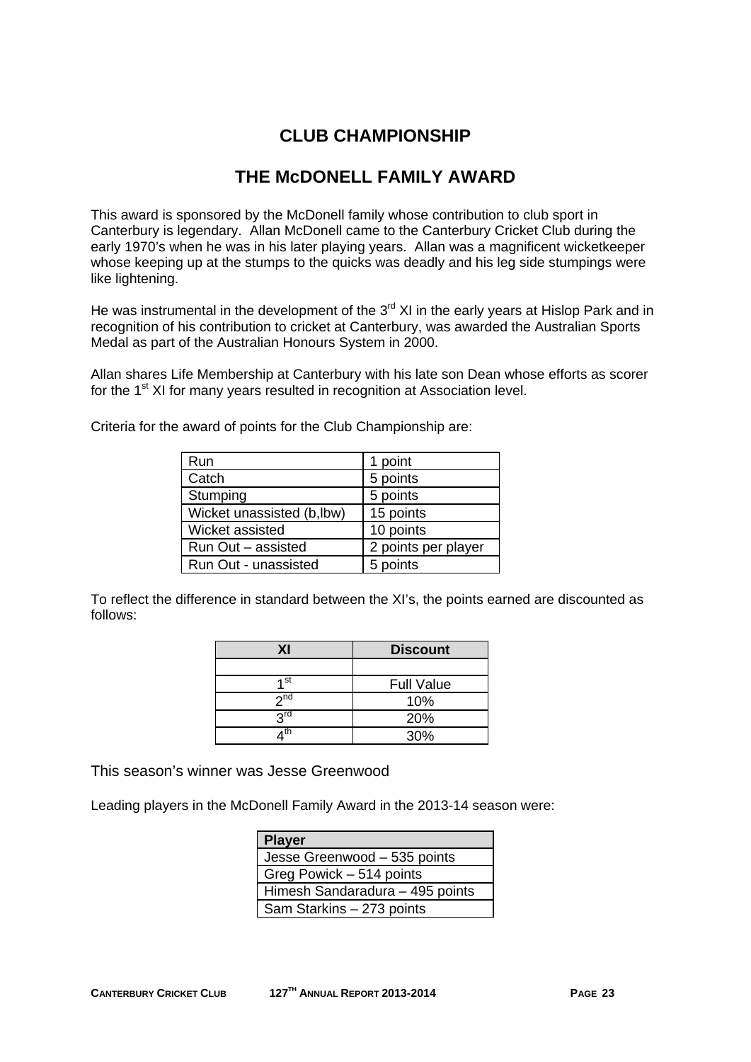# CLUB CHAMPIONSHIP

## THE McDONELL FAMILY AWARD

This award is sponsored by the McDonell family whose contribution to club sport in Canterbury is legendary. Allan McDonell came to the Canterbury Cricket Club during the early 1970's when he was in his later playing years. Allan was a magnificent wicketkeeper whose keeping up at the stumps to the quicks was deadly and his leg side stumpings were like lightening.

He was instrumental in the development of the 3rd XI in the early years at Hislop Park and in recognition of his contribution to cricket at Canterbury, was awarded the Australian Sports Medal as part of the Australian Honours System in 2000.

Allan shares Life Membership at Canterbury with his late son Dean whose efforts as scorer for the 1st XI for many years resulted in recognition at Association level.

Criteria for the award of points for the Club Championship are:

| | |
|---|---|
| Run | 1 point |
| Catch | 5 points |
| Stumping | 5 points |
| Wicket unassisted (b,lbw) | 15 points |
| Wicket assisted | 10 points |
| Run Out – assisted | 2 points per player |
| Run Out - unassisted | 5 points |

To reflect the difference in standard between the XI's, the points earned are discounted as follows:

| XI | Discount |
|---|---|
| | |
| 1st | Full Value |
| 2nd | 10% |
| 3rd | 20% |
| 4th | 30% |

This season's winner was Jesse Greenwood

Leading players in the McDonell Family Award in the 2013-14 season were:

| Player |
|---|
| Jesse Greenwood – 535 points |
| Greg Powick – 514 points |
| Himesh Sandaradura – 495 points |
| Sam Starkins – 273 points |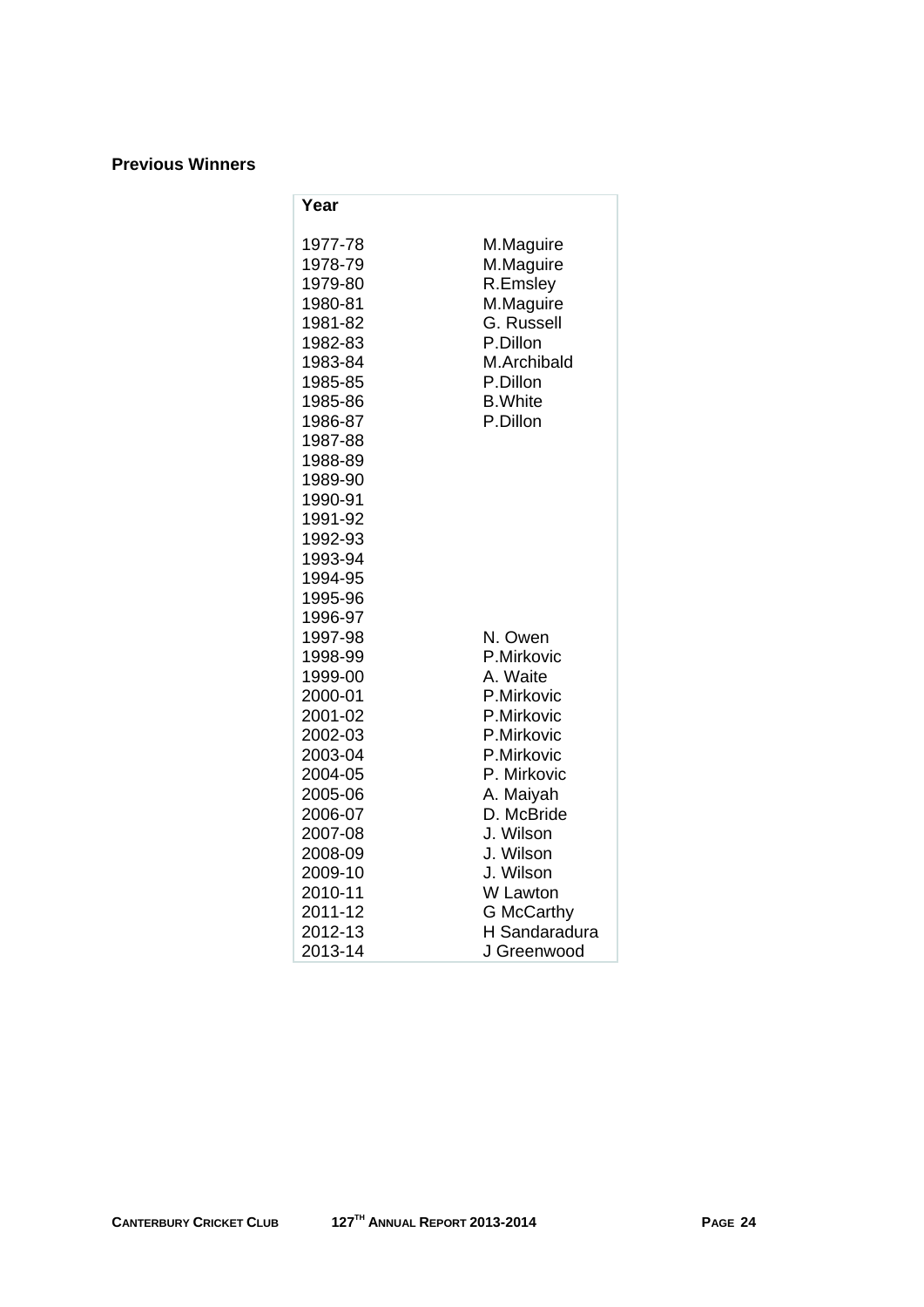**Previous Winners**

| Year | |
|---|---|
| 1977-78 | M.Maguire |
| 1978-79 | M.Maguire |
| 1979-80 | R.Emsley |
| 1980-81 | M.Maguire |
| 1981-82 | G. Russell |
| 1982-83 | P.Dillon |
| 1983-84 | M.Archibald |
| 1985-85 | P.Dillon |
| 1985-86 | B.White |
| 1986-87 | P.Dillon |
| 1987-88 | |
| 1988-89 | |
| 1989-90 | |
| 1990-91 | |
| 1991-92 | |
| 1992-93 | |
| 1993-94 | |
| 1994-95 | |
| 1995-96 | |
| 1996-97 | |
| 1997-98 | N. Owen |
| 1998-99 | P.Mirkovic |
| 1999-00 | A. Waite |
| 2000-01 | P.Mirkovic |
| 2001-02 | P.Mirkovic |
| 2002-03 | P.Mirkovic |
| 2003-04 | P.Mirkovic |
| 2004-05 | P. Mirkovic |
| 2005-06 | A. Maiyah |
| 2006-07 | D. McBride |
| 2007-08 | J. Wilson |
| 2008-09 | J. Wilson |
| 2009-10 | J. Wilson |
| 2010-11 | W Lawton |
| 2011-12 | G McCarthy |
| 2012-13 | H Sandaradura |
| 2013-14 | J Greenwood |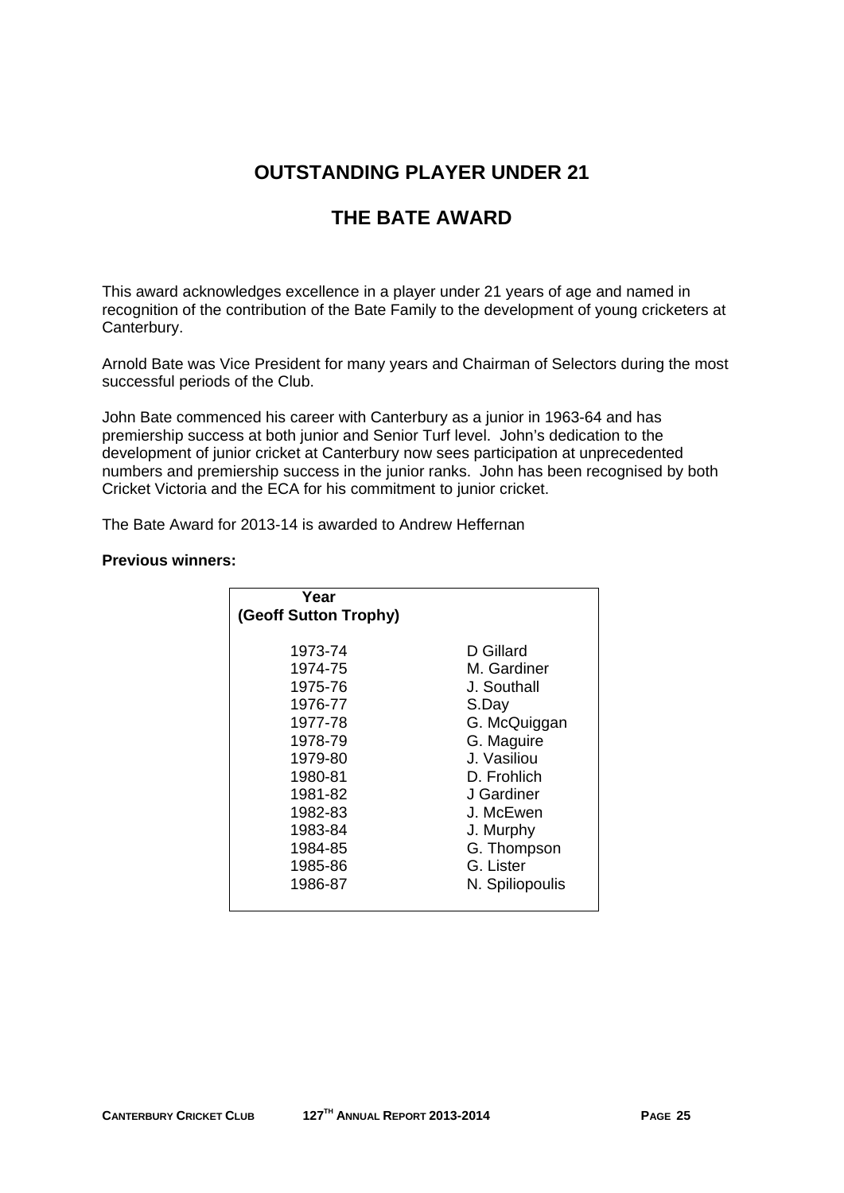# OUTSTANDING PLAYER UNDER 21

## THE BATE AWARD

This award acknowledges excellence in a player under 21 years of age and named in recognition of the contribution of the Bate Family to the development of young cricketers at Canterbury.

Arnold Bate was Vice President for many years and Chairman of Selectors during the most successful periods of the Club.

John Bate commenced his career with Canterbury as a junior in 1963-64 and has premiership success at both junior and Senior Turf level. John's dedication to the development of junior cricket at Canterbury now sees participation at unprecedented numbers and premiership success in the junior ranks. John has been recognised by both Cricket Victoria and the ECA for his commitment to junior cricket.

The Bate Award for 2013-14 is awarded to Andrew Heffernan

**Previous winners:**

| Year (Geoff Sutton Trophy) | |
|---|---|
| 1973-74 | D Gillard |
| 1974-75 | M. Gardiner |
| 1975-76 | J. Southall |
| 1976-77 | S.Day |
| 1977-78 | G. McQuiggan |
| 1978-79 | G. Maguire |
| 1979-80 | J. Vasiliou |
| 1980-81 | D. Frohlich |
| 1981-82 | J Gardiner |
| 1982-83 | J. McEwen |
| 1983-84 | J. Murphy |
| 1984-85 | G. Thompson |
| 1985-86 | G. Lister |
| 1986-87 | N. Spiliopoulis |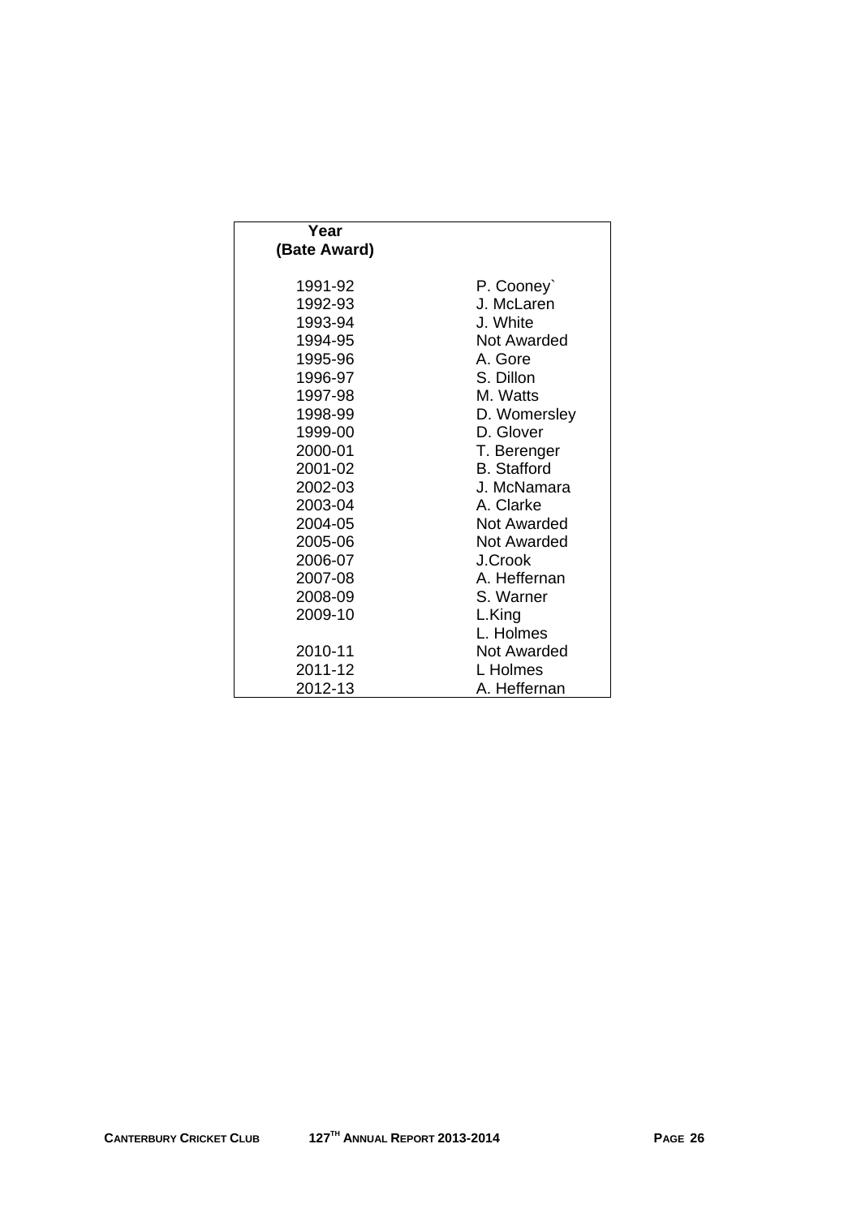| Year (Bate Award) | |
|---|---|
| 1991-92 | P. Cooney` |
| 1992-93 | J. McLaren |
| 1993-94 | J. White |
| 1994-95 | Not Awarded |
| 1995-96 | A. Gore |
| 1996-97 | S. Dillon |
| 1997-98 | M. Watts |
| 1998-99 | D. Womersley |
| 1999-00 | D. Glover |
| 2000-01 | T. Berenger |
| 2001-02 | B. Stafford |
| 2002-03 | J. McNamara |
| 2003-04 | A. Clarke |
| 2004-05 | Not Awarded |
| 2005-06 | Not Awarded |
| 2006-07 | J.Crook |
| 2007-08 | A. Heffernan |
| 2008-09 | S. Warner |
| 2009-10 | L.King |
| | L. Holmes |
| 2010-11 | Not Awarded |
| 2011-12 | L Holmes |
| 2012-13 | A. Heffernan |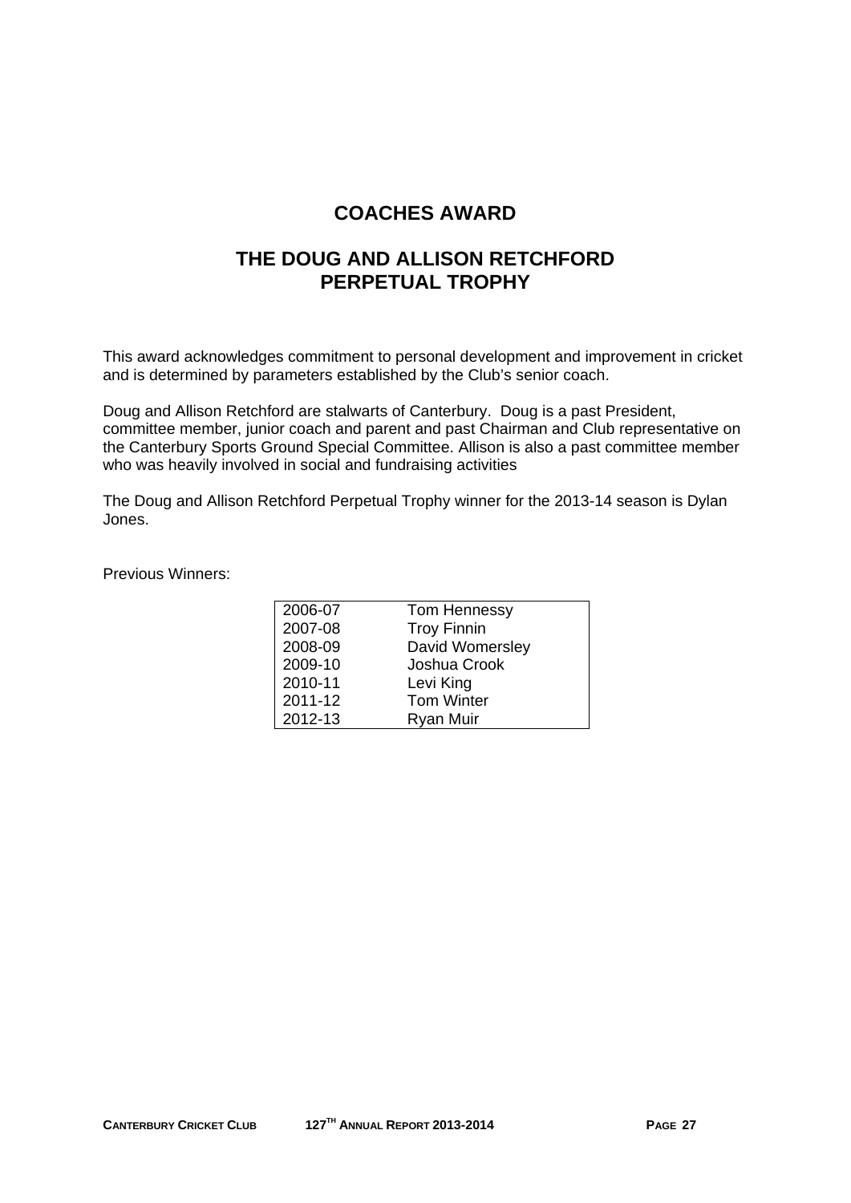# COACHES AWARD

## THE DOUG AND ALLISON RETCHFORD PERPETUAL TROPHY

This award acknowledges commitment to personal development and improvement in cricket and is determined by parameters established by the Club's senior coach.

Doug and Allison Retchford are stalwarts of Canterbury. Doug is a past President, committee member, junior coach and parent and past Chairman and Club representative on the Canterbury Sports Ground Special Committee. Allison is also a past committee member who was heavily involved in social and fundraising activities

The Doug and Allison Retchford Perpetual Trophy winner for the 2013-14 season is Dylan Jones.

Previous Winners:

| | |
|---|---|
| 2006-07 | Tom Hennessy |
| 2007-08 | Troy Finnin |
| 2008-09 | David Womersley |
| 2009-10 | Joshua Crook |
| 2010-11 | Levi King |
| 2011-12 | Tom Winter |
| 2012-13 | Ryan Muir |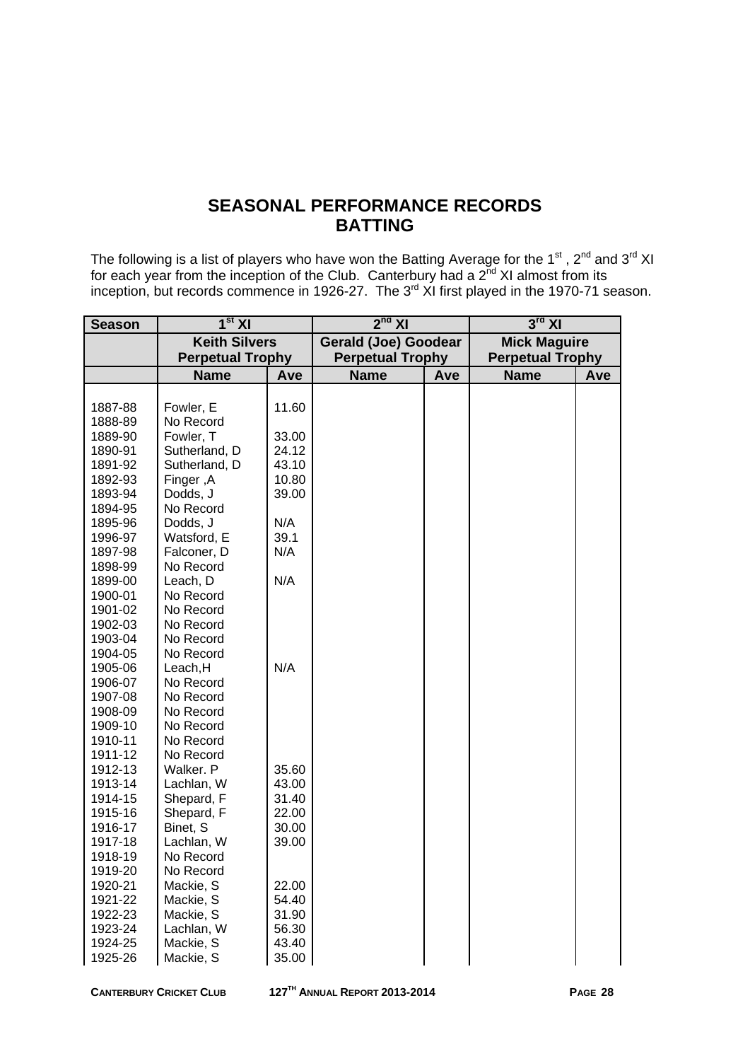# SEASONAL PERFORMANCE RECORDS
# BATTING

The following is a list of players who have won the Batting Average for the 1st , 2nd and 3rd XI for each year from the inception of the Club. Canterbury had a 2nd XI almost from its inception, but records commence in 1926-27. The 3rd XI first played in the 1970-71 season.

| Season | 1st XI | | 2nd XI | | 3rd XI | |
|---|---|---|---|---|---|---|
| | Keith Silvers Perpetual Trophy | | Gerald (Joe) Goodear Perpetual Trophy | | Mick Maguire Perpetual Trophy | |
| | Name | Ave | Name | Ave | Name | Ave |
| 1887-88 | Fowler, E | 11.60 | | | | |
| 1888-89 | No Record | | | | | |
| 1889-90 | Fowler, T | 33.00 | | | | |
| 1890-91 | Sutherland, D | 24.12 | | | | |
| 1891-92 | Sutherland, D | 43.10 | | | | |
| 1892-93 | Finger ,A | 10.80 | | | | |
| 1893-94 | Dodds, J | 39.00 | | | | |
| 1894-95 | No Record | | | | | |
| 1895-96 | Dodds, J | N/A | | | | |
| 1996-97 | Watsford, E | 39.1 | | | | |
| 1897-98 | Falconer, D | N/A | | | | |
| 1898-99 | No Record | | | | | |
| 1899-00 | Leach, D | N/A | | | | |
| 1900-01 | No Record | | | | | |
| 1901-02 | No Record | | | | | |
| 1902-03 | No Record | | | | | |
| 1903-04 | No Record | | | | | |
| 1904-05 | No Record | | | | | |
| 1905-06 | Leach,H | N/A | | | | |
| 1906-07 | No Record | | | | | |
| 1907-08 | No Record | | | | | |
| 1908-09 | No Record | | | | | |
| 1909-10 | No Record | | | | | |
| 1910-11 | No Record | | | | | |
| 1911-12 | No Record | | | | | |
| 1912-13 | Walker. P | 35.60 | | | | |
| 1913-14 | Lachlan, W | 43.00 | | | | |
| 1914-15 | Shepard, F | 31.40 | | | | |
| 1915-16 | Shepard, F | 22.00 | | | | |
| 1916-17 | Binet, S | 30.00 | | | | |
| 1917-18 | Lachlan, W | 39.00 | | | | |
| 1918-19 | No Record | | | | | |
| 1919-20 | No Record | | | | | |
| 1920-21 | Mackie, S | 22.00 | | | | |
| 1921-22 | Mackie, S | 54.40 | | | | |
| 1922-23 | Mackie, S | 31.90 | | | | |
| 1923-24 | Lachlan, W | 56.30 | | | | |
| 1924-25 | Mackie, S | 43.40 | | | | |
| 1925-26 | Mackie, S | 35.00 | | | | |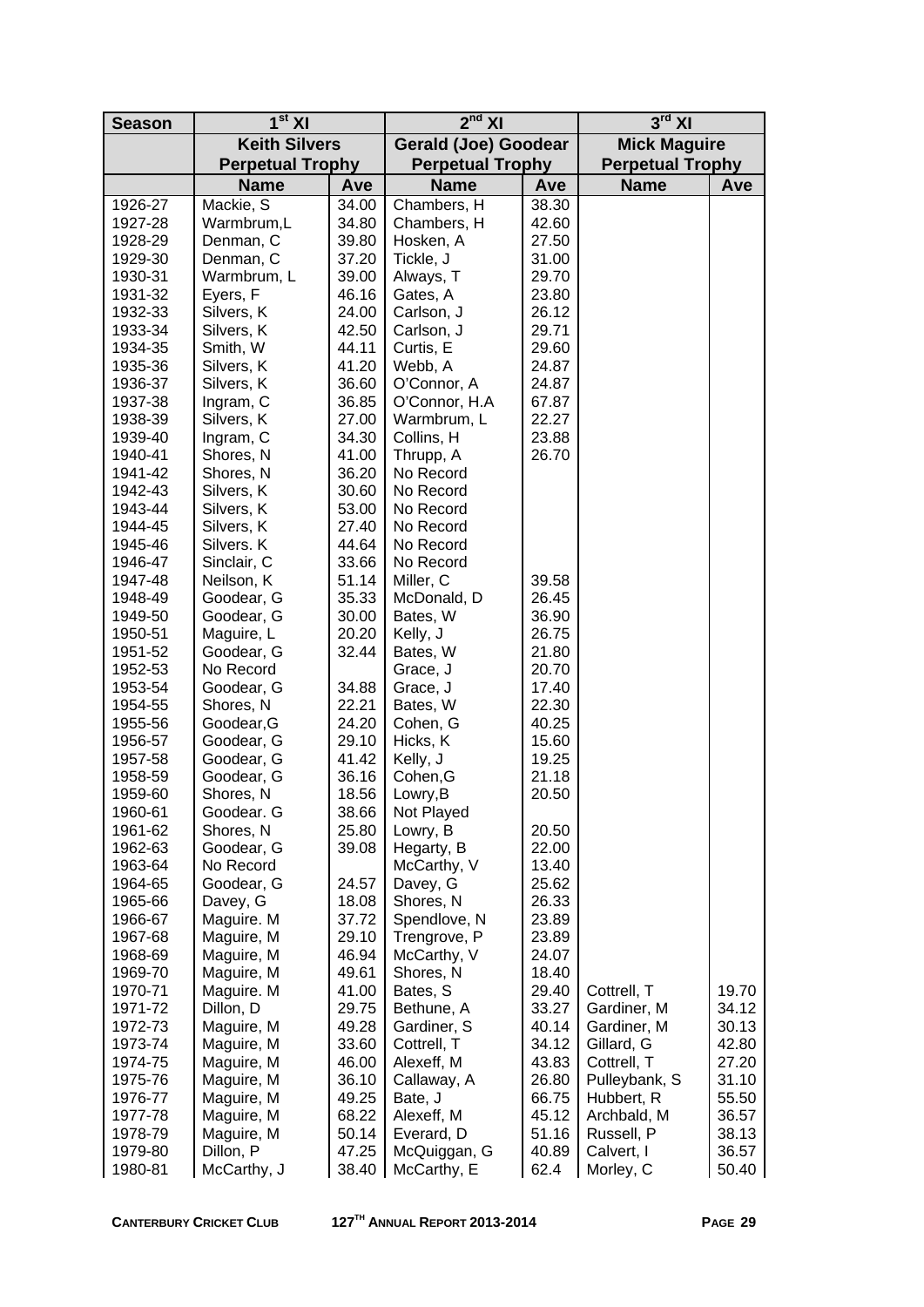| Season | 1st XI | | 2nd XI | | 3rd XI | |
|---|---|---|---|---|---|---|
| | Keith Silvers Perpetual Trophy | | Gerald (Joe) Goodear Perpetual Trophy | | Mick Maguire Perpetual Trophy | |
| | Name | Ave | Name | Ave | Name | Ave |
| 1926-27 | Mackie, S | 34.00 | Chambers, H | 38.30 | | |
| 1927-28 | Warmbrum,L | 34.80 | Chambers, H | 42.60 | | |
| 1928-29 | Denman, C | 39.80 | Hosken, A | 27.50 | | |
| 1929-30 | Denman, C | 37.20 | Tickle, J | 31.00 | | |
| 1930-31 | Warmbrum, L | 39.00 | Always, T | 29.70 | | |
| 1931-32 | Eyers, F | 46.16 | Gates, A | 23.80 | | |
| 1932-33 | Silvers, K | 24.00 | Carlson, J | 26.12 | | |
| 1933-34 | Silvers, K | 42.50 | Carlson, J | 29.71 | | |
| 1934-35 | Smith, W | 44.11 | Curtis, E | 29.60 | | |
| 1935-36 | Silvers, K | 41.20 | Webb, A | 24.87 | | |
| 1936-37 | Silvers, K | 36.60 | O'Connor, A | 24.87 | | |
| 1937-38 | Ingram, C | 36.85 | O'Connor, H.A | 67.87 | | |
| 1938-39 | Silvers, K | 27.00 | Warmbrum, L | 22.27 | | |
| 1939-40 | Ingram, C | 34.30 | Collins, H | 23.88 | | |
| 1940-41 | Shores, N | 41.00 | Thrupp, A | 26.70 | | |
| 1941-42 | Shores, N | 36.20 | No Record | | | |
| 1942-43 | Silvers, K | 30.60 | No Record | | | |
| 1943-44 | Silvers, K | 53.00 | No Record | | | |
| 1944-45 | Silvers, K | 27.40 | No Record | | | |
| 1945-46 | Silvers. K | 44.64 | No Record | | | |
| 1946-47 | Sinclair, C | 33.66 | No Record | | | |
| 1947-48 | Neilson, K | 51.14 | Miller, C | 39.58 | | |
| 1948-49 | Goodear, G | 35.33 | McDonald, D | 26.45 | | |
| 1949-50 | Goodear, G | 30.00 | Bates, W | 36.90 | | |
| 1950-51 | Maguire, L | 20.20 | Kelly, J | 26.75 | | |
| 1951-52 | Goodear, G | 32.44 | Bates, W | 21.80 | | |
| 1952-53 | No Record | | Grace, J | 20.70 | | |
| 1953-54 | Goodear, G | 34.88 | Grace, J | 17.40 | | |
| 1954-55 | Shores, N | 22.21 | Bates, W | 22.30 | | |
| 1955-56 | Goodear,G | 24.20 | Cohen, G | 40.25 | | |
| 1956-57 | Goodear, G | 29.10 | Hicks, K | 15.60 | | |
| 1957-58 | Goodear, G | 41.42 | Kelly, J | 19.25 | | |
| 1958-59 | Goodear, G | 36.16 | Cohen,G | 21.18 | | |
| 1959-60 | Shores, N | 18.56 | Lowry,B | 20.50 | | |
| 1960-61 | Goodear. G | 38.66 | Not Played | | | |
| 1961-62 | Shores, N | 25.80 | Lowry, B | 20.50 | | |
| 1962-63 | Goodear, G | 39.08 | Hegarty, B | 22.00 | | |
| 1963-64 | No Record | | McCarthy, V | 13.40 | | |
| 1964-65 | Goodear, G | 24.57 | Davey, G | 25.62 | | |
| 1965-66 | Davey, G | 18.08 | Shores, N | 26.33 | | |
| 1966-67 | Maguire. M | 37.72 | Spendlove, N | 23.89 | | |
| 1967-68 | Maguire, M | 29.10 | Trengrove, P | 23.89 | | |
| 1968-69 | Maguire, M | 46.94 | McCarthy, V | 24.07 | | |
| 1969-70 | Maguire, M | 49.61 | Shores, N | 18.40 | | |
| 1970-71 | Maguire. M | 41.00 | Bates, S | 29.40 | Cottrell, T | 19.70 |
| 1971-72 | Dillon, D | 29.75 | Bethune, A | 33.27 | Gardiner, M | 34.12 |
| 1972-73 | Maguire, M | 49.28 | Gardiner, S | 40.14 | Gardiner, M | 30.13 |
| 1973-74 | Maguire, M | 33.60 | Cottrell, T | 34.12 | Gillard, G | 42.80 |
| 1974-75 | Maguire, M | 46.00 | Alexeff, M | 43.83 | Cottrell, T | 27.20 |
| 1975-76 | Maguire, M | 36.10 | Callaway, A | 26.80 | Pulleybank, S | 31.10 |
| 1976-77 | Maguire, M | 49.25 | Bate, J | 66.75 | Hubbert, R | 55.50 |
| 1977-78 | Maguire, M | 68.22 | Alexeff, M | 45.12 | Archbald, M | 36.57 |
| 1978-79 | Maguire, M | 50.14 | Everard, D | 51.16 | Russell, P | 38.13 |
| 1979-80 | Dillon, P | 47.25 | McQuiggan, G | 40.89 | Calvert, I | 36.57 |
| 1980-81 | McCarthy, J | 38.40 | McCarthy, E | 62.4 | Morley, C | 50.40 |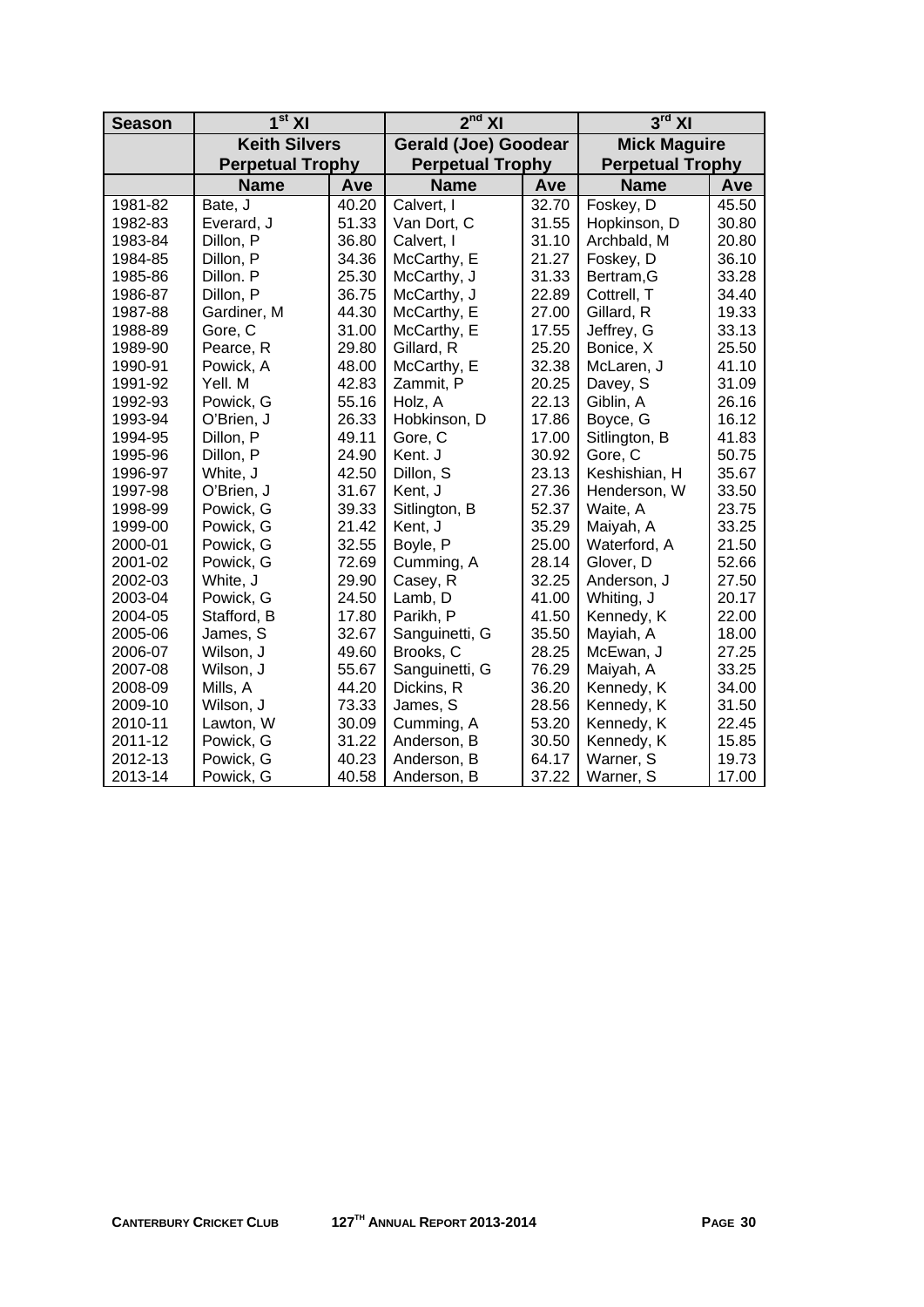| Season | $1^{st}$ XI | | $2^{nd}$ XI | | $3^{rd}$ XI | |
|---|---|---|---|---|---|---|
| | **Keith Silvers Perpetual Trophy** | | **Gerald (Joe) Goodear Perpetual Trophy** | | **Mick Maguire Perpetual Trophy** | |
| | **Name** | **Ave** | **Name** | **Ave** | **Name** | **Ave** |
| 1981-82 | Bate, J | 40.20 | Calvert, I | 32.70 | Foskey, D | 45.50 |
| 1982-83 | Everard, J | 51.33 | Van Dort, C | 31.55 | Hopkinson, D | 30.80 |
| 1983-84 | Dillon, P | 36.80 | Calvert, I | 31.10 | Archbald, M | 20.80 |
| 1984-85 | Dillon, P | 34.36 | McCarthy, E | 21.27 | Foskey, D | 36.10 |
| 1985-86 | Dillon. P | 25.30 | McCarthy, J | 31.33 | Bertram,G | 33.28 |
| 1986-87 | Dillon, P | 36.75 | McCarthy, J | 22.89 | Cottrell, T | 34.40 |
| 1987-88 | Gardiner, M | 44.30 | McCarthy, E | 27.00 | Gillard, R | 19.33 |
| 1988-89 | Gore, C | 31.00 | McCarthy, E | 17.55 | Jeffrey, G | 33.13 |
| 1989-90 | Pearce, R | 29.80 | Gillard, R | 25.20 | Bonice, X | 25.50 |
| 1990-91 | Powick, A | 48.00 | McCarthy, E | 32.38 | McLaren, J | 41.10 |
| 1991-92 | Yell. M | 42.83 | Zammit, P | 20.25 | Davey, S | 31.09 |
| 1992-93 | Powick, G | 55.16 | Holz, A | 22.13 | Giblin, A | 26.16 |
| 1993-94 | O'Brien, J | 26.33 | Hobkinson, D | 17.86 | Boyce, G | 16.12 |
| 1994-95 | Dillon, P | 49.11 | Gore, C | 17.00 | Sitlington, B | 41.83 |
| 1995-96 | Dillon, P | 24.90 | Kent. J | 30.92 | Gore, C | 50.75 |
| 1996-97 | White, J | 42.50 | Dillon, S | 23.13 | Keshishian, H | 35.67 |
| 1997-98 | O'Brien, J | 31.67 | Kent, J | 27.36 | Henderson, W | 33.50 |
| 1998-99 | Powick, G | 39.33 | Sitlington, B | 52.37 | Waite, A | 23.75 |
| 1999-00 | Powick, G | 21.42 | Kent, J | 35.29 | Maiyah, A | 33.25 |
| 2000-01 | Powick, G | 32.55 | Boyle, P | 25.00 | Waterford, A | 21.50 |
| 2001-02 | Powick, G | 72.69 | Cumming, A | 28.14 | Glover, D | 52.66 |
| 2002-03 | White, J | 29.90 | Casey, R | 32.25 | Anderson, J | 27.50 |
| 2003-04 | Powick, G | 24.50 | Lamb, D | 41.00 | Whiting, J | 20.17 |
| 2004-05 | Stafford, B | 17.80 | Parikh, P | 41.50 | Kennedy, K | 22.00 |
| 2005-06 | James, S | 32.67 | Sanguinetti, G | 35.50 | Mayiah, A | 18.00 |
| 2006-07 | Wilson, J | 49.60 | Brooks, C | 28.25 | McEwan, J | 27.25 |
| 2007-08 | Wilson, J | 55.67 | Sanguinetti, G | 76.29 | Maiyah, A | 33.25 |
| 2008-09 | Mills, A | 44.20 | Dickins, R | 36.20 | Kennedy, K | 34.00 |
| 2009-10 | Wilson, J | 73.33 | James, S | 28.56 | Kennedy, K | 31.50 |
| 2010-11 | Lawton, W | 30.09 | Cumming, A | 53.20 | Kennedy, K | 22.45 |
| 2011-12 | Powick, G | 31.22 | Anderson, B | 30.50 | Kennedy, K | 15.85 |
| 2012-13 | Powick, G | 40.23 | Anderson, B | 64.17 | Warner, S | 19.73 |
| 2013-14 | Powick, G | 40.58 | Anderson, B | 37.22 | Warner, S | 17.00 |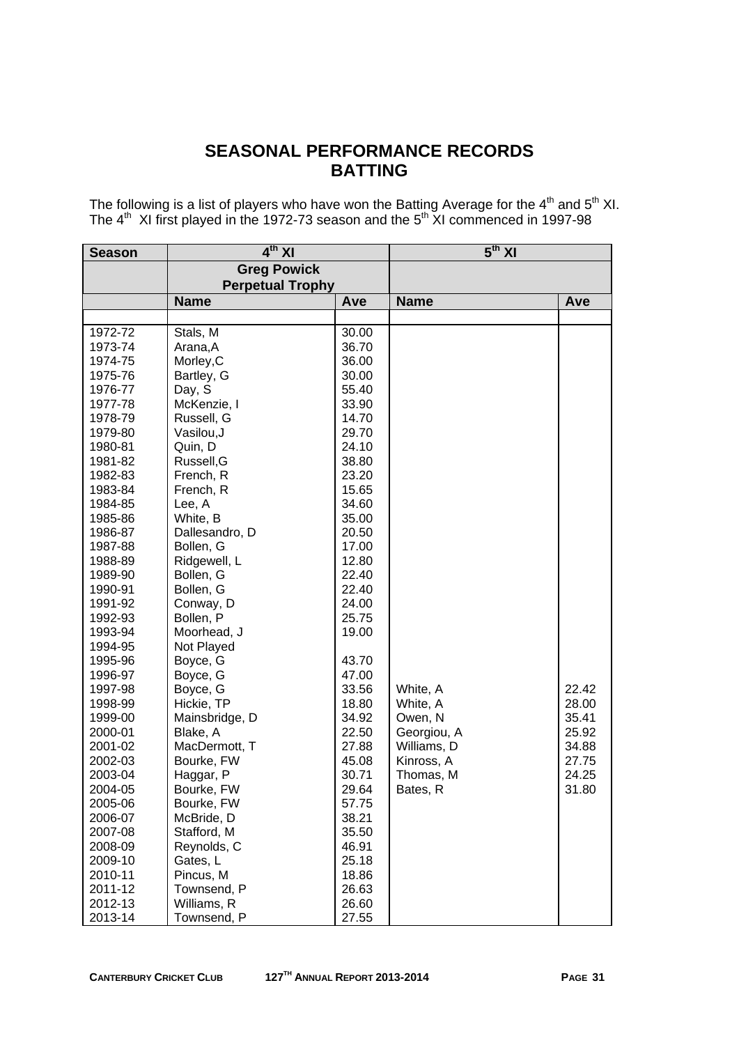# SEASONAL PERFORMANCE RECORDS
# BATTING

The following is a list of players who have won the Batting Average for the 4th and 5th XI.
The 4th XI first played in the 1972-73 season and the 5th XI commenced in 1997-98

| Season | 4th XI | | 5th XI | |
|---|---|---|---|---|
| | Greg Powick Perpetual Trophy | | | |
| | Name | Ave | Name | Ave |
| | | | | |
| 1972-72 | Stals, M | 30.00 | | |
| 1973-74 | Arana,A | 36.70 | | |
| 1974-75 | Morley,C | 36.00 | | |
| 1975-76 | Bartley, G | 30.00 | | |
| 1976-77 | Day, S | 55.40 | | |
| 1977-78 | McKenzie, I | 33.90 | | |
| 1978-79 | Russell, G | 14.70 | | |
| 1979-80 | Vasilou,J | 29.70 | | |
| 1980-81 | Quin, D | 24.10 | | |
| 1981-82 | Russell,G | 38.80 | | |
| 1982-83 | French, R | 23.20 | | |
| 1983-84 | French, R | 15.65 | | |
| 1984-85 | Lee, A | 34.60 | | |
| 1985-86 | White, B | 35.00 | | |
| 1986-87 | Dallesandro, D | 20.50 | | |
| 1987-88 | Bollen, G | 17.00 | | |
| 1988-89 | Ridgewell, L | 12.80 | | |
| 1989-90 | Bollen, G | 22.40 | | |
| 1990-91 | Bollen, G | 22.40 | | |
| 1991-92 | Conway, D | 24.00 | | |
| 1992-93 | Bollen, P | 25.75 | | |
| 1993-94 | Moorhead, J | 19.00 | | |
| 1994-95 | Not Played | | | |
| 1995-96 | Boyce, G | 43.70 | | |
| 1996-97 | Boyce, G | 47.00 | | |
| 1997-98 | Boyce, G | 33.56 | White, A | 22.42 |
| 1998-99 | Hickie, TP | 18.80 | White, A | 28.00 |
| 1999-00 | Mainsbridge, D | 34.92 | Owen, N | 35.41 |
| 2000-01 | Blake, A | 22.50 | Georgiou, A | 25.92 |
| 2001-02 | MacDermott, T | 27.88 | Williams, D | 34.88 |
| 2002-03 | Bourke, FW | 45.08 | Kinross, A | 27.75 |
| 2003-04 | Haggar, P | 30.71 | Thomas, M | 24.25 |
| 2004-05 | Bourke, FW | 29.64 | Bates, R | 31.80 |
| 2005-06 | Bourke, FW | 57.75 | | |
| 2006-07 | McBride, D | 38.21 | | |
| 2007-08 | Stafford, M | 35.50 | | |
| 2008-09 | Reynolds, C | 46.91 | | |
| 2009-10 | Gates, L | 25.18 | | |
| 2010-11 | Pincus, M | 18.86 | | |
| 2011-12 | Townsend, P | 26.63 | | |
| 2012-13 | Williams, R | 26.60 | | |
| 2013-14 | Townsend, P | 27.55 | | |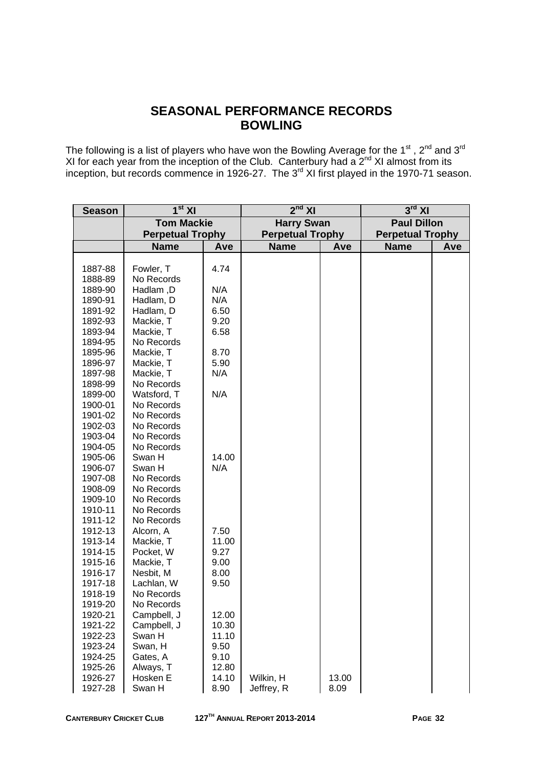# SEASONAL PERFORMANCE RECORDS
## BOWLING

The following is a list of players who have won the Bowling Average for the 1st, 2nd and 3rd XI for each year from the inception of the Club. Canterbury had a 2nd XI almost from its inception, but records commence in 1926-27. The 3rd XI first played in the 1970-71 season.

| Season | 1st XI | | 2nd XI | | 3rd XI | |
|---|---|---|---|---|---|---|
| | Tom Mackie Perpetual Trophy | | Harry Swan Perpetual Trophy | | Paul Dillon Perpetual Trophy | |
| | Name | Ave | Name | Ave | Name | Ave |
| 1887-88 | Fowler, T | 4.74 | | | | |
| 1888-89 | No Records | | | | | |
| 1889-90 | Hadlam ,D | N/A | | | | |
| 1890-91 | Hadlam, D | N/A | | | | |
| 1891-92 | Hadlam, D | 6.50 | | | | |
| 1892-93 | Mackie, T | 9.20 | | | | |
| 1893-94 | Mackie, T | 6.58 | | | | |
| 1894-95 | No Records | | | | | |
| 1895-96 | Mackie, T | 8.70 | | | | |
| 1896-97 | Mackie, T | 5.90 | | | | |
| 1897-98 | Mackie, T | N/A | | | | |
| 1898-99 | No Records | | | | | |
| 1899-00 | Watsford, T | N/A | | | | |
| 1900-01 | No Records | | | | | |
| 1901-02 | No Records | | | | | |
| 1902-03 | No Records | | | | | |
| 1903-04 | No Records | | | | | |
| 1904-05 | No Records | | | | | |
| 1905-06 | Swan H | 14.00 | | | | |
| 1906-07 | Swan H | N/A | | | | |
| 1907-08 | No Records | | | | | |
| 1908-09 | No Records | | | | | |
| 1909-10 | No Records | | | | | |
| 1910-11 | No Records | | | | | |
| 1911-12 | No Records | | | | | |
| 1912-13 | Alcorn, A | 7.50 | | | | |
| 1913-14 | Mackie, T | 11.00 | | | | |
| 1914-15 | Pocket, W | 9.27 | | | | |
| 1915-16 | Mackie, T | 9.00 | | | | |
| 1916-17 | Nesbit, M | 8.00 | | | | |
| 1917-18 | Lachlan, W | 9.50 | | | | |
| 1918-19 | No Records | | | | | |
| 1919-20 | No Records | | | | | |
| 1920-21 | Campbell, J | 12.00 | | | | |
| 1921-22 | Campbell, J | 10.30 | | | | |
| 1922-23 | Swan H | 11.10 | | | | |
| 1923-24 | Swan, H | 9.50 | | | | |
| 1924-25 | Gates, A | 9.10 | | | | |
| 1925-26 | Always, T | 12.80 | | | | |
| 1926-27 | Hosken E | 14.10 | Wilkin, H | 13.00 | | |
| 1927-28 | Swan H | 8.90 | Jeffrey, R | 8.09 | | |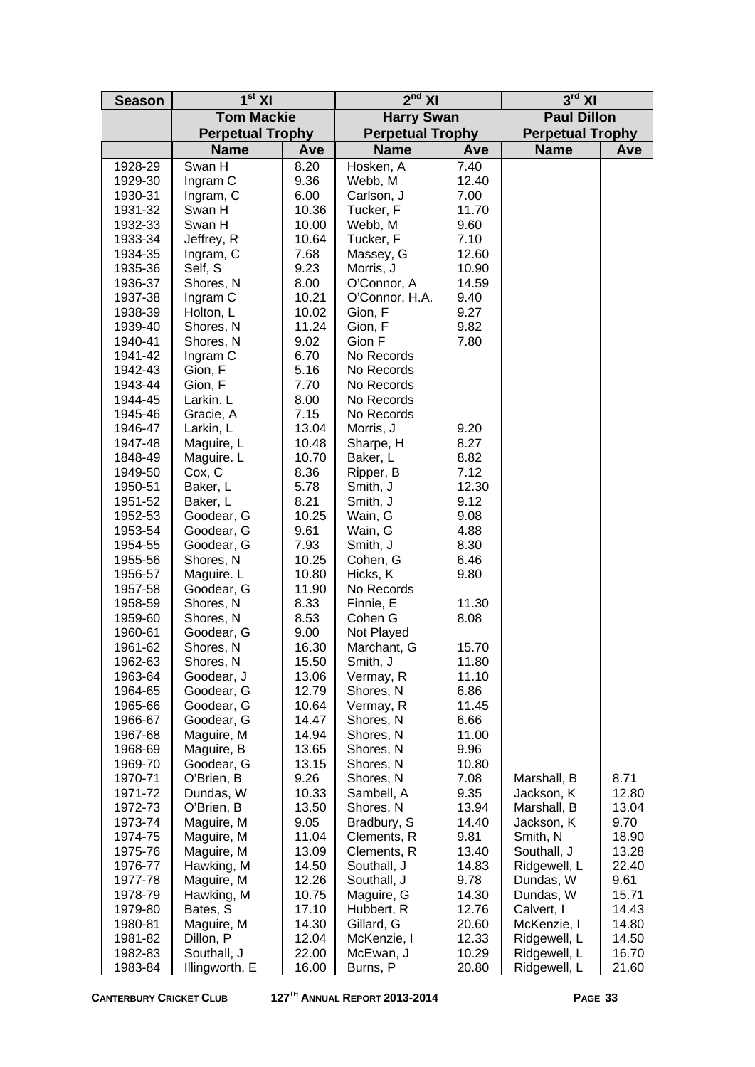| Season | $1^{st}$ XI | | $2^{nd}$ XI | | $3^{rd}$ XI | |
|---|---|---|---|---|---|---|
| | **Tom Mackie Perpetual Trophy** | | **Harry Swan Perpetual Trophy** | | **Paul Dillon Perpetual Trophy** | |
| | **Name** | **Ave** | **Name** | **Ave** | **Name** | **Ave** |
| 1928-29 | Swan H | 8.20 | Hosken, A | 7.40 | | |
| 1929-30 | Ingram C | 9.36 | Webb, M | 12.40 | | |
| 1930-31 | Ingram, C | 6.00 | Carlson, J | 7.00 | | |
| 1931-32 | Swan H | 10.36 | Tucker, F | 11.70 | | |
| 1932-33 | Swan H | 10.00 | Webb, M | 9.60 | | |
| 1933-34 | Jeffrey, R | 10.64 | Tucker, F | 7.10 | | |
| 1934-35 | Ingram, C | 7.68 | Massey, G | 12.60 | | |
| 1935-36 | Self, S | 9.23 | Morris, J | 10.90 | | |
| 1936-37 | Shores, N | 8.00 | O'Connor, A | 14.59 | | |
| 1937-38 | Ingram C | 10.21 | O'Connor, H.A. | 9.40 | | |
| 1938-39 | Holton, L | 10.02 | Gion, F | 9.27 | | |
| 1939-40 | Shores, N | 11.24 | Gion, F | 9.82 | | |
| 1940-41 | Shores, N | 9.02 | Gion F | 7.80 | | |
| 1941-42 | Ingram C | 6.70 | No Records | | | |
| 1942-43 | Gion, F | 5.16 | No Records | | | |
| 1943-44 | Gion, F | 7.70 | No Records | | | |
| 1944-45 | Larkin. L | 8.00 | No Records | | | |
| 1945-46 | Gracie, A | 7.15 | No Records | | | |
| 1946-47 | Larkin, L | 13.04 | Morris, J | 9.20 | | |
| 1947-48 | Maguire, L | 10.48 | Sharpe, H | 8.27 | | |
| 1848-49 | Maguire. L | 10.70 | Baker, L | 8.82 | | |
| 1949-50 | Cox, C | 8.36 | Ripper, B | 7.12 | | |
| 1950-51 | Baker, L | 5.78 | Smith, J | 12.30 | | |
| 1951-52 | Baker, L | 8.21 | Smith, J | 9.12 | | |
| 1952-53 | Goodear, G | 10.25 | Wain, G | 9.08 | | |
| 1953-54 | Goodear, G | 9.61 | Wain, G | 4.88 | | |
| 1954-55 | Goodear, G | 7.93 | Smith, J | 8.30 | | |
| 1955-56 | Shores, N | 10.25 | Cohen, G | 6.46 | | |
| 1956-57 | Maguire. L | 10.80 | Hicks, K | 9.80 | | |
| 1957-58 | Goodear, G | 11.90 | No Records | | | |
| 1958-59 | Shores, N | 8.33 | Finnie, E | 11.30 | | |
| 1959-60 | Shores, N | 8.53 | Cohen G | 8.08 | | |
| 1960-61 | Goodear, G | 9.00 | Not Played | | | |
| 1961-62 | Shores, N | 16.30 | Marchant, G | 15.70 | | |
| 1962-63 | Shores, N | 15.50 | Smith, J | 11.80 | | |
| 1963-64 | Goodear, J | 13.06 | Vermay, R | 11.10 | | |
| 1964-65 | Goodear, G | 12.79 | Shores, N | 6.86 | | |
| 1965-66 | Goodear, G | 10.64 | Vermay, R | 11.45 | | |
| 1966-67 | Goodear, G | 14.47 | Shores, N | 6.66 | | |
| 1967-68 | Maguire, M | 14.94 | Shores, N | 11.00 | | |
| 1968-69 | Maguire, B | 13.65 | Shores, N | 9.96 | | |
| 1969-70 | Goodear, G | 13.15 | Shores, N | 10.80 | | |
| 1970-71 | O'Brien, B | 9.26 | Shores, N | 7.08 | Marshall, B | 8.71 |
| 1971-72 | Dundas, W | 10.33 | Sambell, A | 9.35 | Jackson, K | 12.80 |
| 1972-73 | O'Brien, B | 13.50 | Shores, N | 13.94 | Marshall, B | 13.04 |
| 1973-74 | Maguire, M | 9.05 | Bradbury, S | 14.40 | Jackson, K | 9.70 |
| 1974-75 | Maguire, M | 11.04 | Clements, R | 9.81 | Smith, N | 18.90 |
| 1975-76 | Maguire, M | 13.09 | Clements, R | 13.40 | Southall, J | 13.28 |
| 1976-77 | Hawking, M | 14.50 | Southall, J | 14.83 | Ridgewell, L | 22.40 |
| 1977-78 | Maguire, M | 12.26 | Southall, J | 9.78 | Dundas, W | 9.61 |
| 1978-79 | Hawking, M | 10.75 | Maguire, G | 14.30 | Dundas, W | 15.71 |
| 1979-80 | Bates, S | 17.10 | Hubbert, R | 12.76 | Calvert, I | 14.43 |
| 1980-81 | Maguire, M | 14.30 | Gillard, G | 20.60 | McKenzie, I | 14.80 |
| 1981-82 | Dillon, P | 12.04 | McKenzie, I | 12.33 | Ridgewell, L | 14.50 |
| 1982-83 | Southall, J | 22.00 | McEwan, J | 10.29 | Ridgewell, L | 16.70 |
| 1983-84 | Illingworth, E | 16.00 | Burns, P | 20.80 | Ridgewell, L | 21.60 |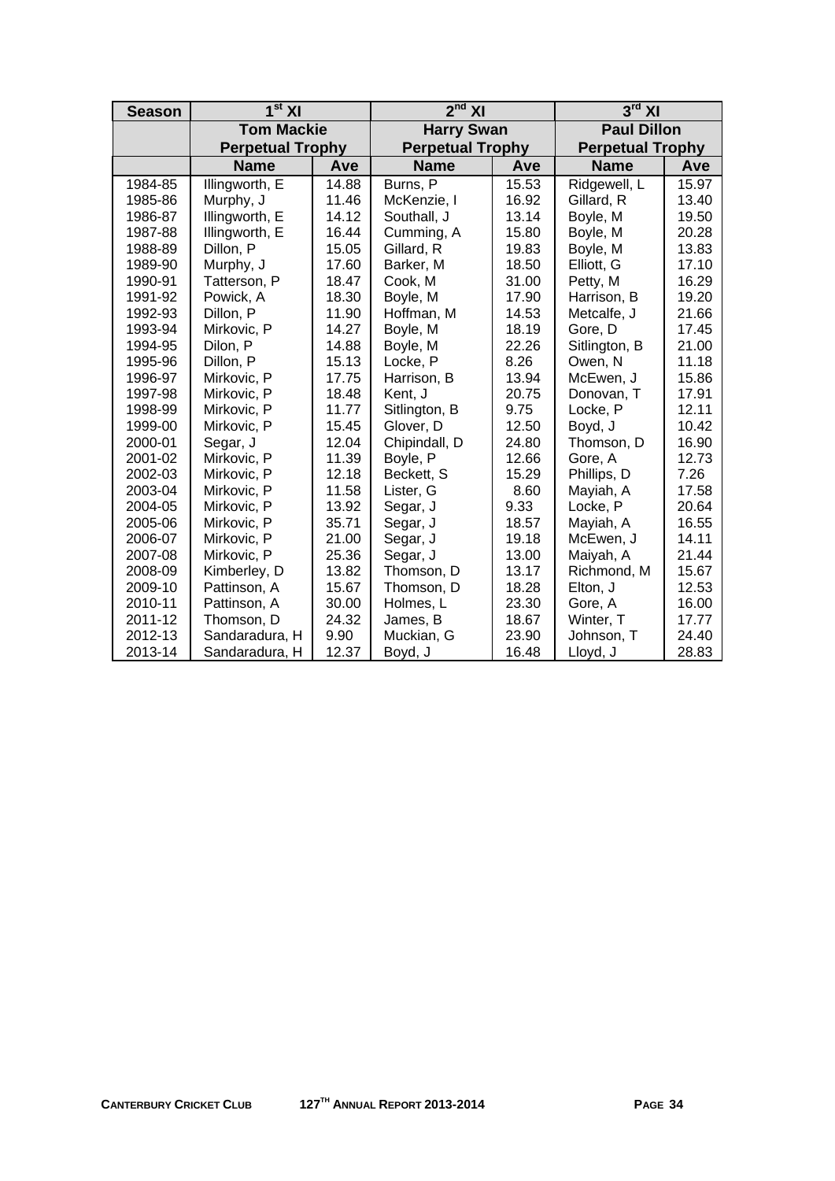| Season | $1^{st}$ XI | | $2^{nd}$ XI | | $3^{rd}$ XI | |
|---|---|---|---|---|---|---|
| | Tom Mackie Perpetual Trophy | | Harry Swan Perpetual Trophy | | Paul Dillon Perpetual Trophy | |
| | Name | Ave | Name | Ave | Name | Ave |
| 1984-85 | Illingworth, E | 14.88 | Burns, P | 15.53 | Ridgewell, L | 15.97 |
| 1985-86 | Murphy, J | 11.46 | McKenzie, I | 16.92 | Gillard, R | 13.40 |
| 1986-87 | Illingworth, E | 14.12 | Southall, J | 13.14 | Boyle, M | 19.50 |
| 1987-88 | Illingworth, E | 16.44 | Cumming, A | 15.80 | Boyle, M | 20.28 |
| 1988-89 | Dillon, P | 15.05 | Gillard, R | 19.83 | Boyle, M | 13.83 |
| 1989-90 | Murphy, J | 17.60 | Barker, M | 18.50 | Elliott, G | 17.10 |
| 1990-91 | Tatterson, P | 18.47 | Cook, M | 31.00 | Petty, M | 16.29 |
| 1991-92 | Powick, A | 18.30 | Boyle, M | 17.90 | Harrison, B | 19.20 |
| 1992-93 | Dillon, P | 11.90 | Hoffman, M | 14.53 | Metcalfe, J | 21.66 |
| 1993-94 | Mirkovic, P | 14.27 | Boyle, M | 18.19 | Gore, D | 17.45 |
| 1994-95 | Dilon, P | 14.88 | Boyle, M | 22.26 | Sitlington, B | 21.00 |
| 1995-96 | Dillon, P | 15.13 | Locke, P | 8.26 | Owen, N | 11.18 |
| 1996-97 | Mirkovic, P | 17.75 | Harrison, B | 13.94 | McEwen, J | 15.86 |
| 1997-98 | Mirkovic, P | 18.48 | Kent, J | 20.75 | Donovan, T | 17.91 |
| 1998-99 | Mirkovic, P | 11.77 | Sitlington, B | 9.75 | Locke, P | 12.11 |
| 1999-00 | Mirkovic, P | 15.45 | Glover, D | 12.50 | Boyd, J | 10.42 |
| 2000-01 | Segar, J | 12.04 | Chipindall, D | 24.80 | Thomson, D | 16.90 |
| 2001-02 | Mirkovic, P | 11.39 | Boyle, P | 12.66 | Gore, A | 12.73 |
| 2002-03 | Mirkovic, P | 12.18 | Beckett, S | 15.29 | Phillips, D | 7.26 |
| 2003-04 | Mirkovic, P | 11.58 | Lister, G | 8.60 | Mayiah, A | 17.58 |
| 2004-05 | Mirkovic, P | 13.92 | Segar, J | 9.33 | Locke, P | 20.64 |
| 2005-06 | Mirkovic, P | 35.71 | Segar, J | 18.57 | Mayiah, A | 16.55 |
| 2006-07 | Mirkovic, P | 21.00 | Segar, J | 19.18 | McEwen, J | 14.11 |
| 2007-08 | Mirkovic, P | 25.36 | Segar, J | 13.00 | Maiyah, A | 21.44 |
| 2008-09 | Kimberley, D | 13.82 | Thomson, D | 13.17 | Richmond, M | 15.67 |
| 2009-10 | Pattinson, A | 15.67 | Thomson, D | 18.28 | Elton, J | 12.53 |
| 2010-11 | Pattinson, A | 30.00 | Holmes, L | 23.30 | Gore, A | 16.00 |
| 2011-12 | Thomson, D | 24.32 | James, B | 18.67 | Winter, T | 17.77 |
| 2012-13 | Sandaradura, H | 9.90 | Muckian, G | 23.90 | Johnson, T | 24.40 |
| 2013-14 | Sandaradura, H | 12.37 | Boyd, J | 16.48 | Lloyd, J | 28.83 |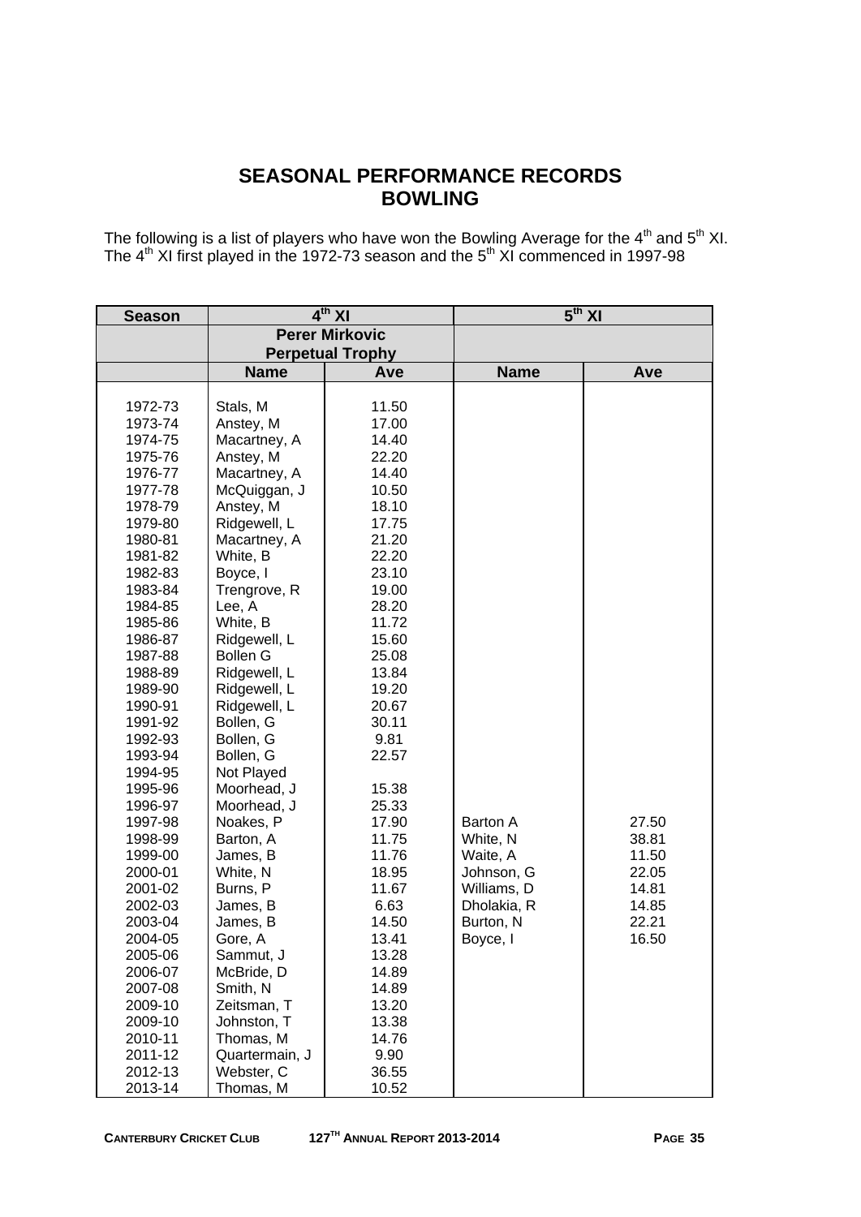# SEASONAL PERFORMANCE RECORDS
# BOWLING

The following is a list of players who have won the Bowling Average for the 4th and 5th XI. The 4th XI first played in the 1972-73 season and the 5th XI commenced in 1997-98

| Season | 4th XI | | 5th XI | |
|---|---|---|---|---|
| | Perer Mirkovic Perpetual Trophy | | | |
| | Name | Ave | Name | Ave |
| 1972-73 | Stals, M | 11.50 | | |
| 1973-74 | Anstey, M | 17.00 | | |
| 1974-75 | Macartney, A | 14.40 | | |
| 1975-76 | Anstey, M | 22.20 | | |
| 1976-77 | Macartney, A | 14.40 | | |
| 1977-78 | McQuiggan, J | 10.50 | | |
| 1978-79 | Anstey, M | 18.10 | | |
| 1979-80 | Ridgewell, L | 17.75 | | |
| 1980-81 | Macartney, A | 21.20 | | |
| 1981-82 | White, B | 22.20 | | |
| 1982-83 | Boyce, I | 23.10 | | |
| 1983-84 | Trengrove, R | 19.00 | | |
| 1984-85 | Lee, A | 28.20 | | |
| 1985-86 | White, B | 11.72 | | |
| 1986-87 | Ridgewell, L | 15.60 | | |
| 1987-88 | Bollen G | 25.08 | | |
| 1988-89 | Ridgewell, L | 13.84 | | |
| 1989-90 | Ridgewell, L | 19.20 | | |
| 1990-91 | Ridgewell, L | 20.67 | | |
| 1991-92 | Bollen, G | 30.11 | | |
| 1992-93 | Bollen, G | 9.81 | | |
| 1993-94 | Bollen, G | 22.57 | | |
| 1994-95 | Not Played | | | |
| 1995-96 | Moorhead, J | 15.38 | | |
| 1996-97 | Moorhead, J | 25.33 | | |
| 1997-98 | Noakes, P | 17.90 | Barton A | 27.50 |
| 1998-99 | Barton, A | 11.75 | White, N | 38.81 |
| 1999-00 | James, B | 11.76 | Waite, A | 11.50 |
| 2000-01 | White, N | 18.95 | Johnson, G | 22.05 |
| 2001-02 | Burns, P | 11.67 | Williams, D | 14.81 |
| 2002-03 | James, B | 6.63 | Dholakia, R | 14.85 |
| 2003-04 | James, B | 14.50 | Burton, N | 22.21 |
| 2004-05 | Gore, A | 13.41 | Boyce, I | 16.50 |
| 2005-06 | Sammut, J | 13.28 | | |
| 2006-07 | McBride, D | 14.89 | | |
| 2007-08 | Smith, N | 14.89 | | |
| 2009-10 | Zeitsman, T | 13.20 | | |
| 2009-10 | Johnston, T | 13.38 | | |
| 2010-11 | Thomas, M | 14.76 | | |
| 2011-12 | Quartermain, J | 9.90 | | |
| 2012-13 | Webster, C | 36.55 | | |
| 2013-14 | Thomas, M | 10.52 | | |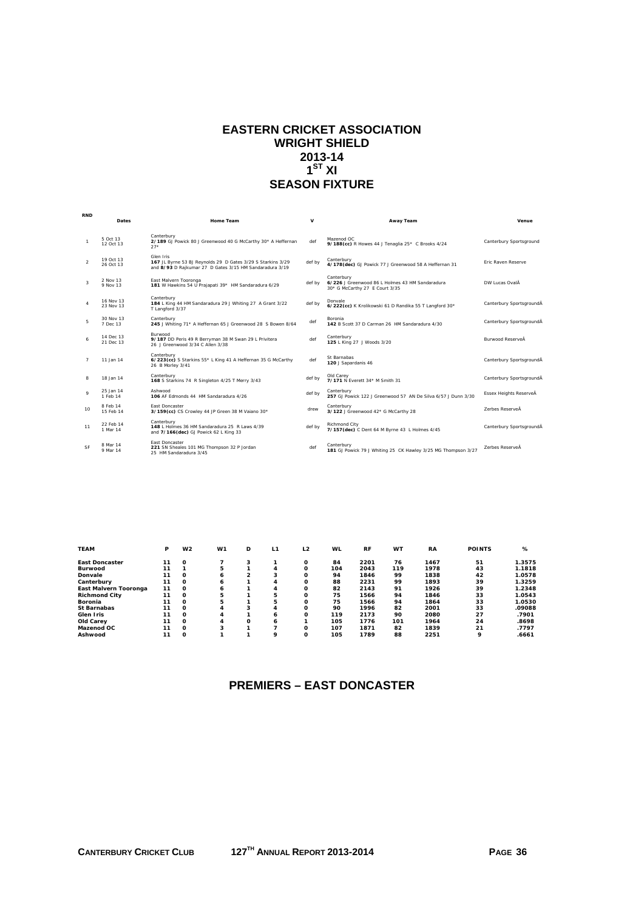# EASTERN CRICKET ASSOCIATION
# WRIGHT SHIELD
# 2013-14
# 1ST XI
# SEASON FIXTURE

| RND | Dates | Home Team | V | Away Team | Venue |
|---|---|---|---|---|---|
| 1 | 5 Oct 13<br>12 Oct 13 | Canterbury<br>**2/189** GJ Powick 80 J Greenwood 40 G McCarthy 30* A Heffernan 27* | def | Mazenod OC<br>**9/188(cc)** R Howes 44 J Tenaglia 25* C Brooks 4/24 | Canterbury Sportsground |
| 2 | 19 Oct 13<br>26 Oct 13 | Glen Iris<br>**167** JL Byrne 53 BJ Reynolds 29 D Gates 3/29 S Starkins 3/29<br>and **8/93** D Rajkumar 27 D Gates 3/15 HM Sandaradura 3/19 | def by | Canterbury<br>**4/178(dec)** GJ Powick 77 J Greenwood 58 A Heffernan 31 | Eric Raven Reserve |
| 3 | 2 Nov 13<br>9 Nov 13 | East Malvern Tooronga<br>**181** W Hawkins 54 U Prajapati 39* HM Sandaradura 6/29 | def by | Canterbury<br>**6/226** J Greenwood 86 L Holmes 43 HM Sandaradura 30* G McCarthy 27 E Court 3/35 | DW Lucas OvalÂ |
| 4 | 16 Nov 13<br>23 Nov 13 | Canterbury<br>**184** L King 44 HM Sandaradura 29 J Whiting 27 A Grant 3/22 T Langford 3/37 | def by | Donvale<br>**6/222(cc)** K Krolikowski 61 D Randika 55 T Langford 30* | Canterbury SportsgroundÂ |
| 5 | 30 Nov 13<br>7 Dec 13 | Canterbury<br>**245** J Whiting 71* A Heffernan 65 J Greenwood 28 S Bowen 8/64 | def | Boronia<br>**142** B Scott 37 D Carman 26 HM Sandaradura 4/30 | Canterbury SportsgroundÂ |
| 6 | 14 Dec 13<br>21 Dec 13 | Burwood<br>**9/187** DD Peris 49 R Berryman 38 M Swan 29 L Privitera 26 J Greenwood 3/34 C Allen 3/38 | def | Canterbury<br>**125** L King 27 J Woods 3/20 | Burwood ReserveÂ |
| 7 | 11 Jan 14 | Canterbury<br>**6/223(cc)** S Starkins 55* L King 41 A Heffernan 35 G McCarthy 26 B Morley 3/41 | def | St Barnabas<br>**120** J Sapardanis 46 | Canterbury SportsgroundÂ |
| 8 | 18 Jan 14 | Canterbury<br>**168** S Starkins 74 R Singleton 4/25 T Merry 3/43 | def by | Old Carey<br>**7/171** N Everett 34* M Smith 31 | Canterbury SportsgroundÂ |
| 9 | 25 Jan 14<br>1 Feb 14 | Ashwood<br>**106** AF Edmonds 44 HM Sandaradura 4/26 | def by | Canterbury<br>**257** GJ Powick 122 J Greenwood 57 AN De Silva 6/57 J Dunn 3/30 | Essex Heights ReserveÂ |
| 10 | 8 Feb 14<br>15 Feb 14 | East Doncaster<br>**3/159(cc)** CS Crowley 44 JP Green 38 M Vaiano 30* | drew | Canterbury<br>**3/122** J Greenwood 42* G McCarthy 28 | Zerbes ReserveÂ |
| 11 | 22 Feb 14<br>1 Mar 14 | Canterbury<br>**148** L Holmes 36 HM Sandaradura 25 R Laws 4/39<br>and **7/166(dec)** GJ Powick 62 L King 33 | def by | Richmond City<br>**7/157(dec)** C Dent 64 M Byrne 43 L Holmes 4/45 | Canterbury SportsgroundÂ |
| SF | 8 Mar 14<br>9 Mar 14 | East Doncaster<br>**221** SN Sheales 101 MG Thompson 32 P Jordan 25 HM Sandaradura 3/45 | def | Canterbury<br>**181** GJ Powick 79 J Whiting 25 CK Hawley 3/25 MG Thompson 3/27 | Zerbes ReserveÂ |

| TEAM | P | W2 | W1 | D | L1 | L2 | WL | RF | WT | RA | POINTS | % |
|---|---|---|---|---|---|---|---|---|---|---|---|---|
| **East Doncaster** | 11 | 0 | 7 | 3 | 1 | 0 | 84 | 2201 | 76 | 1467 | 51 | 1.3575 |
| **Burwood** | 11 | 1 | 5 | 1 | 4 | 0 | 104 | 2043 | 119 | 1978 | 43 | 1.1818 |
| **Donvale** | 11 | 0 | 6 | 2 | 3 | 0 | 94 | 1846 | 99 | 1838 | 42 | 1.0578 |
| **Canterbury** | 11 | 0 | 6 | 1 | 4 | 0 | 88 | 2231 | 99 | 1893 | 39 | 1.3259 |
| **East Malvern Tooronga** | 11 | 0 | 6 | 1 | 4 | 0 | 82 | 2143 | 91 | 1926 | 39 | 1.2348 |
| **Richmond City** | 11 | 0 | 5 | 1 | 5 | 0 | 75 | 1566 | 94 | 1846 | 33 | 1.0543 |
| **Boronia** | 11 | 0 | 5 | 1 | 5 | 0 | 75 | 1566 | 94 | 1864 | 33 | 1.0530 |
| **St Barnabas** | 11 | 0 | 4 | 3 | 4 | 0 | 90 | 1996 | 82 | 2001 | 33 | .09088 |
| **Glen Iris** | 11 | 0 | 4 | 1 | 6 | 0 | 119 | 2173 | 90 | 2080 | 27 | .7901 |
| **Old Carey** | 11 | 0 | 4 | 0 | 6 | 1 | 105 | 1776 | 101 | 1964 | 24 | .8698 |
| **Mazenod OC** | 11 | 0 | 3 | 1 | 7 | 0 | 107 | 1871 | 82 | 1839 | 21 | .7797 |
| **Ashwood** | 11 | 0 | 1 | 1 | 9 | 0 | 105 | 1789 | 88 | 2251 | 9 | .6661 |

## PREMIERS – EAST DONCASTER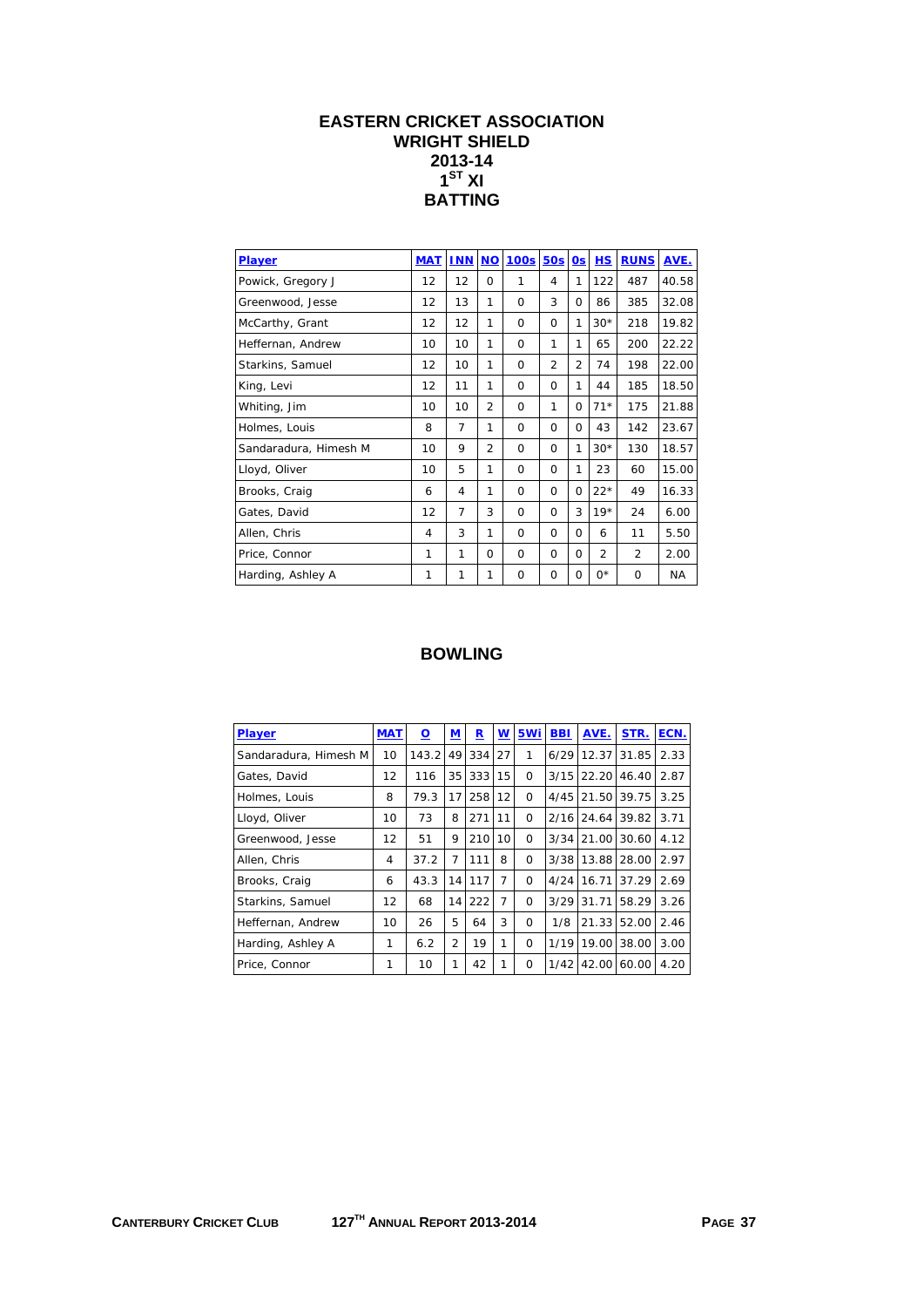# EASTERN CRICKET ASSOCIATION
# WRIGHT SHIELD
# 2013-14
# 1ST XI
# BATTING

| Player | MAT | INN | NO | 100s | 50s | 0s | HS | RUNS | AVE. |
|---|---|---|---|---|---|---|---|---|---|
| Powick, Gregory J | 12 | 12 | 0 | 1 | 4 | 1 | 122 | 487 | 40.58 |
| Greenwood, Jesse | 12 | 13 | 1 | 0 | 3 | 0 | 86 | 385 | 32.08 |
| McCarthy, Grant | 12 | 12 | 1 | 0 | 0 | 1 | 30* | 218 | 19.82 |
| Heffernan, Andrew | 10 | 10 | 1 | 0 | 1 | 1 | 65 | 200 | 22.22 |
| Starkins, Samuel | 12 | 10 | 1 | 0 | 2 | 2 | 74 | 198 | 22.00 |
| King, Levi | 12 | 11 | 1 | 0 | 0 | 1 | 44 | 185 | 18.50 |
| Whiting, Jim | 10 | 10 | 2 | 0 | 1 | 0 | 71* | 175 | 21.88 |
| Holmes, Louis | 8 | 7 | 1 | 0 | 0 | 0 | 43 | 142 | 23.67 |
| Sandaradura, Himesh M | 10 | 9 | 2 | 0 | 0 | 1 | 30* | 130 | 18.57 |
| Lloyd, Oliver | 10 | 5 | 1 | 0 | 0 | 1 | 23 | 60 | 15.00 |
| Brooks, Craig | 6 | 4 | 1 | 0 | 0 | 0 | 22* | 49 | 16.33 |
| Gates, David | 12 | 7 | 3 | 0 | 0 | 3 | 19* | 24 | 6.00 |
| Allen, Chris | 4 | 3 | 1 | 0 | 0 | 0 | 6 | 11 | 5.50 |
| Price, Connor | 1 | 1 | 0 | 0 | 0 | 0 | 2 | 2 | 2.00 |
| Harding, Ashley A | 1 | 1 | 1 | 0 | 0 | 0 | 0* | 0 | NA |

# BOWLING

| Player | MAT | O | M | R | W | 5Wi | BBI | AVE. | STR. | ECN. |
|---|---|---|---|---|---|---|---|---|---|---|
| Sandaradura, Himesh M | 10 | 143.2 | 49 | 334 | 27 | 1 | 6/29 | 12.37 | 31.85 | 2.33 |
| Gates, David | 12 | 116 | 35 | 333 | 15 | 0 | 3/15 | 22.20 | 46.40 | 2.87 |
| Holmes, Louis | 8 | 79.3 | 17 | 258 | 12 | 0 | 4/45 | 21.50 | 39.75 | 3.25 |
| Lloyd, Oliver | 10 | 73 | 8 | 271 | 11 | 0 | 2/16 | 24.64 | 39.82 | 3.71 |
| Greenwood, Jesse | 12 | 51 | 9 | 210 | 10 | 0 | 3/34 | 21.00 | 30.60 | 4.12 |
| Allen, Chris | 4 | 37.2 | 7 | 111 | 8 | 0 | 3/38 | 13.88 | 28.00 | 2.97 |
| Brooks, Craig | 6 | 43.3 | 14 | 117 | 7 | 0 | 4/24 | 16.71 | 37.29 | 2.69 |
| Starkins, Samuel | 12 | 68 | 14 | 222 | 7 | 0 | 3/29 | 31.71 | 58.29 | 3.26 |
| Heffernan, Andrew | 10 | 26 | 5 | 64 | 3 | 0 | 1/8 | 21.33 | 52.00 | 2.46 |
| Harding, Ashley A | 1 | 6.2 | 2 | 19 | 1 | 0 | 1/19 | 19.00 | 38.00 | 3.00 |
| Price, Connor | 1 | 10 | 1 | 42 | 1 | 0 | 1/42 | 42.00 | 60.00 | 4.20 |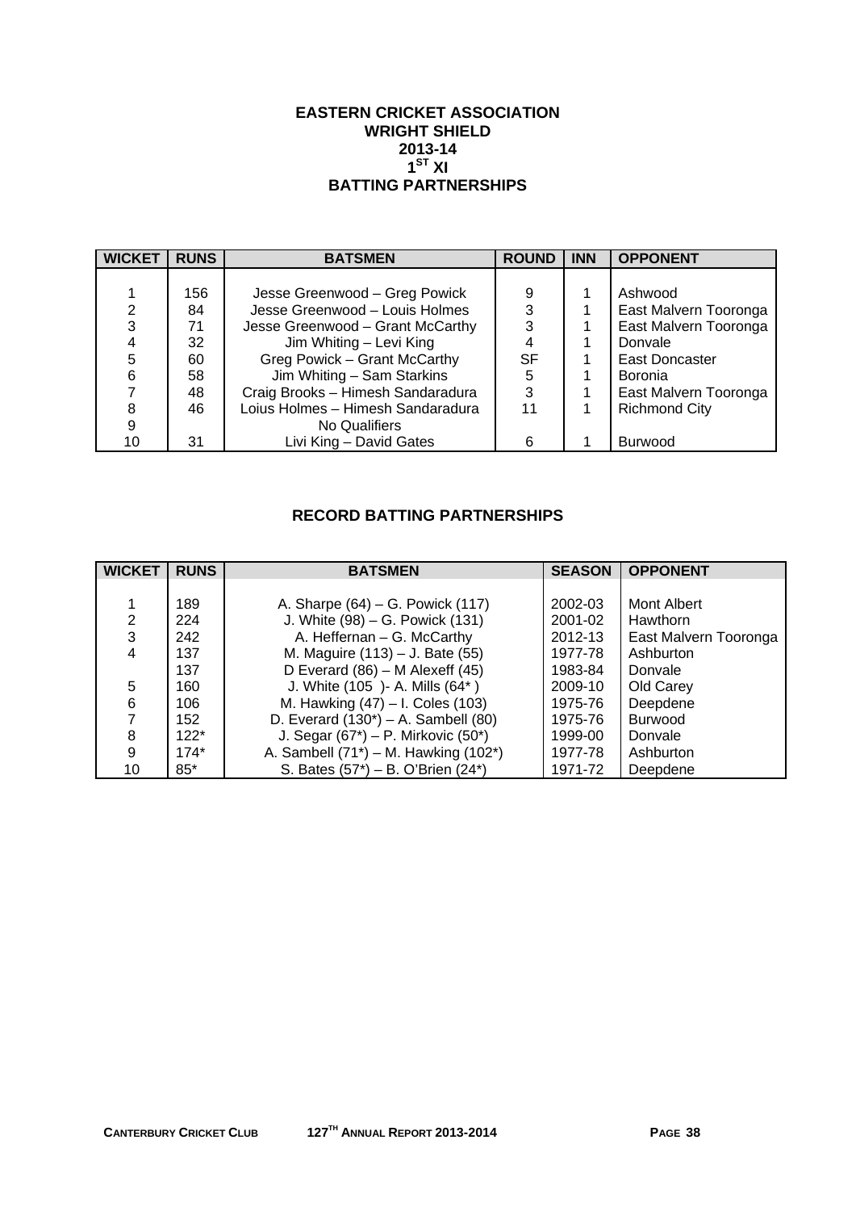# EASTERN CRICKET ASSOCIATION
## WRIGHT SHIELD
## 2013-14
## 1ST XI
## BATTING PARTNERSHIPS

| WICKET | RUNS | BATSMEN | ROUND | INN | OPPONENT |
|---|---|---|---|---|---|
| 1 | 156 | Jesse Greenwood – Greg Powick | 9 | 1 | Ashwood |
| 2 | 84 | Jesse Greenwood – Louis Holmes | 3 | 1 | East Malvern Tooronga |
| 3 | 71 | Jesse Greenwood – Grant McCarthy | 3 | 1 | East Malvern Tooronga |
| 4 | 32 | Jim Whiting – Levi King | 4 | 1 | Donvale |
| 5 | 60 | Greg Powick – Grant McCarthy | SF | 1 | East Doncaster |
| 6 | 58 | Jim Whiting – Sam Starkins | 5 | 1 | Boronia |
| 7 | 48 | Craig Brooks – Himesh Sandaradura | 3 | 1 | East Malvern Tooronga |
| 8 | 46 | Loius Holmes – Himesh Sandaradura | 11 | 1 | Richmond City |
| 9 | | No Qualifiers | | | |
| 10 | 31 | Livi King – David Gates | 6 | 1 | Burwood |

## RECORD BATTING PARTNERSHIPS

| WICKET | RUNS | BATSMEN | SEASON | OPPONENT |
|---|---|---|---|---|
| 1 | 189 | A. Sharpe (64) – G. Powick (117) | 2002-03 | Mont Albert |
| 2 | 224 | J. White (98) – G. Powick (131) | 2001-02 | Hawthorn |
| 3 | 242 | A. Heffernan – G. McCarthy | 2012-13 | East Malvern Tooronga |
| 4 | 137 | M. Maguire (113) – J. Bate (55) | 1977-78 | Ashburton |
| | 137 | D Everard (86) – M Alexeff (45) | 1983-84 | Donvale |
| 5 | 160 | J. White (105 )- A. Mills (64* ) | 2009-10 | Old Carey |
| 6 | 106 | M. Hawking (47) – I. Coles (103) | 1975-76 | Deepdene |
| 7 | 152 | D. Everard (130*) – A. Sambell (80) | 1975-76 | Burwood |
| 8 | 122* | J. Segar (67*) – P. Mirkovic (50*) | 1999-00 | Donvale |
| 9 | 174* | A. Sambell (71*) – M. Hawking (102*) | 1977-78 | Ashburton |
| 10 | 85* | S. Bates (57*) – B. O'Brien (24*) | 1971-72 | Deepdene |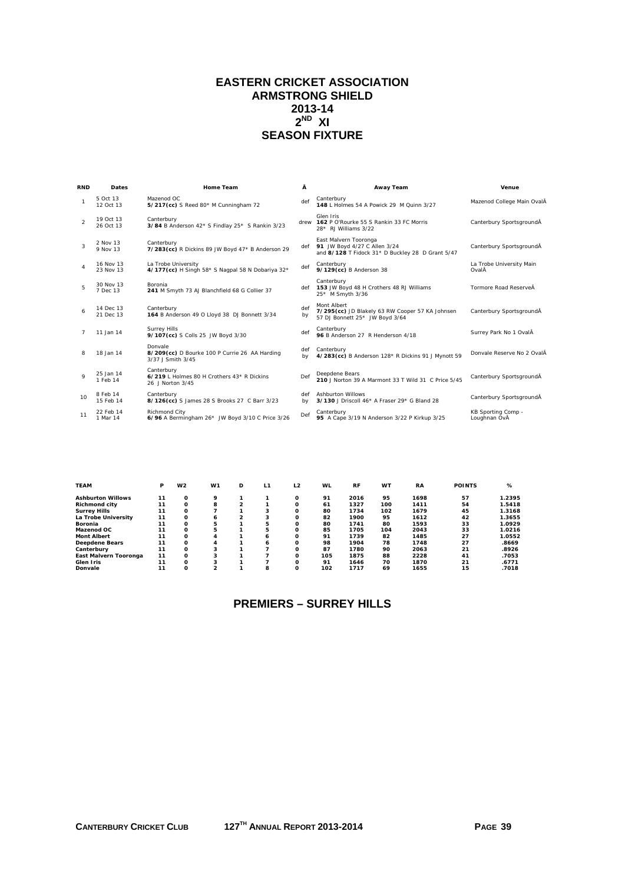# EASTERN CRICKET ASSOCIATION
## ARMSTRONG SHIELD
## 2013-14
## 2ND XI
## SEASON FIXTURE

| RND | Dates | Home Team | Â | Away Team | Venue |
|---|---|---|---|---|---|
| 1 | 5 Oct 13<br>12 Oct 13 | Mazenod OC<br>**5/217(cc)** S Reed 80* M Cunningham 72 | def | Canterbury<br>**148** L Holmes 54 A Powick 29 M Quinn 3/27 | Mazenod College Main OvalÂ |
| 2 | 19 Oct 13<br>26 Oct 13 | Canterbury<br>**3/84** B Anderson 42* S Findlay 25* S Rankin 3/23 | drew | Glen Iris<br>**162** P O'Rourke 55 S Rankin 33 FC Morris 28* RJ Williams 3/22 | Canterbury SportsgroundÂ |
| 3 | 2 Nov 13<br>9 Nov 13 | Canterbury<br>**7/283(cc)** R Dickins 89 JW Boyd 47* B Anderson 29 | def | East Malvern Tooronga<br>**91** JW Boyd 4/27 C Allen 3/24<br>and **8/128** T Fidock 31* D Buckley 28 D Grant 5/47 | Canterbury SportsgroundÂ |
| 4 | 16 Nov 13<br>23 Nov 13 | La Trobe University<br>**4/177(cc)** H Singh 58* S Nagpal 58 N Dobariya 32* | def | Canterbury<br>**9/129(cc)** B Anderson 38 | La Trobe University Main OvalÂ |
| 5 | 30 Nov 13<br>7 Dec 13 | Boronia<br>**241** M Smyth 73 AJ Blanchfield 68 G Collier 37 | def | Canterbury<br>**153** JW Boyd 48 H Crothers 48 RJ Williams 25* M Smyth 3/36 | Tormore Road ReserveÂ |
| 6 | 14 Dec 13<br>21 Dec 13 | Canterbury<br>**164** B Anderson 49 O Lloyd 38 DJ Bonnett 3/34 | def by | Mont Albert<br>**7/295(cc)** JD Blakely 63 RW Cooper 57 KA Johnsen 57 DJ Bonnett 25* JW Boyd 3/64 | Canterbury SportsgroundÂ |
| 7 | 11 Jan 14 | Surrey Hills<br>**9/107(cc)** S Colls 25 JW Boyd 3/30 | def | Canterbury<br>**96** B Anderson 27 R Henderson 4/18 | Surrey Park No 1 OvalÂ |
| 8 | 18 Jan 14 | Donvale<br>**8/209(cc)** D Bourke 100 P Currie 26 AA Harding 3/37 J Smith 3/45 | def by | Canterbury<br>**4/283(cc)** B Anderson 128* R Dickins 91 J Mynott 59 | Donvale Reserve No 2 OvalÂ |
| 9 | 25 Jan 14<br>1 Feb 14 | Canterbury<br>**6/219** L Holmes 80 H Crothers 43* R Dickins 26 J Norton 3/45 | Def | Deepdene Bears<br>**210** J Norton 39 A Marmont 33 T Wild 31 C Price 5/45 | Canterbury SportsgroundÂ |
| 10 | 8 Feb 14<br>15 Feb 14 | Canterbury<br>**8/126(cc)** S James 28 S Brooks 27 C Barr 3/23 | def by | Ashburton Willows<br>**3/130** J Driscoll 46* A Fraser 29* G Bland 28 | Canterbury SportsgroundÂ |
| 11 | 22 Feb 14<br>1 Mar 14 | Richmond City<br>**6/96** A Bermingham 26* JW Boyd 3/10 C Price 3/26 | Def | Canterbury<br>**95** A Cape 3/19 N Anderson 3/22 P Kirkup 3/25 | KB Sporting Comp - Loughnan OvÂ |

| TEAM | P | W2 | W1 | D | L1 | L2 | WL | RF | WT | RA | POINTS | % |
|---|---|---|---|---|---|---|---|---|---|---|---|---|
| **Ashburton Willows** | 11 | 0 | 9 | 1 | 1 | 0 | 91 | 2016 | 95 | 1698 | 57 | 1.2395 |
| **Richmond city** | 11 | 0 | 8 | 2 | 1 | 0 | 61 | 1327 | 100 | 1411 | 54 | 1.5418 |
| **Surrey Hills** | 11 | 0 | 7 | 1 | 3 | 0 | 80 | 1734 | 102 | 1679 | 45 | 1.3168 |
| **La Trobe University** | 11 | 0 | 6 | 2 | 3 | 0 | 82 | 1900 | 95 | 1612 | 42 | 1.3655 |
| **Boronia** | 11 | 0 | 5 | 1 | 5 | 0 | 80 | 1741 | 80 | 1593 | 33 | 1.0929 |
| **Mazenod OC** | 11 | 0 | 5 | 1 | 5 | 0 | 85 | 1705 | 104 | 2043 | 33 | 1.0216 |
| **Mont Albert** | 11 | 0 | 4 | 1 | 6 | 0 | 91 | 1739 | 82 | 1485 | 27 | 1.0552 |
| **Deepdene Bears** | 11 | 0 | 4 | 1 | 6 | 0 | 98 | 1904 | 78 | 1748 | 27 | .8669 |
| **Canterbury** | 11 | 0 | 3 | 1 | 7 | 0 | 87 | 1780 | 90 | 2063 | 21 | .8926 |
| **East Malvern Tooronga** | 11 | 0 | 3 | 1 | 7 | 0 | 105 | 1875 | 88 | 2228 | 41 | .7053 |
| **Glen Iris** | 11 | 0 | 3 | 1 | 7 | 0 | 91 | 1646 | 70 | 1870 | 21 | .6771 |
| **Donvale** | 11 | 0 | 2 | 1 | 8 | 0 | 102 | 1717 | 69 | 1655 | 15 | .7018 |

## PREMIERS – SURREY HILLS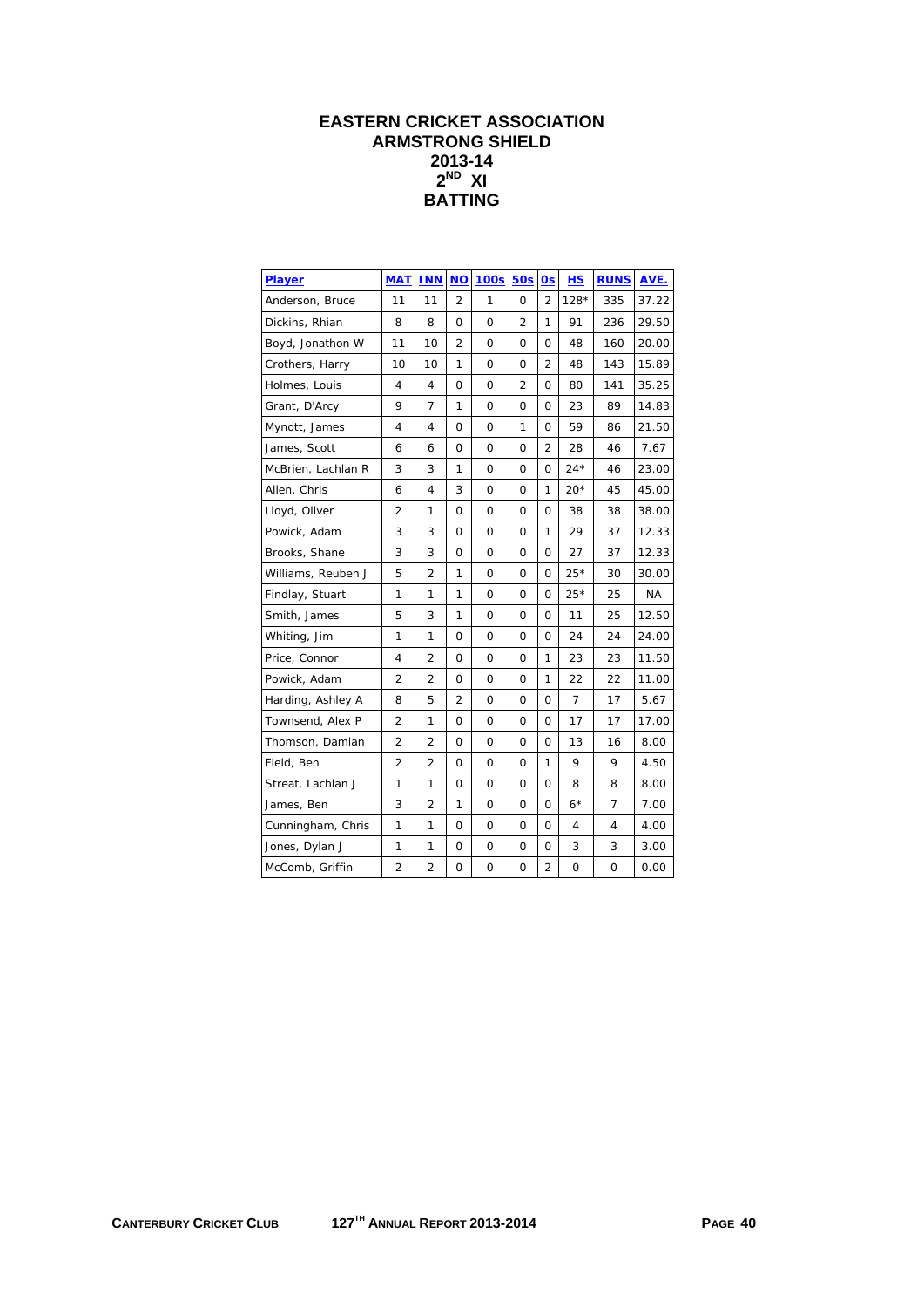# EASTERN CRICKET ASSOCIATION
## ARMSTRONG SHIELD
## 2013-14
## 2ND XI
## BATTING

| Player | MAT | INN | NO | 100s | 50s | 0s | HS | RUNS | AVE. |
|---|---|---|---|---|---|---|---|---|---|
| Anderson, Bruce | 11 | 11 | 2 | 1 | 0 | 2 | 128* | 335 | 37.22 |
| Dickins, Rhian | 8 | 8 | 0 | 0 | 2 | 1 | 91 | 236 | 29.50 |
| Boyd, Jonathon W | 11 | 10 | 2 | 0 | 0 | 0 | 48 | 160 | 20.00 |
| Crothers, Harry | 10 | 10 | 1 | 0 | 0 | 2 | 48 | 143 | 15.89 |
| Holmes, Louis | 4 | 4 | 0 | 0 | 2 | 0 | 80 | 141 | 35.25 |
| Grant, D'Arcy | 9 | 7 | 1 | 0 | 0 | 0 | 23 | 89 | 14.83 |
| Mynott, James | 4 | 4 | 0 | 0 | 1 | 0 | 59 | 86 | 21.50 |
| James, Scott | 6 | 6 | 0 | 0 | 0 | 2 | 28 | 46 | 7.67 |
| McBrien, Lachlan R | 3 | 3 | 1 | 0 | 0 | 0 | 24* | 46 | 23.00 |
| Allen, Chris | 6 | 4 | 3 | 0 | 0 | 1 | 20* | 45 | 45.00 |
| Lloyd, Oliver | 2 | 1 | 0 | 0 | 0 | 0 | 38 | 38 | 38.00 |
| Powick, Adam | 3 | 3 | 0 | 0 | 0 | 1 | 29 | 37 | 12.33 |
| Brooks, Shane | 3 | 3 | 0 | 0 | 0 | 0 | 27 | 37 | 12.33 |
| Williams, Reuben J | 5 | 2 | 1 | 0 | 0 | 0 | 25* | 30 | 30.00 |
| Findlay, Stuart | 1 | 1 | 1 | 0 | 0 | 0 | 25* | 25 | NA |
| Smith, James | 5 | 3 | 1 | 0 | 0 | 0 | 11 | 25 | 12.50 |
| Whiting, Jim | 1 | 1 | 0 | 0 | 0 | 0 | 24 | 24 | 24.00 |
| Price, Connor | 4 | 2 | 0 | 0 | 0 | 1 | 23 | 23 | 11.50 |
| Powick, Adam | 2 | 2 | 0 | 0 | 0 | 1 | 22 | 22 | 11.00 |
| Harding, Ashley A | 8 | 5 | 2 | 0 | 0 | 0 | 7 | 17 | 5.67 |
| Townsend, Alex P | 2 | 1 | 0 | 0 | 0 | 0 | 17 | 17 | 17.00 |
| Thomson, Damian | 2 | 2 | 0 | 0 | 0 | 0 | 13 | 16 | 8.00 |
| Field, Ben | 2 | 2 | 0 | 0 | 0 | 1 | 9 | 9 | 4.50 |
| Streat, Lachlan J | 1 | 1 | 0 | 0 | 0 | 0 | 8 | 8 | 8.00 |
| James, Ben | 3 | 2 | 1 | 0 | 0 | 0 | 6* | 7 | 7.00 |
| Cunningham, Chris | 1 | 1 | 0 | 0 | 0 | 0 | 4 | 4 | 4.00 |
| Jones, Dylan J | 1 | 1 | 0 | 0 | 0 | 0 | 3 | 3 | 3.00 |
| McComb, Griffin | 2 | 2 | 0 | 0 | 0 | 2 | 0 | 0 | 0.00 |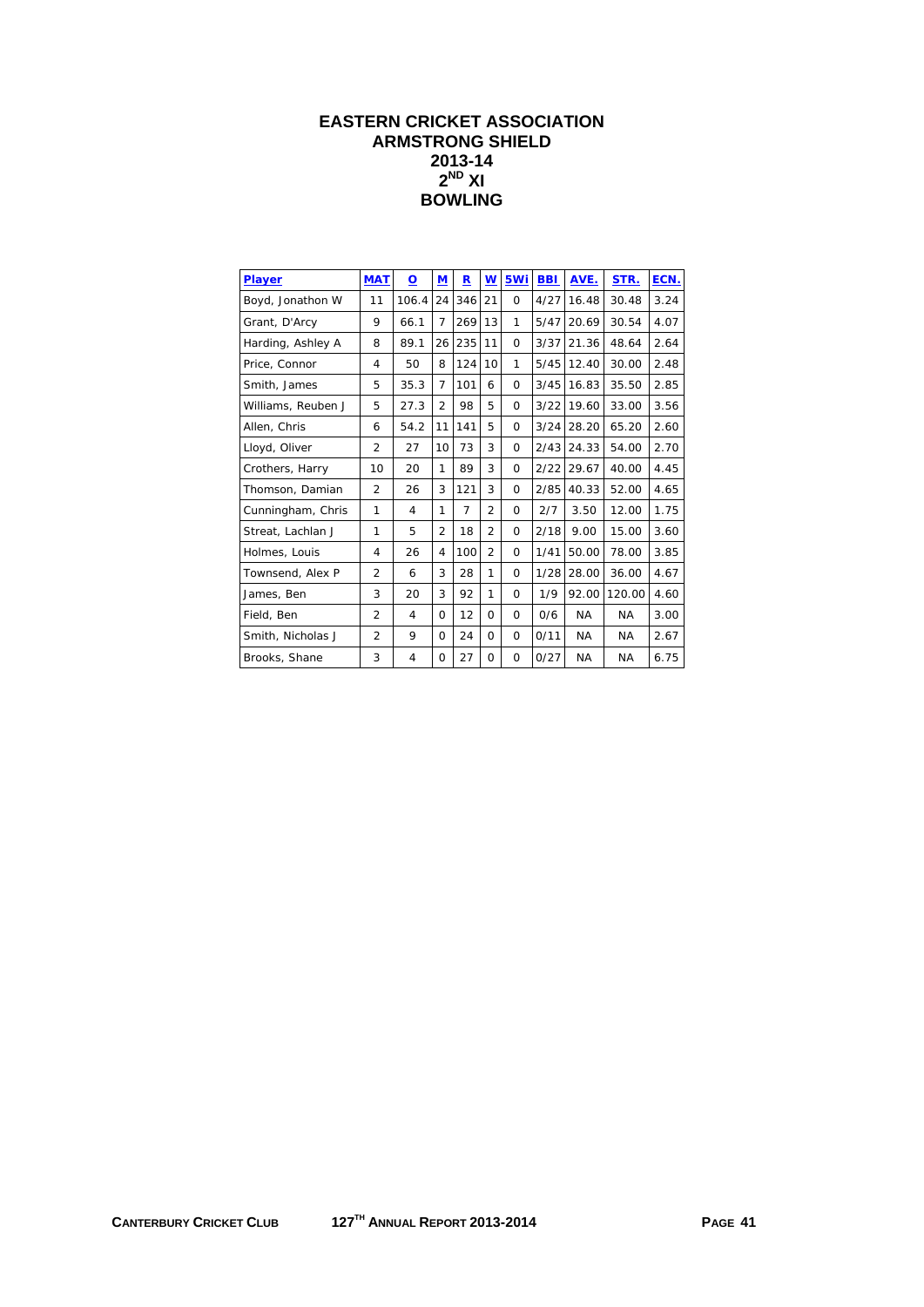# EASTERN CRICKET ASSOCIATION
## ARMSTRONG SHIELD
## 2013-14
## 2ND XI
## BOWLING

| Player | MAT | O | M | R | W | 5Wi | BBI | AVE. | STR. | ECN. |
|---|---|---|---|---|---|---|---|---|---|---|
| Boyd, Jonathon W | 11 | 106.4 | 24 | 346 | 21 | 0 | 4/27 | 16.48 | 30.48 | 3.24 |
| Grant, D'Arcy | 9 | 66.1 | 7 | 269 | 13 | 1 | 5/47 | 20.69 | 30.54 | 4.07 |
| Harding, Ashley A | 8 | 89.1 | 26 | 235 | 11 | 0 | 3/37 | 21.36 | 48.64 | 2.64 |
| Price, Connor | 4 | 50 | 8 | 124 | 10 | 1 | 5/45 | 12.40 | 30.00 | 2.48 |
| Smith, James | 5 | 35.3 | 7 | 101 | 6 | 0 | 3/45 | 16.83 | 35.50 | 2.85 |
| Williams, Reuben J | 5 | 27.3 | 2 | 98 | 5 | 0 | 3/22 | 19.60 | 33.00 | 3.56 |
| Allen, Chris | 6 | 54.2 | 11 | 141 | 5 | 0 | 3/24 | 28.20 | 65.20 | 2.60 |
| Lloyd, Oliver | 2 | 27 | 10 | 73 | 3 | 0 | 2/43 | 24.33 | 54.00 | 2.70 |
| Crothers, Harry | 10 | 20 | 1 | 89 | 3 | 0 | 2/22 | 29.67 | 40.00 | 4.45 |
| Thomson, Damian | 2 | 26 | 3 | 121 | 3 | 0 | 2/85 | 40.33 | 52.00 | 4.65 |
| Cunningham, Chris | 1 | 4 | 1 | 7 | 2 | 0 | 2/7 | 3.50 | 12.00 | 1.75 |
| Streat, Lachlan J | 1 | 5 | 2 | 18 | 2 | 0 | 2/18 | 9.00 | 15.00 | 3.60 |
| Holmes, Louis | 4 | 26 | 4 | 100 | 2 | 0 | 1/41 | 50.00 | 78.00 | 3.85 |
| Townsend, Alex P | 2 | 6 | 3 | 28 | 1 | 0 | 1/28 | 28.00 | 36.00 | 4.67 |
| James, Ben | 3 | 20 | 3 | 92 | 1 | 0 | 1/9 | 92.00 | 120.00 | 4.60 |
| Field, Ben | 2 | 4 | 0 | 12 | 0 | 0 | 0/6 | NA | NA | 3.00 |
| Smith, Nicholas J | 2 | 9 | 0 | 24 | 0 | 0 | 0/11 | NA | NA | 2.67 |
| Brooks, Shane | 3 | 4 | 0 | 27 | 0 | 0 | 0/27 | NA | NA | 6.75 |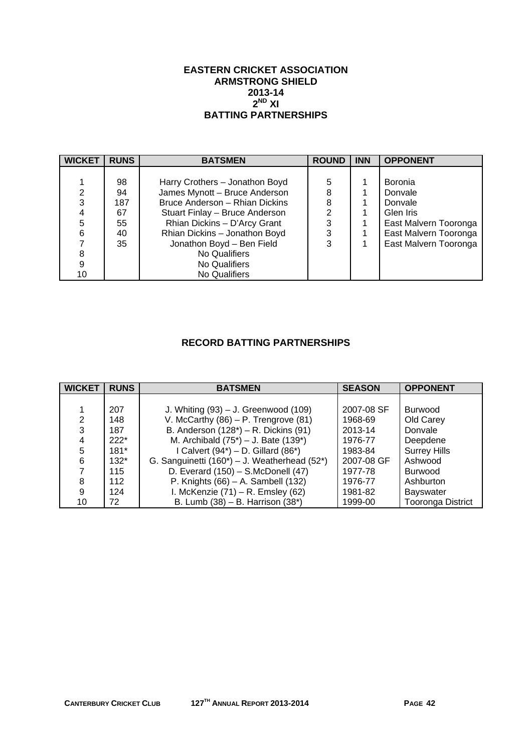# EASTERN CRICKET ASSOCIATION
## ARMSTRONG SHIELD
## 2013-14
## 2ND XI
## BATTING PARTNERSHIPS

| WICKET | RUNS | BATSMEN | ROUND | INN | OPPONENT |
|---|---|---|---|---|---|
| 1 | 98 | Harry Crothers – Jonathon Boyd | 5 | 1 | Boronia |
| 2 | 94 | James Mynott – Bruce Anderson | 8 | 1 | Donvale |
| 3 | 187 | Bruce Anderson – Rhian Dickins | 8 | 1 | Donvale |
| 4 | 67 | Stuart Finlay – Bruce Anderson | 2 | 1 | Glen Iris |
| 5 | 55 | Rhian Dickins – D'Arcy Grant | 3 | 1 | East Malvern Tooronga |
| 6 | 40 | Rhian Dickins – Jonathon Boyd | 3 | 1 | East Malvern Tooronga |
| 7 | 35 | Jonathon Boyd – Ben Field | 3 | 1 | East Malvern Tooronga |
| 8 | | No Qualifiers | | | |
| 9 | | No Qualifiers | | | |
| 10 | | No Qualifiers | | | |

## RECORD BATTING PARTNERSHIPS

| WICKET | RUNS | BATSMEN | SEASON | OPPONENT |
|---|---|---|---|---|
| 1 | 207 | J. Whiting (93) – J. Greenwood (109) | 2007-08 SF | Burwood |
| 2 | 148 | V. McCarthy (86) – P. Trengrove (81) | 1968-69 | Old Carey |
| 3 | 187 | B. Anderson (128*) – R. Dickins (91) | 2013-14 | Donvale |
| 4 | 222* | M. Archibald (75*) – J. Bate (139*) | 1976-77 | Deepdene |
| 5 | 181* | I Calvert (94*) – D. Gillard (86*) | 1983-84 | Surrey Hills |
| 6 | 132* | G. Sanguinetti (160*) – J. Weatherhead (52*) | 2007-08 GF | Ashwood |
| 7 | 115 | D. Everard (150) – S.McDonell (47) | 1977-78 | Burwood |
| 8 | 112 | P. Knights (66) – A. Sambell (132) | 1976-77 | Ashburton |
| 9 | 124 | I. McKenzie (71) – R. Emsley (62) | 1981-82 | Bayswater |
| 10 | 72 | B. Lumb (38) – B. Harrison (38*) | 1999-00 | Tooronga District |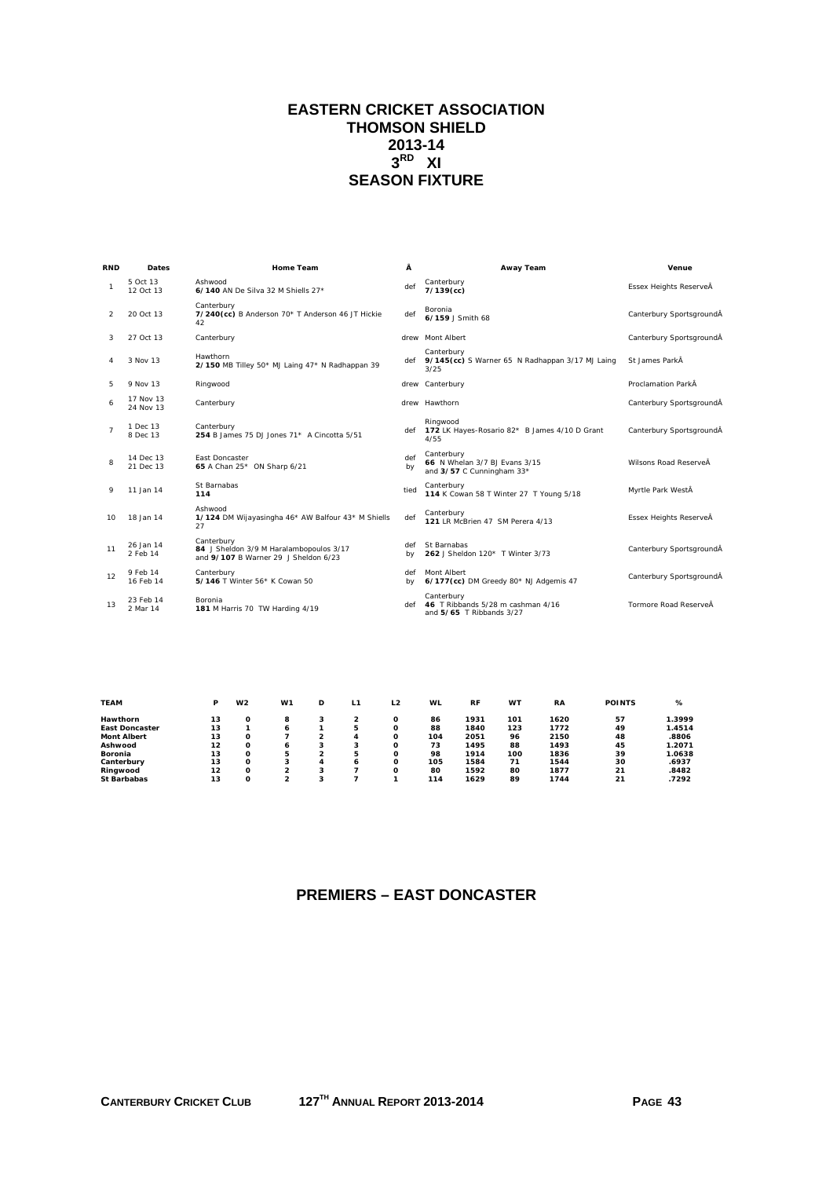# EASTERN CRICKET ASSOCIATION
# THOMSON SHIELD
# 2013-14
# 3RD XI
# SEASON FIXTURE

| RND | Dates | Home Team | Â | Away Team | Venue |
|---|---|---|---|---|---|
| 1 | 5 Oct 13 12 Oct 13 | Ashwood **6/140** AN De Silva 32 M Shiells 27* | def | Canterbury **7/139(cc)** | Essex Heights ReserveÂ |
| 2 | 20 Oct 13 | Canterbury **7/240(cc)** B Anderson 70* T Anderson 46 JT Hickie 42 | def | Boronia **6/159** J Smith 68 | Canterbury SportsgroundÂ |
| 3 | 27 Oct 13 | Canterbury | drew | Mont Albert | Canterbury SportsgroundÂ |
| 4 | 3 Nov 13 | Hawthorn **2/150** MB Tilley 50* MJ Laing 47* N Radhappan 39 | def | Canterbury **9/145(cc)** S Warner 65 N Radhappan 3/17 MJ Laing 3/25 | St James ParkÂ |
| 5 | 9 Nov 13 | Ringwood | drew | Canterbury | Proclamation ParkÂ |
| 6 | 17 Nov 13 24 Nov 13 | Canterbury | drew | Hawthorn | Canterbury SportsgroundÂ |
| 7 | 1 Dec 13 8 Dec 13 | Canterbury **254** B James 75 DJ Jones 71* A Cincotta 5/51 | def | Ringwood **172** LK Hayes-Rosario 82* B James 4/10 D Grant 4/55 | Canterbury SportsgroundÂ |
| 8 | 14 Dec 13 21 Dec 13 | East Doncaster **65** A Chan 25* ON Sharp 6/21 | def by | Canterbury **66** N Whelan 3/7 BJ Evans 3/15 and **3/57** C Cunningham 33* | Wilsons Road ReserveÂ |
| 9 | 11 Jan 14 | St Barnabas **114** | tied | Canterbury **114** K Cowan 58 T Winter 27 T Young 5/18 | Myrtle Park WestÂ |
| 10 | 18 Jan 14 | Ashwood **1/124** DM Wijayasingha 46* AW Balfour 43* M Shiells 27 | def | Canterbury **121** LR McBrien 47 SM Perera 4/13 | Essex Heights ReserveÂ |
| 11 | 26 Jan 14 2 Feb 14 | Canterbury **84** J Sheldon 3/9 M Haralambopoulos 3/17 and **9/107** B Warner 29 J Sheldon 6/23 | def by | St Barnabas **262** J Sheldon 120* T Winter 3/73 | Canterbury SportsgroundÂ |
| 12 | 9 Feb 14 16 Feb 14 | Canterbury **5/146** T Winter 56* K Cowan 50 | def by | Mont Albert **6/177(cc)** DM Greedy 80* NJ Adgemis 47 | Canterbury SportsgroundÂ |
| 13 | 23 Feb 14 2 Mar 14 | Boronia **181** M Harris 70 TW Harding 4/19 | def | Canterbury **46** T Ribbands 5/28 m cashman 4/16 and **5/65** T Ribbands 3/27 | Tormore Road ReserveÂ |

| TEAM | P | W2 | W1 | D | L1 | L2 | WL | RF | WT | RA | POINTS | % |
|---|---|---|---|---|---|---|---|---|---|---|---|---|
| **Hawthorn** | 13 | 0 | 8 | 3 | 2 | 0 | 86 | 1931 | 101 | 1620 | 57 | 1.3999 |
| **East Doncaster** | 13 | 1 | 6 | 1 | 5 | 0 | 88 | 1840 | 123 | 1772 | 49 | 1.4514 |
| **Mont Albert** | 13 | 0 | 7 | 2 | 4 | 0 | 104 | 2051 | 96 | 2150 | 48 | .8806 |
| **Ashwood** | 12 | 0 | 6 | 3 | 3 | 0 | 73 | 1495 | 88 | 1493 | 45 | 1.2071 |
| **Boronia** | 13 | 0 | 5 | 2 | 5 | 0 | 98 | 1914 | 100 | 1836 | 39 | 1.0638 |
| **Canterbury** | 13 | 0 | 3 | 4 | 6 | 0 | 105 | 1584 | 71 | 1544 | 30 | .6937 |
| **Ringwood** | 12 | 0 | 2 | 3 | 7 | 0 | 80 | 1592 | 80 | 1877 | 21 | .8482 |
| **St Barbabas** | 13 | 0 | 2 | 3 | 7 | 1 | 114 | 1629 | 89 | 1744 | 21 | .7292 |

## PREMIERS – EAST DONCASTER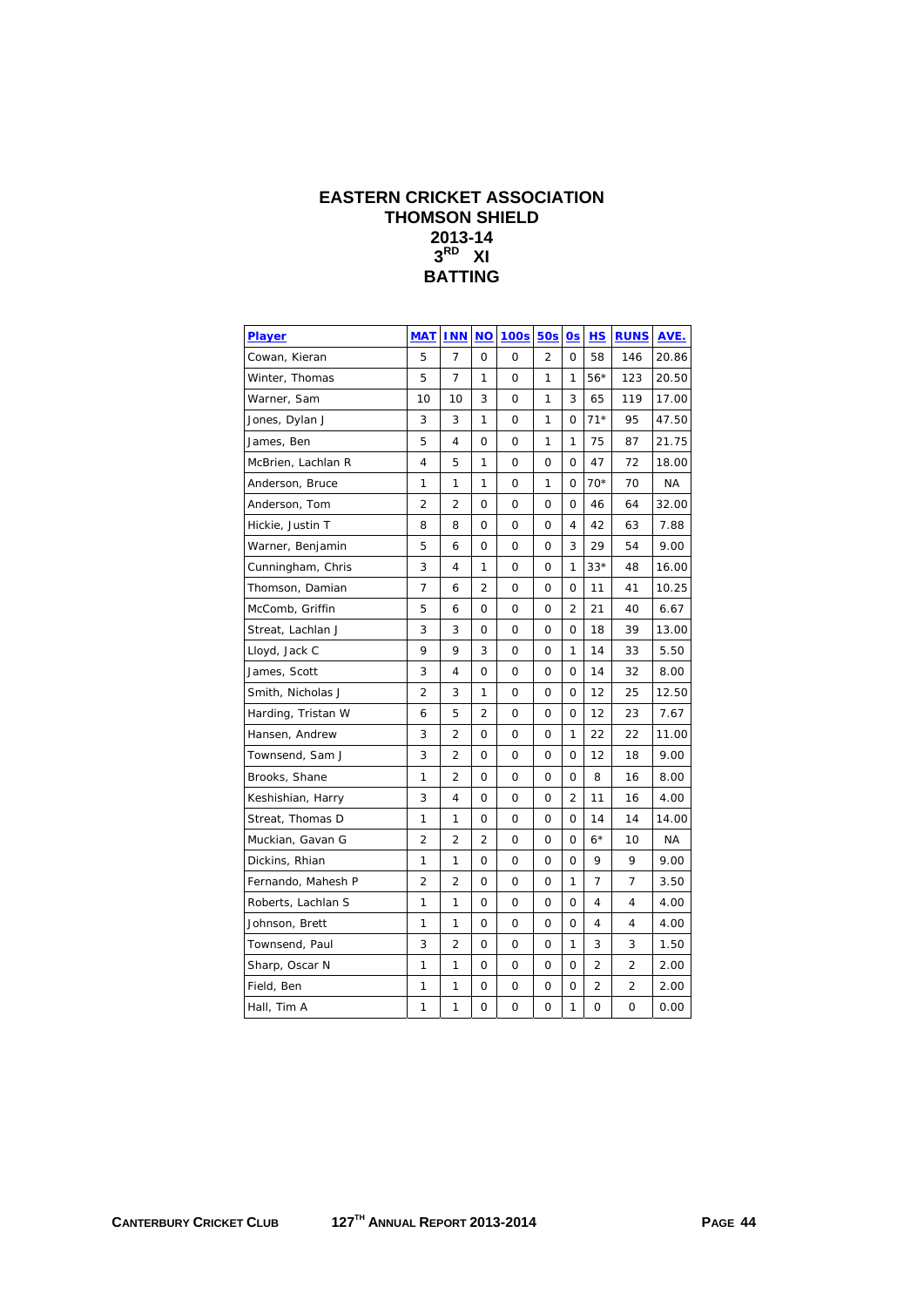# EASTERN CRICKET ASSOCIATION
## THOMSON SHIELD
## 2013-14
## 3RD XI
## BATTING

| Player | MAT | INN | NO | 100s | 50s | 0s | HS | RUNS | AVE. |
|---|---|---|---|---|---|---|---|---|---|
| Cowan, Kieran | 5 | 7 | 0 | 0 | 2 | 0 | 58 | 146 | 20.86 |
| Winter, Thomas | 5 | 7 | 1 | 0 | 1 | 1 | 56* | 123 | 20.50 |
| Warner, Sam | 10 | 10 | 3 | 0 | 1 | 3 | 65 | 119 | 17.00 |
| Jones, Dylan J | 3 | 3 | 1 | 0 | 1 | 0 | 71* | 95 | 47.50 |
| James, Ben | 5 | 4 | 0 | 0 | 1 | 1 | 75 | 87 | 21.75 |
| McBrien, Lachlan R | 4 | 5 | 1 | 0 | 0 | 0 | 47 | 72 | 18.00 |
| Anderson, Bruce | 1 | 1 | 1 | 0 | 1 | 0 | 70* | 70 | NA |
| Anderson, Tom | 2 | 2 | 0 | 0 | 0 | 0 | 46 | 64 | 32.00 |
| Hickie, Justin T | 8 | 8 | 0 | 0 | 0 | 4 | 42 | 63 | 7.88 |
| Warner, Benjamin | 5 | 6 | 0 | 0 | 0 | 3 | 29 | 54 | 9.00 |
| Cunningham, Chris | 3 | 4 | 1 | 0 | 0 | 1 | 33* | 48 | 16.00 |
| Thomson, Damian | 7 | 6 | 2 | 0 | 0 | 0 | 11 | 41 | 10.25 |
| McComb, Griffin | 5 | 6 | 0 | 0 | 0 | 2 | 21 | 40 | 6.67 |
| Streat, Lachlan J | 3 | 3 | 0 | 0 | 0 | 0 | 18 | 39 | 13.00 |
| Lloyd, Jack C | 9 | 9 | 3 | 0 | 0 | 1 | 14 | 33 | 5.50 |
| James, Scott | 3 | 4 | 0 | 0 | 0 | 0 | 14 | 32 | 8.00 |
| Smith, Nicholas J | 2 | 3 | 1 | 0 | 0 | 0 | 12 | 25 | 12.50 |
| Harding, Tristan W | 6 | 5 | 2 | 0 | 0 | 0 | 12 | 23 | 7.67 |
| Hansen, Andrew | 3 | 2 | 0 | 0 | 0 | 1 | 22 | 22 | 11.00 |
| Townsend, Sam J | 3 | 2 | 0 | 0 | 0 | 0 | 12 | 18 | 9.00 |
| Brooks, Shane | 1 | 2 | 0 | 0 | 0 | 0 | 8 | 16 | 8.00 |
| Keshishian, Harry | 3 | 4 | 0 | 0 | 0 | 2 | 11 | 16 | 4.00 |
| Streat, Thomas D | 1 | 1 | 0 | 0 | 0 | 0 | 14 | 14 | 14.00 |
| Muckian, Gavan G | 2 | 2 | 2 | 0 | 0 | 0 | 6* | 10 | NA |
| Dickins, Rhian | 1 | 1 | 0 | 0 | 0 | 0 | 9 | 9 | 9.00 |
| Fernando, Mahesh P | 2 | 2 | 0 | 0 | 0 | 1 | 7 | 7 | 3.50 |
| Roberts, Lachlan S | 1 | 1 | 0 | 0 | 0 | 0 | 4 | 4 | 4.00 |
| Johnson, Brett | 1 | 1 | 0 | 0 | 0 | 0 | 4 | 4 | 4.00 |
| Townsend, Paul | 3 | 2 | 0 | 0 | 0 | 1 | 3 | 3 | 1.50 |
| Sharp, Oscar N | 1 | 1 | 0 | 0 | 0 | 0 | 2 | 2 | 2.00 |
| Field, Ben | 1 | 1 | 0 | 0 | 0 | 0 | 2 | 2 | 2.00 |
| Hall, Tim A | 1 | 1 | 0 | 0 | 0 | 1 | 0 | 0 | 0.00 |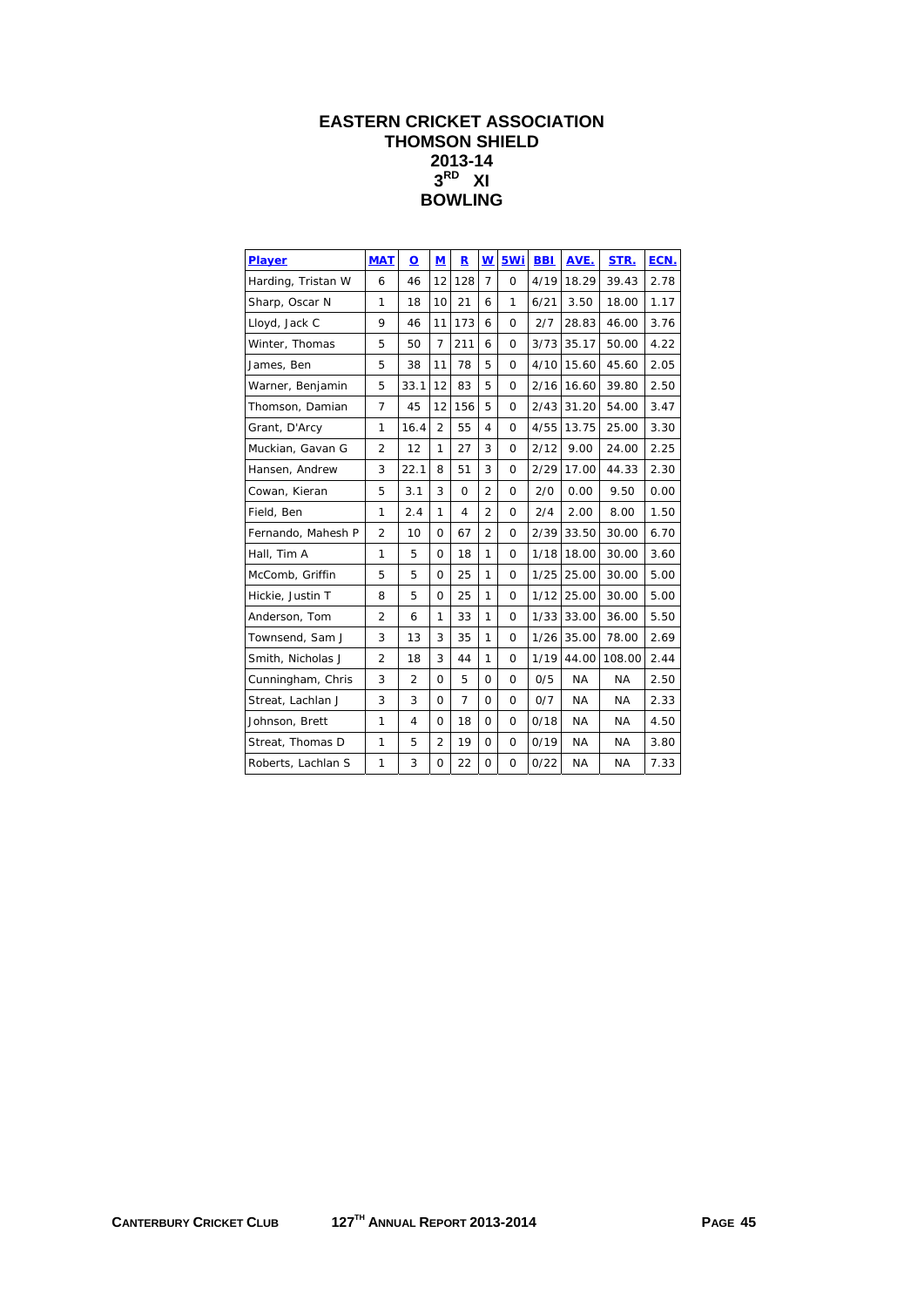# EASTERN CRICKET ASSOCIATION
## THOMSON SHIELD
## 2013-14
## 3RD XI
## BOWLING

| Player | MAT | O | M | R | W | 5Wi | BBI | AVE. | STR. | ECN. |
|---|---|---|---|---|---|---|---|---|---|---|
| Harding, Tristan W | 6 | 46 | 12 | 128 | 7 | 0 | 4/19 | 18.29 | 39.43 | 2.78 |
| Sharp, Oscar N | 1 | 18 | 10 | 21 | 6 | 1 | 6/21 | 3.50 | 18.00 | 1.17 |
| Lloyd, Jack C | 9 | 46 | 11 | 173 | 6 | 0 | 2/7 | 28.83 | 46.00 | 3.76 |
| Winter, Thomas | 5 | 50 | 7 | 211 | 6 | 0 | 3/73 | 35.17 | 50.00 | 4.22 |
| James, Ben | 5 | 38 | 11 | 78 | 5 | 0 | 4/10 | 15.60 | 45.60 | 2.05 |
| Warner, Benjamin | 5 | 33.1 | 12 | 83 | 5 | 0 | 2/16 | 16.60 | 39.80 | 2.50 |
| Thomson, Damian | 7 | 45 | 12 | 156 | 5 | 0 | 2/43 | 31.20 | 54.00 | 3.47 |
| Grant, D'Arcy | 1 | 16.4 | 2 | 55 | 4 | 0 | 4/55 | 13.75 | 25.00 | 3.30 |
| Muckian, Gavan G | 2 | 12 | 1 | 27 | 3 | 0 | 2/12 | 9.00 | 24.00 | 2.25 |
| Hansen, Andrew | 3 | 22.1 | 8 | 51 | 3 | 0 | 2/29 | 17.00 | 44.33 | 2.30 |
| Cowan, Kieran | 5 | 3.1 | 3 | 0 | 2 | 0 | 2/0 | 0.00 | 9.50 | 0.00 |
| Field, Ben | 1 | 2.4 | 1 | 4 | 2 | 0 | 2/4 | 2.00 | 8.00 | 1.50 |
| Fernando, Mahesh P | 2 | 10 | 0 | 67 | 2 | 0 | 2/39 | 33.50 | 30.00 | 6.70 |
| Hall, Tim A | 1 | 5 | 0 | 18 | 1 | 0 | 1/18 | 18.00 | 30.00 | 3.60 |
| McComb, Griffin | 5 | 5 | 0 | 25 | 1 | 0 | 1/25 | 25.00 | 30.00 | 5.00 |
| Hickie, Justin T | 8 | 5 | 0 | 25 | 1 | 0 | 1/12 | 25.00 | 30.00 | 5.00 |
| Anderson, Tom | 2 | 6 | 1 | 33 | 1 | 0 | 1/33 | 33.00 | 36.00 | 5.50 |
| Townsend, Sam J | 3 | 13 | 3 | 35 | 1 | 0 | 1/26 | 35.00 | 78.00 | 2.69 |
| Smith, Nicholas J | 2 | 18 | 3 | 44 | 1 | 0 | 1/19 | 44.00 | 108.00 | 2.44 |
| Cunningham, Chris | 3 | 2 | 0 | 5 | 0 | 0 | 0/5 | NA | NA | 2.50 |
| Streat, Lachlan J | 3 | 3 | 0 | 7 | 0 | 0 | 0/7 | NA | NA | 2.33 |
| Johnson, Brett | 1 | 4 | 0 | 18 | 0 | 0 | 0/18 | NA | NA | 4.50 |
| Streat, Thomas D | 1 | 5 | 2 | 19 | 0 | 0 | 0/19 | NA | NA | 3.80 |
| Roberts, Lachlan S | 1 | 3 | 0 | 22 | 0 | 0 | 0/22 | NA | NA | 7.33 |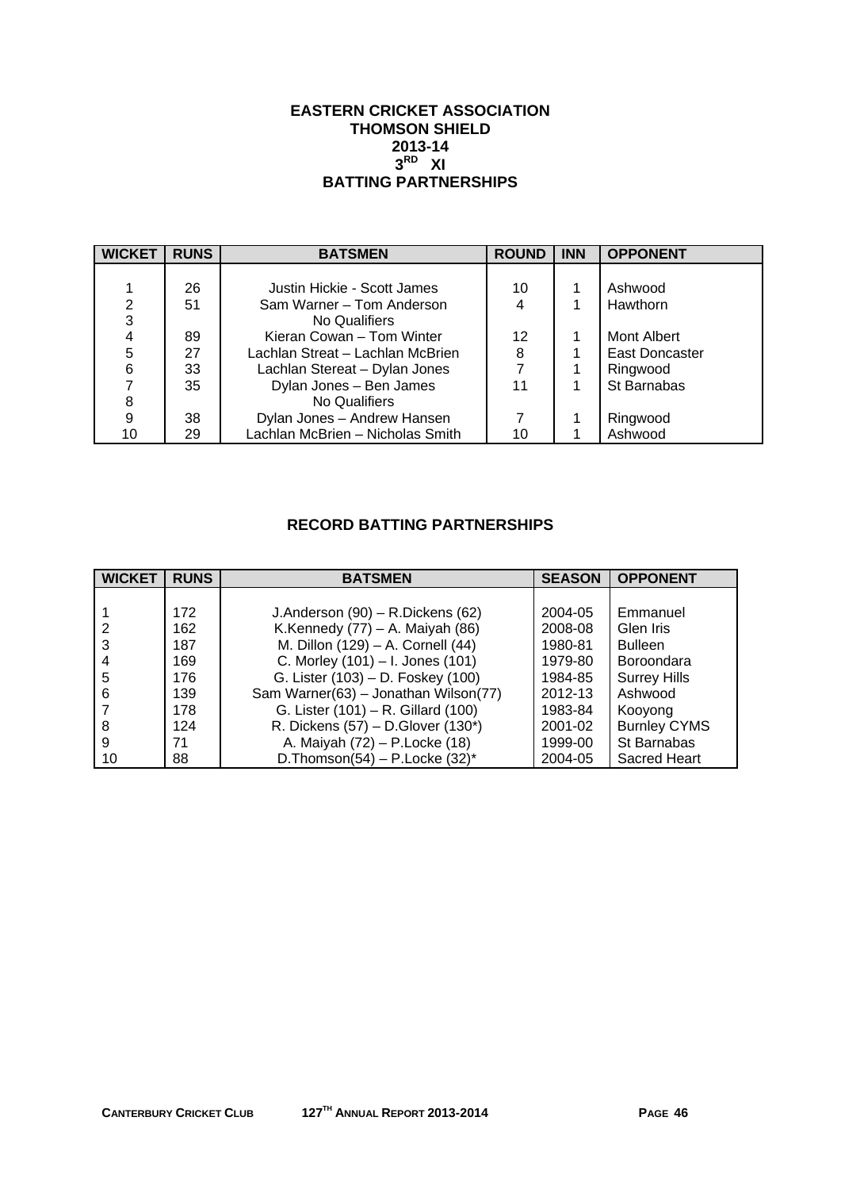# EASTERN CRICKET ASSOCIATION
## THOMSON SHIELD
## 2013-14
## 3RD XI
## BATTING PARTNERSHIPS

| WICKET | RUNS | BATSMEN | ROUND | INN | OPPONENT |
|---|---|---|---|---|---|
| 1 | 26 | Justin Hickie - Scott James | 10 | 1 | Ashwood |
| 2 | 51 | Sam Warner – Tom Anderson | 4 | 1 | Hawthorn |
| 3 | | No Qualifiers | | | |
| 4 | 89 | Kieran Cowan – Tom Winter | 12 | 1 | Mont Albert |
| 5 | 27 | Lachlan Streat – Lachlan McBrien | 8 | 1 | East Doncaster |
| 6 | 33 | Lachlan Stereat – Dylan Jones | 7 | 1 | Ringwood |
| 7 | 35 | Dylan Jones – Ben James | 11 | 1 | St Barnabas |
| 8 | | No Qualifiers | | | |
| 9 | 38 | Dylan Jones – Andrew Hansen | 7 | 1 | Ringwood |
| 10 | 29 | Lachlan McBrien – Nicholas Smith | 10 | 1 | Ashwood |

## RECORD BATTING PARTNERSHIPS

| WICKET | RUNS | BATSMEN | SEASON | OPPONENT |
|---|---|---|---|---|
| 1 | 172 | J.Anderson (90) – R.Dickens (62) | 2004-05 | Emmanuel |
| 2 | 162 | K.Kennedy (77) – A. Maiyah (86) | 2008-08 | Glen Iris |
| 3 | 187 | M. Dillon (129) – A. Cornell (44) | 1980-81 | Bulleen |
| 4 | 169 | C. Morley (101) – I. Jones (101) | 1979-80 | Boroondara |
| 5 | 176 | G. Lister (103) – D. Foskey (100) | 1984-85 | Surrey Hills |
| 6 | 139 | Sam Warner(63) – Jonathan Wilson(77) | 2012-13 | Ashwood |
| 7 | 178 | G. Lister (101) – R. Gillard (100) | 1983-84 | Kooyong |
| 8 | 124 | R. Dickens (57) – D.Glover (130*) | 2001-02 | Burnley CYMS |
| 9 | 71 | A. Maiyah (72) – P.Locke (18) | 1999-00 | St Barnabas |
| 10 | 88 | D.Thomson(54) – P.Locke (32)* | 2004-05 | Sacred Heart |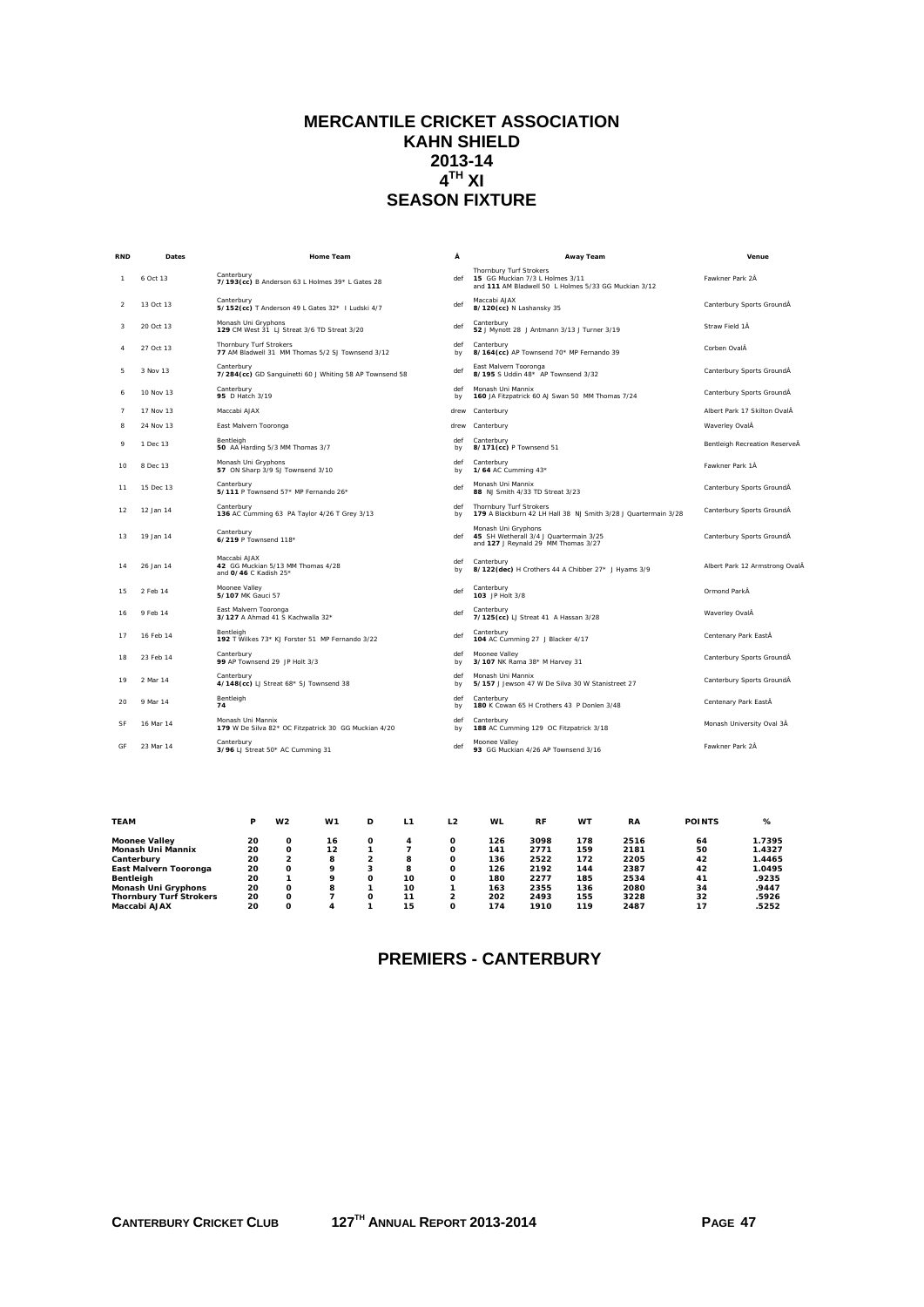# MERCANTILE CRICKET ASSOCIATION
# KAHN SHIELD
# 2013-14
# 4TH XI
# SEASON FIXTURE

| RND | Dates | Home Team | Â | Away Team | Venue |
|---|---|---|---|---|---|
| 1 | 6 Oct 13 | Canterbury **7/193(cc)** B Anderson 63 L Holmes 39* L Gates 28 | def | Thornbury Turf Strokers **15** GG Muckian 7/3 L Holmes 3/11 and **111** AM Bladwell 50 L Holmes 5/33 GG Muckian 3/12 | Fawkner Park 2Â |
| 2 | 13 Oct 13 | Canterbury **5/152(cc)** T Anderson 49 L Gates 32* I Ludski 4/7 | def | Maccabi AJAX **8/120(cc)** N Lashansky 35 | Canterbury Sports GroundÂ |
| 3 | 20 Oct 13 | Monash Uni Gryphons **129** CM West 31 LJ Streat 3/6 TD Streat 3/20 | def | Canterbury **52** J Mynott 28 J Antmann 3/13 J Turner 3/19 | Straw Field 1Â |
| 4 | 27 Oct 13 | Thornbury Turf Strokers **77** AM Bladwell 31 MM Thomas 5/2 SJ Townsend 3/12 | def by | Canterbury **8/164(cc)** AP Townsend 70* MP Fernando 39 | Corben OvalÂ |
| 5 | 3 Nov 13 | Canterbury **7/284(cc)** GD Sanguinetti 60 J Whiting 58 AP Townsend 58 | def | East Malvern Tooronga **8/195** S Uddin 48* AP Townsend 3/32 | Canterbury Sports GroundÂ |
| 6 | 10 Nov 13 | Canterbury **95** D Hatch 3/19 | def by | Monash Uni Mannix **160** JA Fitzpatrick 60 AJ Swan 50 MM Thomas 7/24 | Canterbury Sports GroundÂ |
| 7 | 17 Nov 13 | Maccabi AJAX | drew | Canterbury | Albert Park 17 Skilton OvalÂ |
| 8 | 24 Nov 13 | East Malvern Tooronga | drew | Canterbury | Waverley OvalÂ |
| 9 | 1 Dec 13 | Bentleigh **50** AA Harding 5/3 MM Thomas 3/7 | def by | Canterbury **8/171(cc)** P Townsend 51 | Bentleigh Recreation ReserveÂ |
| 10 | 8 Dec 13 | Monash Uni Gryphons **57** ON Sharp 3/9 SJ Townsend 3/10 | def by | Canterbury **1/64** AC Cumming 43* | Fawkner Park 1Â |
| 11 | 15 Dec 13 | Canterbury **5/111** P Townsend 57* MP Fernando 26* | def | Monash Uni Mannix **88** NJ Smith 4/33 TD Streat 3/23 | Canterbury Sports GroundÂ |
| 12 | 12 Jan 14 | Canterbury **136** AC Cumming 63 PA Taylor 4/26 T Grey 3/13 | def by | Thornbury Turf Strokers **179** A Blackburn 42 LH Hall 38 NJ Smith 3/28 J Quartermain 3/28 | Canterbury Sports GroundÂ |
| 13 | 19 Jan 14 | Canterbury **6/219** P Townsend 118* | def | Monash Uni Gryphons **45** SH Wetherall 3/4 J Quartermain 3/25 and **127** J Reynald 29 MM Thomas 3/27 | Canterbury Sports GroundÂ |
| 14 | 26 Jan 14 | Maccabi AJAX **42** GG Muckian 5/13 MM Thomas 4/28 and **0/46** C Kadish 25* | def by | Canterbury **8/122(dec)** H Crothers 44 A Chibber 27* J Hyams 3/9 | Albert Park 12 Armstrong OvalÂ |
| 15 | 2 Feb 14 | Moonee Valley **5/107** MK Gauci 57 | def | Canterbury **103** JP Holt 3/8 | Ormond ParkÂ |
| 16 | 9 Feb 14 | East Malvern Tooronga **3/127** A Ahmad 41 S Kachwalla 32* | def | Canterbury **7/125(cc)** LJ Streat 41 A Hassan 3/28 | Waverley OvalÂ |
| 17 | 16 Feb 14 | Bentleigh **192** T Wilkes 73* KJ Forster 51 MP Fernando 3/22 | def | Canterbury **104** AC Cumming 27 J Blacker 4/17 | Centenary Park EastÂ |
| 18 | 23 Feb 14 | Canterbury **99** AP Townsend 29 JP Holt 3/3 | def by | Moonee Valley **3/107** NK Rama 38* M Harvey 31 | Canterbury Sports GroundÂ |
| 19 | 2 Mar 14 | Canterbury **4/148(cc)** LJ Streat 68* SJ Townsend 38 | def by | Monash Uni Mannix **5/157** J Jewson 47 W De Silva 30 W Stanistreet 27 | Canterbury Sports GroundÂ |
| 20 | 9 Mar 14 | Bentleigh **74** | def by | Canterbury **180** K Cowan 65 H Crothers 43 P Donlen 3/48 | Centenary Park EastÂ |
| SF | 16 Mar 14 | Monash Uni Mannix **179** W De Silva 82* OC Fitzpatrick 30 GG Muckian 4/20 | def by | Canterbury **188** AC Cumming 129 OC Fitzpatrick 3/18 | Monash University Oval 3Â |
| GF | 23 Mar 14 | Canterbury **3/96** LJ Streat 50* AC Cumming 31 | def | Moonee Valley **93** GG Muckian 4/26 AP Townsend 3/16 | Fawkner Park 2Â |

| TEAM | P | W2 | W1 | D | L1 | L2 | WL | RF | WT | RA | POINTS | % |
|---|---|---|---|---|---|---|---|---|---|---|---|---|
| **Moonee Valley** | **20** | **0** | **16** | **0** | **4** | **0** | **126** | **3098** | **178** | **2516** | **64** | **1.7395** |
| **Monash Uni Mannix** | **20** | **0** | **12** | **1** | **7** | **0** | **141** | **2771** | **159** | **2181** | **50** | **1.4327** |
| **Canterbury** | **20** | **2** | **8** | **2** | **8** | **0** | **136** | **2522** | **172** | **2205** | **42** | **1.4465** |
| **East Malvern Tooronga** | **20** | **0** | **9** | **3** | **8** | **0** | **126** | **2192** | **144** | **2387** | **42** | **1.0495** |
| **Bentleigh** | **20** | **1** | **9** | **0** | **10** | **0** | **180** | **2277** | **185** | **2534** | **41** | **.9235** |
| **Monash Uni Gryphons** | **20** | **0** | **8** | **1** | **10** | **1** | **163** | **2355** | **136** | **2080** | **34** | **.9447** |
| **Thornbury Turf Strokers** | **20** | **0** | **7** | **0** | **11** | **2** | **202** | **2493** | **155** | **3228** | **32** | **.5926** |
| **Maccabi AJAX** | **20** | **0** | **4** | **1** | **15** | **0** | **174** | **1910** | **119** | **2487** | **17** | **.5252** |

## PREMIERS - CANTERBURY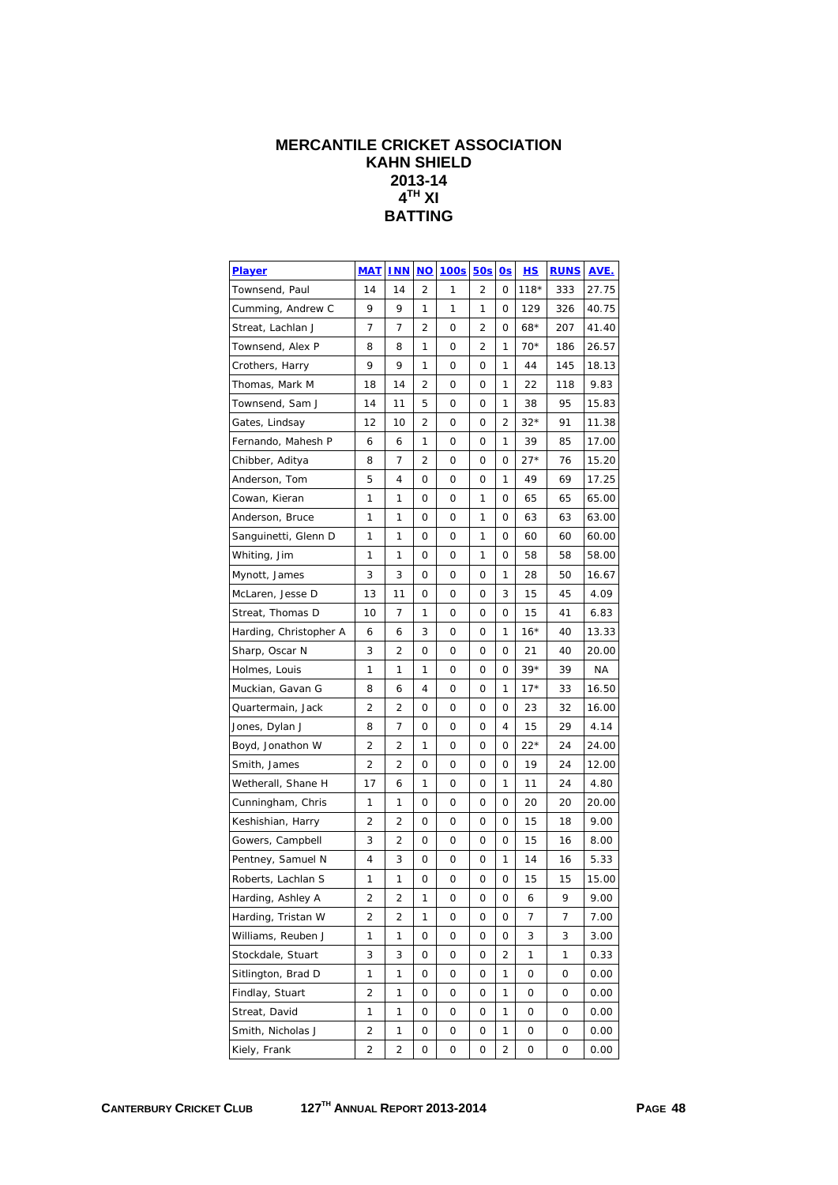# MERCANTILE CRICKET ASSOCIATION
## KAHN SHIELD
## 2013-14
## 4[TH] XI
## BATTING

| Player | MAT | INN | NO | 100s | 50s | 0s | HS | RUNS | AVE. |
|---|---|---|---|---|---|---|---|---|---|
| Townsend, Paul | 14 | 14 | 2 | 1 | 2 | 0 | 118* | 333 | 27.75 |
| Cumming, Andrew C | 9 | 9 | 1 | 1 | 1 | 0 | 129 | 326 | 40.75 |
| Streat, Lachlan J | 7 | 7 | 2 | 0 | 2 | 0 | 68* | 207 | 41.40 |
| Townsend, Alex P | 8 | 8 | 1 | 0 | 2 | 1 | 70* | 186 | 26.57 |
| Crothers, Harry | 9 | 9 | 1 | 0 | 0 | 1 | 44 | 145 | 18.13 |
| Thomas, Mark M | 18 | 14 | 2 | 0 | 0 | 1 | 22 | 118 | 9.83 |
| Townsend, Sam J | 14 | 11 | 5 | 0 | 0 | 1 | 38 | 95 | 15.83 |
| Gates, Lindsay | 12 | 10 | 2 | 0 | 0 | 2 | 32* | 91 | 11.38 |
| Fernando, Mahesh P | 6 | 6 | 1 | 0 | 0 | 1 | 39 | 85 | 17.00 |
| Chibber, Aditya | 8 | 7 | 2 | 0 | 0 | 0 | 27* | 76 | 15.20 |
| Anderson, Tom | 5 | 4 | 0 | 0 | 0 | 1 | 49 | 69 | 17.25 |
| Cowan, Kieran | 1 | 1 | 0 | 0 | 1 | 0 | 65 | 65 | 65.00 |
| Anderson, Bruce | 1 | 1 | 0 | 0 | 1 | 0 | 63 | 63 | 63.00 |
| Sanguinetti, Glenn D | 1 | 1 | 0 | 0 | 1 | 0 | 60 | 60 | 60.00 |
| Whiting, Jim | 1 | 1 | 0 | 0 | 1 | 0 | 58 | 58 | 58.00 |
| Mynott, James | 3 | 3 | 0 | 0 | 0 | 1 | 28 | 50 | 16.67 |
| McLaren, Jesse D | 13 | 11 | 0 | 0 | 0 | 3 | 15 | 45 | 4.09 |
| Streat, Thomas D | 10 | 7 | 1 | 0 | 0 | 0 | 15 | 41 | 6.83 |
| Harding, Christopher A | 6 | 6 | 3 | 0 | 0 | 1 | 16* | 40 | 13.33 |
| Sharp, Oscar N | 3 | 2 | 0 | 0 | 0 | 0 | 21 | 40 | 20.00 |
| Holmes, Louis | 1 | 1 | 1 | 0 | 0 | 0 | 39* | 39 | NA |
| Muckian, Gavan G | 8 | 6 | 4 | 0 | 0 | 1 | 17* | 33 | 16.50 |
| Quartermain, Jack | 2 | 2 | 0 | 0 | 0 | 0 | 23 | 32 | 16.00 |
| Jones, Dylan J | 8 | 7 | 0 | 0 | 0 | 4 | 15 | 29 | 4.14 |
| Boyd, Jonathon W | 2 | 2 | 1 | 0 | 0 | 0 | 22* | 24 | 24.00 |
| Smith, James | 2 | 2 | 0 | 0 | 0 | 0 | 19 | 24 | 12.00 |
| Wetherall, Shane H | 17 | 6 | 1 | 0 | 0 | 1 | 11 | 24 | 4.80 |
| Cunningham, Chris | 1 | 1 | 0 | 0 | 0 | 0 | 20 | 20 | 20.00 |
| Keshishian, Harry | 2 | 2 | 0 | 0 | 0 | 0 | 15 | 18 | 9.00 |
| Gowers, Campbell | 3 | 2 | 0 | 0 | 0 | 0 | 15 | 16 | 8.00 |
| Pentney, Samuel N | 4 | 3 | 0 | 0 | 0 | 1 | 14 | 16 | 5.33 |
| Roberts, Lachlan S | 1 | 1 | 0 | 0 | 0 | 0 | 15 | 15 | 15.00 |
| Harding, Ashley A | 2 | 2 | 1 | 0 | 0 | 0 | 6 | 9 | 9.00 |
| Harding, Tristan W | 2 | 2 | 1 | 0 | 0 | 0 | 7 | 7 | 7.00 |
| Williams, Reuben J | 1 | 1 | 0 | 0 | 0 | 0 | 3 | 3 | 3.00 |
| Stockdale, Stuart | 3 | 3 | 0 | 0 | 0 | 2 | 1 | 1 | 0.33 |
| Sitlington, Brad D | 1 | 1 | 0 | 0 | 0 | 1 | 0 | 0 | 0.00 |
| Findlay, Stuart | 2 | 1 | 0 | 0 | 0 | 1 | 0 | 0 | 0.00 |
| Streat, David | 1 | 1 | 0 | 0 | 0 | 1 | 0 | 0 | 0.00 |
| Smith, Nicholas J | 2 | 1 | 0 | 0 | 0 | 1 | 0 | 0 | 0.00 |
| Kiely, Frank | 2 | 2 | 0 | 0 | 0 | 2 | 0 | 0 | 0.00 |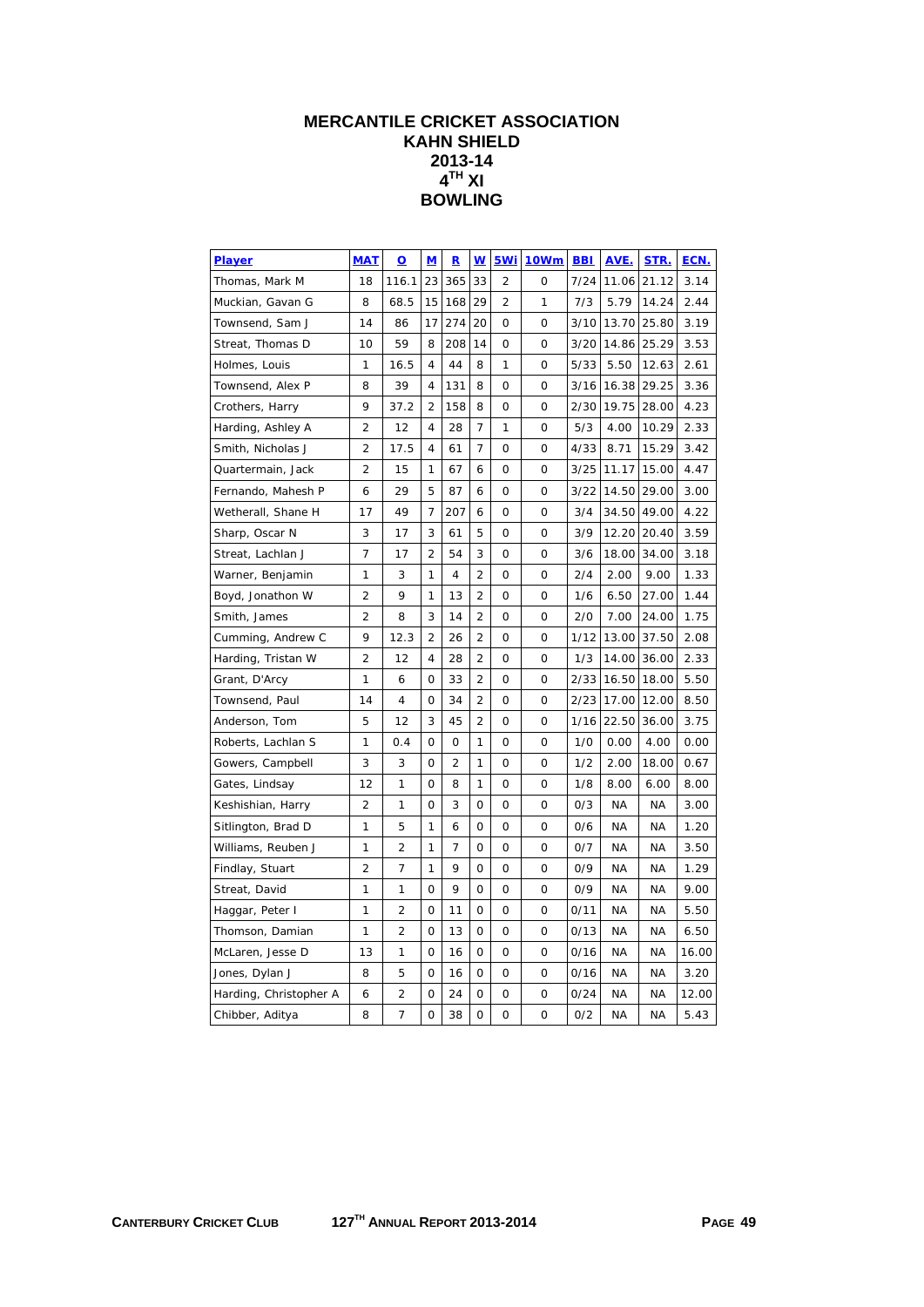# MERCANTILE CRICKET ASSOCIATION
# KAHN SHIELD
# 2013-14
# $4^{TH}$ XI
# BOWLING

| Player | MAT | O | M | R | W | 5Wi | 10Wm | BBI | AVE. | STR. | ECN. |
|---|---|---|---|---|---|---|---|---|---|---|---|
| Thomas, Mark M | 18 | 116.1 | 23 | 365 | 33 | 2 | 0 | 7/24 | 11.06 | 21.12 | 3.14 |
| Muckian, Gavan G | 8 | 68.5 | 15 | 168 | 29 | 2 | 1 | 7/3 | 5.79 | 14.24 | 2.44 |
| Townsend, Sam J | 14 | 86 | 17 | 274 | 20 | 0 | 0 | 3/10 | 13.70 | 25.80 | 3.19 |
| Streat, Thomas D | 10 | 59 | 8 | 208 | 14 | 0 | 0 | 3/20 | 14.86 | 25.29 | 3.53 |
| Holmes, Louis | 1 | 16.5 | 4 | 44 | 8 | 1 | 0 | 5/33 | 5.50 | 12.63 | 2.61 |
| Townsend, Alex P | 8 | 39 | 4 | 131 | 8 | 0 | 0 | 3/16 | 16.38 | 29.25 | 3.36 |
| Crothers, Harry | 9 | 37.2 | 2 | 158 | 8 | 0 | 0 | 2/30 | 19.75 | 28.00 | 4.23 |
| Harding, Ashley A | 2 | 12 | 4 | 28 | 7 | 1 | 0 | 5/3 | 4.00 | 10.29 | 2.33 |
| Smith, Nicholas J | 2 | 17.5 | 4 | 61 | 7 | 0 | 0 | 4/33 | 8.71 | 15.29 | 3.42 |
| Quartermain, Jack | 2 | 15 | 1 | 67 | 6 | 0 | 0 | 3/25 | 11.17 | 15.00 | 4.47 |
| Fernando, Mahesh P | 6 | 29 | 5 | 87 | 6 | 0 | 0 | 3/22 | 14.50 | 29.00 | 3.00 |
| Wetherall, Shane H | 17 | 49 | 7 | 207 | 6 | 0 | 0 | 3/4 | 34.50 | 49.00 | 4.22 |
| Sharp, Oscar N | 3 | 17 | 3 | 61 | 5 | 0 | 0 | 3/9 | 12.20 | 20.40 | 3.59 |
| Streat, Lachlan J | 7 | 17 | 2 | 54 | 3 | 0 | 0 | 3/6 | 18.00 | 34.00 | 3.18 |
| Warner, Benjamin | 1 | 3 | 1 | 4 | 2 | 0 | 0 | 2/4 | 2.00 | 9.00 | 1.33 |
| Boyd, Jonathon W | 2 | 9 | 1 | 13 | 2 | 0 | 0 | 1/6 | 6.50 | 27.00 | 1.44 |
| Smith, James | 2 | 8 | 3 | 14 | 2 | 0 | 0 | 2/0 | 7.00 | 24.00 | 1.75 |
| Cumming, Andrew C | 9 | 12.3 | 2 | 26 | 2 | 0 | 0 | 1/12 | 13.00 | 37.50 | 2.08 |
| Harding, Tristan W | 2 | 12 | 4 | 28 | 2 | 0 | 0 | 1/3 | 14.00 | 36.00 | 2.33 |
| Grant, D'Arcy | 1 | 6 | 0 | 33 | 2 | 0 | 0 | 2/33 | 16.50 | 18.00 | 5.50 |
| Townsend, Paul | 14 | 4 | 0 | 34 | 2 | 0 | 0 | 2/23 | 17.00 | 12.00 | 8.50 |
| Anderson, Tom | 5 | 12 | 3 | 45 | 2 | 0 | 0 | 1/16 | 22.50 | 36.00 | 3.75 |
| Roberts, Lachlan S | 1 | 0.4 | 0 | 0 | 1 | 0 | 0 | 1/0 | 0.00 | 4.00 | 0.00 |
| Gowers, Campbell | 3 | 3 | 0 | 2 | 1 | 0 | 0 | 1/2 | 2.00 | 18.00 | 0.67 |
| Gates, Lindsay | 12 | 1 | 0 | 8 | 1 | 0 | 0 | 1/8 | 8.00 | 6.00 | 8.00 |
| Keshishian, Harry | 2 | 1 | 0 | 3 | 0 | 0 | 0 | 0/3 | NA | NA | 3.00 |
| Sitlington, Brad D | 1 | 5 | 1 | 6 | 0 | 0 | 0 | 0/6 | NA | NA | 1.20 |
| Williams, Reuben J | 1 | 2 | 1 | 7 | 0 | 0 | 0 | 0/7 | NA | NA | 3.50 |
| Findlay, Stuart | 2 | 7 | 1 | 9 | 0 | 0 | 0 | 0/9 | NA | NA | 1.29 |
| Streat, David | 1 | 1 | 0 | 9 | 0 | 0 | 0 | 0/9 | NA | NA | 9.00 |
| Haggar, Peter I | 1 | 2 | 0 | 11 | 0 | 0 | 0 | 0/11 | NA | NA | 5.50 |
| Thomson, Damian | 1 | 2 | 0 | 13 | 0 | 0 | 0 | 0/13 | NA | NA | 6.50 |
| McLaren, Jesse D | 13 | 1 | 0 | 16 | 0 | 0 | 0 | 0/16 | NA | NA | 16.00 |
| Jones, Dylan J | 8 | 5 | 0 | 16 | 0 | 0 | 0 | 0/16 | NA | NA | 3.20 |
| Harding, Christopher A | 6 | 2 | 0 | 24 | 0 | 0 | 0 | 0/24 | NA | NA | 12.00 |
| Chibber, Aditya | 8 | 7 | 0 | 38 | 0 | 0 | 0 | 0/2 | NA | NA | 5.43 |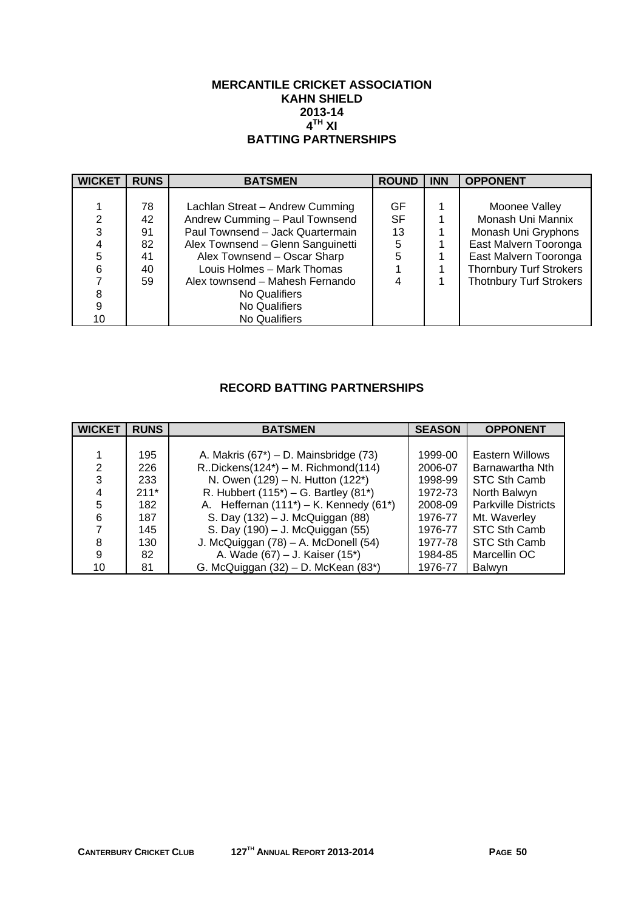**MERCANTILE CRICKET ASSOCIATION**
**KAHN SHIELD**
**2013-14**
**4TH XI**
**BATTING PARTNERSHIPS**

| WICKET | RUNS | BATSMEN | ROUND | INN | OPPONENT |
|---|---|---|---|---|---|
| 1 | 78 | Lachlan Streat – Andrew Cumming | GF | 1 | Moonee Valley |
| 2 | 42 | Andrew Cumming – Paul Townsend | SF | 1 | Monash Uni Mannix |
| 3 | 91 | Paul Townsend – Jack Quartermain | 13 | 1 | Monash Uni Gryphons |
| 4 | 82 | Alex Townsend – Glenn Sanguinetti | 5 | 1 | East Malvern Tooronga |
| 5 | 41 | Alex Townsend – Oscar Sharp | 5 | 1 | East Malvern Tooronga |
| 6 | 40 | Louis Holmes – Mark Thomas | 1 | 1 | Thornbury Turf Strokers |
| 7 | 59 | Alex townsend – Mahesh Fernando | 4 | 1 | Thotnbury Turf Strokers |
| 8 | | No Qualifiers | | | |
| 9 | | No Qualifiers | | | |
| 10 | | No Qualifiers | | | |

**RECORD BATTING PARTNERSHIPS**

| WICKET | RUNS | BATSMEN | SEASON | OPPONENT |
|---|---|---|---|---|
| 1 | 195 | A. Makris (67*) – D. Mainsbridge (73) | 1999-00 | Eastern Willows |
| 2 | 226 | R..Dickens(124*) – M. Richmond(114) | 2006-07 | Barnawartha Nth |
| 3 | 233 | N. Owen (129) – N. Hutton (122*) | 1998-99 | STC Sth Camb |
| 4 | 211* | R. Hubbert (115*) – G. Bartley (81*) | 1972-73 | North Balwyn |
| 5 | 182 | A. Heffernan (111*) – K. Kennedy (61*) | 2008-09 | Parkville Districts |
| 6 | 187 | S. Day (132) – J. McQuiggan (88) | 1976-77 | Mt. Waverley |
| 7 | 145 | S. Day (190) – J. McQuiggan (55) | 1976-77 | STC Sth Camb |
| 8 | 130 | J. McQuiggan (78) – A. McDonell (54) | 1977-78 | STC Sth Camb |
| 9 | 82 | A. Wade (67) – J. Kaiser (15*) | 1984-85 | Marcellin OC |
| 10 | 81 | G. McQuiggan (32) – D. McKean (83*) | 1976-77 | Balwyn |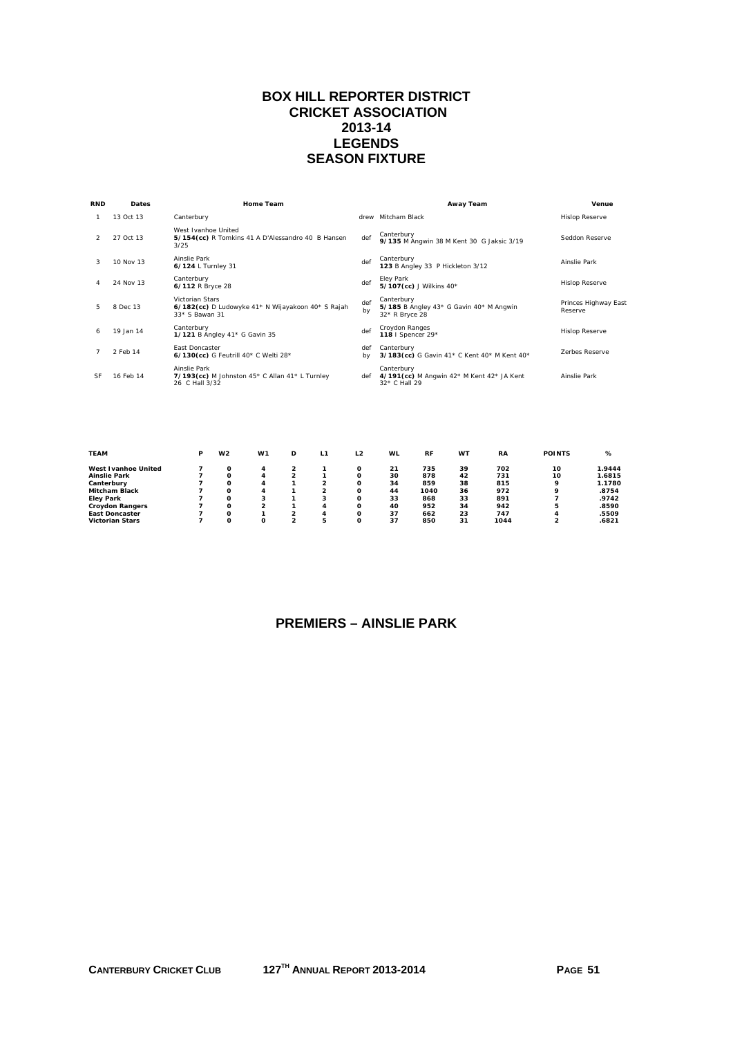# BOX HILL REPORTER DISTRICT CRICKET ASSOCIATION 2013-14 LEGENDS SEASON FIXTURE

| RND | Dates | Home Team | | Away Team | Venue |
|---|---|---|---|---|---|
| 1 | 13 Oct 13 | Canterbury | drew | Mitcham Black | Hislop Reserve |
| 2 | 27 Oct 13 | West Ivanhoe United **5/154(cc)** R Tomkins 41 A D'Alessandro 40 B Hansen 3/25 | def | Canterbury **9/135** M Angwin 38 M Kent 30 G Jaksic 3/19 | Seddon Reserve |
| 3 | 10 Nov 13 | Ainslie Park **6/124** L Turnley 31 | def | Canterbury **123** B Angley 33 P Hickleton 3/12 | Ainslie Park |
| 4 | 24 Nov 13 | Canterbury **6/112** R Bryce 28 | def | Eley Park **5/107(cc)** J Wilkins 40* | Hislop Reserve |
| 5 | 8 Dec 13 | Victorian Stars **6/182(cc)** D Ludowyke 41* N Wijayakoon 40* S Rajah 33* S Bawan 31 | def by | Canterbury **5/185** B Angley 43* G Gavin 40* M Angwin 32* R Bryce 28 | Princes Highway East Reserve |
| 6 | 19 Jan 14 | Canterbury **1/121** B Angley 41* G Gavin 35 | def | Croydon Ranges **118** I Spencer 29* | Hislop Reserve |
| 7 | 2 Feb 14 | East Doncaster **6/130(cc)** G Feutrill 40* C Welti 28* | def by | Canterbury **3/183(cc)** G Gavin 41* C Kent 40* M Kent 40* | Zerbes Reserve |
| SF | 16 Feb 14 | Ainslie Park **7/193(cc)** M Johnston 45* C Allan 41* L Turnley 26 C Hall 3/32 | def | Canterbury **4/191(cc)** M Angwin 42* M Kent 42* JA Kent 32* C Hall 29 | Ainslie Park |

| TEAM | P | W2 | W1 | D | L1 | L2 | WL | RF | WT | RA | POINTS | % |
|---|---|---|---|---|---|---|---|---|---|---|---|---|
| **West Ivanhoe United** | 7 | 0 | 4 | 2 | 1 | 0 | 21 | 735 | 39 | 702 | 10 | 1.9444 |
| **Ainslie Park** | 7 | 0 | 4 | 2 | 1 | 0 | 30 | 878 | 42 | 731 | 10 | 1.6815 |
| **Canterbury** | 7 | 0 | 4 | 1 | 2 | 0 | 34 | 859 | 38 | 815 | 9 | 1.1780 |
| **Mitcham Black** | 7 | 0 | 4 | 1 | 2 | 0 | 44 | 1040 | 36 | 972 | 9 | .8754 |
| **Eley Park** | 7 | 0 | 3 | 1 | 3 | 0 | 33 | 868 | 33 | 891 | 7 | .9742 |
| **Croydon Rangers** | 7 | 0 | 2 | 1 | 4 | 0 | 40 | 952 | 34 | 942 | 5 | .8590 |
| **East Doncaster** | 7 | 0 | 1 | 2 | 4 | 0 | 37 | 662 | 23 | 747 | 4 | .5509 |
| **Victorian Stars** | 7 | 0 | 0 | 2 | 5 | 0 | 37 | 850 | 31 | 1044 | 2 | .6821 |

## PREMIERS – AINSLIE PARK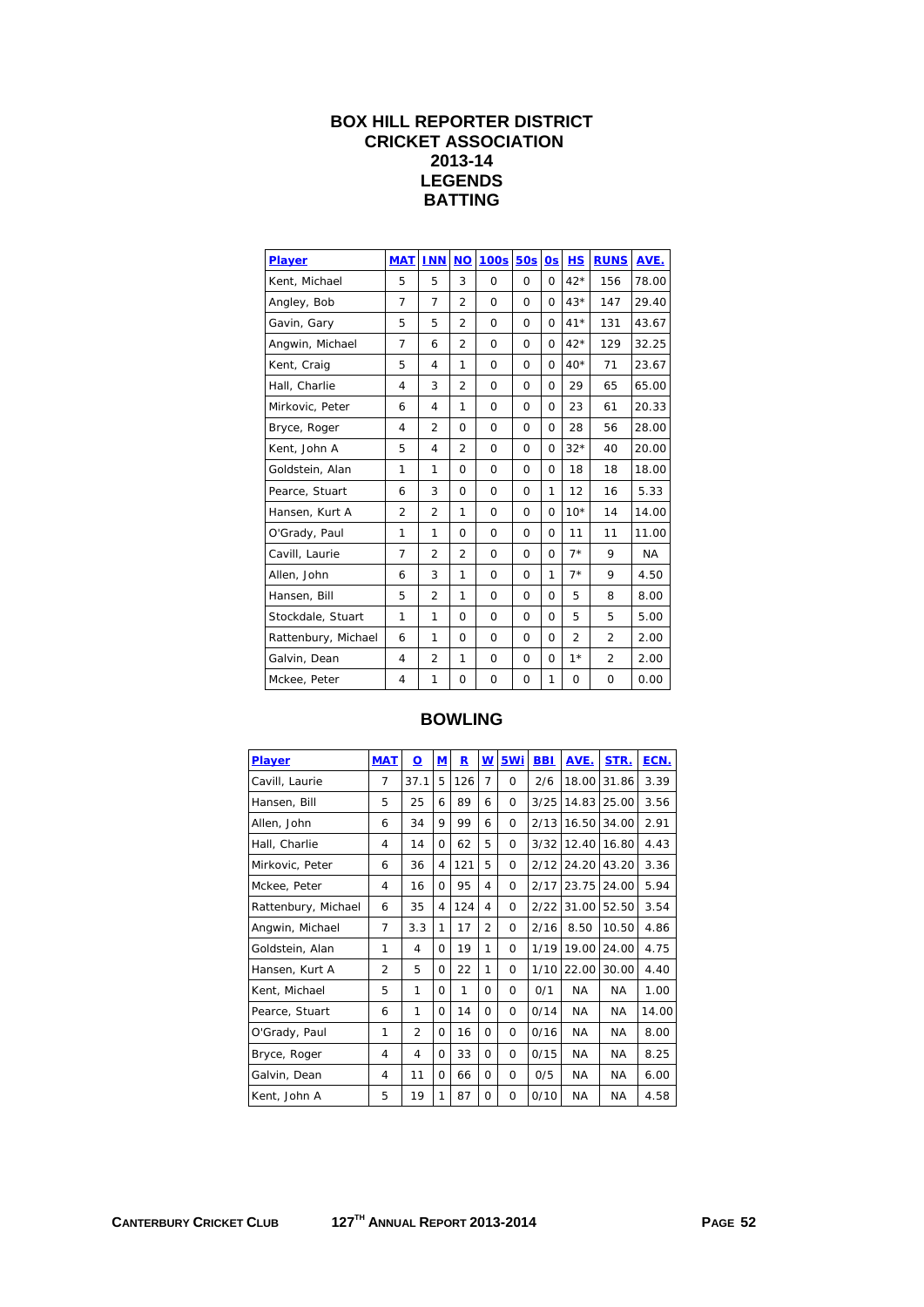# BOX HILL REPORTER DISTRICT CRICKET ASSOCIATION
## 2013-14
## LEGENDS
## BATTING

| Player | MAT | INN | NO | 100s | 50s | 0s | HS | RUNS | AVE. |
|---|---|---|---|---|---|---|---|---|---|
| Kent, Michael | 5 | 5 | 3 | 0 | 0 | 0 | 42* | 156 | 78.00 |
| Angley, Bob | 7 | 7 | 2 | 0 | 0 | 0 | 43* | 147 | 29.40 |
| Gavin, Gary | 5 | 5 | 2 | 0 | 0 | 0 | 41* | 131 | 43.67 |
| Angwin, Michael | 7 | 6 | 2 | 0 | 0 | 0 | 42* | 129 | 32.25 |
| Kent, Craig | 5 | 4 | 1 | 0 | 0 | 0 | 40* | 71 | 23.67 |
| Hall, Charlie | 4 | 3 | 2 | 0 | 0 | 0 | 29 | 65 | 65.00 |
| Mirkovic, Peter | 6 | 4 | 1 | 0 | 0 | 0 | 23 | 61 | 20.33 |
| Bryce, Roger | 4 | 2 | 0 | 0 | 0 | 0 | 28 | 56 | 28.00 |
| Kent, John A | 5 | 4 | 2 | 0 | 0 | 0 | 32* | 40 | 20.00 |
| Goldstein, Alan | 1 | 1 | 0 | 0 | 0 | 0 | 18 | 18 | 18.00 |
| Pearce, Stuart | 6 | 3 | 0 | 0 | 0 | 1 | 12 | 16 | 5.33 |
| Hansen, Kurt A | 2 | 2 | 1 | 0 | 0 | 0 | 10* | 14 | 14.00 |
| O'Grady, Paul | 1 | 1 | 0 | 0 | 0 | 0 | 11 | 11 | 11.00 |
| Cavill, Laurie | 7 | 2 | 2 | 0 | 0 | 0 | 7* | 9 | NA |
| Allen, John | 6 | 3 | 1 | 0 | 0 | 1 | 7* | 9 | 4.50 |
| Hansen, Bill | 5 | 2 | 1 | 0 | 0 | 0 | 5 | 8 | 8.00 |
| Stockdale, Stuart | 1 | 1 | 0 | 0 | 0 | 0 | 5 | 5 | 5.00 |
| Rattenbury, Michael | 6 | 1 | 0 | 0 | 0 | 0 | 2 | 2 | 2.00 |
| Galvin, Dean | 4 | 2 | 1 | 0 | 0 | 0 | 1* | 2 | 2.00 |
| Mckee, Peter | 4 | 1 | 0 | 0 | 0 | 1 | 0 | 0 | 0.00 |

## BOWLING

| Player | MAT | O | M | R | W | 5Wi | BBI | AVE. | STR. | ECN. |
|---|---|---|---|---|---|---|---|---|---|---|
| Cavill, Laurie | 7 | 37.1 | 5 | 126 | 7 | 0 | 2/6 | 18.00 | 31.86 | 3.39 |
| Hansen, Bill | 5 | 25 | 6 | 89 | 6 | 0 | 3/25 | 14.83 | 25.00 | 3.56 |
| Allen, John | 6 | 34 | 9 | 99 | 6 | 0 | 2/13 | 16.50 | 34.00 | 2.91 |
| Hall, Charlie | 4 | 14 | 0 | 62 | 5 | 0 | 3/32 | 12.40 | 16.80 | 4.43 |
| Mirkovic, Peter | 6 | 36 | 4 | 121 | 5 | 0 | 2/12 | 24.20 | 43.20 | 3.36 |
| Mckee, Peter | 4 | 16 | 0 | 95 | 4 | 0 | 2/17 | 23.75 | 24.00 | 5.94 |
| Rattenbury, Michael | 6 | 35 | 4 | 124 | 4 | 0 | 2/22 | 31.00 | 52.50 | 3.54 |
| Angwin, Michael | 7 | 3.3 | 1 | 17 | 2 | 0 | 2/16 | 8.50 | 10.50 | 4.86 |
| Goldstein, Alan | 1 | 4 | 0 | 19 | 1 | 0 | 1/19 | 19.00 | 24.00 | 4.75 |
| Hansen, Kurt A | 2 | 5 | 0 | 22 | 1 | 0 | 1/10 | 22.00 | 30.00 | 4.40 |
| Kent, Michael | 5 | 1 | 0 | 1 | 0 | 0 | 0/1 | NA | NA | 1.00 |
| Pearce, Stuart | 6 | 1 | 0 | 14 | 0 | 0 | 0/14 | NA | NA | 14.00 |
| O'Grady, Paul | 1 | 2 | 0 | 16 | 0 | 0 | 0/16 | NA | NA | 8.00 |
| Bryce, Roger | 4 | 4 | 0 | 33 | 0 | 0 | 0/15 | NA | NA | 8.25 |
| Galvin, Dean | 4 | 11 | 0 | 66 | 0 | 0 | 0/5 | NA | NA | 6.00 |
| Kent, John A | 5 | 19 | 1 | 87 | 0 | 0 | 0/10 | NA | NA | 4.58 |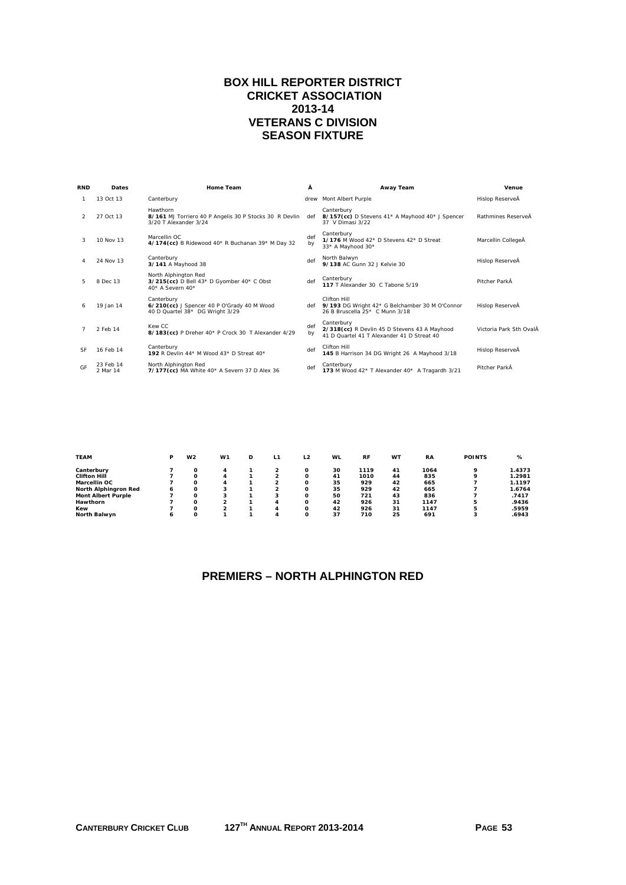# BOX HILL REPORTER DISTRICT CRICKET ASSOCIATION 2013-14 VETERANS C DIVISION SEASON FIXTURE

| RND | Dates | Home Team | Â | Away Team | Venue |
|---|---|---|---|---|---|
| 1 | 13 Oct 13 | Canterbury | drew | Mont Albert Purple | Hislop ReserveÂ |
| 2 | 27 Oct 13 | Hawthorn **8/161** MJ Torriero 40 P Angelis 30 P Stocks 30 R Devlin 3/20 T Alexander 3/24 | def | Canterbury **8/157(cc)** D Stevens 41* A Mayhood 40* J Spencer 37 V Dimasi 3/22 | Rathmines ReserveÂ |
| 3 | 10 Nov 13 | Marcellin OC **4/174(cc)** B Ridewood 40* R Buchanan 39* M Day 32 | def by | Canterbury **1/176** M Wood 42* D Stevens 42* D Streat 33* A Mayhood 30* | Marcellin CollegeÂ |
| 4 | 24 Nov 13 | Canterbury **3/141** A Mayhood 38 | def | North Balwyn **9/138** AC Gunn 32 J Kelvie 30 | Hislop ReserveÂ |
| 5 | 8 Dec 13 | North Alphington Red **3/215(cc)** D Bell 43* D Gyomber 40* C Obst 40* A Severn 40* | def | Canterbury **117** T Alexander 30 C Tabone 5/19 | Pitcher ParkÂ |
| 6 | 19 Jan 14 | Canterbury **6/210(cc)** J Spencer 40 P O'Grady 40 M Wood 40 D Quartel 38* DG Wright 3/29 | def | Clifton Hill **9/193** DG Wright 42* G Belchamber 30 M O'Connor 26 B Bruscella 25* C Munn 3/18 | Hislop ReserveÂ |
| 7 | 2 Feb 14 | Kew CC **8/183(cc)** P Dreher 40* P Crock 30 T Alexander 4/29 | def by | Canterbury **2/318(cc)** R Devlin 45 D Stevens 43 A Mayhood 41 D Quartel 41 T Alexander 41 D Streat 40 | Victoria Park Sth OvalÂ |
| SF | 16 Feb 14 | Canterbury **192** R Devlin 44* M Wood 43* D Streat 40* | def | Clifton Hill **145** B Harrison 34 DG Wright 26 A Mayhood 3/18 | Hislop ReserveÂ |
| GF | 23 Feb 14 2 Mar 14 | North Alphington Red **7/177(cc)** MA White 40* A Severn 37 D Alex 36 | def | Canterbury **173** M Wood 42* T Alexander 40* A Tragardh 3/21 | Pitcher ParkÂ |

| TEAM | P | W2 | W1 | D | L1 | L2 | WL | RF | WT | RA | POINTS | % |
|---|---|---|---|---|---|---|---|---|---|---|---|---|
| **Canterbury** | 7 | 0 | 4 | 1 | 2 | 0 | 30 | 1119 | 41 | 1064 | 9 | 1.4373 |
| **Clifton Hill** | 7 | 0 | 4 | 1 | 2 | 0 | 41 | 1010 | 44 | 835 | 9 | 1.2981 |
| **Marcellin OC** | 7 | 0 | 4 | 1 | 2 | 0 | 35 | 929 | 42 | 665 | 7 | 1.1197 |
| **North Alphingron Red** | 6 | 0 | 3 | 1 | 2 | 0 | 35 | 929 | 42 | 665 | 7 | 1.6764 |
| **Mont Albert Purple** | 7 | 0 | 3 | 1 | 3 | 0 | 50 | 721 | 43 | 836 | 7 | .7417 |
| **Hawthorn** | 7 | 0 | 2 | 1 | 4 | 0 | 42 | 926 | 31 | 1147 | 5 | .9436 |
| **Kew** | 7 | 0 | 2 | 1 | 4 | 0 | 42 | 926 | 31 | 1147 | 5 | .5959 |
| **North Balwyn** | 6 | 0 | 1 | 1 | 4 | 0 | 37 | 710 | 25 | 691 | 3 | .6943 |

## PREMIERS – NORTH ALPHINGTON RED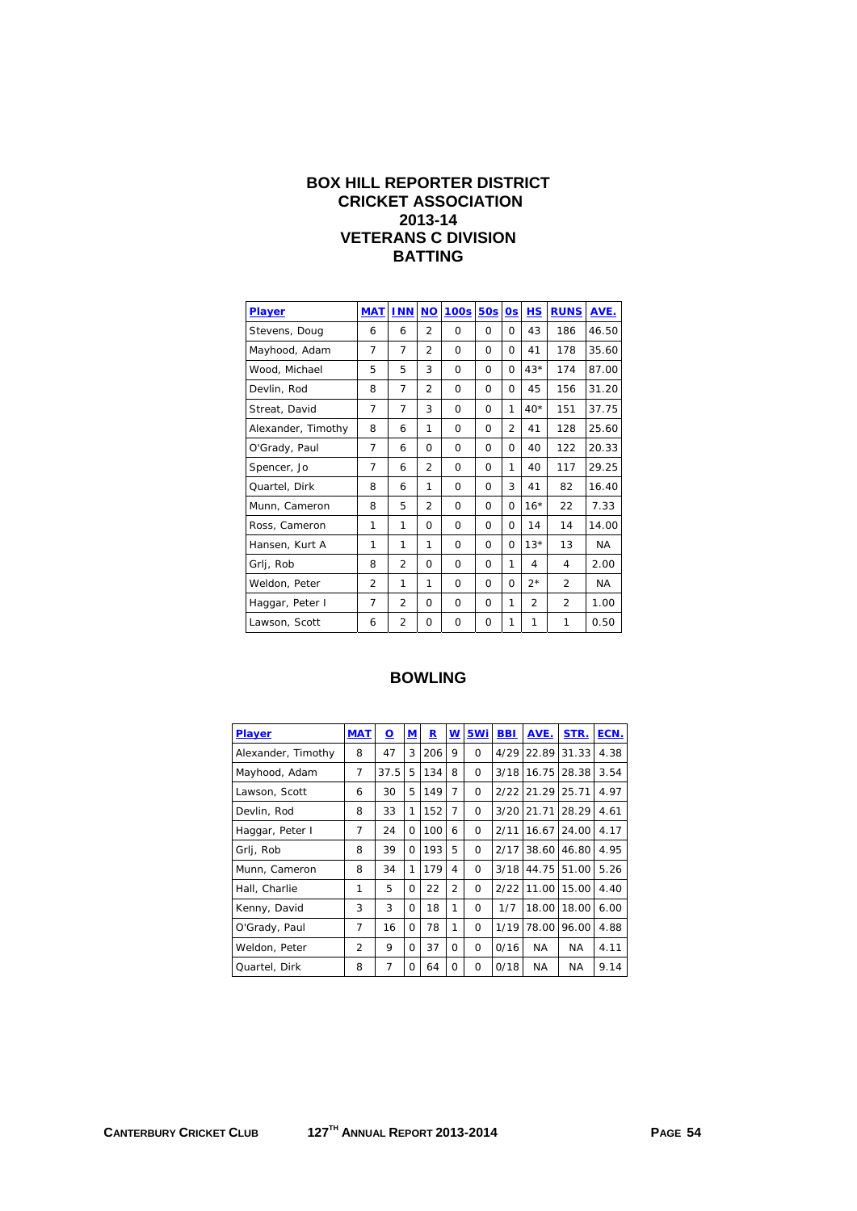# BOX HILL REPORTER DISTRICT CRICKET ASSOCIATION
# 2013-14
# VETERANS C DIVISION
# BATTING

| Player | MAT | INN | NO | 100s | 50s | 0s | HS | RUNS | AVE. |
|---|---|---|---|---|---|---|---|---|---|
| Stevens, Doug | 6 | 6 | 2 | 0 | 0 | 0 | 43 | 186 | 46.50 |
| Mayhood, Adam | 7 | 7 | 2 | 0 | 0 | 0 | 41 | 178 | 35.60 |
| Wood, Michael | 5 | 5 | 3 | 0 | 0 | 0 | 43* | 174 | 87.00 |
| Devlin, Rod | 8 | 7 | 2 | 0 | 0 | 0 | 45 | 156 | 31.20 |
| Streat, David | 7 | 7 | 3 | 0 | 0 | 1 | 40* | 151 | 37.75 |
| Alexander, Timothy | 8 | 6 | 1 | 0 | 0 | 2 | 41 | 128 | 25.60 |
| O'Grady, Paul | 7 | 6 | 0 | 0 | 0 | 0 | 40 | 122 | 20.33 |
| Spencer, Jo | 7 | 6 | 2 | 0 | 0 | 1 | 40 | 117 | 29.25 |
| Quartel, Dirk | 8 | 6 | 1 | 0 | 0 | 3 | 41 | 82 | 16.40 |
| Munn, Cameron | 8 | 5 | 2 | 0 | 0 | 0 | 16* | 22 | 7.33 |
| Ross, Cameron | 1 | 1 | 0 | 0 | 0 | 0 | 14 | 14 | 14.00 |
| Hansen, Kurt A | 1 | 1 | 1 | 0 | 0 | 0 | 13* | 13 | NA |
| Grlj, Rob | 8 | 2 | 0 | 0 | 0 | 1 | 4 | 4 | 2.00 |
| Weldon, Peter | 2 | 1 | 1 | 0 | 0 | 0 | 2* | 2 | NA |
| Haggar, Peter I | 7 | 2 | 0 | 0 | 0 | 1 | 2 | 2 | 1.00 |
| Lawson, Scott | 6 | 2 | 0 | 0 | 0 | 1 | 1 | 1 | 0.50 |

# BOWLING

| Player | MAT | O | M | R | W | 5Wi | BBI | AVE. | STR. | ECN. |
|---|---|---|---|---|---|---|---|---|---|---|
| Alexander, Timothy | 8 | 47 | 3 | 206 | 9 | 0 | 4/29 | 22.89 | 31.33 | 4.38 |
| Mayhood, Adam | 7 | 37.5 | 5 | 134 | 8 | 0 | 3/18 | 16.75 | 28.38 | 3.54 |
| Lawson, Scott | 6 | 30 | 5 | 149 | 7 | 0 | 2/22 | 21.29 | 25.71 | 4.97 |
| Devlin, Rod | 8 | 33 | 1 | 152 | 7 | 0 | 3/20 | 21.71 | 28.29 | 4.61 |
| Haggar, Peter I | 7 | 24 | 0 | 100 | 6 | 0 | 2/11 | 16.67 | 24.00 | 4.17 |
| Grlj, Rob | 8 | 39 | 0 | 193 | 5 | 0 | 2/17 | 38.60 | 46.80 | 4.95 |
| Munn, Cameron | 8 | 34 | 1 | 179 | 4 | 0 | 3/18 | 44.75 | 51.00 | 5.26 |
| Hall, Charlie | 1 | 5 | 0 | 22 | 2 | 0 | 2/22 | 11.00 | 15.00 | 4.40 |
| Kenny, David | 3 | 3 | 0 | 18 | 1 | 0 | 1/7 | 18.00 | 18.00 | 6.00 |
| O'Grady, Paul | 7 | 16 | 0 | 78 | 1 | 0 | 1/19 | 78.00 | 96.00 | 4.88 |
| Weldon, Peter | 2 | 9 | 0 | 37 | 0 | 0 | 0/16 | NA | NA | 4.11 |
| Quartel, Dirk | 8 | 7 | 0 | 64 | 0 | 0 | 0/18 | NA | NA | 9.14 |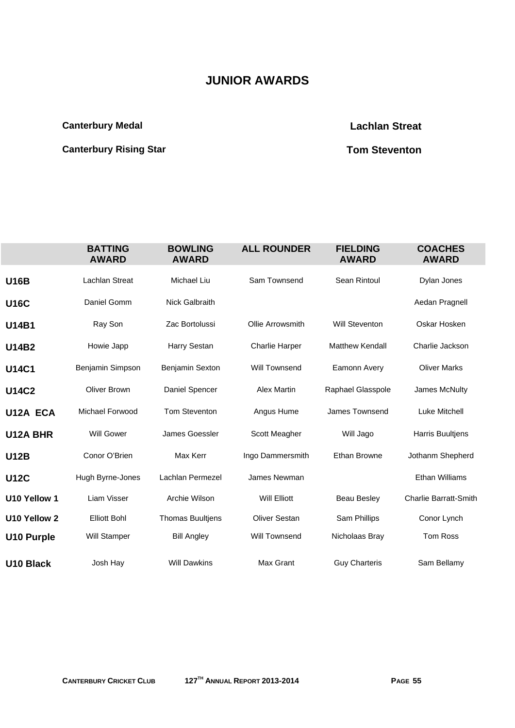# JUNIOR AWARDS

**Canterbury Medal** — **Lachlan Streat**

**Canterbury Rising Star** — **Tom Steventon**

| | BATTING AWARD | BOWLING AWARD | ALL ROUNDER | FIELDING AWARD | COACHES AWARD |
|---|---|---|---|---|---|
| **U16B** | Lachlan Streat | Michael Liu | Sam Townsend | Sean Rintoul | Dylan Jones |
| **U16C** | Daniel Gomm | Nick Galbraith | | | Aedan Pragnell |
| **U14B1** | Ray Son | Zac Bortolussi | Ollie Arrowsmith | Will Steventon | Oskar Hosken |
| **U14B2** | Howie Japp | Harry Sestan | Charlie Harper | Matthew Kendall | Charlie Jackson |
| **U14C1** | Benjamin Simpson | Benjamin Sexton | Will Townsend | Eamonn Avery | Oliver Marks |
| **U14C2** | Oliver Brown | Daniel Spencer | Alex Martin | Raphael Glasspole | James McNulty |
| **U12A ECA** | Michael Forwood | Tom Steventon | Angus Hume | James Townsend | Luke Mitchell |
| **U12A BHR** | Will Gower | James Goessler | Scott Meagher | Will Jago | Harris Buultjens |
| **U12B** | Conor O'Brien | Max Kerr | Ingo Dammersmith | Ethan Browne | Jothanm Shepherd |
| **U12C** | Hugh Byrne-Jones | Lachlan Permezel | James Newman | | Ethan Williams |
| **U10 Yellow 1** | Liam Visser | Archie Wilson | Will Elliott | Beau Besley | Charlie Barratt-Smith |
| **U10 Yellow 2** | Elliott Bohl | Thomas Buultjens | Oliver Sestan | Sam Phillips | Conor Lynch |
| **U10 Purple** | Will Stamper | Bill Angley | Will Townsend | Nicholaas Bray | Tom Ross |
| **U10 Black** | Josh Hay | Will Dawkins | Max Grant | Guy Charteris | Sam Bellamy |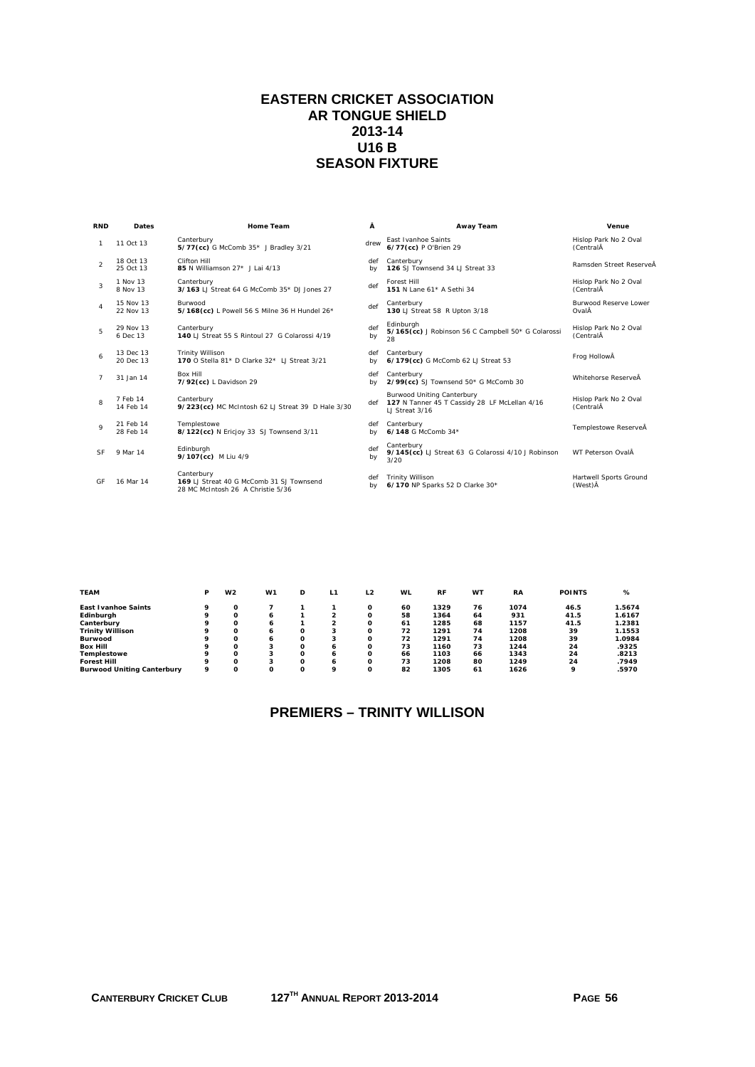# EASTERN CRICKET ASSOCIATION
## AR TONGUE SHIELD
## 2013-14
## U16 B
## SEASON FIXTURE

| RND | Dates | Home Team | Â | Away Team | Venue |
|---|---|---|---|---|---|
| 1 | 11 Oct 13 | Canterbury **5/77(cc)** G McComb 35* J Bradley 3/21 | drew | East Ivanhoe Saints **6/77(cc)** P O'Brien 29 | Hislop Park No 2 Oval (CentralÂ |
| 2 | 18 Oct 13 25 Oct 13 | Clifton Hill **85** N Williamson 27* J Lai 4/13 | def by | Canterbury **126** SJ Townsend 34 LJ Streat 33 | Ramsden Street ReserveÂ |
| 3 | 1 Nov 13 8 Nov 13 | Canterbury **3/163** LJ Streat 64 G McComb 35* DJ Jones 27 | def | Forest Hill **151** N Lane 61* A Sethi 34 | Hislop Park No 2 Oval (CentralÂ |
| 4 | 15 Nov 13 22 Nov 13 | Burwood **5/168(cc)** L Powell 56 S Milne 36 H Hundel 26* | def | Canterbury **130** LJ Streat 58 R Upton 3/18 | Burwood Reserve Lower OvalÂ |
| 5 | 29 Nov 13 6 Dec 13 | Canterbury **140** LJ Streat 55 S Rintoul 27 G Colarossi 4/19 | def by | Edinburgh **5/165(cc)** J Robinson 56 C Campbell 50* G Colarossi 28 | Hislop Park No 2 Oval (CentralÂ |
| 6 | 13 Dec 13 20 Dec 13 | Trinity Willison **170** O Stella 81* D Clarke 32* LJ Streat 3/21 | def by | Canterbury **6/179(cc)** G McComb 62 LJ Streat 53 | Frog HollowÂ |
| 7 | 31 Jan 14 | Box Hill **7/92(cc)** L Davidson 29 | def by | Canterbury **2/99(cc)** SJ Townsend 50* G McComb 30 | Whitehorse ReserveÂ |
| 8 | 7 Feb 14 14 Feb 14 | Canterbury **9/223(cc)** MC McIntosh 62 LJ Streat 39 D Hale 3/30 | def | Burwood Uniting Canterbury **127** N Tanner 45 T Cassidy 28 LF McLellan 4/16 LJ Streat 3/16 | Hislop Park No 2 Oval (CentralÂ |
| 9 | 21 Feb 14 28 Feb 14 | Templestowe **8/122(cc)** N Ericjoy 33 SJ Townsend 3/11 | def by | Canterbury **6/148** G McComb 34* | Templestowe ReserveÂ |
| SF | 9 Mar 14 | Edinburgh **9/107(cc)** M Liu 4/9 | def by | Canterbury **9/145(cc)** LJ Streat 63 G Colarossi 4/10 J Robinson 3/20 | WT Peterson OvalÂ |
| GF | 16 Mar 14 | Canterbury **169** LJ Streat 40 G McComb 31 SJ Townsend 28 MC McIntosh 26 A Christie 5/36 | def by | Trinity Willison **6/170** NP Sparks 52 D Clarke 30* | Hartwell Sports Ground (West)Â |

| TEAM | P | W2 | W1 | D | L1 | L2 | WL | RF | WT | RA | POINTS | % |
|---|---|---|---|---|---|---|---|---|---|---|---|---|
| **East Ivanhoe Saints** | 9 | 0 | 7 | 1 | 1 | 0 | 60 | 1329 | 76 | 1074 | 46.5 | 1.5674 |
| **Edinburgh** | 9 | 0 | 6 | 1 | 2 | 0 | 58 | 1364 | 64 | 931 | 41.5 | 1.6167 |
| **Canterbury** | 9 | 0 | 6 | 1 | 2 | 0 | 61 | 1285 | 68 | 1157 | 41.5 | 1.2381 |
| **Trinity Willison** | 9 | 0 | 6 | 0 | 3 | 0 | 72 | 1291 | 74 | 1208 | 39 | 1.1553 |
| **Burwood** | 9 | 0 | 6 | 0 | 3 | 0 | 72 | 1291 | 74 | 1208 | 39 | 1.0984 |
| **Box Hill** | 9 | 0 | 3 | 0 | 6 | 0 | 73 | 1160 | 73 | 1244 | 24 | .9325 |
| **Templestowe** | 9 | 0 | 3 | 0 | 6 | 0 | 66 | 1103 | 66 | 1343 | 24 | .8213 |
| **Forest Hill** | 9 | 0 | 3 | 0 | 6 | 0 | 73 | 1208 | 80 | 1249 | 24 | .7949 |
| **Burwood Uniting Canterbury** | 9 | 0 | 0 | 0 | 9 | 0 | 82 | 1305 | 61 | 1626 | 9 | .5970 |

## PREMIERS – TRINITY WILLISON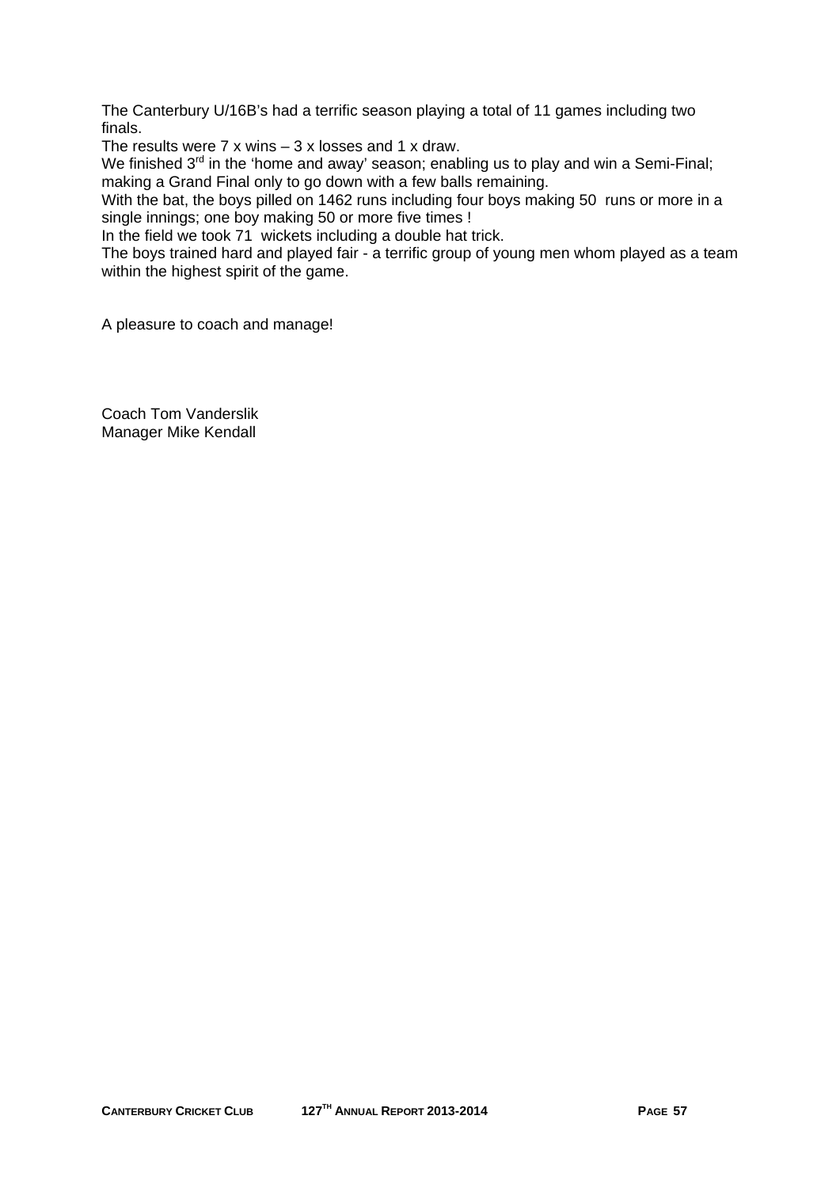The Canterbury U/16B's had a terrific season playing a total of 11 games including two finals.

The results were 7 x wins – 3 x losses and 1 x draw.

We finished 3rd in the 'home and away' season; enabling us to play and win a Semi-Final; making a Grand Final only to go down with a few balls remaining.

With the bat, the boys pilled on 1462 runs including four boys making 50 runs or more in a single innings; one boy making 50 or more five times !

In the field we took 71 wickets including a double hat trick.

The boys trained hard and played fair - a terrific group of young men whom played as a team within the highest spirit of the game.

A pleasure to coach and manage!

Coach Tom Vanderslik
Manager Mike Kendall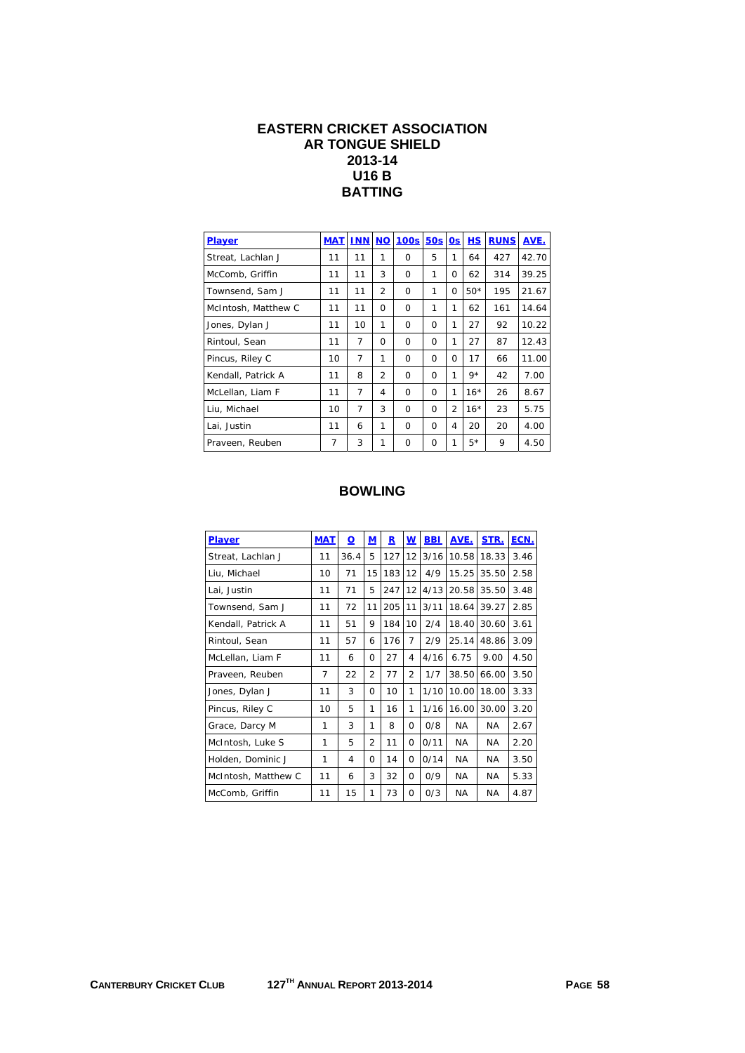# EASTERN CRICKET ASSOCIATION
## AR TONGUE SHIELD
## 2013-14
## U16 B
## BATTING

| Player | MAT | INN | NO | 100s | 50s | 0s | HS | RUNS | AVE. |
|---|---|---|---|---|---|---|---|---|---|
| Streat, Lachlan J | 11 | 11 | 1 | 0 | 5 | 1 | 64 | 427 | 42.70 |
| McComb, Griffin | 11 | 11 | 3 | 0 | 1 | 0 | 62 | 314 | 39.25 |
| Townsend, Sam J | 11 | 11 | 2 | 0 | 1 | 0 | 50* | 195 | 21.67 |
| McIntosh, Matthew C | 11 | 11 | 0 | 0 | 1 | 1 | 62 | 161 | 14.64 |
| Jones, Dylan J | 11 | 10 | 1 | 0 | 0 | 1 | 27 | 92 | 10.22 |
| Rintoul, Sean | 11 | 7 | 0 | 0 | 0 | 1 | 27 | 87 | 12.43 |
| Pincus, Riley C | 10 | 7 | 1 | 0 | 0 | 0 | 17 | 66 | 11.00 |
| Kendall, Patrick A | 11 | 8 | 2 | 0 | 0 | 1 | 9* | 42 | 7.00 |
| McLellan, Liam F | 11 | 7 | 4 | 0 | 0 | 1 | 16* | 26 | 8.67 |
| Liu, Michael | 10 | 7 | 3 | 0 | 0 | 2 | 16* | 23 | 5.75 |
| Lai, Justin | 11 | 6 | 1 | 0 | 0 | 4 | 20 | 20 | 4.00 |
| Praveen, Reuben | 7 | 3 | 1 | 0 | 0 | 1 | 5* | 9 | 4.50 |

## BOWLING

| Player | MAT | O | M | R | W | BBI | AVE. | STR. | ECN. |
|---|---|---|---|---|---|---|---|---|---|
| Streat, Lachlan J | 11 | 36.4 | 5 | 127 | 12 | 3/16 | 10.58 | 18.33 | 3.46 |
| Liu, Michael | 10 | 71 | 15 | 183 | 12 | 4/9 | 15.25 | 35.50 | 2.58 |
| Lai, Justin | 11 | 71 | 5 | 247 | 12 | 4/13 | 20.58 | 35.50 | 3.48 |
| Townsend, Sam J | 11 | 72 | 11 | 205 | 11 | 3/11 | 18.64 | 39.27 | 2.85 |
| Kendall, Patrick A | 11 | 51 | 9 | 184 | 10 | 2/4 | 18.40 | 30.60 | 3.61 |
| Rintoul, Sean | 11 | 57 | 6 | 176 | 7 | 2/9 | 25.14 | 48.86 | 3.09 |
| McLellan, Liam F | 11 | 6 | 0 | 27 | 4 | 4/16 | 6.75 | 9.00 | 4.50 |
| Praveen, Reuben | 7 | 22 | 2 | 77 | 2 | 1/7 | 38.50 | 66.00 | 3.50 |
| Jones, Dylan J | 11 | 3 | 0 | 10 | 1 | 1/10 | 10.00 | 18.00 | 3.33 |
| Pincus, Riley C | 10 | 5 | 1 | 16 | 1 | 1/16 | 16.00 | 30.00 | 3.20 |
| Grace, Darcy M | 1 | 3 | 1 | 8 | 0 | 0/8 | NA | NA | 2.67 |
| McIntosh, Luke S | 1 | 5 | 2 | 11 | 0 | 0/11 | NA | NA | 2.20 |
| Holden, Dominic J | 1 | 4 | 0 | 14 | 0 | 0/14 | NA | NA | 3.50 |
| McIntosh, Matthew C | 11 | 6 | 3 | 32 | 0 | 0/9 | NA | NA | 5.33 |
| McComb, Griffin | 11 | 15 | 1 | 73 | 0 | 0/3 | NA | NA | 4.87 |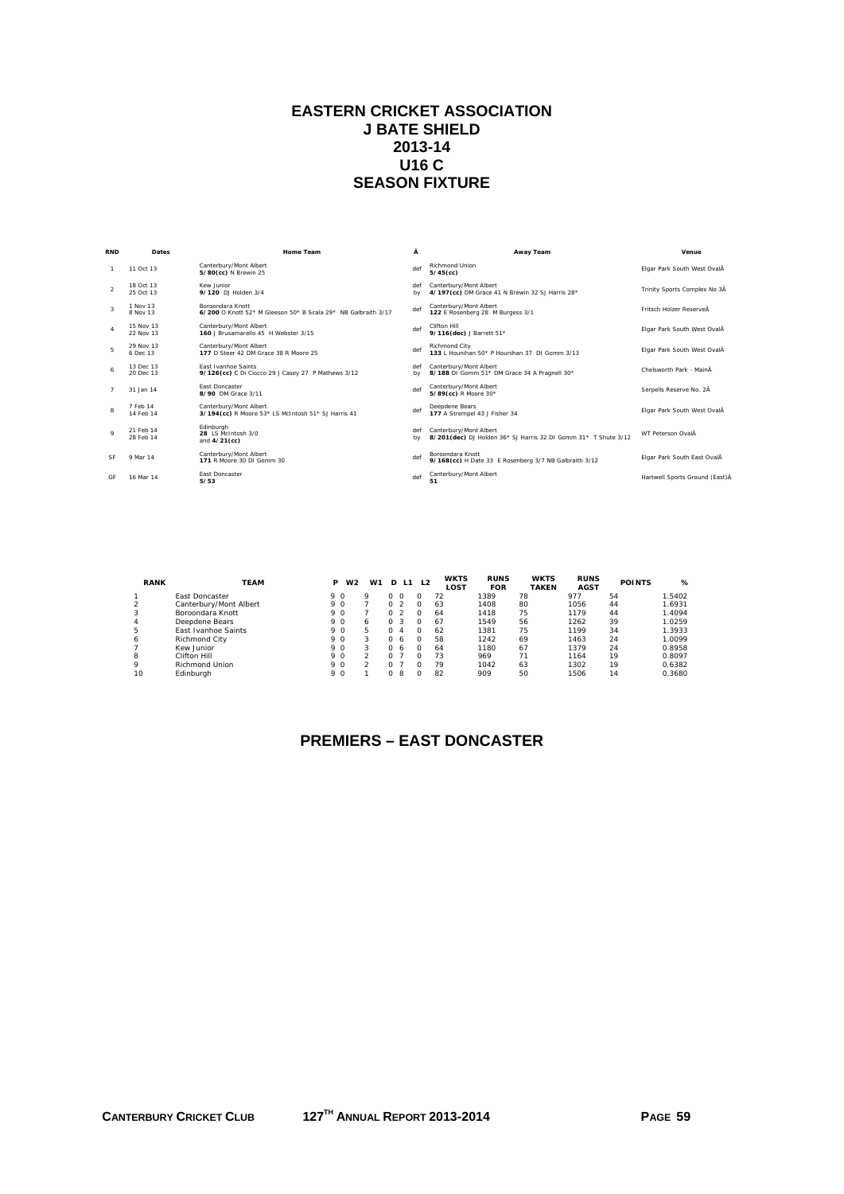# EASTERN CRICKET ASSOCIATION
# J BATE SHIELD
# 2013-14
# U16 C
# SEASON FIXTURE

| RND | Dates | Home Team | Â | Away Team | Venue |
|---|---|---|---|---|---|
| 1 | 11 Oct 13 | Canterbury/Mont Albert **5/80(cc)** N Brewin 25 | def | Richmond Union **5/45(cc)** | Elgar Park South West OvalÂ |
| 2 | 18 Oct 13 25 Oct 13 | Kew Junior **9/120** DJ Holden 3/4 | def by | Canterbury/Mont Albert **4/197(cc)** DM Grace 41 N Brewin 32 SJ Harris 28* | Trinity Sports Complex No 3Â |
| 3 | 1 Nov 13 8 Nov 13 | Boroondara Knott **6/200** O Knott 52* M Gleeson 50* B Scala 29* NB Galbraith 3/17 | def | Canterbury/Mont Albert **122** E Rosenberg 28 M Burgess 3/1 | Fritsch Holzer ReserveÂ |
| 4 | 15 Nov 13 22 Nov 13 | Canterbury/Mont Albert **160** J Brusamarello 45 H Webster 3/15 | def | Clifton Hill **9/116(dec)** J Barrett 51* | Elgar Park South West OvalÂ |
| 5 | 29 Nov 13 6 Dec 13 | Canterbury/Mont Albert **177** D Steer 42 DM Grace 38 R Moore 25 | def | Richmond City **133** L Hounihan 50* P Hounihan 37 DI Gomm 3/13 | Elgar Park South West OvalÂ |
| 6 | 13 Dec 13 20 Dec 13 | East Ivanhoe Saints **9/126(cc)** C Di Ciocco 29 J Casey 27 P Mathews 3/12 | def by | Canterbury/Mont Albert **8/188** DI Gomm 51* DM Grace 34 A Pragnell 30* | Chelsworth Park - MainÂ |
| 7 | 31 Jan 14 | East Doncaster **8/90** DM Grace 3/11 | def | Canterbury/Mont Albert **5/89(cc)** R Moore 30* | Serpells Reserve No. 2Â |
| 8 | 7 Feb 14 14 Feb 14 | Canterbury/Mont Albert **3/194(cc)** R Moore 53* LS McIntosh 51* SJ Harris 41 | def | Deepdene Bears **177** A Strempel 43 J Fisher 34 | Elgar Park South West OvalÂ |
| 9 | 21 Feb 14 28 Feb 14 | Edinburgh **28** LS McIntosh 3/0 and **4/21(cc)** | def by | Canterbury/Mont Albert **8/201(dec)** DJ Holden 36* SJ Harris 32 DI Gomm 31* T Shute 3/12 | WT Peterson OvalÂ |
| SF | 9 Mar 14 | Canterbury/Mont Albert **171** R Moore 30 DI Gomm 30 | def | Boroondara Knott **9/168(cc)** H Date 33 E Rosenberg 3/7 NB Galbraith 3/12 | Elgar Park South East OvalÂ |
| GF | 16 Mar 14 | East Doncaster **5/53** | def | Canterbury/Mont Albert **51** | Hartwell Sports Ground (East)Â |

| RANK | TEAM | P | W2 | W1 | D | L1 | L2 | WKTS LOST | RUNS FOR | WKTS TAKEN | RUNS AGST | POINTS | % |
|---|---|---|---|---|---|---|---|---|---|---|---|---|---|
| 1 | East Doncaster | 9 | 0 | 9 | 0 | 0 | 0 | 72 | 1389 | 78 | 977 | 54 | 1.5402 |
| 2 | Canterbury/Mont Albert | 9 | 0 | 7 | 0 | 2 | 0 | 63 | 1408 | 80 | 1056 | 44 | 1.6931 |
| 3 | Boroondara Knott | 9 | 0 | 7 | 0 | 2 | 0 | 64 | 1418 | 75 | 1179 | 44 | 1.4094 |
| 4 | Deepdene Bears | 9 | 0 | 6 | 0 | 3 | 0 | 67 | 1549 | 56 | 1262 | 39 | 1.0259 |
| 5 | East Ivanhoe Saints | 9 | 0 | 5 | 0 | 4 | 0 | 62 | 1381 | 75 | 1199 | 34 | 1.3933 |
| 6 | Richmond City | 9 | 0 | 3 | 0 | 6 | 0 | 58 | 1242 | 69 | 1463 | 24 | 1.0099 |
| 7 | Kew Junior | 9 | 0 | 3 | 0 | 6 | 0 | 64 | 1180 | 67 | 1379 | 24 | 0.8958 |
| 8 | Clifton Hill | 9 | 0 | 2 | 0 | 7 | 0 | 73 | 969 | 71 | 1164 | 19 | 0.8097 |
| 9 | Richmond Union | 9 | 0 | 2 | 0 | 7 | 0 | 79 | 1042 | 63 | 1302 | 19 | 0.6382 |
| 10 | Edinburgh | 9 | 0 | 1 | 0 | 8 | 0 | 82 | 909 | 50 | 1506 | 14 | 0.3680 |

## PREMIERS – EAST DONCASTER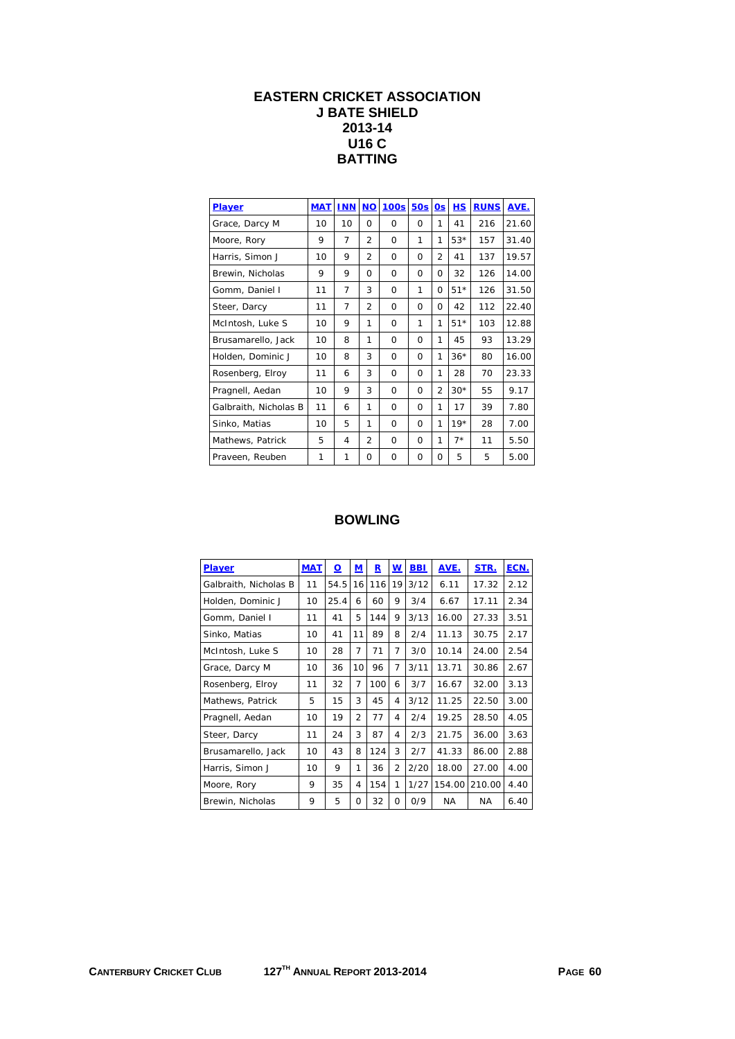# EASTERN CRICKET ASSOCIATION
## J BATE SHIELD
## 2013-14
## U16 C
## BATTING

| Player | MAT | INN | NO | 100s | 50s | 0s | HS | RUNS | AVE. |
|---|---|---|---|---|---|---|---|---|---|
| Grace, Darcy M | 10 | 10 | 0 | 0 | 0 | 1 | 41 | 216 | 21.60 |
| Moore, Rory | 9 | 7 | 2 | 0 | 1 | 1 | 53* | 157 | 31.40 |
| Harris, Simon J | 10 | 9 | 2 | 0 | 0 | 2 | 41 | 137 | 19.57 |
| Brewin, Nicholas | 9 | 9 | 0 | 0 | 0 | 0 | 32 | 126 | 14.00 |
| Gomm, Daniel I | 11 | 7 | 3 | 0 | 1 | 0 | 51* | 126 | 31.50 |
| Steer, Darcy | 11 | 7 | 2 | 0 | 0 | 0 | 42 | 112 | 22.40 |
| McIntosh, Luke S | 10 | 9 | 1 | 0 | 1 | 1 | 51* | 103 | 12.88 |
| Brusamarello, Jack | 10 | 8 | 1 | 0 | 0 | 1 | 45 | 93 | 13.29 |
| Holden, Dominic J | 10 | 8 | 3 | 0 | 0 | 1 | 36* | 80 | 16.00 |
| Rosenberg, Elroy | 11 | 6 | 3 | 0 | 0 | 1 | 28 | 70 | 23.33 |
| Pragnell, Aedan | 10 | 9 | 3 | 0 | 0 | 2 | 30* | 55 | 9.17 |
| Galbraith, Nicholas B | 11 | 6 | 1 | 0 | 0 | 1 | 17 | 39 | 7.80 |
| Sinko, Matias | 10 | 5 | 1 | 0 | 0 | 1 | 19* | 28 | 7.00 |
| Mathews, Patrick | 5 | 4 | 2 | 0 | 0 | 1 | 7* | 11 | 5.50 |
| Praveen, Reuben | 1 | 1 | 0 | 0 | 0 | 0 | 5 | 5 | 5.00 |

## BOWLING

| Player | MAT | O | M | R | W | BBI | AVE. | STR. | ECN. |
|---|---|---|---|---|---|---|---|---|---|
| Galbraith, Nicholas B | 11 | 54.5 | 16 | 116 | 19 | 3/12 | 6.11 | 17.32 | 2.12 |
| Holden, Dominic J | 10 | 25.4 | 6 | 60 | 9 | 3/4 | 6.67 | 17.11 | 2.34 |
| Gomm, Daniel I | 11 | 41 | 5 | 144 | 9 | 3/13 | 16.00 | 27.33 | 3.51 |
| Sinko, Matias | 10 | 41 | 11 | 89 | 8 | 2/4 | 11.13 | 30.75 | 2.17 |
| McIntosh, Luke S | 10 | 28 | 7 | 71 | 7 | 3/0 | 10.14 | 24.00 | 2.54 |
| Grace, Darcy M | 10 | 36 | 10 | 96 | 7 | 3/11 | 13.71 | 30.86 | 2.67 |
| Rosenberg, Elroy | 11 | 32 | 7 | 100 | 6 | 3/7 | 16.67 | 32.00 | 3.13 |
| Mathews, Patrick | 5 | 15 | 3 | 45 | 4 | 3/12 | 11.25 | 22.50 | 3.00 |
| Pragnell, Aedan | 10 | 19 | 2 | 77 | 4 | 2/4 | 19.25 | 28.50 | 4.05 |
| Steer, Darcy | 11 | 24 | 3 | 87 | 4 | 2/3 | 21.75 | 36.00 | 3.63 |
| Brusamarello, Jack | 10 | 43 | 8 | 124 | 3 | 2/7 | 41.33 | 86.00 | 2.88 |
| Harris, Simon J | 10 | 9 | 1 | 36 | 2 | 2/20 | 18.00 | 27.00 | 4.00 |
| Moore, Rory | 9 | 35 | 4 | 154 | 1 | 1/27 | 154.00 | 210.00 | 4.40 |
| Brewin, Nicholas | 9 | 5 | 0 | 32 | 0 | 0/9 | NA | NA | 6.40 |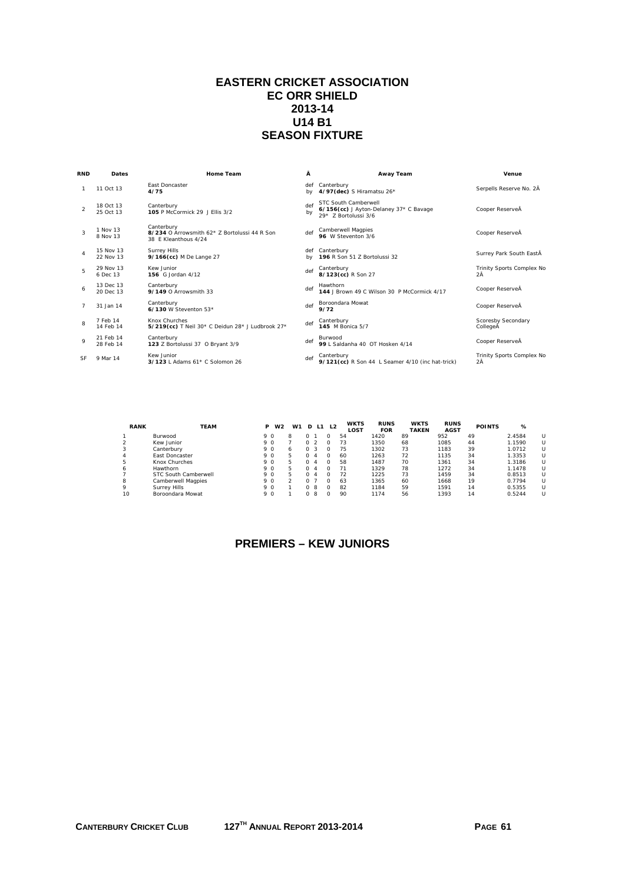# EASTERN CRICKET ASSOCIATION
# EC ORR SHIELD
# 2013-14
# U14 B1
# SEASON FIXTURE

| RND | Dates | Home Team | Â | Away Team | Venue |
|---|---|---|---|---|---|
| 1 | 11 Oct 13 | East Doncaster **4/75** | def by | Canterbury **4/97(dec)** S Hiramatsu 26* | Serpells Reserve No. 2Â |
| 2 | 18 Oct 13 25 Oct 13 | Canterbury **105** P McCormick 29 J Ellis 3/2 | def by | STC South Camberwell **6/156(cc)** J Ayton-Delaney 37* C Bavage 29* Z Bortolussi 3/6 | Cooper ReserveÂ |
| 3 | 1 Nov 13 8 Nov 13 | Canterbury **8/234** O Arrowsmith 62* Z Bortolussi 44 R Son 38 E Kleanthous 4/24 | def | Camberwell Magpies **96** W Steventon 3/6 | Cooper ReserveÂ |
| 4 | 15 Nov 13 22 Nov 13 | Surrey Hills **9/166(cc)** M De Lange 27 | def by | Canterbury **196** R Son 51 Z Bortolussi 32 | Surrey Park South EastÂ |
| 5 | 29 Nov 13 6 Dec 13 | Kew Junior **156** G Jordan 4/12 | def | Canterbury **8/123(cc)** R Son 27 | Trinity Sports Complex No 2Â |
| 6 | 13 Dec 13 20 Dec 13 | Canterbury **9/149** O Arrowsmith 33 | def | Hawthorn **144** J Brown 49 C Wilson 30 P McCormick 4/17 | Cooper ReserveÂ |
| 7 | 31 Jan 14 | Canterbury **6/130** W Steventon 53* | def | Boroondara Mowat **9/72** | Cooper ReserveÂ |
| 8 | 7 Feb 14 14 Feb 14 | Knox Churches **5/219(cc)** T Neil 30* C Deidun 28* J Ludbrook 27* | def | Canterbury **145** M Bonica 5/7 | Scoresby Secondary CollegeÂ |
| 9 | 21 Feb 14 28 Feb 14 | Canterbury **123** Z Bortolussi 37 O Bryant 3/9 | def | Burwood **99** L Saldanha 40 OT Hosken 4/14 | Cooper ReserveÂ |
| SF | 9 Mar 14 | Kew Junior **3/123** L Adams 61* C Solomon 26 | def | Canterbury **9/121(cc)** R Son 44 L Seamer 4/10 (inc hat-trick) | Trinity Sports Complex No 2Â |

| RANK | TEAM | P | W2 | W1 | D | L1 | L2 | WKTS LOST | RUNS FOR | WKTS TAKEN | RUNS AGST | POINTS | % | |
|---|---|---|---|---|---|---|---|---|---|---|---|---|---|---|
| 1 | Burwood | 9 | 0 | 8 | 0 | 1 | 0 | 54 | 1420 | 89 | 952 | 49 | 2.4584 | U |
| 2 | Kew Junior | 9 | 0 | 7 | 0 | 2 | 0 | 73 | 1350 | 68 | 1085 | 44 | 1.1590 | U |
| 3 | Canterbury | 9 | 0 | 6 | 0 | 3 | 0 | 75 | 1302 | 73 | 1183 | 39 | 1.0712 | U |
| 4 | East Doncaster | 9 | 0 | 5 | 0 | 4 | 0 | 60 | 1263 | 72 | 1135 | 34 | 1.3353 | U |
| 5 | Knox Churches | 9 | 0 | 5 | 0 | 4 | 0 | 58 | 1487 | 70 | 1361 | 34 | 1.3186 | U |
| 6 | Hawthorn | 9 | 0 | 5 | 0 | 4 | 0 | 71 | 1329 | 78 | 1272 | 34 | 1.1478 | U |
| 7 | STC South Camberwell | 9 | 0 | 5 | 0 | 4 | 0 | 72 | 1225 | 73 | 1459 | 34 | 0.8513 | U |
| 8 | Camberwell Magpies | 9 | 0 | 2 | 0 | 7 | 0 | 63 | 1365 | 60 | 1668 | 19 | 0.7794 | U |
| 9 | Surrey Hills | 9 | 0 | 1 | 0 | 8 | 0 | 82 | 1184 | 59 | 1591 | 14 | 0.5355 | U |
| 10 | Boroondara Mowat | 9 | 0 | 1 | 0 | 8 | 0 | 90 | 1174 | 56 | 1393 | 14 | 0.5244 | U |

## PREMIERS – KEW JUNIORS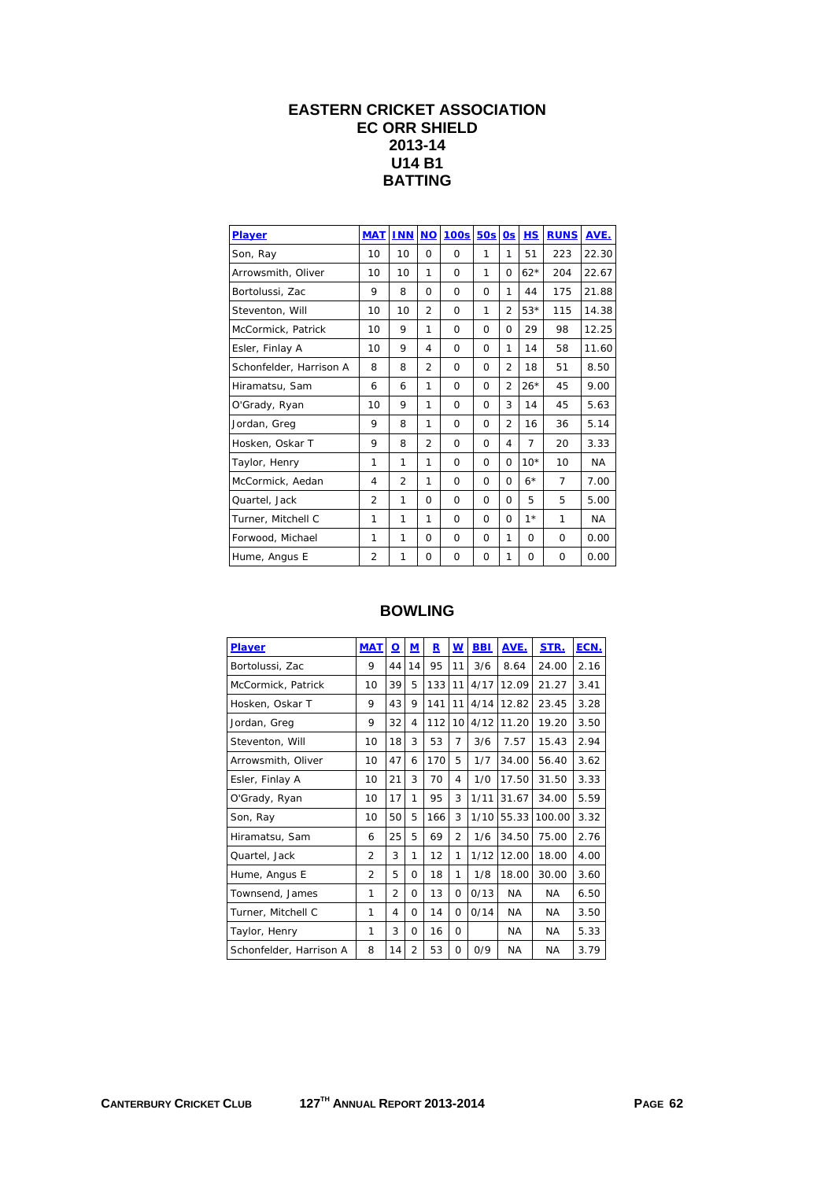# EASTERN CRICKET ASSOCIATION
## EC ORR SHIELD
## 2013-14
## U14 B1
## BATTING

| Player | MAT | INN | NO | 100s | 50s | 0s | HS | RUNS | AVE. |
|---|---|---|---|---|---|---|---|---|---|
| Son, Ray | 10 | 10 | 0 | 0 | 1 | 1 | 51 | 223 | 22.30 |
| Arrowsmith, Oliver | 10 | 10 | 1 | 0 | 1 | 0 | 62* | 204 | 22.67 |
| Bortolussi, Zac | 9 | 8 | 0 | 0 | 0 | 1 | 44 | 175 | 21.88 |
| Steveton, Will | 10 | 10 | 2 | 0 | 1 | 2 | 53* | 115 | 14.38 |
| McCormick, Patrick | 10 | 9 | 1 | 0 | 0 | 0 | 29 | 98 | 12.25 |
| Esler, Finlay A | 10 | 9 | 4 | 0 | 0 | 1 | 14 | 58 | 11.60 |
| Schonfelder, Harrison A | 8 | 8 | 2 | 0 | 0 | 2 | 18 | 51 | 8.50 |
| Hiramatsu, Sam | 6 | 6 | 1 | 0 | 0 | 2 | 26* | 45 | 9.00 |
| O'Grady, Ryan | 10 | 9 | 1 | 0 | 0 | 3 | 14 | 45 | 5.63 |
| Jordan, Greg | 9 | 8 | 1 | 0 | 0 | 2 | 16 | 36 | 5.14 |
| Hosken, Oskar T | 9 | 8 | 2 | 0 | 0 | 4 | 7 | 20 | 3.33 |
| Taylor, Henry | 1 | 1 | 1 | 0 | 0 | 0 | 10* | 10 | NA |
| McCormick, Aedan | 4 | 2 | 1 | 0 | 0 | 0 | 6* | 7 | 7.00 |
| Quartel, Jack | 2 | 1 | 0 | 0 | 0 | 0 | 5 | 5 | 5.00 |
| Turner, Mitchell C | 1 | 1 | 1 | 0 | 0 | 0 | 1* | 1 | NA |
| Forwood, Michael | 1 | 1 | 0 | 0 | 0 | 1 | 0 | 0 | 0.00 |
| Hume, Angus E | 2 | 1 | 0 | 0 | 0 | 1 | 0 | 0 | 0.00 |

## BOWLING

| Player | MAT | O | M | R | W | BBI | AVE. | STR. | ECN. |
|---|---|---|---|---|---|---|---|---|---|
| Bortolussi, Zac | 9 | 44 | 14 | 95 | 11 | 3/6 | 8.64 | 24.00 | 2.16 |
| McCormick, Patrick | 10 | 39 | 5 | 133 | 11 | 4/17 | 12.09 | 21.27 | 3.41 |
| Hosken, Oskar T | 9 | 43 | 9 | 141 | 11 | 4/14 | 12.82 | 23.45 | 3.28 |
| Jordan, Greg | 9 | 32 | 4 | 112 | 10 | 4/12 | 11.20 | 19.20 | 3.50 |
| Steveton, Will | 10 | 18 | 3 | 53 | 7 | 3/6 | 7.57 | 15.43 | 2.94 |
| Arrowsmith, Oliver | 10 | 47 | 6 | 170 | 5 | 1/7 | 34.00 | 56.40 | 3.62 |
| Esler, Finlay A | 10 | 21 | 3 | 70 | 4 | 1/0 | 17.50 | 31.50 | 3.33 |
| O'Grady, Ryan | 10 | 17 | 1 | 95 | 3 | 1/11 | 31.67 | 34.00 | 5.59 |
| Son, Ray | 10 | 50 | 5 | 166 | 3 | 1/10 | 55.33 | 100.00 | 3.32 |
| Hiramatsu, Sam | 6 | 25 | 5 | 69 | 2 | 1/6 | 34.50 | 75.00 | 2.76 |
| Quartel, Jack | 2 | 3 | 1 | 12 | 1 | 1/12 | 12.00 | 18.00 | 4.00 |
| Hume, Angus E | 2 | 5 | 0 | 18 | 1 | 1/8 | 18.00 | 30.00 | 3.60 |
| Townsend, James | 1 | 2 | 0 | 13 | 0 | 0/13 | NA | NA | 6.50 |
| Turner, Mitchell C | 1 | 4 | 0 | 14 | 0 | 0/14 | NA | NA | 3.50 |
| Taylor, Henry | 1 | 3 | 0 | 16 | 0 | | NA | NA | 5.33 |
| Schonfelder, Harrison A | 8 | 14 | 2 | 53 | 0 | 0/9 | NA | NA | 3.79 |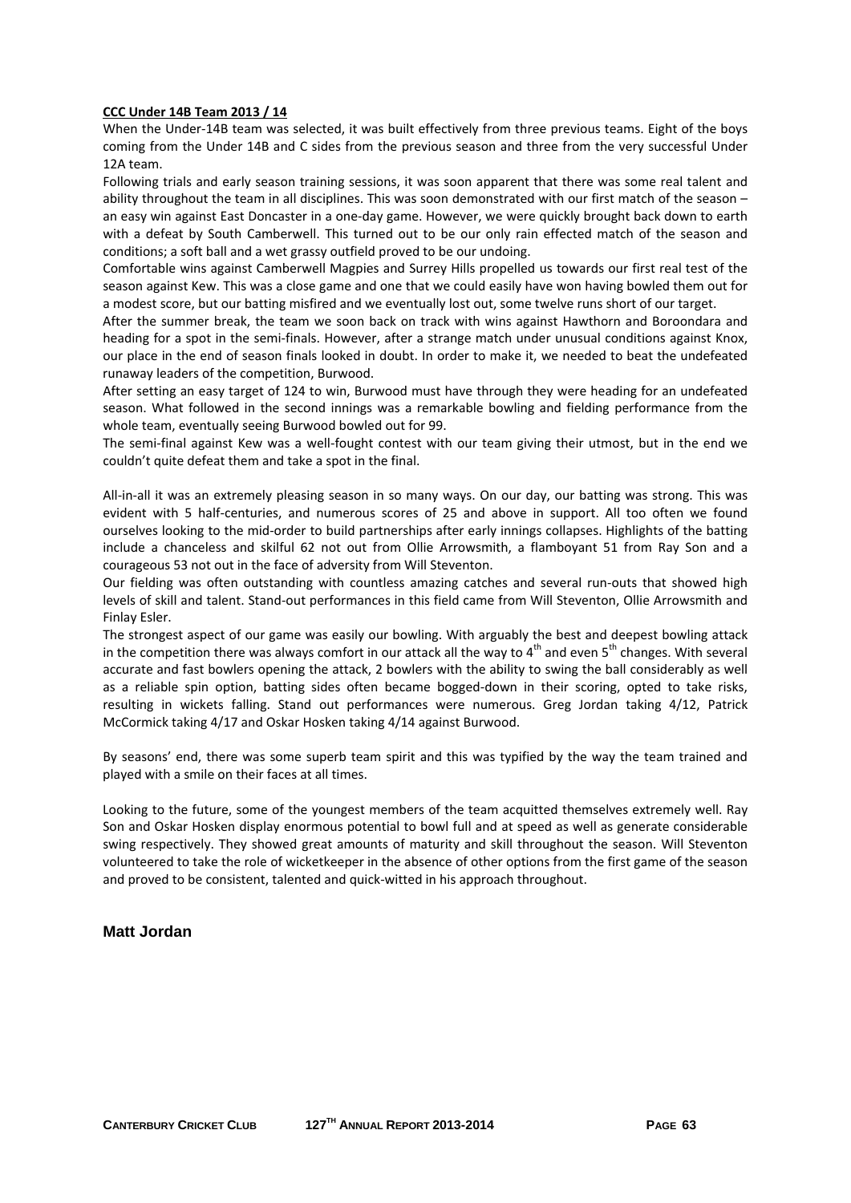## **CCC Under 14B Team 2013 / 14**

When the Under-14B team was selected, it was built effectively from three previous teams. Eight of the boys coming from the Under 14B and C sides from the previous season and three from the very successful Under 12A team.

Following trials and early season training sessions, it was soon apparent that there was some real talent and ability throughout the team in all disciplines. This was soon demonstrated with our first match of the season – an easy win against East Doncaster in a one-day game. However, we were quickly brought back down to earth with a defeat by South Camberwell. This turned out to be our only rain effected match of the season and conditions; a soft ball and a wet grassy outfield proved to be our undoing.

Comfortable wins against Camberwell Magpies and Surrey Hills propelled us towards our first real test of the season against Kew. This was a close game and one that we could easily have won having bowled them out for a modest score, but our batting misfired and we eventually lost out, some twelve runs short of our target.

After the summer break, the team we soon back on track with wins against Hawthorn and Boroondara and heading for a spot in the semi-finals. However, after a strange match under unusual conditions against Knox, our place in the end of season finals looked in doubt. In order to make it, we needed to beat the undefeated runaway leaders of the competition, Burwood.

After setting an easy target of 124 to win, Burwood must have through they were heading for an undefeated season. What followed in the second innings was a remarkable bowling and fielding performance from the whole team, eventually seeing Burwood bowled out for 99.

The semi-final against Kew was a well-fought contest with our team giving their utmost, but in the end we couldn't quite defeat them and take a spot in the final.

All-in-all it was an extremely pleasing season in so many ways. On our day, our batting was strong. This was evident with 5 half-centuries, and numerous scores of 25 and above in support. All too often we found ourselves looking to the mid-order to build partnerships after early innings collapses. Highlights of the batting include a chanceless and skilful 62 not out from Ollie Arrowsmith, a flamboyant 51 from Ray Son and a courageous 53 not out in the face of adversity from Will Steventon.

Our fielding was often outstanding with countless amazing catches and several run-outs that showed high levels of skill and talent. Stand-out performances in this field came from Will Steventon, Ollie Arrowsmith and Finlay Esler.

The strongest aspect of our game was easily our bowling. With arguably the best and deepest bowling attack in the competition there was always comfort in our attack all the way to 4th and even 5th changes. With several accurate and fast bowlers opening the attack, 2 bowlers with the ability to swing the ball considerably as well as a reliable spin option, batting sides often became bogged-down in their scoring, opted to take risks, resulting in wickets falling. Stand out performances were numerous. Greg Jordan taking 4/12, Patrick McCormick taking 4/17 and Oskar Hosken taking 4/14 against Burwood.

By seasons' end, there was some superb team spirit and this was typified by the way the team trained and played with a smile on their faces at all times.

Looking to the future, some of the youngest members of the team acquitted themselves extremely well. Ray Son and Oskar Hosken display enormous potential to bowl full and at speed as well as generate considerable swing respectively. They showed great amounts of maturity and skill throughout the season. Will Steventon volunteered to take the role of wicketkeeper in the absence of other options from the first game of the season and proved to be consistent, talented and quick-witted in his approach throughout.

**Matt Jordan**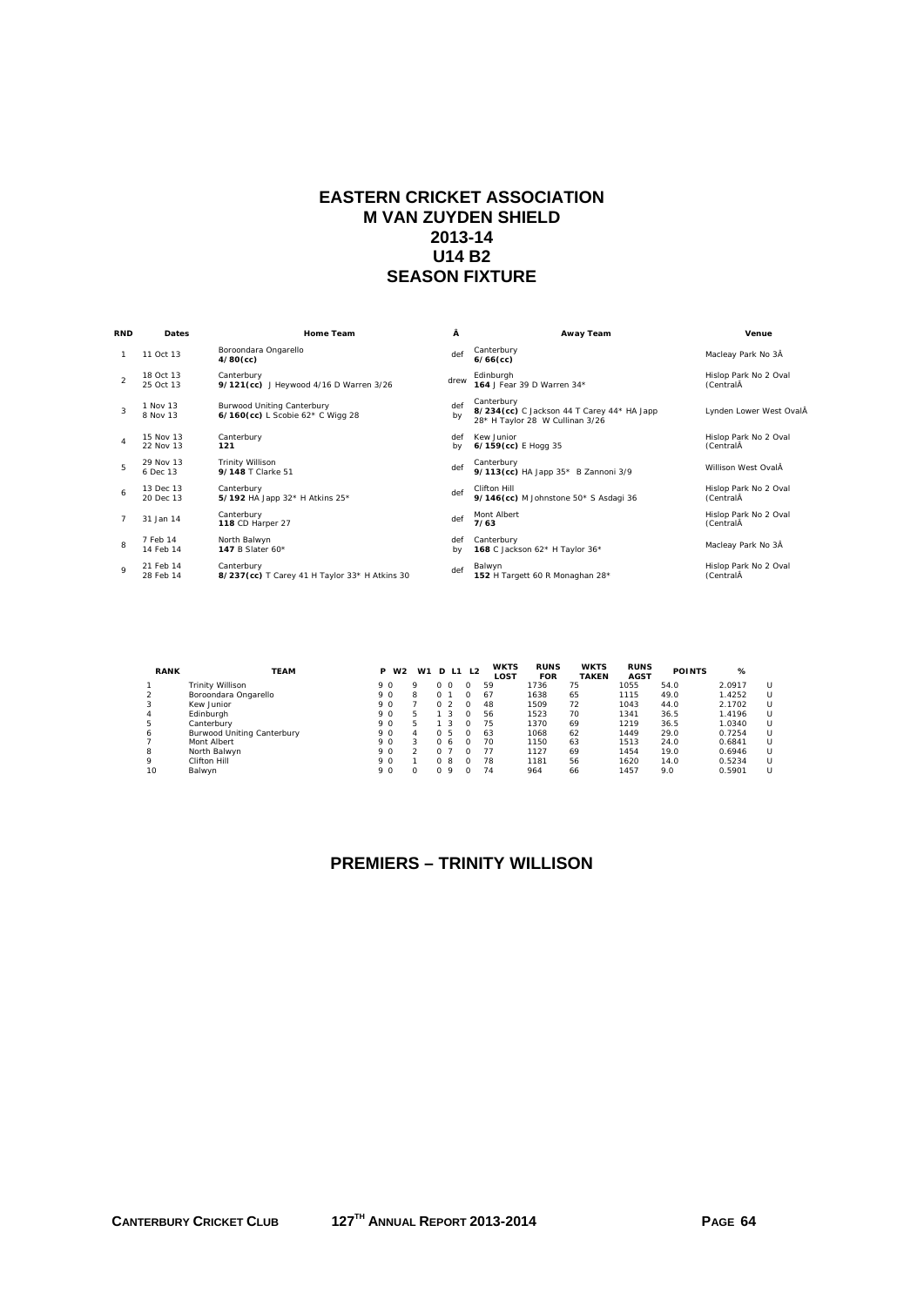# EASTERN CRICKET ASSOCIATION
## M VAN ZUYDEN SHIELD
## 2013-14
## U14 B2
## SEASON FIXTURE

| RND | Dates | Home Team | Â | Away Team | Venue |
|---|---|---|---|---|---|
| 1 | 11 Oct 13 | Boroondara Ongarello **4/80(cc)** | def | Canterbury **6/66(cc)** | Macleay Park No 3Â |
| 2 | 18 Oct 13 25 Oct 13 | Canterbury **9/121(cc)** J Heywood 4/16 D Warren 3/26 | drew | Edinburgh **164** J Fear 39 D Warren 34* | Hislop Park No 2 Oval (CentralÂ |
| 3 | 1 Nov 13 8 Nov 13 | Burwood Uniting Canterbury **6/160(cc)** L Scobie 62* C Wigg 28 | def by | Canterbury **8/234(cc)** C Jackson 44 T Carey 44* HA Japp 28* H Taylor 28 W Cullinan 3/26 | Lynden Lower West OvalÂ |
| 4 | 15 Nov 13 22 Nov 13 | Canterbury **121** | def by | Kew Junior **6/159(cc)** E Hogg 35 | Hislop Park No 2 Oval (CentralÂ |
| 5 | 29 Nov 13 6 Dec 13 | Trinity Willison **9/148** T Clarke 51 | def | Canterbury **9/113(cc)** HA Japp 35* B Zannoni 3/9 | Willison West OvalÂ |
| 6 | 13 Dec 13 20 Dec 13 | Canterbury **5/192** HA Japp 32* H Atkins 25* | def | Clifton Hill **9/146(cc)** M Johnstone 50* S Asdagi 36 | Hislop Park No 2 Oval (CentralÂ |
| 7 | 31 Jan 14 | Canterbury **118** CD Harper 27 | def | Mont Albert **7/63** | Hislop Park No 2 Oval (CentralÂ |
| 8 | 7 Feb 14 14 Feb 14 | North Balwyn **147** B Slater 60* | def by | Canterbury **168** C Jackson 62* H Taylor 36* | Macleay Park No 3Â |
| 9 | 21 Feb 14 28 Feb 14 | Canterbury **8/237(cc)** T Carey 41 H Taylor 33* H Atkins 30 | def | Balwyn **152** H Targett 60 R Monaghan 28* | Hislop Park No 2 Oval (CentralÂ |

| RANK | TEAM | P | W2 | W1 | D | L1 | L2 | WKTS LOST | RUNS FOR | WKTS TAKEN | RUNS AGST | POINTS | % | |
|---|---|---|---|---|---|---|---|---|---|---|---|---|---|---|
| 1 | Trinity Willison | 9 | 0 | 9 | 0 | 0 | 0 | 59 | 1736 | 75 | 1055 | 54.0 | 2.0917 | U |
| 2 | Boroondara Ongarello | 9 | 0 | 8 | 0 | 1 | 0 | 67 | 1638 | 65 | 1115 | 49.0 | 1.4252 | U |
| 3 | Kew Junior | 9 | 0 | 7 | 0 | 2 | 0 | 48 | 1509 | 72 | 1043 | 44.0 | 2.1702 | U |
| 4 | Edinburgh | 9 | 0 | 5 | 1 | 3 | 0 | 56 | 1523 | 70 | 1341 | 36.5 | 1.4196 | U |
| 5 | Canterbury | 9 | 0 | 5 | 1 | 3 | 0 | 75 | 1370 | 69 | 1219 | 36.5 | 1.0340 | U |
| 6 | Burwood Uniting Canterbury | 9 | 0 | 4 | 0 | 5 | 0 | 63 | 1068 | 62 | 1449 | 29.0 | 0.7254 | U |
| 7 | Mont Albert | 9 | 0 | 3 | 0 | 6 | 0 | 70 | 1150 | 63 | 1513 | 24.0 | 0.6841 | U |
| 8 | North Balwyn | 9 | 0 | 2 | 0 | 7 | 0 | 77 | 1127 | 69 | 1454 | 19.0 | 0.6946 | U |
| 9 | Clifton Hill | 9 | 0 | 1 | 0 | 8 | 0 | 78 | 1181 | 56 | 1620 | 14.0 | 0.5234 | U |
| 10 | Balwyn | 9 | 0 | 0 | 0 | 9 | 0 | 74 | 964 | 66 | 1457 | 9.0 | 0.5901 | U |

## PREMIERS – TRINITY WILLISON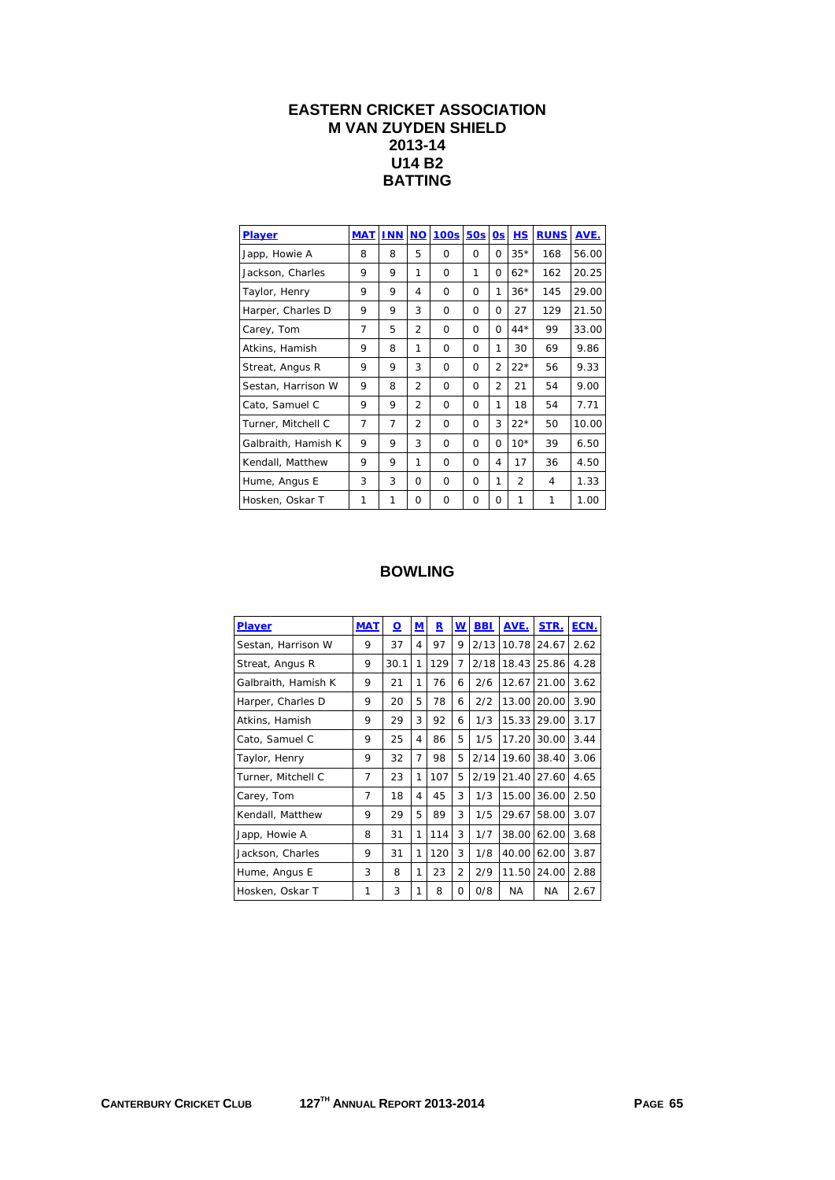# EASTERN CRICKET ASSOCIATION
# M VAN ZUYDEN SHIELD
# 2013-14
# U14 B2
# BATTING

| Player | MAT | INN | NO | 100s | 50s | 0s | HS | RUNS | AVE. |
|---|---|---|---|---|---|---|---|---|---|
| Japp, Howie A | 8 | 8 | 5 | 0 | 0 | 0 | 35* | 168 | 56.00 |
| Jackson, Charles | 9 | 9 | 1 | 0 | 1 | 0 | 62* | 162 | 20.25 |
| Taylor, Henry | 9 | 9 | 4 | 0 | 0 | 1 | 36* | 145 | 29.00 |
| Harper, Charles D | 9 | 9 | 3 | 0 | 0 | 0 | 27 | 129 | 21.50 |
| Carey, Tom | 7 | 5 | 2 | 0 | 0 | 0 | 44* | 99 | 33.00 |
| Atkins, Hamish | 9 | 8 | 1 | 0 | 0 | 1 | 30 | 69 | 9.86 |
| Streat, Angus R | 9 | 9 | 3 | 0 | 0 | 2 | 22* | 56 | 9.33 |
| Sestan, Harrison W | 9 | 8 | 2 | 0 | 0 | 2 | 21 | 54 | 9.00 |
| Cato, Samuel C | 9 | 9 | 2 | 0 | 0 | 1 | 18 | 54 | 7.71 |
| Turner, Mitchell C | 7 | 7 | 2 | 0 | 0 | 3 | 22* | 50 | 10.00 |
| Galbraith, Hamish K | 9 | 9 | 3 | 0 | 0 | 0 | 10* | 39 | 6.50 |
| Kendall, Matthew | 9 | 9 | 1 | 0 | 0 | 4 | 17 | 36 | 4.50 |
| Hume, Angus E | 3 | 3 | 0 | 0 | 0 | 1 | 2 | 4 | 1.33 |
| Hosken, Oskar T | 1 | 1 | 0 | 0 | 0 | 0 | 1 | 1 | 1.00 |

# BOWLING

| Player | MAT | O | M | R | W | BBI | AVE. | STR. | ECN. |
|---|---|---|---|---|---|---|---|---|---|
| Sestan, Harrison W | 9 | 37 | 4 | 97 | 9 | 2/13 | 10.78 | 24.67 | 2.62 |
| Streat, Angus R | 9 | 30.1 | 1 | 129 | 7 | 2/18 | 18.43 | 25.86 | 4.28 |
| Galbraith, Hamish K | 9 | 21 | 1 | 76 | 6 | 2/6 | 12.67 | 21.00 | 3.62 |
| Harper, Charles D | 9 | 20 | 5 | 78 | 6 | 2/2 | 13.00 | 20.00 | 3.90 |
| Atkins, Hamish | 9 | 29 | 3 | 92 | 6 | 1/3 | 15.33 | 29.00 | 3.17 |
| Cato, Samuel C | 9 | 25 | 4 | 86 | 5 | 1/5 | 17.20 | 30.00 | 3.44 |
| Taylor, Henry | 9 | 32 | 7 | 98 | 5 | 2/14 | 19.60 | 38.40 | 3.06 |
| Turner, Mitchell C | 7 | 23 | 1 | 107 | 5 | 2/19 | 21.40 | 27.60 | 4.65 |
| Carey, Tom | 7 | 18 | 4 | 45 | 3 | 1/3 | 15.00 | 36.00 | 2.50 |
| Kendall, Matthew | 9 | 29 | 5 | 89 | 3 | 1/5 | 29.67 | 58.00 | 3.07 |
| Japp, Howie A | 8 | 31 | 1 | 114 | 3 | 1/7 | 38.00 | 62.00 | 3.68 |
| Jackson, Charles | 9 | 31 | 1 | 120 | 3 | 1/8 | 40.00 | 62.00 | 3.87 |
| Hume, Angus E | 3 | 8 | 1 | 23 | 2 | 2/9 | 11.50 | 24.00 | 2.88 |
| Hosken, Oskar T | 1 | 3 | 1 | 8 | 0 | 0/8 | NA | NA | 2.67 |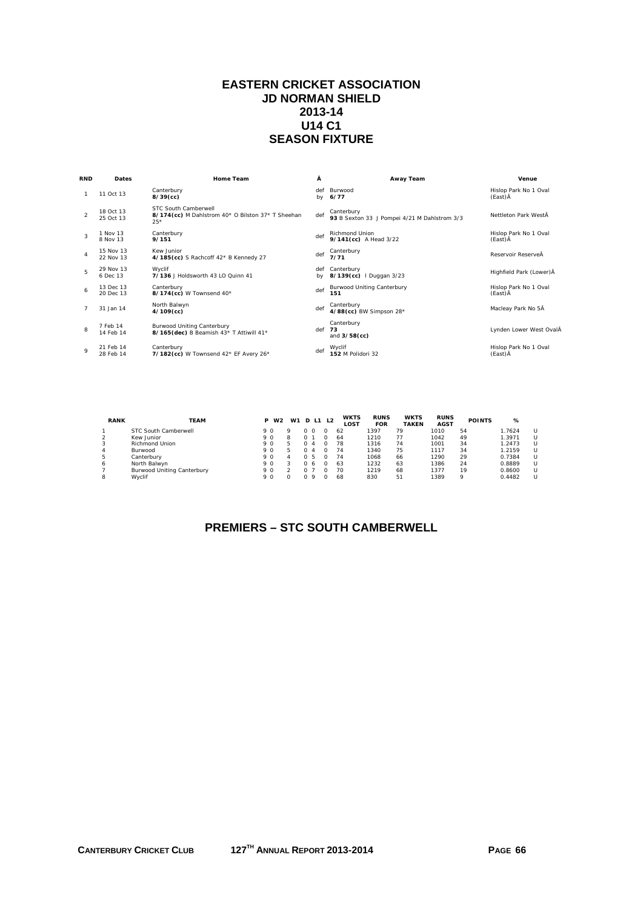# EASTERN CRICKET ASSOCIATION
# JD NORMAN SHIELD
# 2013-14
# U14 C1
# SEASON FIXTURE

| RND | Dates | Home Team | Â | Away Team | Venue |
|---|---|---|---|---|---|
| 1 | 11 Oct 13 | Canterbury **8/39(cc)** | def by | Burwood **6/77** | Hislop Park No 1 Oval (East)Â |
| 2 | 18 Oct 13 25 Oct 13 | STC South Camberwell **8/174(cc)** M Dahlstrom 40* O Bilston 37* T Sheehan 25* | def | Canterbury **93** B Sexton 33 J Pompei 4/21 M Dahlstrom 3/3 | Nettleton Park WestÂ |
| 3 | 1 Nov 13 8 Nov 13 | Canterbury **9/151** | def | Richmond Union **9/141(cc)** A Head 3/22 | Hislop Park No 1 Oval (East)Â |
| 4 | 15 Nov 13 22 Nov 13 | Kew Junior **4/185(cc)** S Rachcoff 42* B Kennedy 27 | def | Canterbury **7/71** | Reservoir ReserveÂ |
| 5 | 29 Nov 13 6 Dec 13 | Wyclif **7/136** J Holdsworth 43 LO Quinn 41 | def by | Canterbury **8/139(cc)** I Duggan 3/23 | Highfield Park (Lower)Â |
| 6 | 13 Dec 13 20 Dec 13 | Canterbury **8/174(cc)** W Townsend 40* | def | Burwood Uniting Canterbury **151** | Hislop Park No 1 Oval (East)Â |
| 7 | 31 Jan 14 | North Balwyn **4/109(cc)** | def | Canterbury **4/88(cc)** BW Simpson 28* | Macleay Park No 5Â |
| 8 | 7 Feb 14 14 Feb 14 | Burwood Uniting Canterbury **8/165(dec)** B Beamish 43* T Attiwill 41* | def | Canterbury **73** and **3/58(cc)** | Lynden Lower West OvalÂ |
| 9 | 21 Feb 14 28 Feb 14 | Canterbury **7/182(cc)** W Townsend 42* EF Avery 26* | def | Wyclif **152** M Polidori 32 | Hislop Park No 1 Oval (East)Â |

| RANK | TEAM | P | W2 | W1 | D | L1 | L2 | WKTS LOST | RUNS FOR | WKTS TAKEN | RUNS AGST | POINTS | % | |
|---|---|---|---|---|---|---|---|---|---|---|---|---|---|---|
| 1 | STC South Camberwell | 9 | 0 | 9 | 0 | 0 | 0 | 62 | 1397 | 79 | 1010 | 54 | 1.7624 | U |
| 2 | Kew Junior | 9 | 0 | 8 | 0 | 1 | 0 | 64 | 1210 | 77 | 1042 | 49 | 1.3971 | U |
| 3 | Richmond Union | 9 | 0 | 5 | 0 | 4 | 0 | 78 | 1316 | 74 | 1001 | 34 | 1.2473 | U |
| 4 | Burwood | 9 | 0 | 5 | 0 | 4 | 0 | 74 | 1340 | 75 | 1117 | 34 | 1.2159 | U |
| 5 | Canterbury | 9 | 0 | 4 | 0 | 5 | 0 | 74 | 1068 | 66 | 1290 | 29 | 0.7384 | U |
| 6 | North Balwyn | 9 | 0 | 3 | 0 | 6 | 0 | 63 | 1232 | 63 | 1386 | 24 | 0.8889 | U |
| 7 | Burwood Uniting Canterbury | 9 | 0 | 2 | 0 | 7 | 0 | 70 | 1219 | 68 | 1377 | 19 | 0.8600 | U |
| 8 | Wyclif | 9 | 0 | 0 | 0 | 9 | 0 | 68 | 830 | 51 | 1389 | 9 | 0.4482 | U |

## PREMIERS – STC SOUTH CAMBERWELL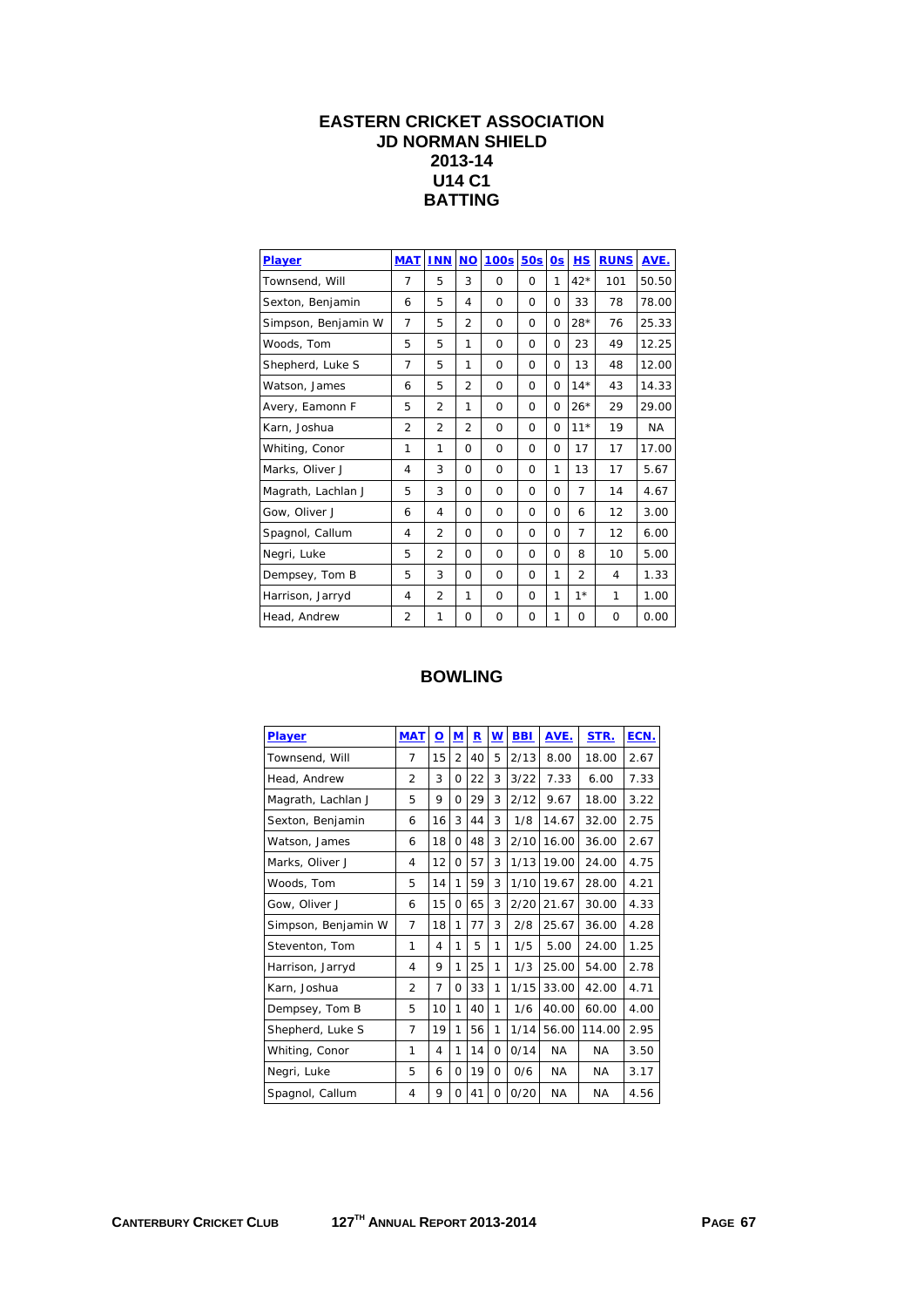# EASTERN CRICKET ASSOCIATION
## JD NORMAN SHIELD
## 2013-14
## U14 C1
## BATTING

| Player | MAT | INN | NO | 100s | 50s | 0s | HS | RUNS | AVE. |
|---|---|---|---|---|---|---|---|---|---|
| Townsend, Will | 7 | 5 | 3 | 0 | 0 | 1 | 42* | 101 | 50.50 |
| Sexton, Benjamin | 6 | 5 | 4 | 0 | 0 | 0 | 33 | 78 | 78.00 |
| Simpson, Benjamin W | 7 | 5 | 2 | 0 | 0 | 0 | 28* | 76 | 25.33 |
| Woods, Tom | 5 | 5 | 1 | 0 | 0 | 0 | 23 | 49 | 12.25 |
| Shepherd, Luke S | 7 | 5 | 1 | 0 | 0 | 0 | 13 | 48 | 12.00 |
| Watson, James | 6 | 5 | 2 | 0 | 0 | 0 | 14* | 43 | 14.33 |
| Avery, Eamonn F | 5 | 2 | 1 | 0 | 0 | 0 | 26* | 29 | 29.00 |
| Karn, Joshua | 2 | 2 | 2 | 0 | 0 | 0 | 11* | 19 | NA |
| Whiting, Conor | 1 | 1 | 0 | 0 | 0 | 0 | 17 | 17 | 17.00 |
| Marks, Oliver J | 4 | 3 | 0 | 0 | 0 | 1 | 13 | 17 | 5.67 |
| Magrath, Lachlan J | 5 | 3 | 0 | 0 | 0 | 0 | 7 | 14 | 4.67 |
| Gow, Oliver J | 6 | 4 | 0 | 0 | 0 | 0 | 6 | 12 | 3.00 |
| Spagnol, Callum | 4 | 2 | 0 | 0 | 0 | 0 | 7 | 12 | 6.00 |
| Negri, Luke | 5 | 2 | 0 | 0 | 0 | 0 | 8 | 10 | 5.00 |
| Dempsey, Tom B | 5 | 3 | 0 | 0 | 0 | 1 | 2 | 4 | 1.33 |
| Harrison, Jarryd | 4 | 2 | 1 | 0 | 0 | 1 | 1* | 1 | 1.00 |
| Head, Andrew | 2 | 1 | 0 | 0 | 0 | 1 | 0 | 0 | 0.00 |

## BOWLING

| Player | MAT | O | M | R | W | BBI | AVE. | STR. | ECN. |
|---|---|---|---|---|---|---|---|---|---|
| Townsend, Will | 7 | 15 | 2 | 40 | 5 | 2/13 | 8.00 | 18.00 | 2.67 |
| Head, Andrew | 2 | 3 | 0 | 22 | 3 | 3/22 | 7.33 | 6.00 | 7.33 |
| Magrath, Lachlan J | 5 | 9 | 0 | 29 | 3 | 2/12 | 9.67 | 18.00 | 3.22 |
| Sexton, Benjamin | 6 | 16 | 3 | 44 | 3 | 1/8 | 14.67 | 32.00 | 2.75 |
| Watson, James | 6 | 18 | 0 | 48 | 3 | 2/10 | 16.00 | 36.00 | 2.67 |
| Marks, Oliver J | 4 | 12 | 0 | 57 | 3 | 1/13 | 19.00 | 24.00 | 4.75 |
| Woods, Tom | 5 | 14 | 1 | 59 | 3 | 1/10 | 19.67 | 28.00 | 4.21 |
| Gow, Oliver J | 6 | 15 | 0 | 65 | 3 | 2/20 | 21.67 | 30.00 | 4.33 |
| Simpson, Benjamin W | 7 | 18 | 1 | 77 | 3 | 2/8 | 25.67 | 36.00 | 4.28 |
| Steventon, Tom | 1 | 4 | 1 | 5 | 1 | 1/5 | 5.00 | 24.00 | 1.25 |
| Harrison, Jarryd | 4 | 9 | 1 | 25 | 1 | 1/3 | 25.00 | 54.00 | 2.78 |
| Karn, Joshua | 2 | 7 | 0 | 33 | 1 | 1/15 | 33.00 | 42.00 | 4.71 |
| Dempsey, Tom B | 5 | 10 | 1 | 40 | 1 | 1/6 | 40.00 | 60.00 | 4.00 |
| Shepherd, Luke S | 7 | 19 | 1 | 56 | 1 | 1/14 | 56.00 | 114.00 | 2.95 |
| Whiting, Conor | 1 | 4 | 1 | 14 | 0 | 0/14 | NA | NA | 3.50 |
| Negri, Luke | 5 | 6 | 0 | 19 | 0 | 0/6 | NA | NA | 3.17 |
| Spagnol, Callum | 4 | 9 | 0 | 41 | 0 | 0/20 | NA | NA | 4.56 |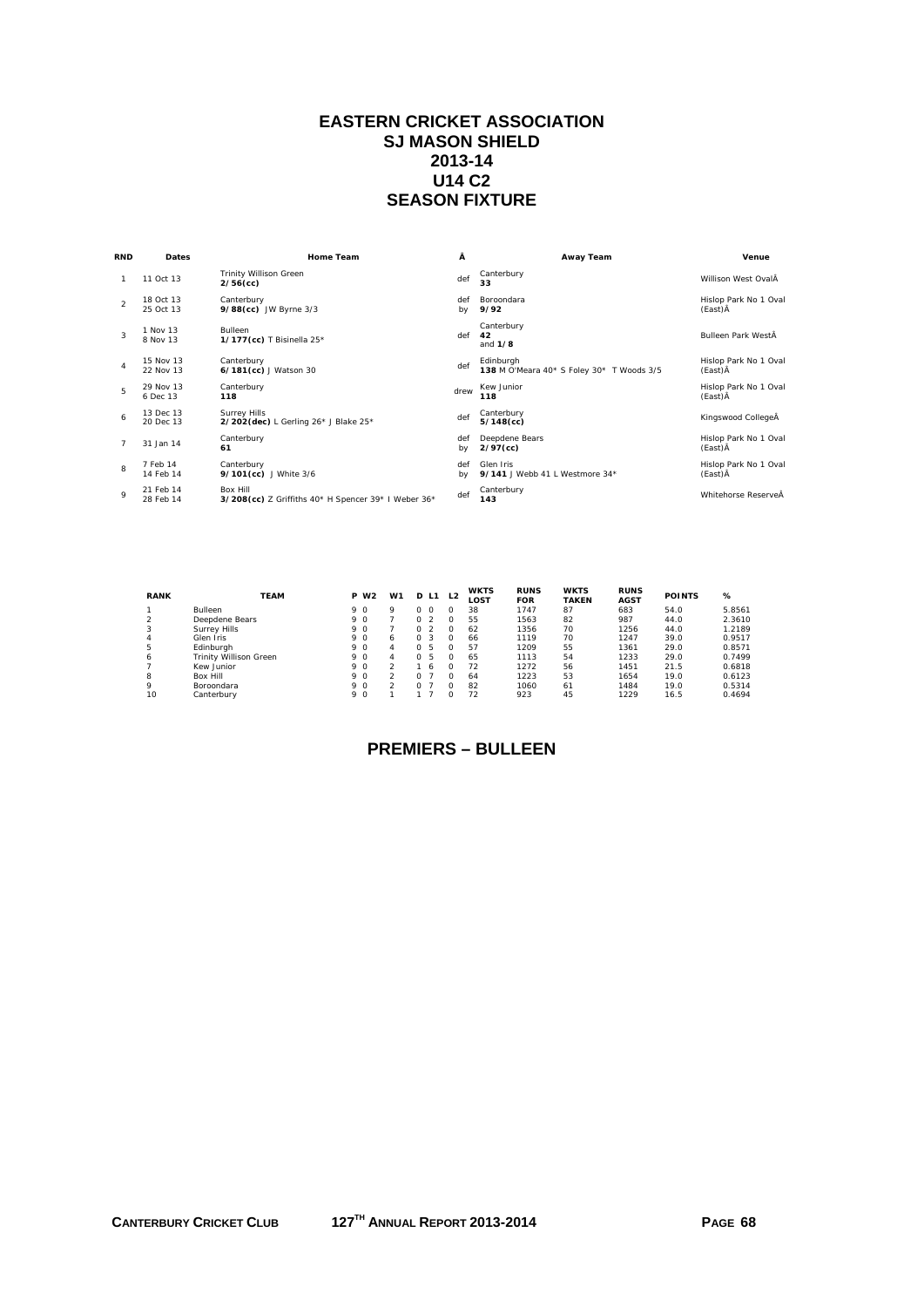# EASTERN CRICKET ASSOCIATION
# SJ MASON SHIELD
# 2013-14
# U14 C2
# SEASON FIXTURE

| RND | Dates | Home Team | Â | Away Team | Venue |
|---|---|---|---|---|---|
| 1 | 11 Oct 13 | Trinity Willison Green **2/56(cc)** | def | Canterbury **33** | Willison West OvalÂ |
| 2 | 18 Oct 13 25 Oct 13 | Canterbury **9/88(cc)** JW Byrne 3/3 | def by | Boroondara **9/92** | Hislop Park No 1 Oval (East)Â |
| 3 | 1 Nov 13 8 Nov 13 | Bulleen **1/177(cc)** T Bisinella 25* | def | Canterbury **42** and **1/8** | Bulleen Park WestÂ |
| 4 | 15 Nov 13 22 Nov 13 | Canterbury **6/181(cc)** J Watson 30 | def | Edinburgh **138** M O'Meara 40* S Foley 30* T Woods 3/5 | Hislop Park No 1 Oval (East)Â |
| 5 | 29 Nov 13 6 Dec 13 | Canterbury **118** | drew | Kew Junior **118** | Hislop Park No 1 Oval (East)Â |
| 6 | 13 Dec 13 20 Dec 13 | Surrey Hills **2/202(dec)** L Gerling 26* J Blake 25* | def | Canterbury **5/148(cc)** | Kingswood CollegeÂ |
| 7 | 31 Jan 14 | Canterbury **61** | def by | Deepdene Bears **2/97(cc)** | Hislop Park No 1 Oval (East)Â |
| 8 | 7 Feb 14 14 Feb 14 | Canterbury **9/101(cc)** J White 3/6 | def by | Glen Iris **9/141** J Webb 41 L Westmore 34* | Hislop Park No 1 Oval (East)Â |
| 9 | 21 Feb 14 28 Feb 14 | Box Hill **3/208(cc)** Z Griffiths 40* H Spencer 39* I Weber 36* | def | Canterbury **143** | Whitehorse ReserveÂ |

| RANK | TEAM | P | W2 | W1 | D | L1 | L2 | WKTS LOST | RUNS FOR | WKTS TAKEN | RUNS AGST | POINTS | % |
|---|---|---|---|---|---|---|---|---|---|---|---|---|---|
| 1 | Bulleen | 9 | 0 | 9 | 0 | 0 | 0 | 38 | 1747 | 87 | 683 | 54.0 | 5.8561 |
| 2 | Deepdene Bears | 9 | 0 | 7 | 0 | 2 | 0 | 55 | 1563 | 82 | 987 | 44.0 | 2.3610 |
| 3 | Surrey Hills | 9 | 0 | 7 | 0 | 2 | 0 | 62 | 1356 | 70 | 1256 | 44.0 | 1.2189 |
| 4 | Glen Iris | 9 | 0 | 6 | 0 | 3 | 0 | 66 | 1119 | 70 | 1247 | 39.0 | 0.9517 |
| 5 | Edinburgh | 9 | 0 | 4 | 0 | 5 | 0 | 57 | 1209 | 55 | 1361 | 29.0 | 0.8571 |
| 6 | Trinity Willison Green | 9 | 0 | 4 | 0 | 5 | 0 | 65 | 1113 | 54 | 1233 | 29.0 | 0.7499 |
| 7 | Kew Junior | 9 | 0 | 2 | 1 | 6 | 0 | 72 | 1272 | 56 | 1451 | 21.5 | 0.6818 |
| 8 | Box Hill | 9 | 0 | 2 | 0 | 7 | 0 | 64 | 1223 | 53 | 1654 | 19.0 | 0.6123 |
| 9 | Boroondara | 9 | 0 | 2 | 0 | 7 | 0 | 82 | 1060 | 61 | 1484 | 19.0 | 0.5314 |
| 10 | Canterbury | 9 | 0 | 1 | 1 | 7 | 0 | 72 | 923 | 45 | 1229 | 16.5 | 0.4694 |

## PREMIERS – BULLEEN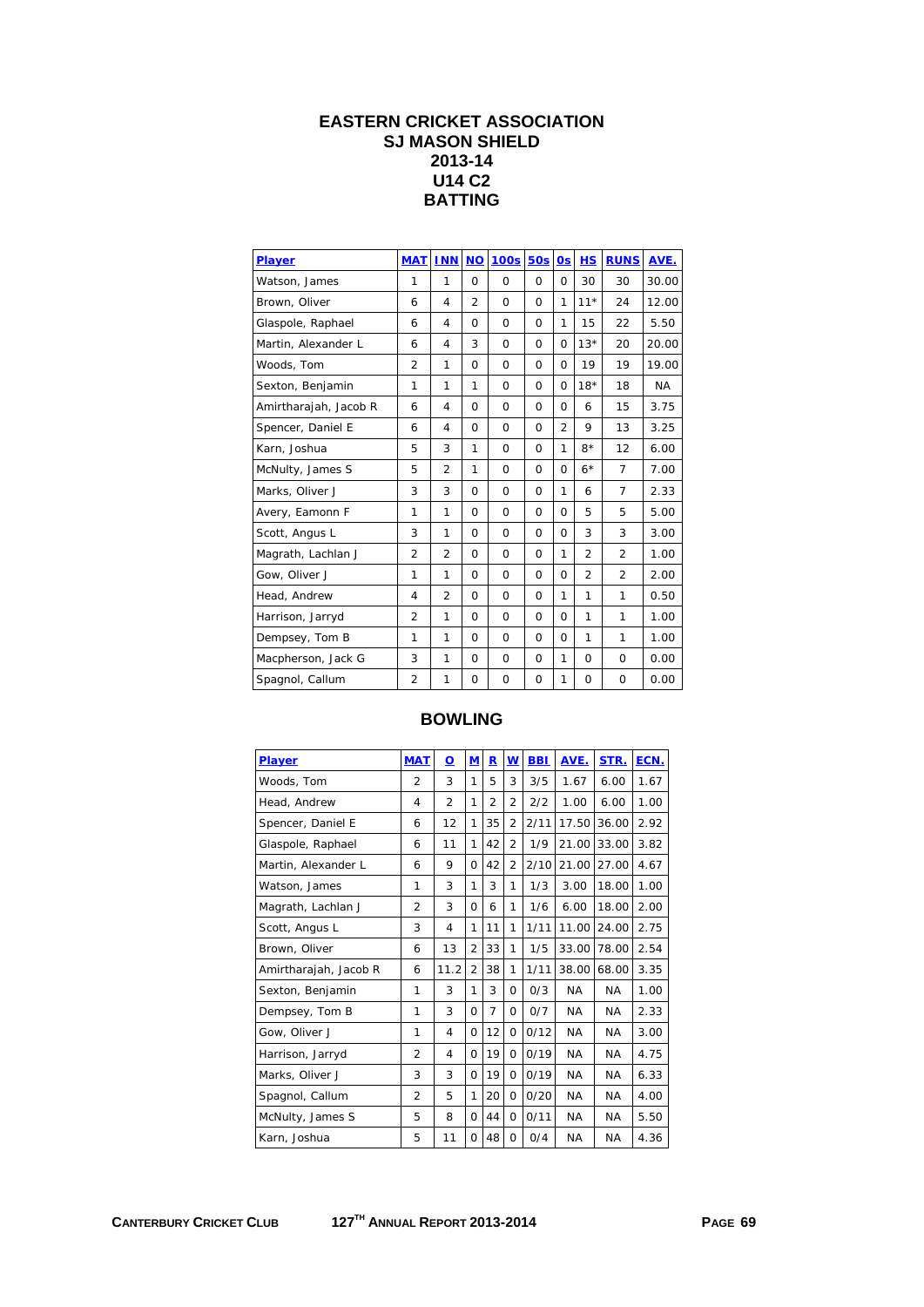# EASTERN CRICKET ASSOCIATION
## SJ MASON SHIELD
## 2013-14
## U14 C2
## BATTING

| Player | MAT | INN | NO | 100s | 50s | 0s | HS | RUNS | AVE. |
|---|---|---|---|---|---|---|---|---|---|
| Watson, James | 1 | 1 | 0 | 0 | 0 | 0 | 30 | 30 | 30.00 |
| Brown, Oliver | 6 | 4 | 2 | 0 | 0 | 1 | 11* | 24 | 12.00 |
| Glaspole, Raphael | 6 | 4 | 0 | 0 | 0 | 1 | 15 | 22 | 5.50 |
| Martin, Alexander L | 6 | 4 | 3 | 0 | 0 | 0 | 13* | 20 | 20.00 |
| Woods, Tom | 2 | 1 | 0 | 0 | 0 | 0 | 19 | 19 | 19.00 |
| Sexton, Benjamin | 1 | 1 | 1 | 0 | 0 | 0 | 18* | 18 | NA |
| Amirtharajah, Jacob R | 6 | 4 | 0 | 0 | 0 | 0 | 6 | 15 | 3.75 |
| Spencer, Daniel E | 6 | 4 | 0 | 0 | 0 | 2 | 9 | 13 | 3.25 |
| Karn, Joshua | 5 | 3 | 1 | 0 | 0 | 1 | 8* | 12 | 6.00 |
| McNulty, James S | 5 | 2 | 1 | 0 | 0 | 0 | 6* | 7 | 7.00 |
| Marks, Oliver J | 3 | 3 | 0 | 0 | 0 | 1 | 6 | 7 | 2.33 |
| Avery, Eamonn F | 1 | 1 | 0 | 0 | 0 | 0 | 5 | 5 | 5.00 |
| Scott, Angus L | 3 | 1 | 0 | 0 | 0 | 0 | 3 | 3 | 3.00 |
| Magrath, Lachlan J | 2 | 2 | 0 | 0 | 0 | 1 | 2 | 2 | 1.00 |
| Gow, Oliver J | 1 | 1 | 0 | 0 | 0 | 0 | 2 | 2 | 2.00 |
| Head, Andrew | 4 | 2 | 0 | 0 | 0 | 1 | 1 | 1 | 0.50 |
| Harrison, Jarryd | 2 | 1 | 0 | 0 | 0 | 0 | 1 | 1 | 1.00 |
| Dempsey, Tom B | 1 | 1 | 0 | 0 | 0 | 0 | 1 | 1 | 1.00 |
| Macpherson, Jack G | 3 | 1 | 0 | 0 | 0 | 1 | 0 | 0 | 0.00 |
| Spagnol, Callum | 2 | 1 | 0 | 0 | 0 | 1 | 0 | 0 | 0.00 |

## BOWLING

| Player | MAT | O | M | R | W | BBI | AVE. | STR. | ECN. |
|---|---|---|---|---|---|---|---|---|---|
| Woods, Tom | 2 | 3 | 1 | 5 | 3 | 3/5 | 1.67 | 6.00 | 1.67 |
| Head, Andrew | 4 | 2 | 1 | 2 | 2 | 2/2 | 1.00 | 6.00 | 1.00 |
| Spencer, Daniel E | 6 | 12 | 1 | 35 | 2 | 2/11 | 17.50 | 36.00 | 2.92 |
| Glaspole, Raphael | 6 | 11 | 1 | 42 | 2 | 1/9 | 21.00 | 33.00 | 3.82 |
| Martin, Alexander L | 6 | 9 | 0 | 42 | 2 | 2/10 | 21.00 | 27.00 | 4.67 |
| Watson, James | 1 | 3 | 1 | 3 | 1 | 1/3 | 3.00 | 18.00 | 1.00 |
| Magrath, Lachlan J | 2 | 3 | 0 | 6 | 1 | 1/6 | 6.00 | 18.00 | 2.00 |
| Scott, Angus L | 3 | 4 | 1 | 11 | 1 | 1/11 | 11.00 | 24.00 | 2.75 |
| Brown, Oliver | 6 | 13 | 2 | 33 | 1 | 1/5 | 33.00 | 78.00 | 2.54 |
| Amirtharajah, Jacob R | 6 | 11.2 | 2 | 38 | 1 | 1/11 | 38.00 | 68.00 | 3.35 |
| Sexton, Benjamin | 1 | 3 | 1 | 3 | 0 | 0/3 | NA | NA | 1.00 |
| Dempsey, Tom B | 1 | 3 | 0 | 7 | 0 | 0/7 | NA | NA | 2.33 |
| Gow, Oliver J | 1 | 4 | 0 | 12 | 0 | 0/12 | NA | NA | 3.00 |
| Harrison, Jarryd | 2 | 4 | 0 | 19 | 0 | 0/19 | NA | NA | 4.75 |
| Marks, Oliver J | 3 | 3 | 0 | 19 | 0 | 0/19 | NA | NA | 6.33 |
| Spagnol, Callum | 2 | 5 | 1 | 20 | 0 | 0/20 | NA | NA | 4.00 |
| McNulty, James S | 5 | 8 | 0 | 44 | 0 | 0/11 | NA | NA | 5.50 |
| Karn, Joshua | 5 | 11 | 0 | 48 | 0 | 0/4 | NA | NA | 4.36 |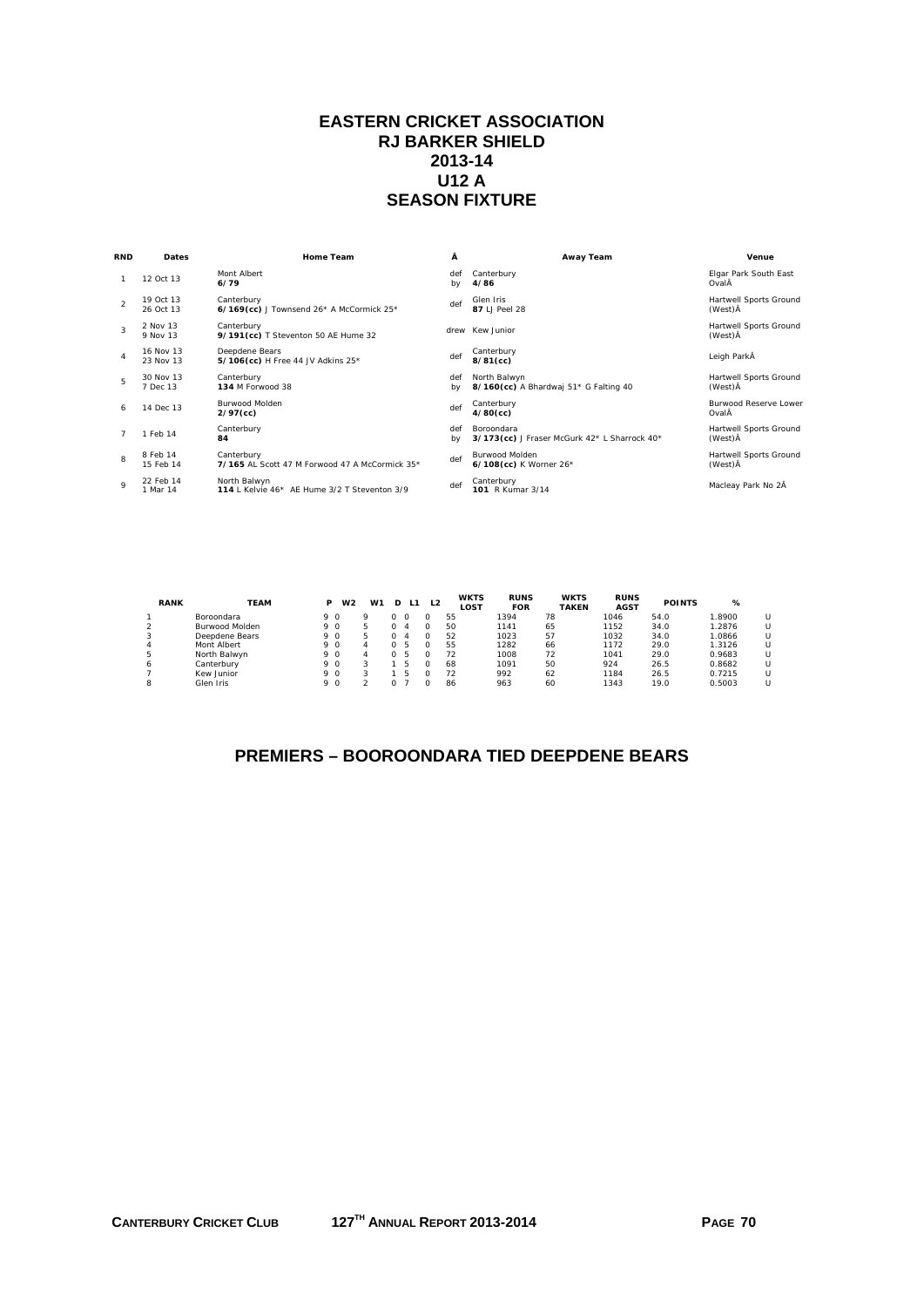# EASTERN CRICKET ASSOCIATION
# RJ BARKER SHIELD
# 2013-14
# U12 A
# SEASON FIXTURE

| RND | Dates | Home Team | Â | Away Team | Venue |
|---|---|---|---|---|---|
| 1 | 12 Oct 13 | Mont Albert **6/79** | def by | Canterbury **4/86** | Elgar Park South East OvalÂ |
| 2 | 19 Oct 13 26 Oct 13 | Canterbury **6/169(cc)** J Townsend 26* A McCormick 25* | def | Glen Iris **87** LJ Peel 28 | Hartwell Sports Ground (West)Â |
| 3 | 2 Nov 13 9 Nov 13 | Canterbury **9/191(cc)** T Steventon 50 AE Hume 32 | drew | Kew Junior | Hartwell Sports Ground (West)Â |
| 4 | 16 Nov 13 23 Nov 13 | Deepdene Bears **5/106(cc)** H Free 44 JV Adkins 25* | def | Canterbury **8/81(cc)** | Leigh ParkÂ |
| 5 | 30 Nov 13 7 Dec 13 | Canterbury **134** M Forwood 38 | def by | North Balwyn **8/160(cc)** A Bhardwaj 51* G Falting 40 | Hartwell Sports Ground (West)Â |
| 6 | 14 Dec 13 | Burwood Molden **2/97(cc)** | def | Canterbury **4/80(cc)** | Burwood Reserve Lower OvalÂ |
| 7 | 1 Feb 14 | Canterbury **84** | def by | Boroondara **3/173(cc)** J Fraser McGurk 42* L Sharrock 40* | Hartwell Sports Ground (West)Â |
| 8 | 8 Feb 14 15 Feb 14 | Canterbury **7/165** AL Scott 47 M Forwood 47 A McCormick 35* | def | Burwood Molden **6/108(cc)** K Worner 26* | Hartwell Sports Ground (West)Â |
| 9 | 22 Feb 14 1 Mar 14 | North Balwyn **114** L Kelvie 46* AE Hume 3/2 T Steventon 3/9 | def | Canterbury **101** R Kumar 3/14 | Macleay Park No 2Â |

| RANK | TEAM | P | W2 | W1 | D | L1 | L2 | WKTS LOST | RUNS FOR | WKTS TAKEN | RUNS AGST | POINTS | % | |
|---|---|---|---|---|---|---|---|---|---|---|---|---|---|---|
| 1 | Boroondara | 9 | 0 | 9 | 0 | 0 | 0 | 55 | 1394 | 78 | 1046 | 54.0 | 1.8900 | U |
| 2 | Burwood Molden | 9 | 0 | 5 | 0 | 4 | 0 | 50 | 1141 | 65 | 1152 | 34.0 | 1.2876 | U |
| 3 | Deepdene Bears | 9 | 0 | 5 | 0 | 4 | 0 | 52 | 1023 | 57 | 1032 | 34.0 | 1.0866 | U |
| 4 | Mont Albert | 9 | 0 | 4 | 0 | 5 | 0 | 55 | 1282 | 66 | 1172 | 29.0 | 1.3126 | U |
| 5 | North Balwyn | 9 | 0 | 4 | 0 | 5 | 0 | 72 | 1008 | 72 | 1041 | 29.0 | 0.9683 | U |
| 6 | Canterbury | 9 | 0 | 3 | 1 | 5 | 0 | 68 | 1091 | 50 | 924 | 26.5 | 0.8682 | U |
| 7 | Kew Junior | 9 | 0 | 3 | 1 | 5 | 0 | 72 | 992 | 62 | 1184 | 26.5 | 0.7215 | U |
| 8 | Glen Iris | 9 | 0 | 2 | 0 | 7 | 0 | 86 | 963 | 60 | 1343 | 19.0 | 0.5003 | U |

## PREMIERS – BOOROONDARA TIED DEEPDENE BEARS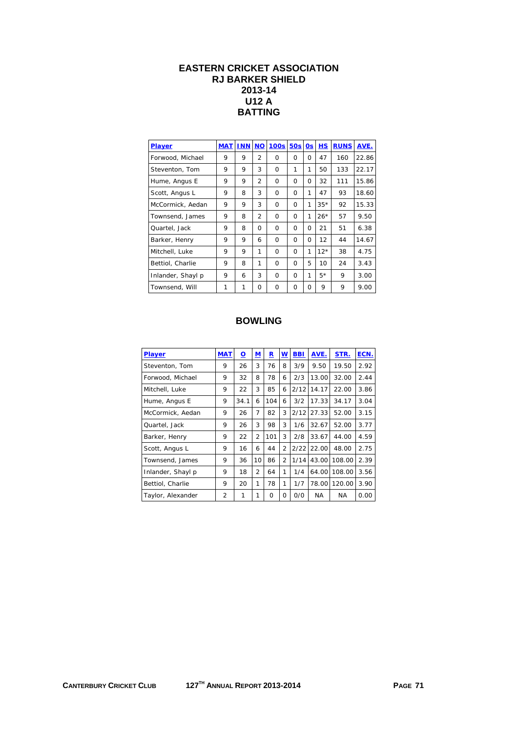# EASTERN CRICKET ASSOCIATION
## RJ BARKER SHIELD
## 2013-14
## U12 A
## BATTING

| Player | MAT | INN | NO | 100s | 50s | 0s | HS | RUNS | AVE. |
|---|---|---|---|---|---|---|---|---|---|
| Forwood, Michael | 9 | 9 | 2 | 0 | 0 | 0 | 47 | 160 | 22.86 |
| Steventon, Tom | 9 | 9 | 3 | 0 | 1 | 1 | 50 | 133 | 22.17 |
| Hume, Angus E | 9 | 9 | 2 | 0 | 0 | 0 | 32 | 111 | 15.86 |
| Scott, Angus L | 9 | 8 | 3 | 0 | 0 | 1 | 47 | 93 | 18.60 |
| McCormick, Aedan | 9 | 9 | 3 | 0 | 0 | 1 | 35* | 92 | 15.33 |
| Townsend, James | 9 | 8 | 2 | 0 | 0 | 1 | 26* | 57 | 9.50 |
| Quartel, Jack | 9 | 8 | 0 | 0 | 0 | 0 | 21 | 51 | 6.38 |
| Barker, Henry | 9 | 9 | 6 | 0 | 0 | 0 | 12 | 44 | 14.67 |
| Mitchell, Luke | 9 | 9 | 1 | 0 | 0 | 1 | 12* | 38 | 4.75 |
| Bettiol, Charlie | 9 | 8 | 1 | 0 | 0 | 5 | 10 | 24 | 3.43 |
| Inlander, Shayl p | 9 | 6 | 3 | 0 | 0 | 1 | 5* | 9 | 3.00 |
| Townsend, Will | 1 | 1 | 0 | 0 | 0 | 0 | 9 | 9 | 9.00 |

## BOWLING

| Player | MAT | O | M | R | W | BBI | AVE. | STR. | ECN. |
|---|---|---|---|---|---|---|---|---|---|
| Steventon, Tom | 9 | 26 | 3 | 76 | 8 | 3/9 | 9.50 | 19.50 | 2.92 |
| Forwood, Michael | 9 | 32 | 8 | 78 | 6 | 2/3 | 13.00 | 32.00 | 2.44 |
| Mitchell, Luke | 9 | 22 | 3 | 85 | 6 | 2/12 | 14.17 | 22.00 | 3.86 |
| Hume, Angus E | 9 | 34.1 | 6 | 104 | 6 | 3/2 | 17.33 | 34.17 | 3.04 |
| McCormick, Aedan | 9 | 26 | 7 | 82 | 3 | 2/12 | 27.33 | 52.00 | 3.15 |
| Quartel, Jack | 9 | 26 | 3 | 98 | 3 | 1/6 | 32.67 | 52.00 | 3.77 |
| Barker, Henry | 9 | 22 | 2 | 101 | 3 | 2/8 | 33.67 | 44.00 | 4.59 |
| Scott, Angus L | 9 | 16 | 6 | 44 | 2 | 2/22 | 22.00 | 48.00 | 2.75 |
| Townsend, James | 9 | 36 | 10 | 86 | 2 | 1/14 | 43.00 | 108.00 | 2.39 |
| Inlander, Shayl p | 9 | 18 | 2 | 64 | 1 | 1/4 | 64.00 | 108.00 | 3.56 |
| Bettiol, Charlie | 9 | 20 | 1 | 78 | 1 | 1/7 | 78.00 | 120.00 | 3.90 |
| Taylor, Alexander | 2 | 1 | 1 | 0 | 0 | 0/0 | NA | NA | 0.00 |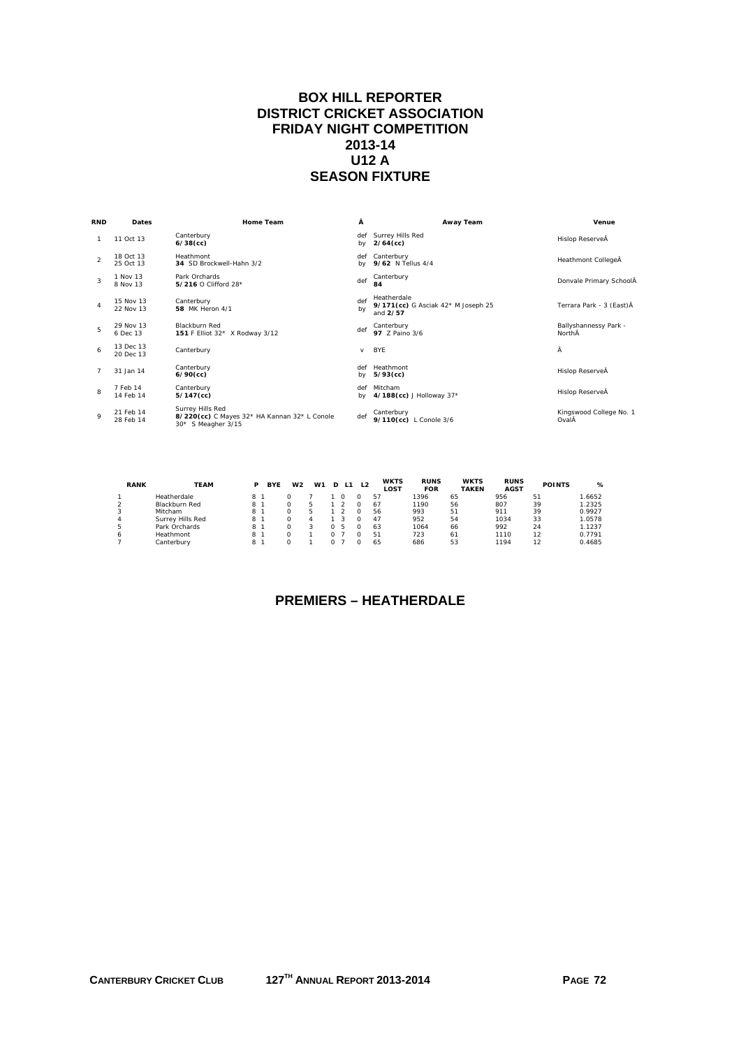# BOX HILL REPORTER
# DISTRICT CRICKET ASSOCIATION
# FRIDAY NIGHT COMPETITION
# 2013-14
# U12 A
# SEASON FIXTURE

| RND | Dates | Home Team | Â | Away Team | Venue |
|---|---|---|---|---|---|
| 1 | 11 Oct 13 | Canterbury **6/38(cc)** | def by | Surrey Hills Red **2/64(cc)** | Hislop ReserveÂ |
| 2 | 18 Oct 13 25 Oct 13 | Heathmont **34** SD Brockwell-Hahn 3/2 | def by | Canterbury **9/62** N Tellus 4/4 | Heathmont CollegeÂ |
| 3 | 1 Nov 13 8 Nov 13 | Park Orchards **5/216** O Clifford 28* | def | Canterbury **84** | Donvale Primary SchoolÂ |
| 4 | 15 Nov 13 22 Nov 13 | Canterbury **58** MK Heron 4/1 | def by | Heatherdale **9/171(cc)** G Asciak 42* M Joseph 25 and **2/57** | Terrara Park - 3 (East)Â |
| 5 | 29 Nov 13 6 Dec 13 | Blackburn Red **151** F Elliot 32* X Rodway 3/12 | def | Canterbury **97** Z Paino 3/6 | Ballyshannessy Park - NorthÂ |
| 6 | 13 Dec 13 20 Dec 13 | Canterbury | v | BYE | Â |
| 7 | 31 Jan 14 | Canterbury **6/90(cc)** | def by | Heathmont **5/93(cc)** | Hislop ReserveÂ |
| 8 | 7 Feb 14 14 Feb 14 | Canterbury **5/147(cc)** | def by | Mitcham **4/188(cc)** J Holloway 37* | Hislop ReserveÂ |
| 9 | 21 Feb 14 28 Feb 14 | Surrey Hills Red **8/220(cc)** C Mayes 32* HA Kannan 32* L Conole 30* S Meagher 3/15 | def | Canterbury **9/110(cc)** L Conole 3/6 | Kingswood College No. 1 OvalÂ |

| RANK | TEAM | P | BYE | W2 | W1 | D | L1 | L2 | WKTS LOST | RUNS FOR | WKTS TAKEN | RUNS AGST | POINTS | % |
|---|---|---|---|---|---|---|---|---|---|---|---|---|---|---|
| 1 | Heatherdale | 8 | 1 | 0 | 7 | 1 | 0 | 0 | 57 | 1396 | 65 | 956 | 51 | 1.6652 |
| 2 | Blackburn Red | 8 | 1 | 0 | 5 | 1 | 2 | 0 | 67 | 1190 | 56 | 807 | 39 | 1.2325 |
| 3 | Mitcham | 8 | 1 | 0 | 5 | 1 | 2 | 0 | 56 | 993 | 51 | 911 | 39 | 0.9927 |
| 4 | Surrey Hills Red | 8 | 1 | 0 | 4 | 1 | 3 | 0 | 47 | 952 | 54 | 1034 | 33 | 1.0578 |
| 5 | Park Orchards | 8 | 1 | 0 | 3 | 0 | 5 | 0 | 63 | 1064 | 66 | 992 | 24 | 1.1237 |
| 6 | Heathmont | 8 | 1 | 0 | 1 | 0 | 7 | 0 | 51 | 723 | 61 | 1110 | 12 | 0.7791 |
| 7 | Canterbury | 8 | 1 | 0 | 1 | 0 | 7 | 0 | 65 | 686 | 53 | 1194 | 12 | 0.4685 |

## PREMIERS – HEATHERDALE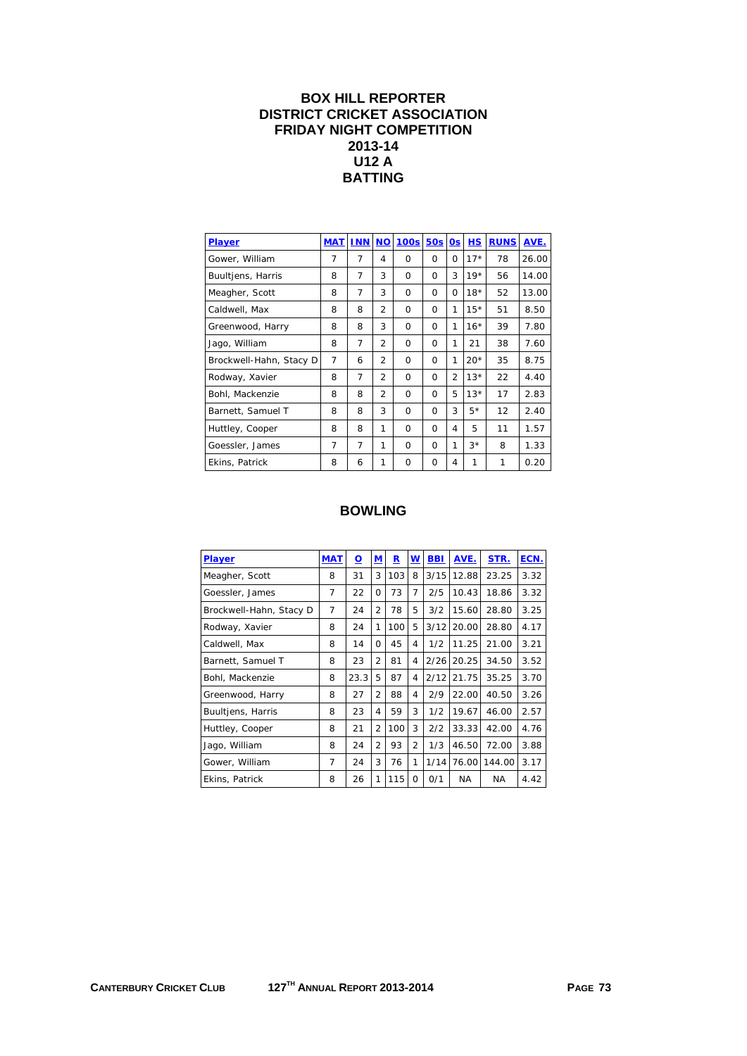# BOX HILL REPORTER
# DISTRICT CRICKET ASSOCIATION
# FRIDAY NIGHT COMPETITION
# 2013-14
# U12 A
# BATTING

| Player | MAT | INN | NO | 100s | 50s | 0s | HS | RUNS | AVE. |
|---|---|---|---|---|---|---|---|---|---|
| Gower, William | 7 | 7 | 4 | 0 | 0 | 0 | 17* | 78 | 26.00 |
| Buultjens, Harris | 8 | 7 | 3 | 0 | 0 | 3 | 19* | 56 | 14.00 |
| Meagher, Scott | 8 | 7 | 3 | 0 | 0 | 0 | 18* | 52 | 13.00 |
| Caldwell, Max | 8 | 8 | 2 | 0 | 0 | 1 | 15* | 51 | 8.50 |
| Greenwood, Harry | 8 | 8 | 3 | 0 | 0 | 1 | 16* | 39 | 7.80 |
| Jago, William | 8 | 7 | 2 | 0 | 0 | 1 | 21 | 38 | 7.60 |
| Brockwell-Hahn, Stacy D | 7 | 6 | 2 | 0 | 0 | 1 | 20* | 35 | 8.75 |
| Rodway, Xavier | 8 | 7 | 2 | 0 | 0 | 2 | 13* | 22 | 4.40 |
| Bohl, Mackenzie | 8 | 8 | 2 | 0 | 0 | 5 | 13* | 17 | 2.83 |
| Barnett, Samuel T | 8 | 8 | 3 | 0 | 0 | 3 | 5* | 12 | 2.40 |
| Huttley, Cooper | 8 | 8 | 1 | 0 | 0 | 4 | 5 | 11 | 1.57 |
| Goessler, James | 7 | 7 | 1 | 0 | 0 | 1 | 3* | 8 | 1.33 |
| Ekins, Patrick | 8 | 6 | 1 | 0 | 0 | 4 | 1 | 1 | 0.20 |

# BOWLING

| Player | MAT | O | M | R | W | BBI | AVE. | STR. | ECN. |
|---|---|---|---|---|---|---|---|---|---|
| Meagher, Scott | 8 | 31 | 3 | 103 | 8 | 3/15 | 12.88 | 23.25 | 3.32 |
| Goessler, James | 7 | 22 | 0 | 73 | 7 | 2/5 | 10.43 | 18.86 | 3.32 |
| Brockwell-Hahn, Stacy D | 7 | 24 | 2 | 78 | 5 | 3/2 | 15.60 | 28.80 | 3.25 |
| Rodway, Xavier | 8 | 24 | 1 | 100 | 5 | 3/12 | 20.00 | 28.80 | 4.17 |
| Caldwell, Max | 8 | 14 | 0 | 45 | 4 | 1/2 | 11.25 | 21.00 | 3.21 |
| Barnett, Samuel T | 8 | 23 | 2 | 81 | 4 | 2/26 | 20.25 | 34.50 | 3.52 |
| Bohl, Mackenzie | 8 | 23.3 | 5 | 87 | 4 | 2/12 | 21.75 | 35.25 | 3.70 |
| Greenwood, Harry | 8 | 27 | 2 | 88 | 4 | 2/9 | 22.00 | 40.50 | 3.26 |
| Buultjens, Harris | 8 | 23 | 4 | 59 | 3 | 1/2 | 19.67 | 46.00 | 2.57 |
| Huttley, Cooper | 8 | 21 | 2 | 100 | 3 | 2/2 | 33.33 | 42.00 | 4.76 |
| Jago, William | 8 | 24 | 2 | 93 | 2 | 1/3 | 46.50 | 72.00 | 3.88 |
| Gower, William | 7 | 24 | 3 | 76 | 1 | 1/14 | 76.00 | 144.00 | 3.17 |
| Ekins, Patrick | 8 | 26 | 1 | 115 | 0 | 0/1 | NA | NA | 4.42 |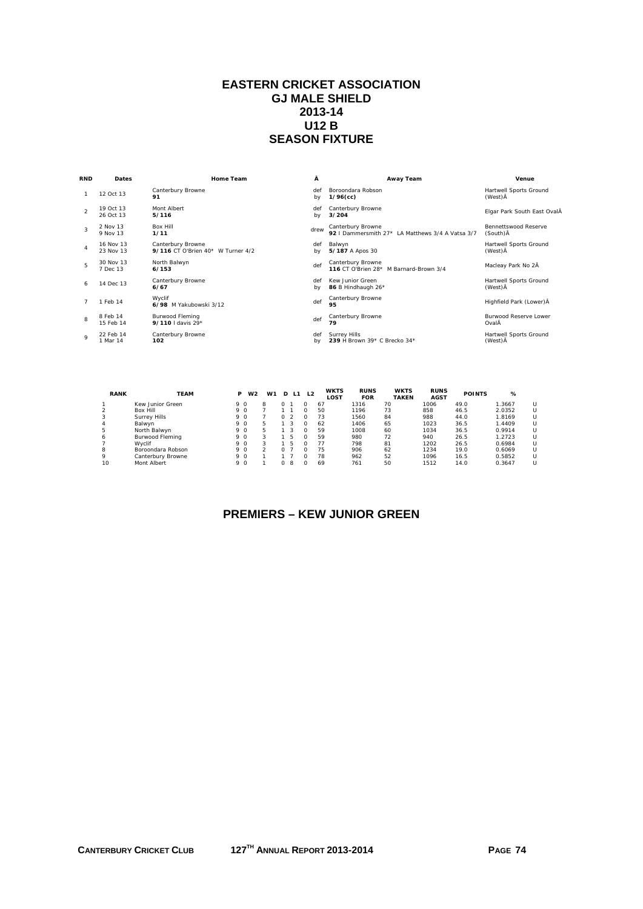# EASTERN CRICKET ASSOCIATION
## GJ MALE SHIELD
## 2013-14
## U12 B
## SEASON FIXTURE

| RND | Dates | Home Team | Â | Away Team | Venue |
|---|---|---|---|---|---|
| 1 | 12 Oct 13 | Canterbury Browne **91** | def by | Boroondara Robson **1/96(cc)** | Hartwell Sports Ground (West)Â |
| 2 | 19 Oct 13 26 Oct 13 | Mont Albert **5/116** | def by | Canterbury Browne **3/204** | Elgar Park South East OvalÂ |
| 3 | 2 Nov 13 9 Nov 13 | Box Hill **1/11** | drew | Canterbury Browne **92** I Dammersmith 27* LA Matthews 3/4 A Vatsa 3/7 | Bennettswood Reserve (South)Â |
| 4 | 16 Nov 13 23 Nov 13 | Canterbury Browne **9/116** CT O'Brien 40* W Turner 4/2 | def by | Balwyn **5/187** A Apos 30 | Hartwell Sports Ground (West)Â |
| 5 | 30 Nov 13 7 Dec 13 | North Balwyn **6/153** | def | Canterbury Browne **116** CT O'Brien 28* M Barnard-Brown 3/4 | Macleay Park No 2Â |
| 6 | 14 Dec 13 | Canterbury Browne **6/67** | def by | Kew Junior Green **86** B Hindhaugh 26* | Hartwell Sports Ground (West)Â |
| 7 | 1 Feb 14 | Wyclif **6/98** M Yakubowski 3/12 | def | Canterbury Browne **95** | Highfield Park (Lower)Â |
| 8 | 8 Feb 14 15 Feb 14 | Burwood Fleming **9/110** I davis 29* | def | Canterbury Browne **79** | Burwood Reserve Lower OvalÂ |
| 9 | 22 Feb 14 1 Mar 14 | Canterbury Browne **102** | def by | Surrey Hills **239** H Brown 39* C Brecko 34* | Hartwell Sports Ground (West)Â |

| RANK | TEAM | P | W2 | W1 | D | L1 | L2 | WKTS LOST | RUNS FOR | WKTS TAKEN | RUNS AGST | POINTS | % | |
|---|---|---|---|---|---|---|---|---|---|---|---|---|---|---|
| 1 | Kew Junior Green | 9 | 0 | 8 | 0 | 1 | 0 | 67 | 1316 | 70 | 1006 | 49.0 | 1.3667 | U |
| 2 | Box Hill | 9 | 0 | 7 | 1 | 1 | 0 | 50 | 1196 | 73 | 858 | 46.5 | 2.0352 | U |
| 3 | Surrey Hills | 9 | 0 | 7 | 0 | 2 | 0 | 73 | 1560 | 84 | 988 | 44.0 | 1.8169 | U |
| 4 | Balwyn | 9 | 0 | 5 | 1 | 3 | 0 | 62 | 1406 | 65 | 1023 | 36.5 | 1.4409 | U |
| 5 | North Balwyn | 9 | 0 | 5 | 1 | 3 | 0 | 59 | 1008 | 60 | 1034 | 36.5 | 0.9914 | U |
| 6 | Burwood Fleming | 9 | 0 | 3 | 1 | 5 | 0 | 59 | 980 | 72 | 940 | 26.5 | 1.2723 | U |
| 7 | Wyclif | 9 | 0 | 3 | 1 | 5 | 0 | 77 | 798 | 81 | 1202 | 26.5 | 0.6984 | U |
| 8 | Boroondara Robson | 9 | 0 | 2 | 0 | 7 | 0 | 75 | 906 | 62 | 1234 | 19.0 | 0.6069 | U |
| 9 | Canterbury Browne | 9 | 0 | 1 | 1 | 7 | 0 | 78 | 962 | 52 | 1096 | 16.5 | 0.5852 | U |
| 10 | Mont Albert | 9 | 0 | 1 | 0 | 8 | 0 | 69 | 761 | 50 | 1512 | 14.0 | 0.3647 | U |

## PREMIERS – KEW JUNIOR GREEN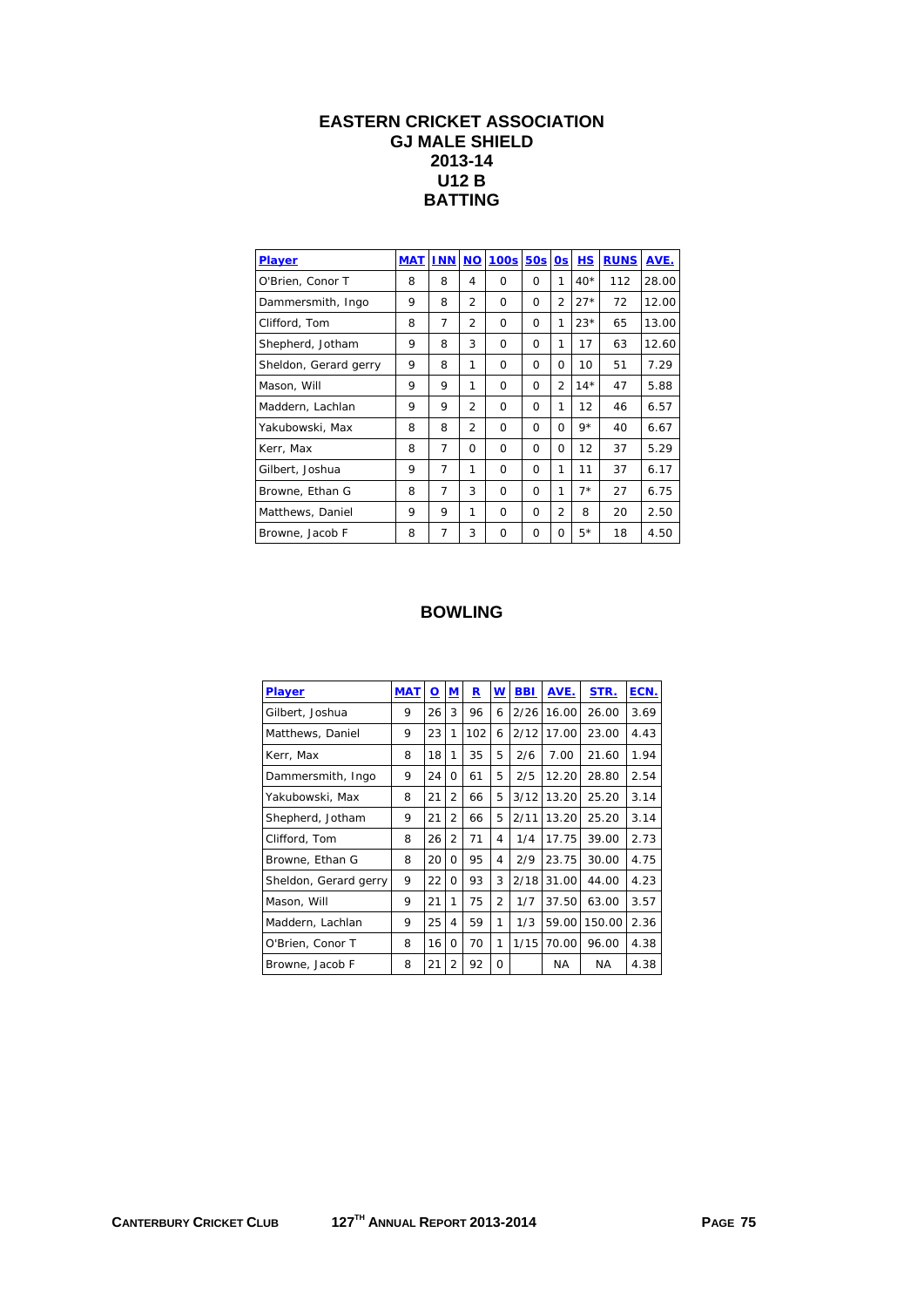# EASTERN CRICKET ASSOCIATION
## GJ MALE SHIELD
## 2013-14
## U12 B
## BATTING

| Player | MAT | INN | NO | 100s | 50s | 0s | HS | RUNS | AVE. |
|---|---|---|---|---|---|---|---|---|---|
| O'Brien, Conor T | 8 | 8 | 4 | 0 | 0 | 1 | 40* | 112 | 28.00 |
| Dammersmith, Ingo | 9 | 8 | 2 | 0 | 0 | 2 | 27* | 72 | 12.00 |
| Clifford, Tom | 8 | 7 | 2 | 0 | 0 | 1 | 23* | 65 | 13.00 |
| Shepherd, Jotham | 9 | 8 | 3 | 0 | 0 | 1 | 17 | 63 | 12.60 |
| Sheldon, Gerard gerry | 9 | 8 | 1 | 0 | 0 | 0 | 10 | 51 | 7.29 |
| Mason, Will | 9 | 9 | 1 | 0 | 0 | 2 | 14* | 47 | 5.88 |
| Maddern, Lachlan | 9 | 9 | 2 | 0 | 0 | 1 | 12 | 46 | 6.57 |
| Yakubowski, Max | 8 | 8 | 2 | 0 | 0 | 0 | 9* | 40 | 6.67 |
| Kerr, Max | 8 | 7 | 0 | 0 | 0 | 0 | 12 | 37 | 5.29 |
| Gilbert, Joshua | 9 | 7 | 1 | 0 | 0 | 1 | 11 | 37 | 6.17 |
| Browne, Ethan G | 8 | 7 | 3 | 0 | 0 | 1 | 7* | 27 | 6.75 |
| Matthews, Daniel | 9 | 9 | 1 | 0 | 0 | 2 | 8 | 20 | 2.50 |
| Browne, Jacob F | 8 | 7 | 3 | 0 | 0 | 0 | 5* | 18 | 4.50 |

## BOWLING

| Player | MAT | O | M | R | W | BBI | AVE. | STR. | ECN. |
|---|---|---|---|---|---|---|---|---|---|
| Gilbert, Joshua | 9 | 26 | 3 | 96 | 6 | 2/26 | 16.00 | 26.00 | 3.69 |
| Matthews, Daniel | 9 | 23 | 1 | 102 | 6 | 2/12 | 17.00 | 23.00 | 4.43 |
| Kerr, Max | 8 | 18 | 1 | 35 | 5 | 2/6 | 7.00 | 21.60 | 1.94 |
| Dammersmith, Ingo | 9 | 24 | 0 | 61 | 5 | 2/5 | 12.20 | 28.80 | 2.54 |
| Yakubowski, Max | 8 | 21 | 2 | 66 | 5 | 3/12 | 13.20 | 25.20 | 3.14 |
| Shepherd, Jotham | 9 | 21 | 2 | 66 | 5 | 2/11 | 13.20 | 25.20 | 3.14 |
| Clifford, Tom | 8 | 26 | 2 | 71 | 4 | 1/4 | 17.75 | 39.00 | 2.73 |
| Browne, Ethan G | 8 | 20 | 0 | 95 | 4 | 2/9 | 23.75 | 30.00 | 4.75 |
| Sheldon, Gerard gerry | 9 | 22 | 0 | 93 | 3 | 2/18 | 31.00 | 44.00 | 4.23 |
| Mason, Will | 9 | 21 | 1 | 75 | 2 | 1/7 | 37.50 | 63.00 | 3.57 |
| Maddern, Lachlan | 9 | 25 | 4 | 59 | 1 | 1/3 | 59.00 | 150.00 | 2.36 |
| O'Brien, Conor T | 8 | 16 | 0 | 70 | 1 | 1/15 | 70.00 | 96.00 | 4.38 |
| Browne, Jacob F | 8 | 21 | 2 | 92 | 0 | | NA | NA | 4.38 |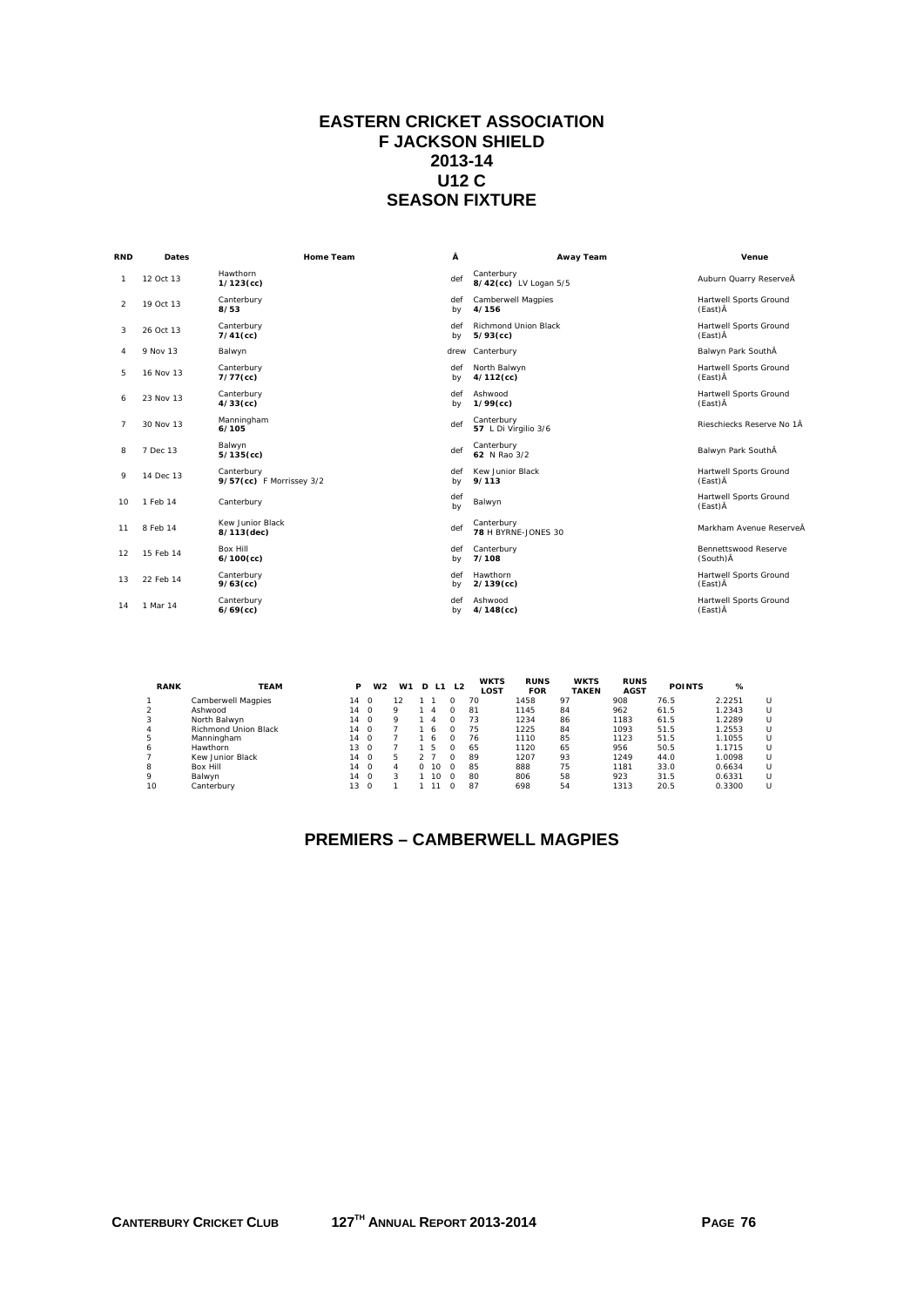# EASTERN CRICKET ASSOCIATION
## F JACKSON SHIELD
## 2013-14
## U12 C
## SEASON FIXTURE

| RND | Dates | Home Team | Â | Away Team | Venue |
|---|---|---|---|---|---|
| 1 | 12 Oct 13 | Hawthorn **1/123(cc)** | def | Canterbury **8/42(cc)** LV Logan 5/5 | Auburn Quarry ReserveÂ |
| 2 | 19 Oct 13 | Canterbury **8/53** | def by | Camberwell Magpies **4/156** | Hartwell Sports Ground (East)Â |
| 3 | 26 Oct 13 | Canterbury **7/41(cc)** | def by | Richmond Union Black **5/93(cc)** | Hartwell Sports Ground (East)Â |
| 4 | 9 Nov 13 | Balwyn | drew | Canterbury | Balwyn Park SouthÂ |
| 5 | 16 Nov 13 | Canterbury **7/77(cc)** | def by | North Balwyn **4/112(cc)** | Hartwell Sports Ground (East)Â |
| 6 | 23 Nov 13 | Canterbury **4/33(cc)** | def by | Ashwood **1/99(cc)** | Hartwell Sports Ground (East)Â |
| 7 | 30 Nov 13 | Manningham **6/105** | def | Canterbury **57** L Di Virgilio 3/6 | Rieschiecks Reserve No 1Â |
| 8 | 7 Dec 13 | Balwyn **5/135(cc)** | def | Canterbury **62** N Rao 3/2 | Balwyn Park SouthÂ |
| 9 | 14 Dec 13 | Canterbury **9/57(cc)** F Morrissey 3/2 | def by | Kew Junior Black **9/113** | Hartwell Sports Ground (East)Â |
| 10 | 1 Feb 14 | Canterbury | def by | Balwyn | Hartwell Sports Ground (East)Â |
| 11 | 8 Feb 14 | Kew Junior Black **8/113(dec)** | def | Canterbury **78** H BYRNE-JONES 30 | Markham Avenue ReserveÂ |
| 12 | 15 Feb 14 | Box Hill **6/100(cc)** | def by | Canterbury **7/108** | Bennettswood Reserve (South)Â |
| 13 | 22 Feb 14 | Canterbury **9/63(cc)** | def by | Hawthorn **2/139(cc)** | Hartwell Sports Ground (East)Â |
| 14 | 1 Mar 14 | Canterbury **6/69(cc)** | def by | Ashwood **4/148(cc)** | Hartwell Sports Ground (East)Â |

| RANK | TEAM | P | W2 | W1 | D | L1 | L2 | WKTS LOST | RUNS FOR | WKTS TAKEN | RUNS AGST | POINTS | % | |
|---|---|---|---|---|---|---|---|---|---|---|---|---|---|---|
| 1 | Camberwell Magpies | 14 | 0 | 12 | 1 | 1 | 0 | 70 | 1458 | 97 | 908 | 76.5 | 2.2251 | U |
| 2 | Ashwood | 14 | 0 | 9 | 1 | 4 | 0 | 81 | 1145 | 84 | 962 | 61.5 | 1.2343 | U |
| 3 | North Balwyn | 14 | 0 | 9 | 1 | 4 | 0 | 73 | 1234 | 86 | 1183 | 61.5 | 1.2289 | U |
| 4 | Richmond Union Black | 14 | 0 | 7 | 1 | 6 | 0 | 75 | 1225 | 84 | 1093 | 51.5 | 1.2553 | U |
| 5 | Manningham | 14 | 0 | 7 | 1 | 6 | 0 | 76 | 1110 | 85 | 1123 | 51.5 | 1.1055 | U |
| 6 | Hawthorn | 13 | 0 | 7 | 1 | 5 | 0 | 65 | 1120 | 65 | 956 | 50.5 | 1.1715 | U |
| 7 | Kew Junior Black | 14 | 0 | 5 | 2 | 7 | 0 | 89 | 1207 | 93 | 1249 | 44.0 | 1.0098 | U |
| 8 | Box Hill | 14 | 0 | 4 | 0 | 10 | 0 | 85 | 888 | 75 | 1181 | 33.0 | 0.6634 | U |
| 9 | Balwyn | 14 | 0 | 3 | 1 | 10 | 0 | 80 | 806 | 58 | 923 | 31.5 | 0.6331 | U |
| 10 | Canterbury | 13 | 0 | 1 | 1 | 11 | 0 | 87 | 698 | 54 | 1313 | 20.5 | 0.3300 | U |

## PREMIERS – CAMBERWELL MAGPIES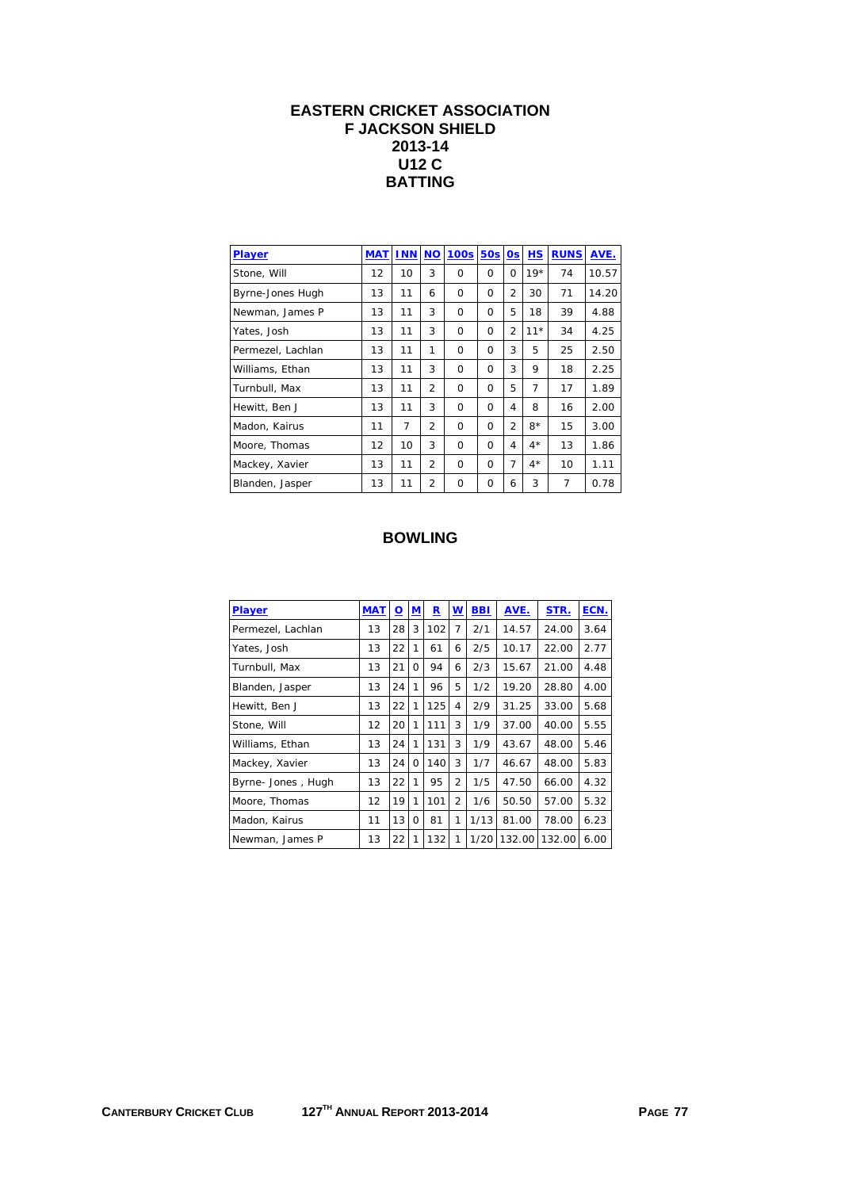# EASTERN CRICKET ASSOCIATION
## F JACKSON SHIELD
## 2013-14
## U12 C
## BATTING

| Player | MAT | INN | NO | 100s | 50s | 0s | HS | RUNS | AVE. |
|---|---|---|---|---|---|---|---|---|---|
| Stone, Will | 12 | 10 | 3 | 0 | 0 | 0 | 19* | 74 | 10.57 |
| Byrne-Jones Hugh | 13 | 11 | 6 | 0 | 0 | 2 | 30 | 71 | 14.20 |
| Newman, James P | 13 | 11 | 3 | 0 | 0 | 5 | 18 | 39 | 4.88 |
| Yates, Josh | 13 | 11 | 3 | 0 | 0 | 2 | 11* | 34 | 4.25 |
| Permezel, Lachlan | 13 | 11 | 1 | 0 | 0 | 3 | 5 | 25 | 2.50 |
| Williams, Ethan | 13 | 11 | 3 | 0 | 0 | 3 | 9 | 18 | 2.25 |
| Turnbull, Max | 13 | 11 | 2 | 0 | 0 | 5 | 7 | 17 | 1.89 |
| Hewitt, Ben J | 13 | 11 | 3 | 0 | 0 | 4 | 8 | 16 | 2.00 |
| Madon, Kairus | 11 | 7 | 2 | 0 | 0 | 2 | 8* | 15 | 3.00 |
| Moore, Thomas | 12 | 10 | 3 | 0 | 0 | 4 | 4* | 13 | 1.86 |
| Mackey, Xavier | 13 | 11 | 2 | 0 | 0 | 7 | 4* | 10 | 1.11 |
| Blanden, Jasper | 13 | 11 | 2 | 0 | 0 | 6 | 3 | 7 | 0.78 |

## BOWLING

| Player | MAT | O | M | R | W | BBI | AVE. | STR. | ECN. |
|---|---|---|---|---|---|---|---|---|---|
| Permezel, Lachlan | 13 | 28 | 3 | 102 | 7 | 2/1 | 14.57 | 24.00 | 3.64 |
| Yates, Josh | 13 | 22 | 1 | 61 | 6 | 2/5 | 10.17 | 22.00 | 2.77 |
| Turnbull, Max | 13 | 21 | 0 | 94 | 6 | 2/3 | 15.67 | 21.00 | 4.48 |
| Blanden, Jasper | 13 | 24 | 1 | 96 | 5 | 1/2 | 19.20 | 28.80 | 4.00 |
| Hewitt, Ben J | 13 | 22 | 1 | 125 | 4 | 2/9 | 31.25 | 33.00 | 5.68 |
| Stone, Will | 12 | 20 | 1 | 111 | 3 | 1/9 | 37.00 | 40.00 | 5.55 |
| Williams, Ethan | 13 | 24 | 1 | 131 | 3 | 1/9 | 43.67 | 48.00 | 5.46 |
| Mackey, Xavier | 13 | 24 | 0 | 140 | 3 | 1/7 | 46.67 | 48.00 | 5.83 |
| Byrne- Jones , Hugh | 13 | 22 | 1 | 95 | 2 | 1/5 | 47.50 | 66.00 | 4.32 |
| Moore, Thomas | 12 | 19 | 1 | 101 | 2 | 1/6 | 50.50 | 57.00 | 5.32 |
| Madon, Kairus | 11 | 13 | 0 | 81 | 1 | 1/13 | 81.00 | 78.00 | 6.23 |
| Newman, James P | 13 | 22 | 1 | 132 | 1 | 1/20 | 132.00 | 132.00 | 6.00 |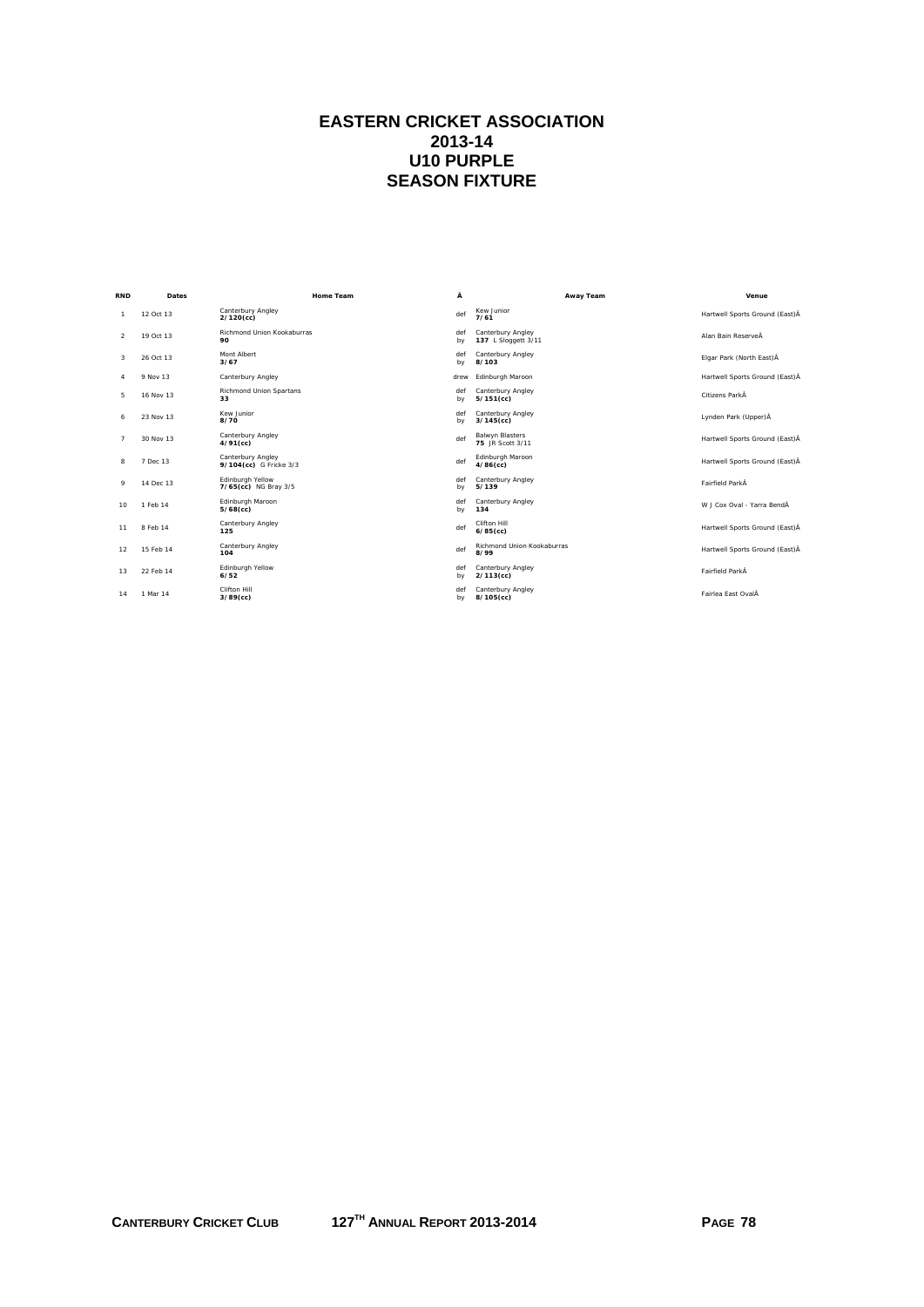# EASTERN CRICKET ASSOCIATION
# 2013-14
# U10 PURPLE
# SEASON FIXTURE

| RND | Dates | Home Team | Â | Away Team | Venue |
|---|---|---|---|---|---|
| 1 | 12 Oct 13 | Canterbury Angley **2/120(cc)** | def | Kew Junior **7/61** | Hartwell Sports Ground (East)Â |
| 2 | 19 Oct 13 | Richmond Union Kookaburras **90** | def by | Canterbury Angley **137** L Sloggett 3/11 | Alan Bain ReserveÂ |
| 3 | 26 Oct 13 | Mont Albert **3/67** | def by | Canterbury Angley **8/103** | Elgar Park (North East)Â |
| 4 | 9 Nov 13 | Canterbury Angley | drew | Edinburgh Maroon | Hartwell Sports Ground (East)Â |
| 5 | 16 Nov 13 | Richmond Union Spartans **33** | def by | Canterbury Angley **5/151(cc)** | Citizens ParkÂ |
| 6 | 23 Nov 13 | Kew Junior **8/70** | def by | Canterbury Angley **3/145(cc)** | Lynden Park (Upper)Â |
| 7 | 30 Nov 13 | Canterbury Angley **4/91(cc)** | def | Balwyn Blasters **75** JR Scott 3/11 | Hartwell Sports Ground (East)Â |
| 8 | 7 Dec 13 | Canterbury Angley **9/104(cc)** G Fricke 3/3 | def | Edinburgh Maroon **4/86(cc)** | Hartwell Sports Ground (East)Â |
| 9 | 14 Dec 13 | Edinburgh Yellow **7/65(cc)** NG Bray 3/5 | def by | Canterbury Angley **5/139** | Fairfield ParkÂ |
| 10 | 1 Feb 14 | Edinburgh Maroon **5/68(cc)** | def by | Canterbury Angley **134** | W J Cox Oval - Yarra BendÂ |
| 11 | 8 Feb 14 | Canterbury Angley **125** | def | Clifton Hill **6/85(cc)** | Hartwell Sports Ground (East)Â |
| 12 | 15 Feb 14 | Canterbury Angley **104** | def | Richmond Union Kookaburras **8/99** | Hartwell Sports Ground (East)Â |
| 13 | 22 Feb 14 | Edinburgh Yellow **6/52** | def by | Canterbury Angley **2/113(cc)** | Fairfield ParkÂ |
| 14 | 1 Mar 14 | Clifton Hill **3/89(cc)** | def by | Canterbury Angley **8/105(cc)** | Fairlea East OvalÂ |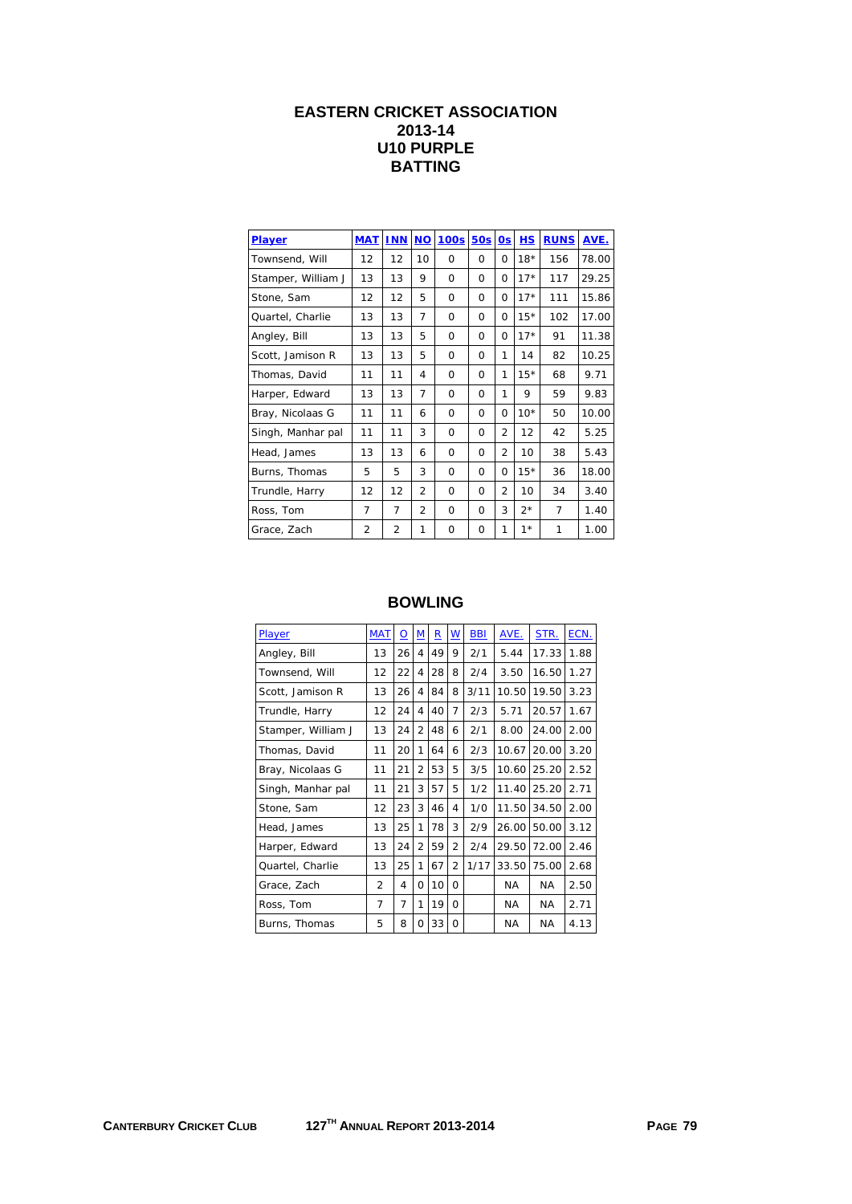# EASTERN CRICKET ASSOCIATION
## 2013-14
## U10 PURPLE
## BATTING

| Player | MAT | INN | NO | 100s | 50s | 0s | HS | RUNS | AVE. |
|---|---|---|---|---|---|---|---|---|---|
| Townsend, Will | 12 | 12 | 10 | 0 | 0 | 0 | 18* | 156 | 78.00 |
| Stamper, William J | 13 | 13 | 9 | 0 | 0 | 0 | 17* | 117 | 29.25 |
| Stone, Sam | 12 | 12 | 5 | 0 | 0 | 0 | 17* | 111 | 15.86 |
| Quartel, Charlie | 13 | 13 | 7 | 0 | 0 | 0 | 15* | 102 | 17.00 |
| Angley, Bill | 13 | 13 | 5 | 0 | 0 | 0 | 17* | 91 | 11.38 |
| Scott, Jamison R | 13 | 13 | 5 | 0 | 0 | 1 | 14 | 82 | 10.25 |
| Thomas, David | 11 | 11 | 4 | 0 | 0 | 1 | 15* | 68 | 9.71 |
| Harper, Edward | 13 | 13 | 7 | 0 | 0 | 1 | 9 | 59 | 9.83 |
| Bray, Nicolaas G | 11 | 11 | 6 | 0 | 0 | 0 | 10* | 50 | 10.00 |
| Singh, Manhar pal | 11 | 11 | 3 | 0 | 0 | 2 | 12 | 42 | 5.25 |
| Head, James | 13 | 13 | 6 | 0 | 0 | 2 | 10 | 38 | 5.43 |
| Burns, Thomas | 5 | 5 | 3 | 0 | 0 | 0 | 15* | 36 | 18.00 |
| Trundle, Harry | 12 | 12 | 2 | 0 | 0 | 2 | 10 | 34 | 3.40 |
| Ross, Tom | 7 | 7 | 2 | 0 | 0 | 3 | 2* | 7 | 1.40 |
| Grace, Zach | 2 | 2 | 1 | 0 | 0 | 1 | 1* | 1 | 1.00 |

## BOWLING

| Player | MAT | O | M | R | W | BBI | AVE. | STR. | ECN. |
|---|---|---|---|---|---|---|---|---|---|
| Angley, Bill | 13 | 26 | 4 | 49 | 9 | 2/1 | 5.44 | 17.33 | 1.88 |
| Townsend, Will | 12 | 22 | 4 | 28 | 8 | 2/4 | 3.50 | 16.50 | 1.27 |
| Scott, Jamison R | 13 | 26 | 4 | 84 | 8 | 3/11 | 10.50 | 19.50 | 3.23 |
| Trundle, Harry | 12 | 24 | 4 | 40 | 7 | 2/3 | 5.71 | 20.57 | 1.67 |
| Stamper, William J | 13 | 24 | 2 | 48 | 6 | 2/1 | 8.00 | 24.00 | 2.00 |
| Thomas, David | 11 | 20 | 1 | 64 | 6 | 2/3 | 10.67 | 20.00 | 3.20 |
| Bray, Nicolaas G | 11 | 21 | 2 | 53 | 5 | 3/5 | 10.60 | 25.20 | 2.52 |
| Singh, Manhar pal | 11 | 21 | 3 | 57 | 5 | 1/2 | 11.40 | 25.20 | 2.71 |
| Stone, Sam | 12 | 23 | 3 | 46 | 4 | 1/0 | 11.50 | 34.50 | 2.00 |
| Head, James | 13 | 25 | 1 | 78 | 3 | 2/9 | 26.00 | 50.00 | 3.12 |
| Harper, Edward | 13 | 24 | 2 | 59 | 2 | 2/4 | 29.50 | 72.00 | 2.46 |
| Quartel, Charlie | 13 | 25 | 1 | 67 | 2 | 1/17 | 33.50 | 75.00 | 2.68 |
| Grace, Zach | 2 | 4 | 0 | 10 | 0 | | NA | NA | 2.50 |
| Ross, Tom | 7 | 7 | 1 | 19 | 0 | | NA | NA | 2.71 |
| Burns, Thomas | 5 | 8 | 0 | 33 | 0 | | NA | NA | 4.13 |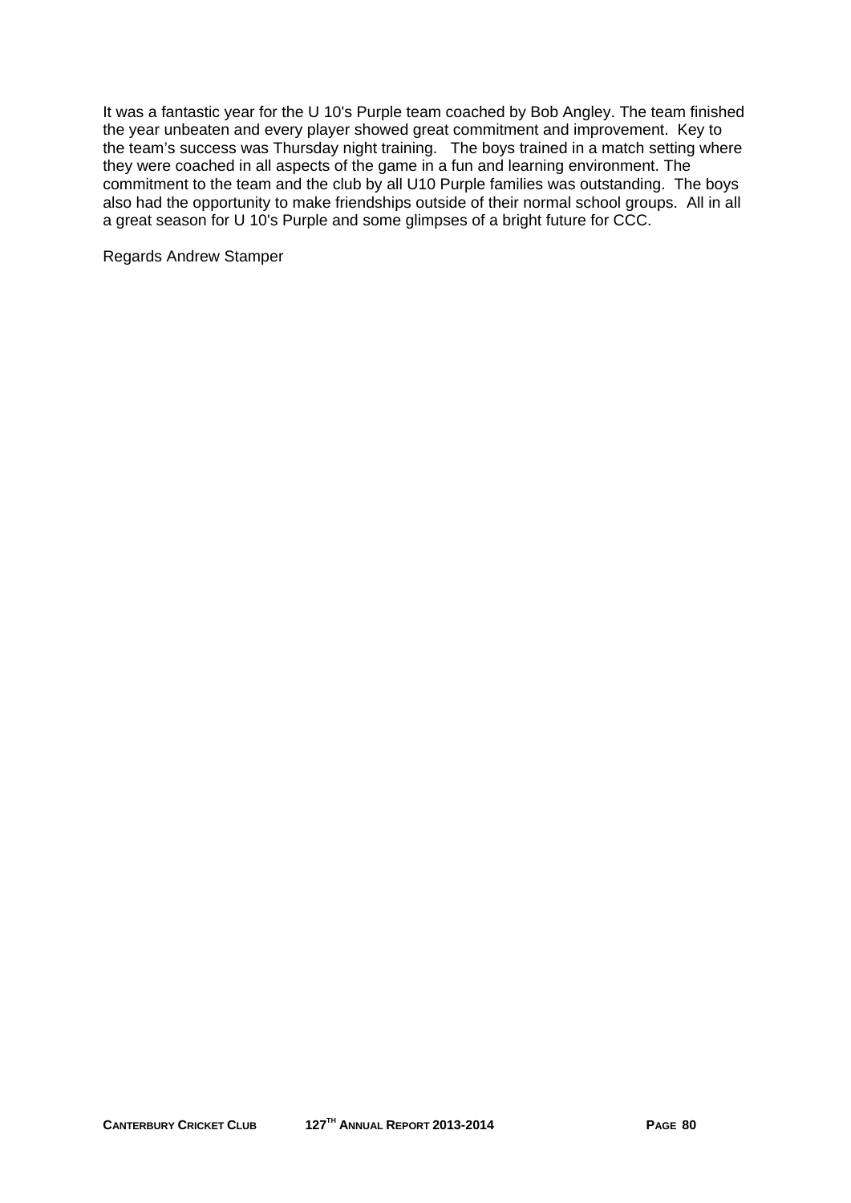It was a fantastic year for the U 10's Purple team coached by Bob Angley. The team finished the year unbeaten and every player showed great commitment and improvement. Key to the team's success was Thursday night training. The boys trained in a match setting where they were coached in all aspects of the game in a fun and learning environment. The commitment to the team and the club by all U10 Purple families was outstanding. The boys also had the opportunity to make friendships outside of their normal school groups. All in all a great season for U 10's Purple and some glimpses of a bright future for CCC.

Regards Andrew Stamper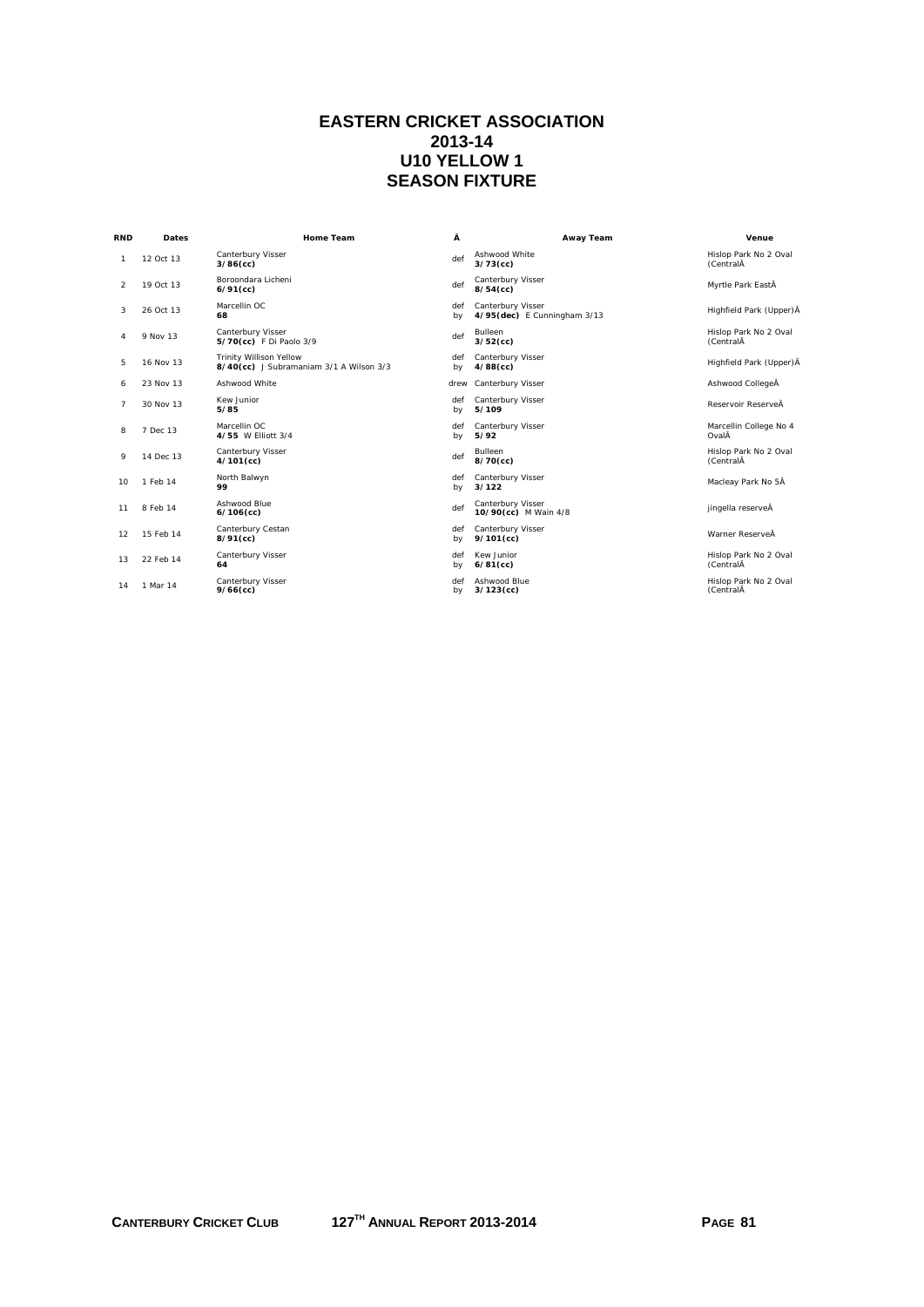# EASTERN CRICKET ASSOCIATION
## 2013-14
## U10 YELLOW 1
## SEASON FIXTURE

| RND | Dates | Home Team | Â | Away Team | Venue |
|---|---|---|---|---|---|
| 1 | 12 Oct 13 | Canterbury Visser **3/86(cc)** | def | Ashwood White **3/73(cc)** | Hislop Park No 2 Oval (CentralÂ |
| 2 | 19 Oct 13 | Boroondara Licheni **6/91(cc)** | def | Canterbury Visser **8/54(cc)** | Myrtle Park EastÂ |
| 3 | 26 Oct 13 | Marcellin OC **68** | def by | Canterbury Visser **4/95(dec)** E Cunningham 3/13 | Highfield Park (Upper)Â |
| 4 | 9 Nov 13 | Canterbury Visser **5/70(cc)** F Di Paolo 3/9 | def | Bulleen **3/52(cc)** | Hislop Park No 2 Oval (CentralÂ |
| 5 | 16 Nov 13 | Trinity Willison Yellow **8/40(cc)** J Subramaniam 3/1 A Wilson 3/3 | def by | Canterbury Visser **4/88(cc)** | Highfield Park (Upper)Â |
| 6 | 23 Nov 13 | Ashwood White | drew | Canterbury Visser | Ashwood CollegeÂ |
| 7 | 30 Nov 13 | Kew Junior **5/85** | def by | Canterbury Visser **5/109** | Reservoir ReserveÂ |
| 8 | 7 Dec 13 | Marcellin OC **4/55** W Elliott 3/4 | def by | Canterbury Visser **5/92** | Marcellin College No 4 OvalÂ |
| 9 | 14 Dec 13 | Canterbury Visser **4/101(cc)** | def | Bulleen **8/70(cc)** | Hislop Park No 2 Oval (CentralÂ |
| 10 | 1 Feb 14 | North Balwyn **99** | def by | Canterbury Visser **3/122** | Macleay Park No 5Â |
| 11 | 8 Feb 14 | Ashwood Blue **6/106(cc)** | def | Canterbury Visser **10/90(cc)** M Wain 4/8 | jingella reserveÂ |
| 12 | 15 Feb 14 | Canterbury Cestan **8/91(cc)** | def by | Canterbury Visser **9/101(cc)** | Warner ReserveÂ |
| 13 | 22 Feb 14 | Canterbury Visser **64** | def by | Kew Junior **6/81(cc)** | Hislop Park No 2 Oval (CentralÂ |
| 14 | 1 Mar 14 | Canterbury Visser **9/66(cc)** | def by | Ashwood Blue **3/123(cc)** | Hislop Park No 2 Oval (CentralÂ |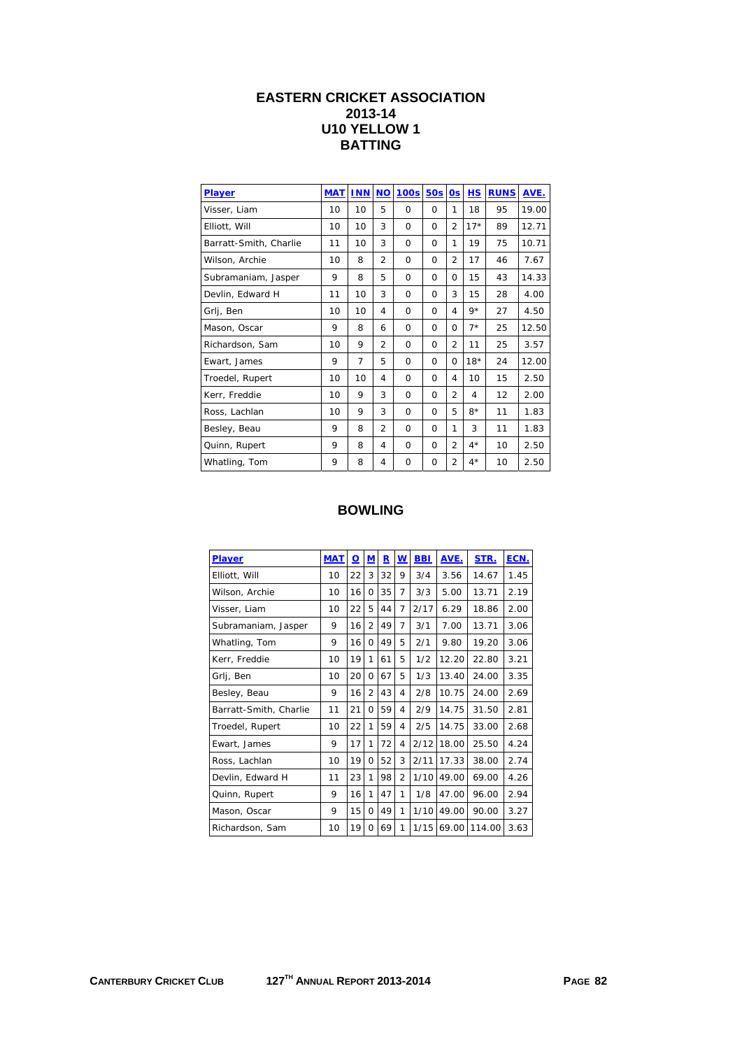# EASTERN CRICKET ASSOCIATION
## 2013-14
## U10 YELLOW 1
## BATTING

| Player | MAT | INN | NO | 100s | 50s | 0s | HS | RUNS | AVE. |
|---|---|---|---|---|---|---|---|---|---|
| Visser, Liam | 10 | 10 | 5 | 0 | 0 | 1 | 18 | 95 | 19.00 |
| Elliott, Will | 10 | 10 | 3 | 0 | 0 | 2 | 17* | 89 | 12.71 |
| Barratt-Smith, Charlie | 11 | 10 | 3 | 0 | 0 | 1 | 19 | 75 | 10.71 |
| Wilson, Archie | 10 | 8 | 2 | 0 | 0 | 2 | 17 | 46 | 7.67 |
| Subramaniam, Jasper | 9 | 8 | 5 | 0 | 0 | 0 | 15 | 43 | 14.33 |
| Devlin, Edward H | 11 | 10 | 3 | 0 | 0 | 3 | 15 | 28 | 4.00 |
| Grlj, Ben | 10 | 10 | 4 | 0 | 0 | 4 | 9* | 27 | 4.50 |
| Mason, Oscar | 9 | 8 | 6 | 0 | 0 | 0 | 7* | 25 | 12.50 |
| Richardson, Sam | 10 | 9 | 2 | 0 | 0 | 2 | 11 | 25 | 3.57 |
| Ewart, James | 9 | 7 | 5 | 0 | 0 | 0 | 18* | 24 | 12.00 |
| Troedel, Rupert | 10 | 10 | 4 | 0 | 0 | 4 | 10 | 15 | 2.50 |
| Kerr, Freddie | 10 | 9 | 3 | 0 | 0 | 2 | 4 | 12 | 2.00 |
| Ross, Lachlan | 10 | 9 | 3 | 0 | 0 | 5 | 8* | 11 | 1.83 |
| Besley, Beau | 9 | 8 | 2 | 0 | 0 | 1 | 3 | 11 | 1.83 |
| Quinn, Rupert | 9 | 8 | 4 | 0 | 0 | 2 | 4* | 10 | 2.50 |
| Whatling, Tom | 9 | 8 | 4 | 0 | 0 | 2 | 4* | 10 | 2.50 |

## BOWLING

| Player | MAT | O | M | R | W | BBI | AVE. | STR. | ECN. |
|---|---|---|---|---|---|---|---|---|---|
| Elliott, Will | 10 | 22 | 3 | 32 | 9 | 3/4 | 3.56 | 14.67 | 1.45 |
| Wilson, Archie | 10 | 16 | 0 | 35 | 7 | 3/3 | 5.00 | 13.71 | 2.19 |
| Visser, Liam | 10 | 22 | 5 | 44 | 7 | 2/17 | 6.29 | 18.86 | 2.00 |
| Subramaniam, Jasper | 9 | 16 | 2 | 49 | 7 | 3/1 | 7.00 | 13.71 | 3.06 |
| Whatling, Tom | 9 | 16 | 0 | 49 | 5 | 2/1 | 9.80 | 19.20 | 3.06 |
| Kerr, Freddie | 10 | 19 | 1 | 61 | 5 | 1/2 | 12.20 | 22.80 | 3.21 |
| Grlj, Ben | 10 | 20 | 0 | 67 | 5 | 1/3 | 13.40 | 24.00 | 3.35 |
| Besley, Beau | 9 | 16 | 2 | 43 | 4 | 2/8 | 10.75 | 24.00 | 2.69 |
| Barratt-Smith, Charlie | 11 | 21 | 0 | 59 | 4 | 2/9 | 14.75 | 31.50 | 2.81 |
| Troedel, Rupert | 10 | 22 | 1 | 59 | 4 | 2/5 | 14.75 | 33.00 | 2.68 |
| Ewart, James | 9 | 17 | 1 | 72 | 4 | 2/12 | 18.00 | 25.50 | 4.24 |
| Ross, Lachlan | 10 | 19 | 0 | 52 | 3 | 2/11 | 17.33 | 38.00 | 2.74 |
| Devlin, Edward H | 11 | 23 | 1 | 98 | 2 | 1/10 | 49.00 | 69.00 | 4.26 |
| Quinn, Rupert | 9 | 16 | 1 | 47 | 1 | 1/8 | 47.00 | 96.00 | 2.94 |
| Mason, Oscar | 9 | 15 | 0 | 49 | 1 | 1/10 | 49.00 | 90.00 | 3.27 |
| Richardson, Sam | 10 | 19 | 0 | 69 | 1 | 1/15 | 69.00 | 114.00 | 3.63 |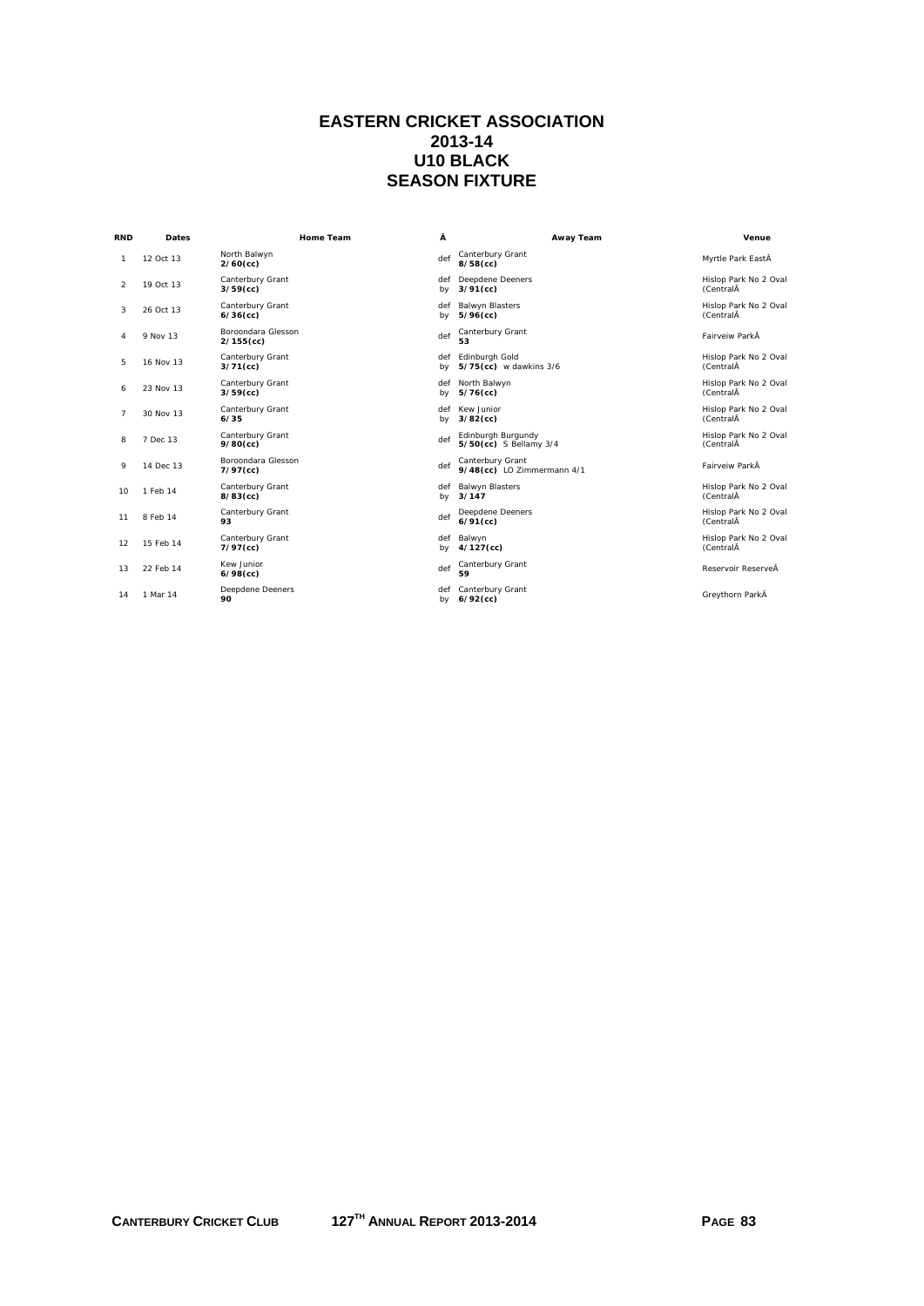# EASTERN CRICKET ASSOCIATION
# 2013-14
# U10 BLACK
# SEASON FIXTURE

| RND | Dates | Home Team | Â | Away Team | Venue |
|---|---|---|---|---|---|
| 1 | 12 Oct 13 | North Balwyn **2/60(cc)** | def | Canterbury Grant **8/58(cc)** | Myrtle Park EastÂ |
| 2 | 19 Oct 13 | Canterbury Grant **3/59(cc)** | def by | Deepdene Deeners **3/91(cc)** | Hislop Park No 2 Oval (CentralÂ |
| 3 | 26 Oct 13 | Canterbury Grant **6/36(cc)** | def by | Balwyn Blasters **5/96(cc)** | Hislop Park No 2 Oval (CentralÂ |
| 4 | 9 Nov 13 | Boroondara Glesson **2/155(cc)** | def | Canterbury Grant **53** | Fairveiw ParkÂ |
| 5 | 16 Nov 13 | Canterbury Grant **3/71(cc)** | def by | Edinburgh Gold **5/75(cc)** w dawkins 3/6 | Hislop Park No 2 Oval (CentralÂ |
| 6 | 23 Nov 13 | Canterbury Grant **3/59(cc)** | def by | North Balwyn **5/76(cc)** | Hislop Park No 2 Oval (CentralÂ |
| 7 | 30 Nov 13 | Canterbury Grant **6/35** | def by | Kew Junior **3/82(cc)** | Hislop Park No 2 Oval (CentralÂ |
| 8 | 7 Dec 13 | Canterbury Grant **9/80(cc)** | def | Edinburgh Burgundy **5/50(cc)** S Bellamy 3/4 | Hislop Park No 2 Oval (CentralÂ |
| 9 | 14 Dec 13 | Boroondara Glesson **7/97(cc)** | def | Canterbury Grant **9/48(cc)** LO Zimmermann 4/1 | Fairveiw ParkÂ |
| 10 | 1 Feb 14 | Canterbury Grant **8/83(cc)** | def by | Balwyn Blasters **3/147** | Hislop Park No 2 Oval (CentralÂ |
| 11 | 8 Feb 14 | Canterbury Grant **93** | def | Deepdene Deeners **6/91(cc)** | Hislop Park No 2 Oval (CentralÂ |
| 12 | 15 Feb 14 | Canterbury Grant **7/97(cc)** | def by | Balwyn **4/127(cc)** | Hislop Park No 2 Oval (CentralÂ |
| 13 | 22 Feb 14 | Kew Junior **6/98(cc)** | def | Canterbury Grant **59** | Reservoir ReserveÂ |
| 14 | 1 Mar 14 | Deepdene Deeners **90** | def by | Canterbury Grant **6/92(cc)** | Greythorn ParkÂ |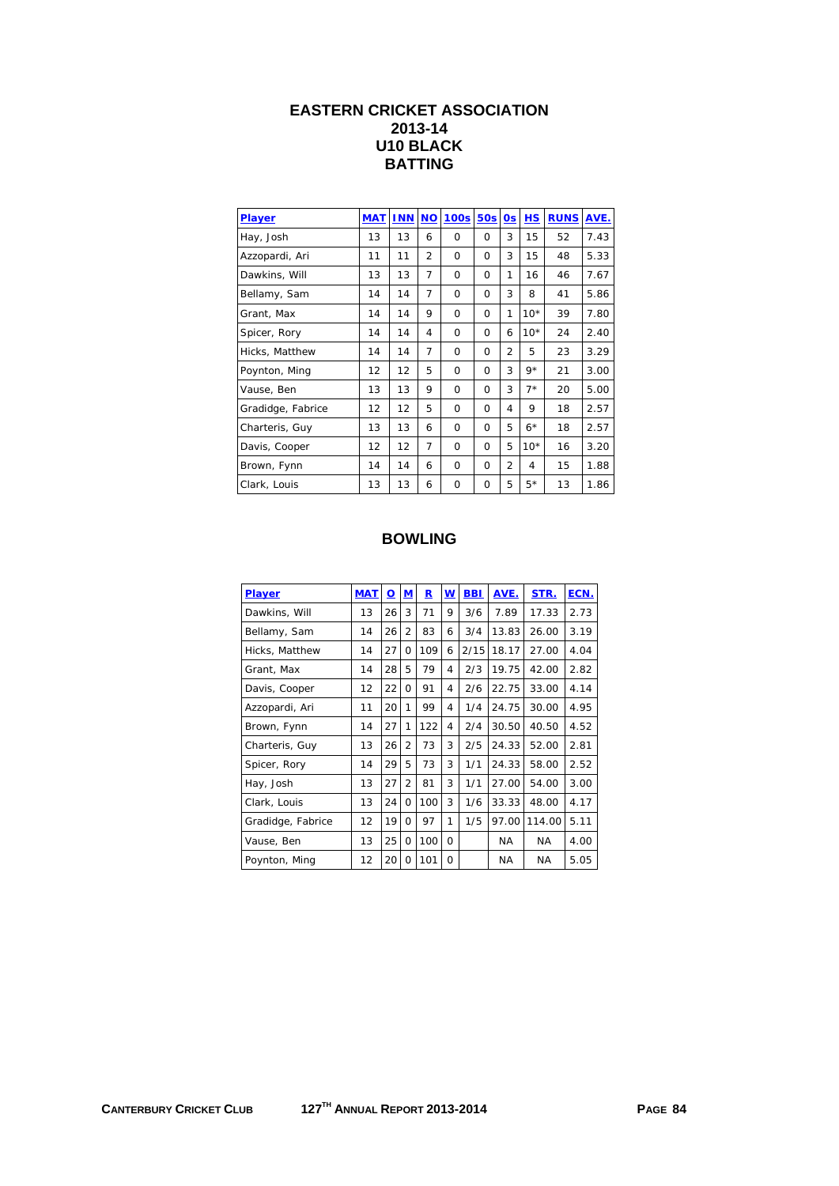# EASTERN CRICKET ASSOCIATION
## 2013-14
## U10 BLACK
## BATTING

| Player | MAT | INN | NO | 100s | 50s | 0s | HS | RUNS | AVE. |
|---|---|---|---|---|---|---|---|---|---|
| Hay, Josh | 13 | 13 | 6 | 0 | 0 | 3 | 15 | 52 | 7.43 |
| Azzopardi, Ari | 11 | 11 | 2 | 0 | 0 | 3 | 15 | 48 | 5.33 |
| Dawkins, Will | 13 | 13 | 7 | 0 | 0 | 1 | 16 | 46 | 7.67 |
| Bellamy, Sam | 14 | 14 | 7 | 0 | 0 | 3 | 8 | 41 | 5.86 |
| Grant, Max | 14 | 14 | 9 | 0 | 0 | 1 | 10* | 39 | 7.80 |
| Spicer, Rory | 14 | 14 | 4 | 0 | 0 | 6 | 10* | 24 | 2.40 |
| Hicks, Matthew | 14 | 14 | 7 | 0 | 0 | 2 | 5 | 23 | 3.29 |
| Poynton, Ming | 12 | 12 | 5 | 0 | 0 | 3 | 9* | 21 | 3.00 |
| Vause, Ben | 13 | 13 | 9 | 0 | 0 | 3 | 7* | 20 | 5.00 |
| Gradidge, Fabrice | 12 | 12 | 5 | 0 | 0 | 4 | 9 | 18 | 2.57 |
| Charteris, Guy | 13 | 13 | 6 | 0 | 0 | 5 | 6* | 18 | 2.57 |
| Davis, Cooper | 12 | 12 | 7 | 0 | 0 | 5 | 10* | 16 | 3.20 |
| Brown, Fynn | 14 | 14 | 6 | 0 | 0 | 2 | 4 | 15 | 1.88 |
| Clark, Louis | 13 | 13 | 6 | 0 | 0 | 5 | 5* | 13 | 1.86 |

## BOWLING

| Player | MAT | O | M | R | W | BBI | AVE. | STR. | ECN. |
|---|---|---|---|---|---|---|---|---|---|
| Dawkins, Will | 13 | 26 | 3 | 71 | 9 | 3/6 | 7.89 | 17.33 | 2.73 |
| Bellamy, Sam | 14 | 26 | 2 | 83 | 6 | 3/4 | 13.83 | 26.00 | 3.19 |
| Hicks, Matthew | 14 | 27 | 0 | 109 | 6 | 2/15 | 18.17 | 27.00 | 4.04 |
| Grant, Max | 14 | 28 | 5 | 79 | 4 | 2/3 | 19.75 | 42.00 | 2.82 |
| Davis, Cooper | 12 | 22 | 0 | 91 | 4 | 2/6 | 22.75 | 33.00 | 4.14 |
| Azzopardi, Ari | 11 | 20 | 1 | 99 | 4 | 1/4 | 24.75 | 30.00 | 4.95 |
| Brown, Fynn | 14 | 27 | 1 | 122 | 4 | 2/4 | 30.50 | 40.50 | 4.52 |
| Charteris, Guy | 13 | 26 | 2 | 73 | 3 | 2/5 | 24.33 | 52.00 | 2.81 |
| Spicer, Rory | 14 | 29 | 5 | 73 | 3 | 1/1 | 24.33 | 58.00 | 2.52 |
| Hay, Josh | 13 | 27 | 2 | 81 | 3 | 1/1 | 27.00 | 54.00 | 3.00 |
| Clark, Louis | 13 | 24 | 0 | 100 | 3 | 1/6 | 33.33 | 48.00 | 4.17 |
| Gradidge, Fabrice | 12 | 19 | 0 | 97 | 1 | 1/5 | 97.00 | 114.00 | 5.11 |
| Vause, Ben | 13 | 25 | 0 | 100 | 0 | | NA | NA | 4.00 |
| Poynton, Ming | 12 | 20 | 0 | 101 | 0 | | NA | NA | 5.05 |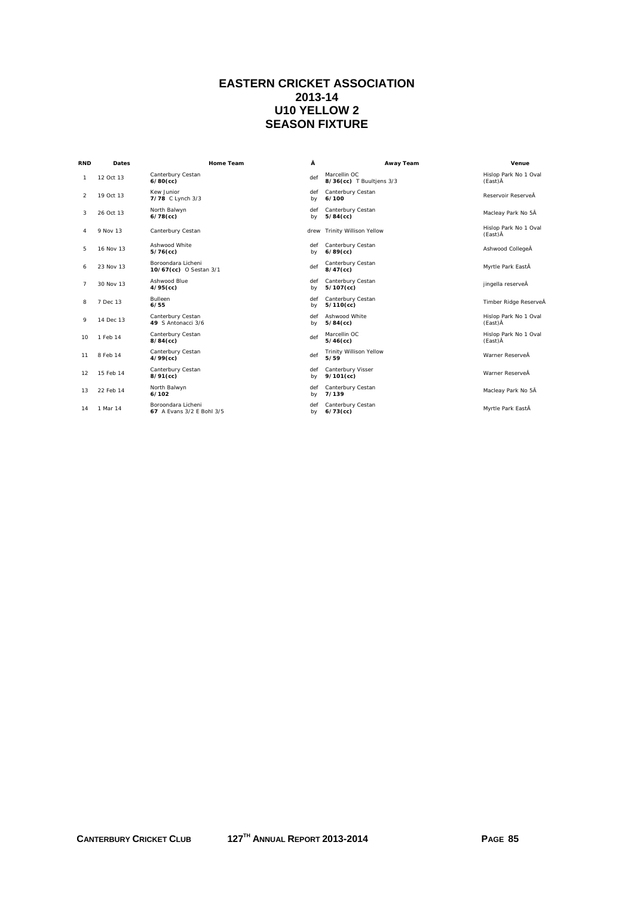# EASTERN CRICKET ASSOCIATION
# 2013-14
# U10 YELLOW 2
# SEASON FIXTURE

| RND | Dates | Home Team | Â | Away Team | Venue |
|---|---|---|---|---|---|
| 1 | 12 Oct 13 | Canterbury Cestan **6/80(cc)** | def | Marcellin OC **8/36(cc)** T Buultjens 3/3 | Hislop Park No 1 Oval (East)Â |
| 2 | 19 Oct 13 | Kew Junior **7/78** C Lynch 3/3 | def by | Canterbury Cestan **6/100** | Reservoir ReserveÂ |
| 3 | 26 Oct 13 | North Balwyn **6/78(cc)** | def by | Canterbury Cestan **5/84(cc)** | Macleay Park No 5Â |
| 4 | 9 Nov 13 | Canterbury Cestan | drew | Trinity Willison Yellow | Hislop Park No 1 Oval (East)Â |
| 5 | 16 Nov 13 | Ashwood White **5/76(cc)** | def by | Canterbury Cestan **6/89(cc)** | Ashwood CollegeÂ |
| 6 | 23 Nov 13 | Boroondara Licheni **10/67(cc)** O Sestan 3/1 | def | Canterbury Cestan **8/47(cc)** | Myrtle Park EastÂ |
| 7 | 30 Nov 13 | Ashwood Blue **4/95(cc)** | def by | Canterbury Cestan **5/107(cc)** | jingella reserveÂ |
| 8 | 7 Dec 13 | Bulleen **6/55** | def by | Canterbury Cestan **5/110(cc)** | Timber Ridge ReserveÂ |
| 9 | 14 Dec 13 | Canterbury Cestan **49** S Antonacci 3/6 | def by | Ashwood White **5/84(cc)** | Hislop Park No 1 Oval (East)Â |
| 10 | 1 Feb 14 | Canterbury Cestan **8/84(cc)** | def | Marcellin OC **5/46(cc)** | Hislop Park No 1 Oval (East)Â |
| 11 | 8 Feb 14 | Canterbury Cestan **4/99(cc)** | def | Trinity Willison Yellow **5/59** | Warner ReserveÂ |
| 12 | 15 Feb 14 | Canterbury Cestan **8/91(cc)** | def by | Canterbury Visser **9/101(cc)** | Warner ReserveÂ |
| 13 | 22 Feb 14 | North Balwyn **6/102** | def by | Canterbury Cestan **7/139** | Macleay Park No 5Â |
| 14 | 1 Mar 14 | Boroondara Licheni **67** A Evans 3/2 E Bohl 3/5 | def by | Canterbury Cestan **6/73(cc)** | Myrtle Park EastÂ |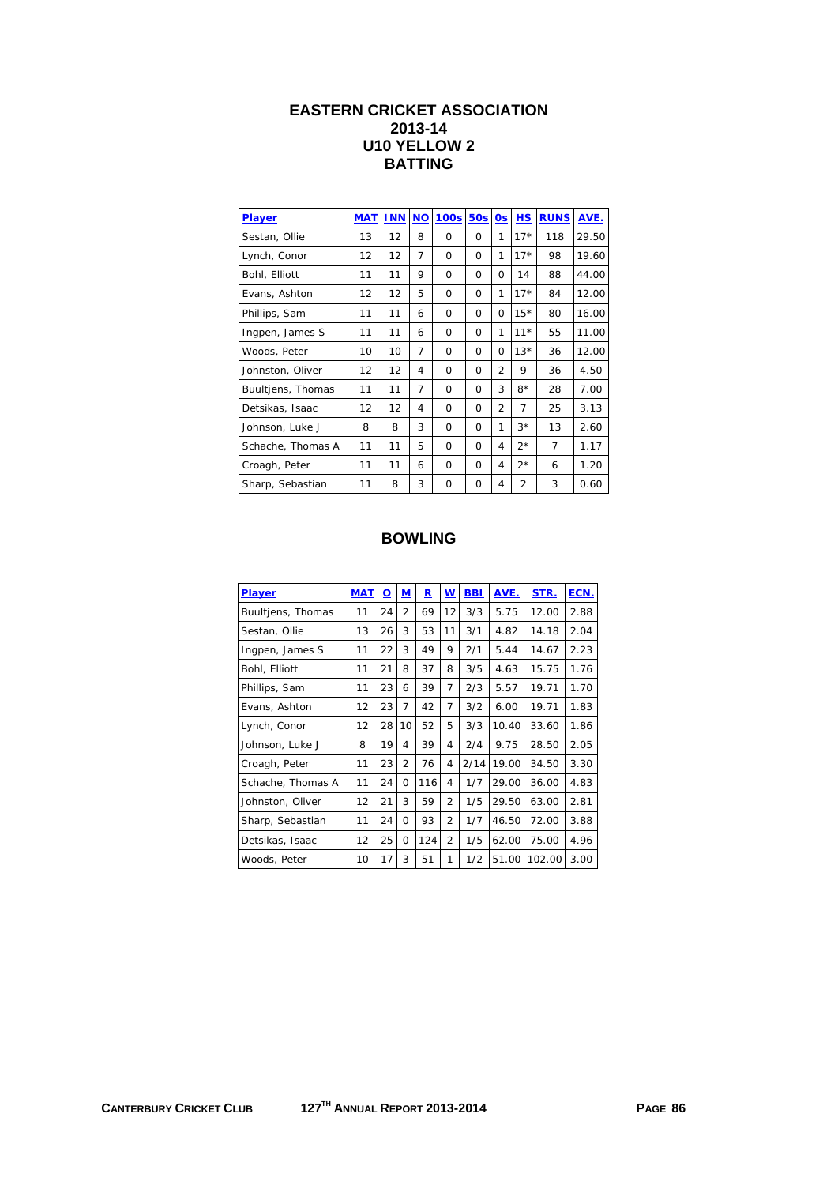# EASTERN CRICKET ASSOCIATION
## 2013-14
## U10 YELLOW 2
## BATTING

| Player | MAT | INN | NO | 100s | 50s | 0s | HS | RUNS | AVE. |
|---|---|---|---|---|---|---|---|---|---|
| Sestan, Ollie | 13 | 12 | 8 | 0 | 0 | 1 | 17* | 118 | 29.50 |
| Lynch, Conor | 12 | 12 | 7 | 0 | 0 | 1 | 17* | 98 | 19.60 |
| Bohl, Elliott | 11 | 11 | 9 | 0 | 0 | 0 | 14 | 88 | 44.00 |
| Evans, Ashton | 12 | 12 | 5 | 0 | 0 | 1 | 17* | 84 | 12.00 |
| Phillips, Sam | 11 | 11 | 6 | 0 | 0 | 0 | 15* | 80 | 16.00 |
| Ingpen, James S | 11 | 11 | 6 | 0 | 0 | 1 | 11* | 55 | 11.00 |
| Woods, Peter | 10 | 10 | 7 | 0 | 0 | 0 | 13* | 36 | 12.00 |
| Johnston, Oliver | 12 | 12 | 4 | 0 | 0 | 2 | 9 | 36 | 4.50 |
| Buultjens, Thomas | 11 | 11 | 7 | 0 | 0 | 3 | 8* | 28 | 7.00 |
| Detsikas, Isaac | 12 | 12 | 4 | 0 | 0 | 2 | 7 | 25 | 3.13 |
| Johnson, Luke J | 8 | 8 | 3 | 0 | 0 | 1 | 3* | 13 | 2.60 |
| Schache, Thomas A | 11 | 11 | 5 | 0 | 0 | 4 | 2* | 7 | 1.17 |
| Croagh, Peter | 11 | 11 | 6 | 0 | 0 | 4 | 2* | 6 | 1.20 |
| Sharp, Sebastian | 11 | 8 | 3 | 0 | 0 | 4 | 2 | 3 | 0.60 |

## BOWLING

| Player | MAT | O | M | R | W | BBI | AVE. | STR. | ECN. |
|---|---|---|---|---|---|---|---|---|---|
| Buultjens, Thomas | 11 | 24 | 2 | 69 | 12 | 3/3 | 5.75 | 12.00 | 2.88 |
| Sestan, Ollie | 13 | 26 | 3 | 53 | 11 | 3/1 | 4.82 | 14.18 | 2.04 |
| Ingpen, James S | 11 | 22 | 3 | 49 | 9 | 2/1 | 5.44 | 14.67 | 2.23 |
| Bohl, Elliott | 11 | 21 | 8 | 37 | 8 | 3/5 | 4.63 | 15.75 | 1.76 |
| Phillips, Sam | 11 | 23 | 6 | 39 | 7 | 2/3 | 5.57 | 19.71 | 1.70 |
| Evans, Ashton | 12 | 23 | 7 | 42 | 7 | 3/2 | 6.00 | 19.71 | 1.83 |
| Lynch, Conor | 12 | 28 | 10 | 52 | 5 | 3/3 | 10.40 | 33.60 | 1.86 |
| Johnson, Luke J | 8 | 19 | 4 | 39 | 4 | 2/4 | 9.75 | 28.50 | 2.05 |
| Croagh, Peter | 11 | 23 | 2 | 76 | 4 | 2/14 | 19.00 | 34.50 | 3.30 |
| Schache, Thomas A | 11 | 24 | 0 | 116 | 4 | 1/7 | 29.00 | 36.00 | 4.83 |
| Johnston, Oliver | 12 | 21 | 3 | 59 | 2 | 1/5 | 29.50 | 63.00 | 2.81 |
| Sharp, Sebastian | 11 | 24 | 0 | 93 | 2 | 1/7 | 46.50 | 72.00 | 3.88 |
| Detsikas, Isaac | 12 | 25 | 0 | 124 | 2 | 1/5 | 62.00 | 75.00 | 4.96 |
| Woods, Peter | 10 | 17 | 3 | 51 | 1 | 1/2 | 51.00 | 102.00 | 3.00 |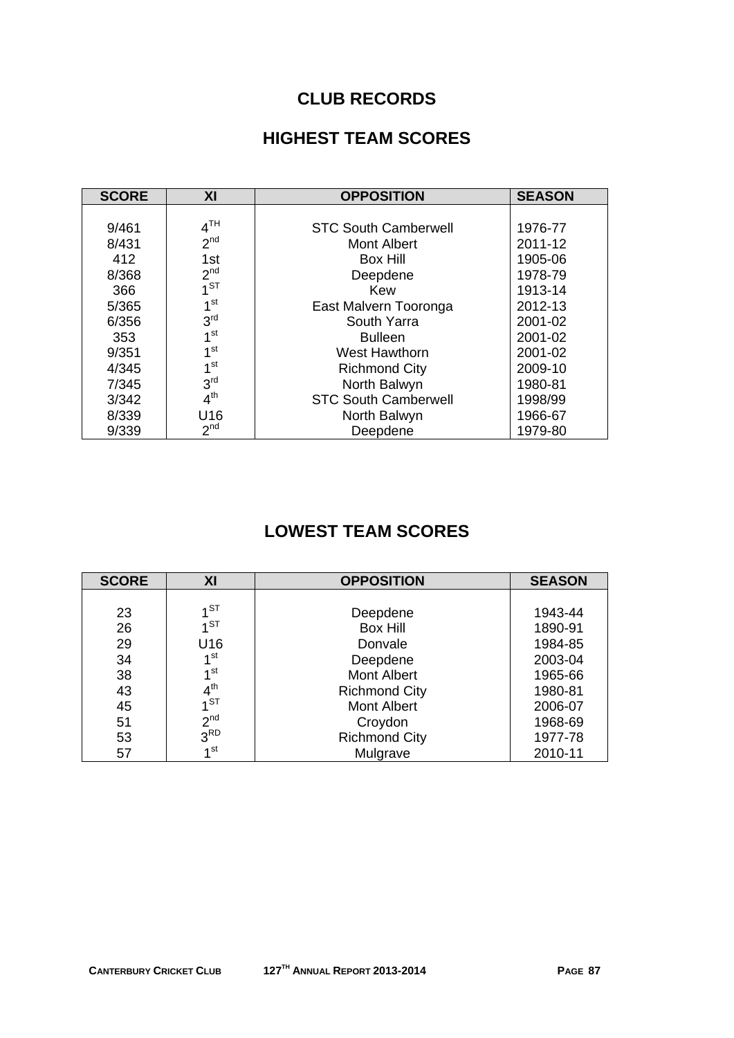# CLUB RECORDS

## HIGHEST TEAM SCORES

| SCORE | XI | OPPOSITION | SEASON |
|---|---|---|---|
| 9/461 | 4TH | STC South Camberwell | 1976-77 |
| 8/431 | 2nd | Mont Albert | 2011-12 |
| 412 | 1st | Box Hill | 1905-06 |
| 8/368 | 2nd | Deepdene | 1978-79 |
| 366 | 1ST | Kew | 1913-14 |
| 5/365 | 1st | East Malvern Tooronga | 2012-13 |
| 6/356 | 3rd | South Yarra | 2001-02 |
| 353 | 1st | Bulleen | 2001-02 |
| 9/351 | 1st | West Hawthorn | 2001-02 |
| 4/345 | 1st | Richmond City | 2009-10 |
| 7/345 | 3rd | North Balwyn | 1980-81 |
| 3/342 | 4th | STC South Camberwell | 1998/99 |
| 8/339 | U16 | North Balwyn | 1966-67 |
| 9/339 | 2nd | Deepdene | 1979-80 |

## LOWEST TEAM SCORES

| SCORE | XI | OPPOSITION | SEASON |
|---|---|---|---|
| 23 | 1ST | Deepdene | 1943-44 |
| 26 | 1ST | Box Hill | 1890-91 |
| 29 | U16 | Donvale | 1984-85 |
| 34 | 1st | Deepdene | 2003-04 |
| 38 | 1st | Mont Albert | 1965-66 |
| 43 | 4th | Richmond City | 1980-81 |
| 45 | 1ST | Mont Albert | 2006-07 |
| 51 | 2nd | Croydon | 1968-69 |
| 53 | 3RD | Richmond City | 1977-78 |
| 57 | 1st | Mulgrave | 2010-11 |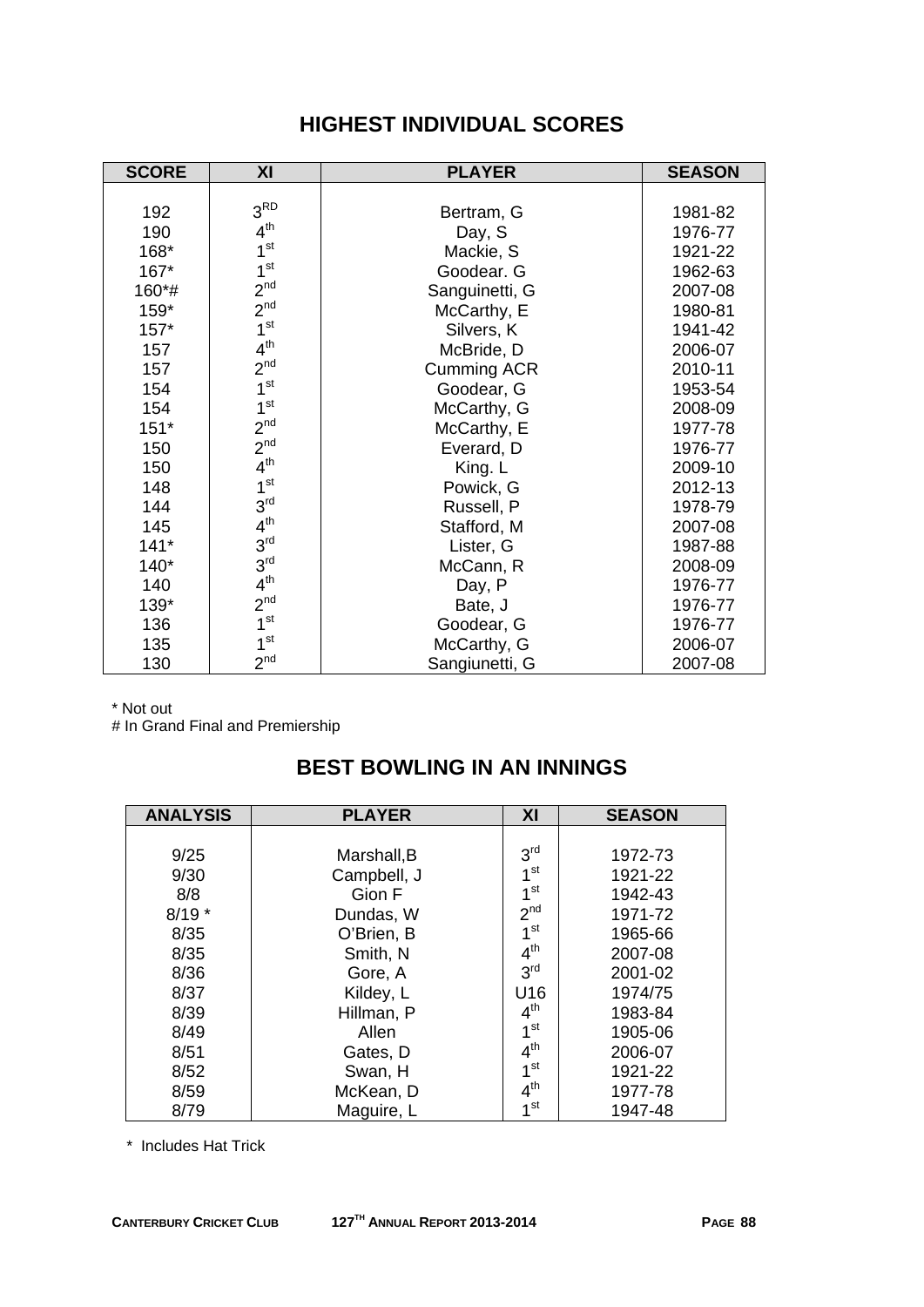## HIGHEST INDIVIDUAL SCORES

| SCORE | XI | PLAYER | SEASON |
|---|---|---|---|
| 192 | 3RD | Bertram, G | 1981-82 |
| 190 | 4th | Day, S | 1976-77 |
| 168* | 1st | Mackie, S | 1921-22 |
| 167* | 1st | Goodear. G | 1962-63 |
| 160*# | 2nd | Sanguinetti, G | 2007-08 |
| 159* | 2nd | McCarthy, E | 1980-81 |
| 157* | 1st | Silvers, K | 1941-42 |
| 157 | 4th | McBride, D | 2006-07 |
| 157 | 2nd | Cumming ACR | 2010-11 |
| 154 | 1st | Goodear, G | 1953-54 |
| 154 | 1st | McCarthy, G | 2008-09 |
| 151* | 2nd | McCarthy, E | 1977-78 |
| 150 | 2nd | Everard, D | 1976-77 |
| 150 | 4th | King. L | 2009-10 |
| 148 | 1st | Powick, G | 2012-13 |
| 144 | 3rd | Russell, P | 1978-79 |
| 145 | 4th | Stafford, M | 2007-08 |
| 141* | 3rd | Lister, G | 1987-88 |
| 140* | 3rd | McCann, R | 2008-09 |
| 140 | 4th | Day, P | 1976-77 |
| 139* | 2nd | Bate, J | 1976-77 |
| 136 | 1st | Goodear, G | 1976-77 |
| 135 | 1st | McCarthy, G | 2006-07 |
| 130 | 2nd | Sangiunetti, G | 2007-08 |

\* Not out
# In Grand Final and Premiership

## BEST BOWLING IN AN INNINGS

| ANALYSIS | PLAYER | XI | SEASON |
|---|---|---|---|
| 9/25 | Marshall,B | 3rd | 1972-73 |
| 9/30 | Campbell, J | 1st | 1921-22 |
| 8/8 | Gion F | 1st | 1942-43 |
| 8/19 * | Dundas, W | 2nd | 1971-72 |
| 8/35 | O'Brien, B | 1st | 1965-66 |
| 8/35 | Smith, N | 4th | 2007-08 |
| 8/36 | Gore, A | 3rd | 2001-02 |
| 8/37 | Kildey, L | U16 | 1974/75 |
| 8/39 | Hillman, P | 4th | 1983-84 |
| 8/49 | Allen | 1st | 1905-06 |
| 8/51 | Gates, D | 4th | 2006-07 |
| 8/52 | Swan, H | 1st | 1921-22 |
| 8/59 | McKean, D | 4th | 1977-78 |
| 8/79 | Maguire, L | 1st | 1947-48 |

\* Includes Hat Trick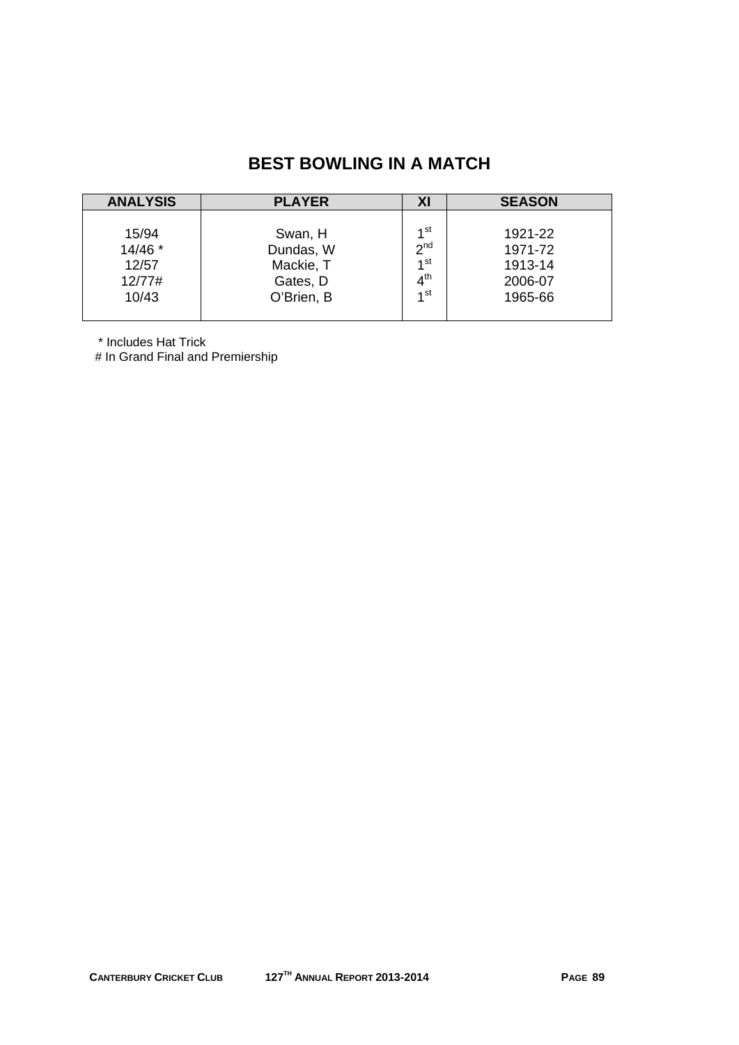# BEST BOWLING IN A MATCH

| ANALYSIS | PLAYER | XI | SEASON |
|---|---|---|---|
| 15/94 | Swan, H | 1st | 1921-22 |
| 14/46 * | Dundas, W | 2nd | 1971-72 |
| 12/57 | Mackie, T | 1st | 1913-14 |
| 12/77# | Gates, D | 4th | 2006-07 |
| 10/43 | O'Brien, B | 1st | 1965-66 |

* Includes Hat Trick

# In Grand Final and Premiership